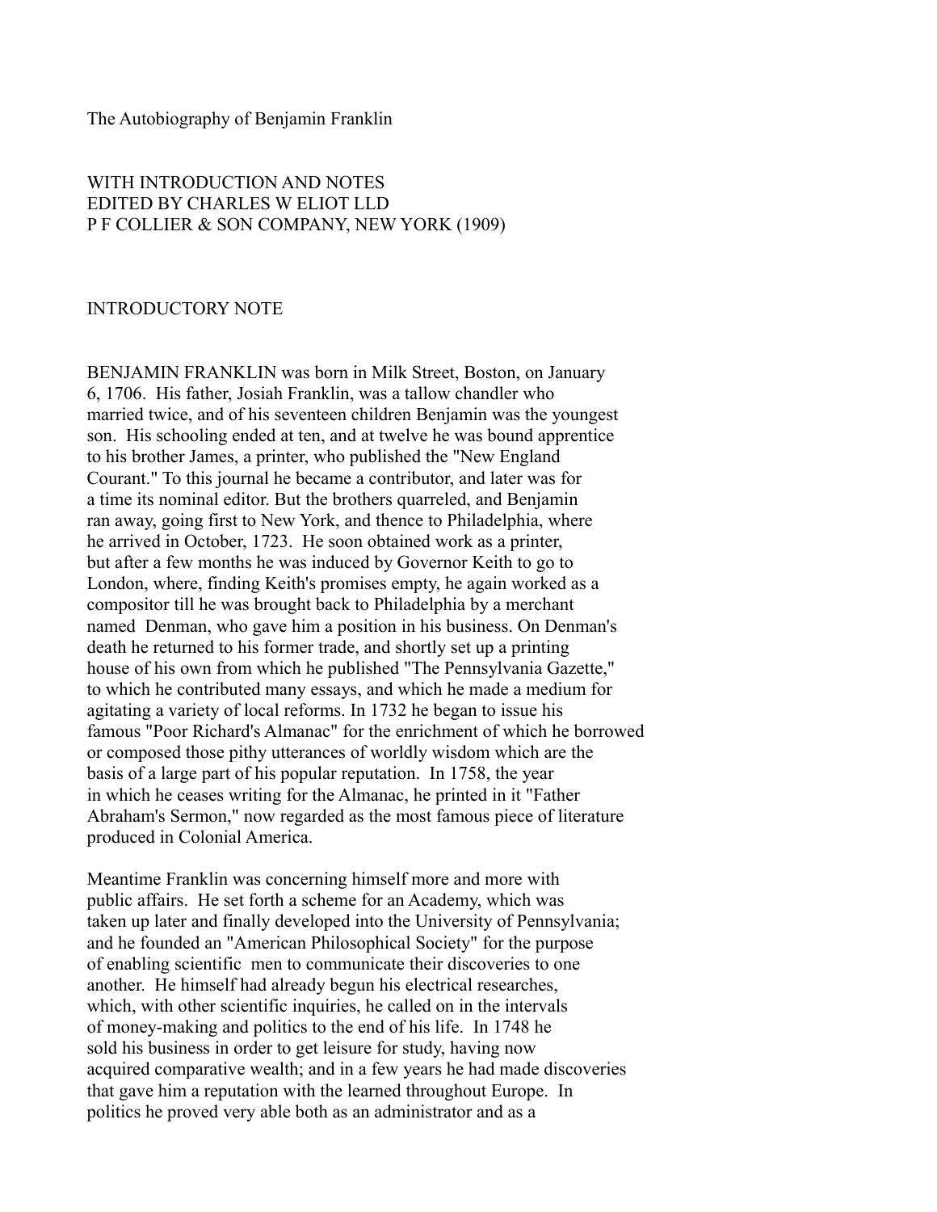# The Autobiography of Benjamin Franklin

WITH INTRODUCTION AND NOTES
EDITED BY CHARLES W ELIOT LLD
P F COLLIER & SON COMPANY, NEW YORK (1909)

## INTRODUCTORY NOTE

BENJAMIN FRANKLIN was born in Milk Street, Boston, on January 6, 1706. His father, Josiah Franklin, was a tallow chandler who married twice, and of his seventeen children Benjamin was the youngest son. His schooling ended at ten, and at twelve he was bound apprentice to his brother James, a printer, who published the "New England Courant." To this journal he became a contributor, and later was for a time its nominal editor. But the brothers quarreled, and Benjamin ran away, going first to New York, and thence to Philadelphia, where he arrived in October, 1723. He soon obtained work as a printer, but after a few months he was induced by Governor Keith to go to London, where, finding Keith's promises empty, he again worked as a compositor till he was brought back to Philadelphia by a merchant named Denman, who gave him a position in his business. On Denman's death he returned to his former trade, and shortly set up a printing house of his own from which he published "The Pennsylvania Gazette," to which he contributed many essays, and which he made a medium for agitating a variety of local reforms. In 1732 he began to issue his famous "Poor Richard's Almanac" for the enrichment of which he borrowed or composed those pithy utterances of worldly wisdom which are the basis of a large part of his popular reputation. In 1758, the year in which he ceases writing for the Almanac, he printed in it "Father Abraham's Sermon," now regarded as the most famous piece of literature produced in Colonial America.

Meantime Franklin was concerning himself more and more with public affairs. He set forth a scheme for an Academy, which was taken up later and finally developed into the University of Pennsylvania; and he founded an "American Philosophical Society" for the purpose of enabling scientific men to communicate their discoveries to one another. He himself had already begun his electrical researches, which, with other scientific inquiries, he called on in the intervals of money-making and politics to the end of his life. In 1748 he sold his business in order to get leisure for study, having now acquired comparative wealth; and in a few years he had made discoveries that gave him a reputation with the learned throughout Europe. In politics he proved very able both as an administrator and as a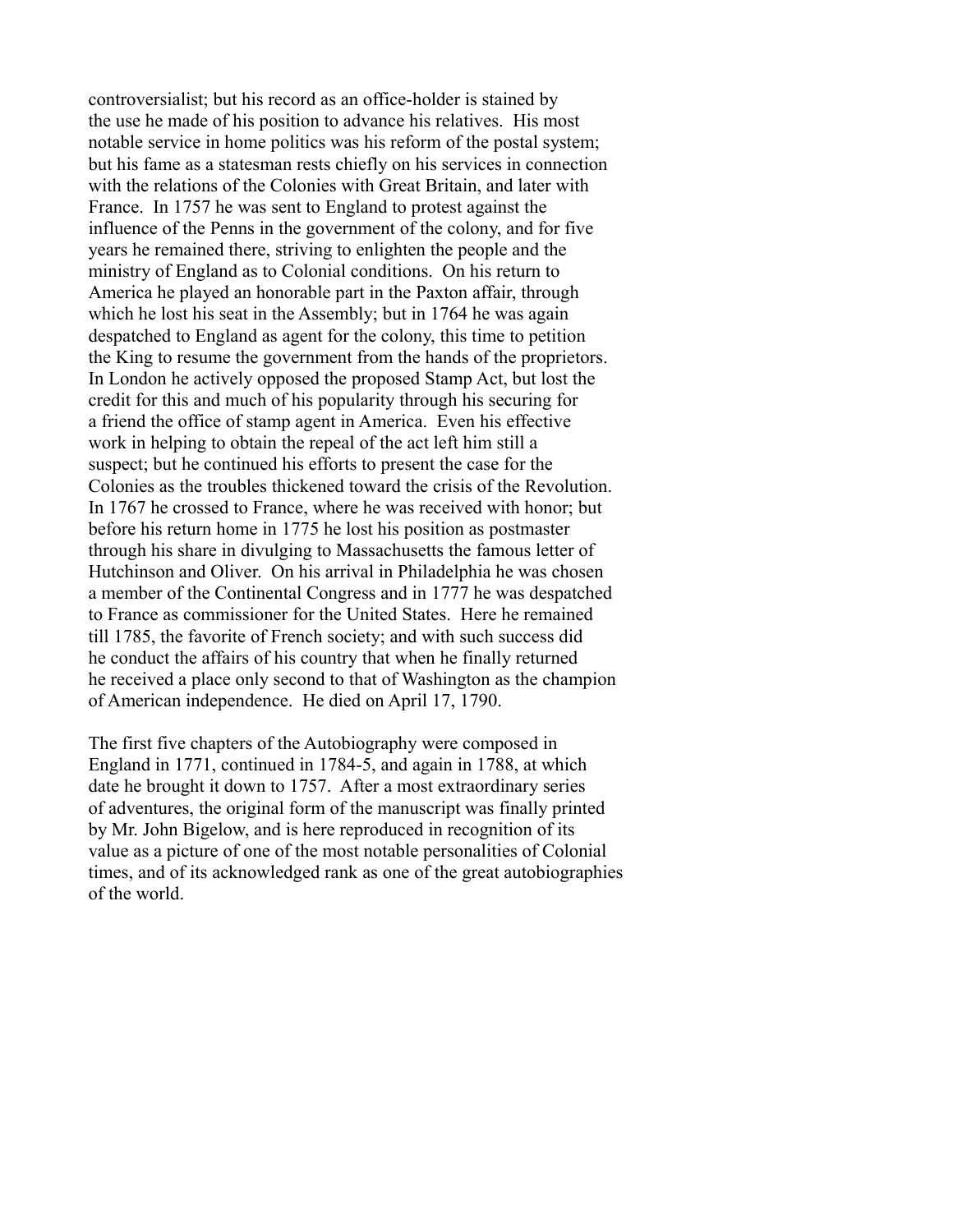controversialist; but his record as an office-holder is stained by the use he made of his position to advance his relatives. His most notable service in home politics was his reform of the postal system; but his fame as a statesman rests chiefly on his services in connection with the relations of the Colonies with Great Britain, and later with France. In 1757 he was sent to England to protest against the influence of the Penns in the government of the colony, and for five years he remained there, striving to enlighten the people and the ministry of England as to Colonial conditions. On his return to America he played an honorable part in the Paxton affair, through which he lost his seat in the Assembly; but in 1764 he was again despatched to England as agent for the colony, this time to petition the King to resume the government from the hands of the proprietors. In London he actively opposed the proposed Stamp Act, but lost the credit for this and much of his popularity through his securing for a friend the office of stamp agent in America. Even his effective work in helping to obtain the repeal of the act left him still a suspect; but he continued his efforts to present the case for the Colonies as the troubles thickened toward the crisis of the Revolution. In 1767 he crossed to France, where he was received with honor; but before his return home in 1775 he lost his position as postmaster through his share in divulging to Massachusetts the famous letter of Hutchinson and Oliver. On his arrival in Philadelphia he was chosen a member of the Continental Congress and in 1777 he was despatched to France as commissioner for the United States. Here he remained till 1785, the favorite of French society; and with such success did he conduct the affairs of his country that when he finally returned he received a place only second to that of Washington as the champion of American independence. He died on April 17, 1790.

The first five chapters of the Autobiography were composed in England in 1771, continued in 1784-5, and again in 1788, at which date he brought it down to 1757. After a most extraordinary series of adventures, the original form of the manuscript was finally printed by Mr. John Bigelow, and is here reproduced in recognition of its value as a picture of one of the most notable personalities of Colonial times, and of its acknowledged rank as one of the great autobiographies of the world.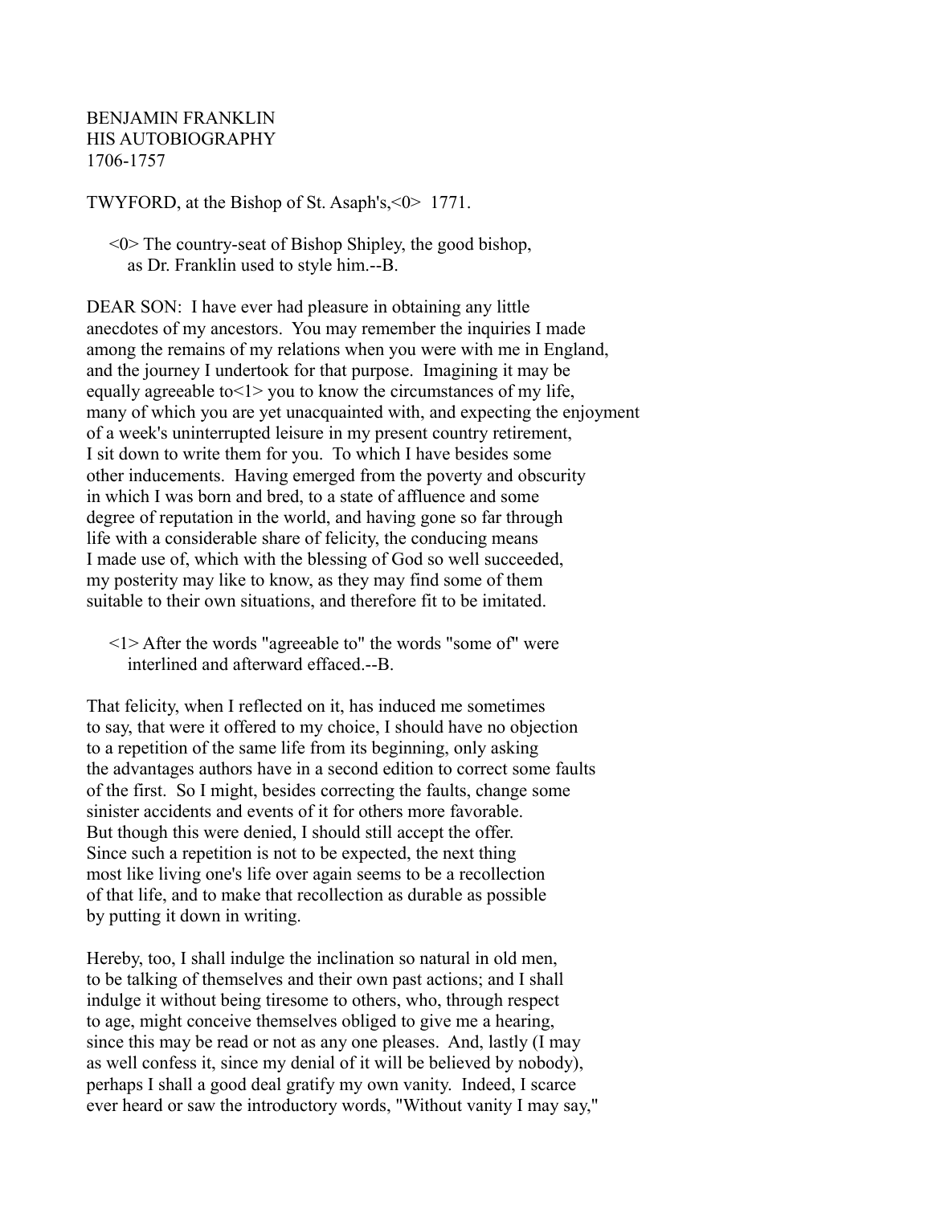BENJAMIN FRANKLIN
HIS AUTOBIOGRAPHY
1706-1757

TWYFORD, at the Bishop of St. Asaph's,<0> 1771.

> <0> The country-seat of Bishop Shipley, the good bishop, as Dr. Franklin used to style him.--B.

DEAR SON: I have ever had pleasure in obtaining any little anecdotes of my ancestors. You may remember the inquiries I made among the remains of my relations when you were with me in England, and the journey I undertook for that purpose. Imagining it may be equally agreeable to<1> you to know the circumstances of my life, many of which you are yet unacquainted with, and expecting the enjoyment of a week's uninterrupted leisure in my present country retirement, I sit down to write them for you. To which I have besides some other inducements. Having emerged from the poverty and obscurity in which I was born and bred, to a state of affluence and some degree of reputation in the world, and having gone so far through life with a considerable share of felicity, the conducing means I made use of, which with the blessing of God so well succeeded, my posterity may like to know, as they may find some of them suitable to their own situations, and therefore fit to be imitated.

> <1> After the words "agreeable to" the words "some of" were interlined and afterward effaced.--B.

That felicity, when I reflected on it, has induced me sometimes to say, that were it offered to my choice, I should have no objection to a repetition of the same life from its beginning, only asking the advantages authors have in a second edition to correct some faults of the first. So I might, besides correcting the faults, change some sinister accidents and events of it for others more favorable. But though this were denied, I should still accept the offer. Since such a repetition is not to be expected, the next thing most like living one's life over again seems to be a recollection of that life, and to make that recollection as durable as possible by putting it down in writing.

Hereby, too, I shall indulge the inclination so natural in old men, to be talking of themselves and their own past actions; and I shall indulge it without being tiresome to others, who, through respect to age, might conceive themselves obliged to give me a hearing, since this may be read or not as any one pleases. And, lastly (I may as well confess it, since my denial of it will be believed by nobody), perhaps I shall a good deal gratify my own vanity. Indeed, I scarce ever heard or saw the introductory words, "Without vanity I may say,"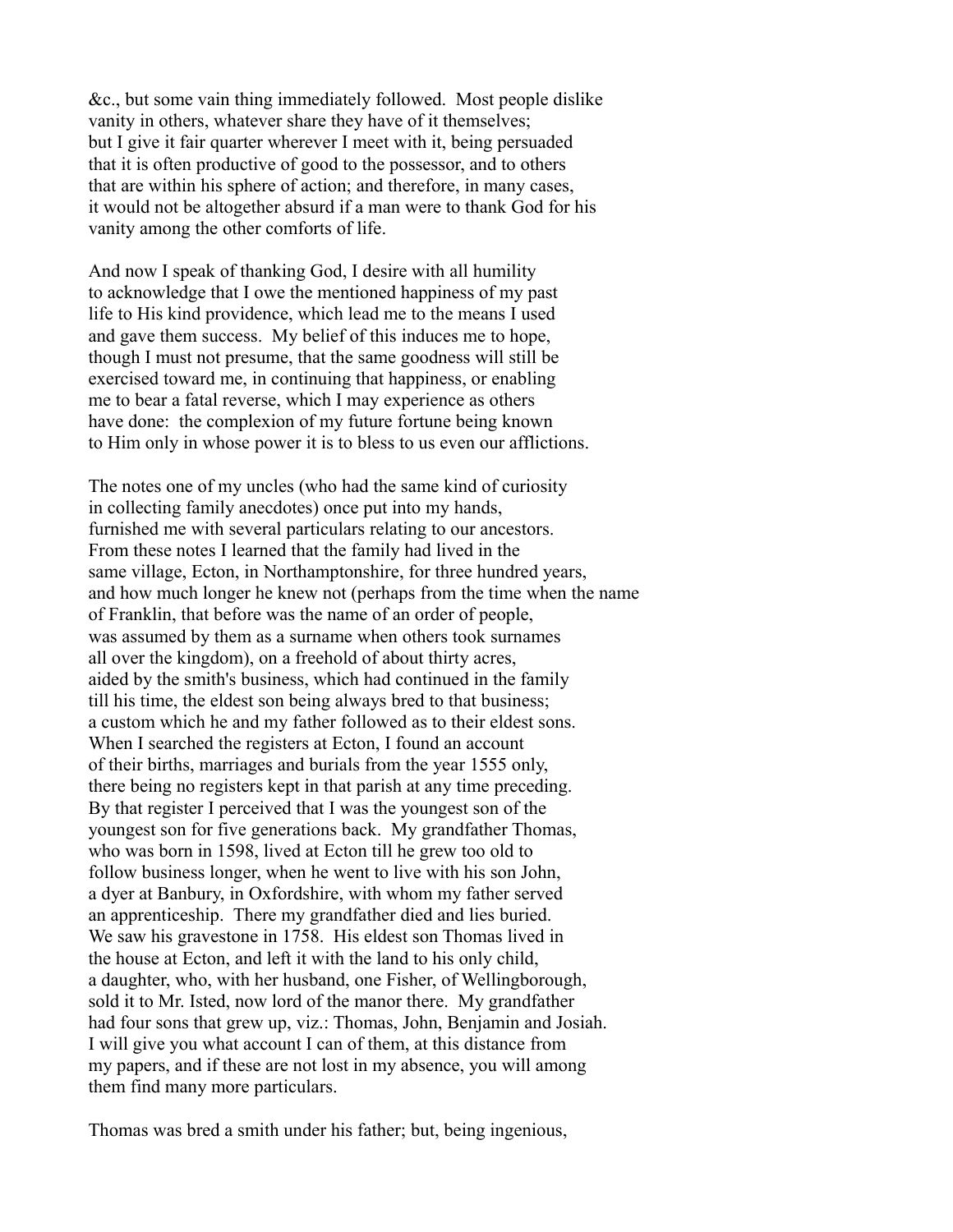&c., but some vain thing immediately followed. Most people dislike vanity in others, whatever share they have of it themselves; but I give it fair quarter wherever I meet with it, being persuaded that it is often productive of good to the possessor, and to others that are within his sphere of action; and therefore, in many cases, it would not be altogether absurd if a man were to thank God for his vanity among the other comforts of life.

And now I speak of thanking God, I desire with all humility to acknowledge that I owe the mentioned happiness of my past life to His kind providence, which lead me to the means I used and gave them success. My belief of this induces me to hope, though I must not presume, that the same goodness will still be exercised toward me, in continuing that happiness, or enabling me to bear a fatal reverse, which I may experience as others have done: the complexion of my future fortune being known to Him only in whose power it is to bless to us even our afflictions.

The notes one of my uncles (who had the same kind of curiosity in collecting family anecdotes) once put into my hands, furnished me with several particulars relating to our ancestors. From these notes I learned that the family had lived in the same village, Ecton, in Northamptonshire, for three hundred years, and how much longer he knew not (perhaps from the time when the name of Franklin, that before was the name of an order of people, was assumed by them as a surname when others took surnames all over the kingdom), on a freehold of about thirty acres, aided by the smith's business, which had continued in the family till his time, the eldest son being always bred to that business; a custom which he and my father followed as to their eldest sons. When I searched the registers at Ecton, I found an account of their births, marriages and burials from the year 1555 only, there being no registers kept in that parish at any time preceding. By that register I perceived that I was the youngest son of the youngest son for five generations back. My grandfather Thomas, who was born in 1598, lived at Ecton till he grew too old to follow business longer, when he went to live with his son John, a dyer at Banbury, in Oxfordshire, with whom my father served an apprenticeship. There my grandfather died and lies buried. We saw his gravestone in 1758. His eldest son Thomas lived in the house at Ecton, and left it with the land to his only child, a daughter, who, with her husband, one Fisher, of Wellingborough, sold it to Mr. Isted, now lord of the manor there. My grandfather had four sons that grew up, viz.: Thomas, John, Benjamin and Josiah. I will give you what account I can of them, at this distance from my papers, and if these are not lost in my absence, you will among them find many more particulars.

Thomas was bred a smith under his father; but, being ingenious,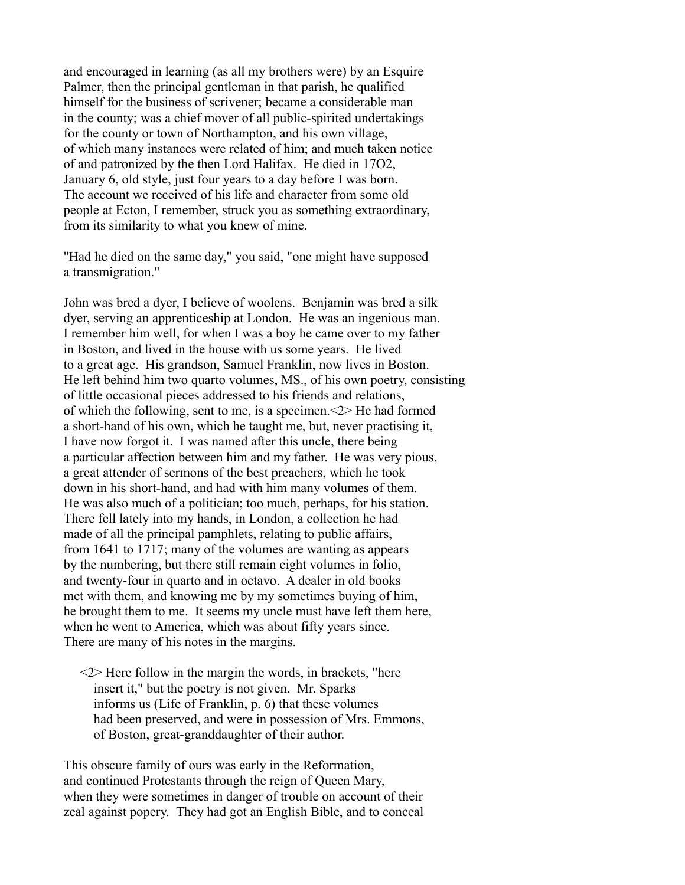and encouraged in learning (as all my brothers were) by an Esquire Palmer, then the principal gentleman in that parish, he qualified himself for the business of scrivener; became a considerable man in the county; was a chief mover of all public-spirited undertakings for the county or town of Northampton, and his own village, of which many instances were related of him; and much taken notice of and patronized by the then Lord Halifax. He died in 17O2, January 6, old style, just four years to a day before I was born. The account we received of his life and character from some old people at Ecton, I remember, struck you as something extraordinary, from its similarity to what you knew of mine.

"Had he died on the same day," you said, "one might have supposed a transmigration."

John was bred a dyer, I believe of woolens. Benjamin was bred a silk dyer, serving an apprenticeship at London. He was an ingenious man. I remember him well, for when I was a boy he came over to my father in Boston, and lived in the house with us some years. He lived to a great age. His grandson, Samuel Franklin, now lives in Boston. He left behind him two quarto volumes, MS., of his own poetry, consisting of little occasional pieces addressed to his friends and relations, of which the following, sent to me, is a specimen.<2> He had formed a short-hand of his own, which he taught me, but, never practising it, I have now forgot it. I was named after this uncle, there being a particular affection between him and my father. He was very pious, a great attender of sermons of the best preachers, which he took down in his short-hand, and had with him many volumes of them. He was also much of a politician; too much, perhaps, for his station. There fell lately into my hands, in London, a collection he had made of all the principal pamphlets, relating to public affairs, from 1641 to 1717; many of the volumes are wanting as appears by the numbering, but there still remain eight volumes in folio, and twenty-four in quarto and in octavo. A dealer in old books met with them, and knowing me by my sometimes buying of him, he brought them to me. It seems my uncle must have left them here, when he went to America, which was about fifty years since. There are many of his notes in the margins.

> <2> Here follow in the margin the words, in brackets, "here insert it," but the poetry is not given. Mr. Sparks informs us (Life of Franklin, p. 6) that these volumes had been preserved, and were in possession of Mrs. Emmons, of Boston, great-granddaughter of their author.

This obscure family of ours was early in the Reformation, and continued Protestants through the reign of Queen Mary, when they were sometimes in danger of trouble on account of their zeal against popery. They had got an English Bible, and to conceal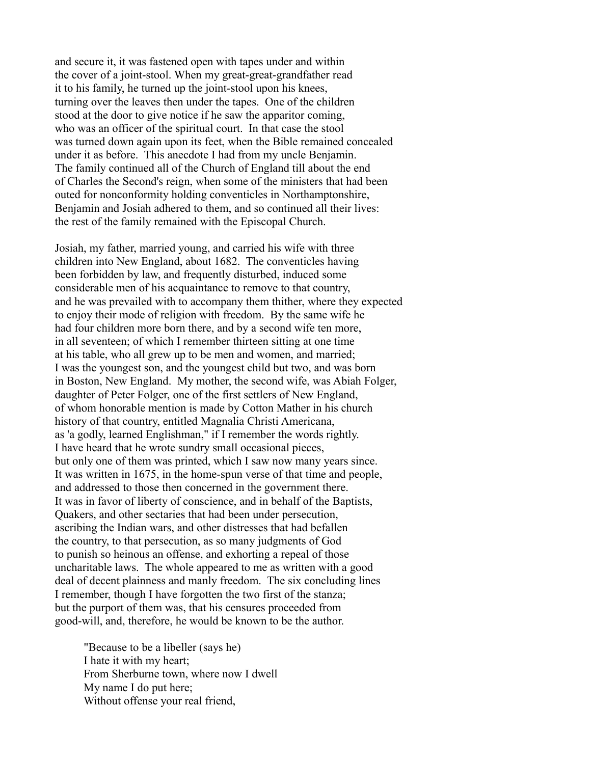and secure it, it was fastened open with tapes under and within the cover of a joint-stool. When my great-great-grandfather read it to his family, he turned up the joint-stool upon his knees, turning over the leaves then under the tapes. One of the children stood at the door to give notice if he saw the apparitor coming, who was an officer of the spiritual court. In that case the stool was turned down again upon its feet, when the Bible remained concealed under it as before. This anecdote I had from my uncle Benjamin. The family continued all of the Church of England till about the end of Charles the Second's reign, when some of the ministers that had been outed for nonconformity holding conventicles in Northamptonshire, Benjamin and Josiah adhered to them, and so continued all their lives: the rest of the family remained with the Episcopal Church.

Josiah, my father, married young, and carried his wife with three children into New England, about 1682. The conventicles having been forbidden by law, and frequently disturbed, induced some considerable men of his acquaintance to remove to that country, and he was prevailed with to accompany them thither, where they expected to enjoy their mode of religion with freedom. By the same wife he had four children more born there, and by a second wife ten more, in all seventeen; of which I remember thirteen sitting at one time at his table, who all grew up to be men and women, and married; I was the youngest son, and the youngest child but two, and was born in Boston, New England. My mother, the second wife, was Abiah Folger, daughter of Peter Folger, one of the first settlers of New England, of whom honorable mention is made by Cotton Mather in his church history of that country, entitled Magnalia Christi Americana, as 'a godly, learned Englishman," if I remember the words rightly. I have heard that he wrote sundry small occasional pieces, but only one of them was printed, which I saw now many years since. It was written in 1675, in the home-spun verse of that time and people, and addressed to those then concerned in the government there. It was in favor of liberty of conscience, and in behalf of the Baptists, Quakers, and other sectaries that had been under persecution, ascribing the Indian wars, and other distresses that had befallen the country, to that persecution, as so many judgments of God to punish so heinous an offense, and exhorting a repeal of those uncharitable laws. The whole appeared to me as written with a good deal of decent plainness and manly freedom. The six concluding lines I remember, though I have forgotten the two first of the stanza; but the purport of them was, that his censures proceeded from good-will, and, therefore, he would be known to be the author.

> "Because to be a libeller (says he)
> I hate it with my heart;
> From Sherburne town, where now I dwell
> My name I do put here;
> Without offense your real friend,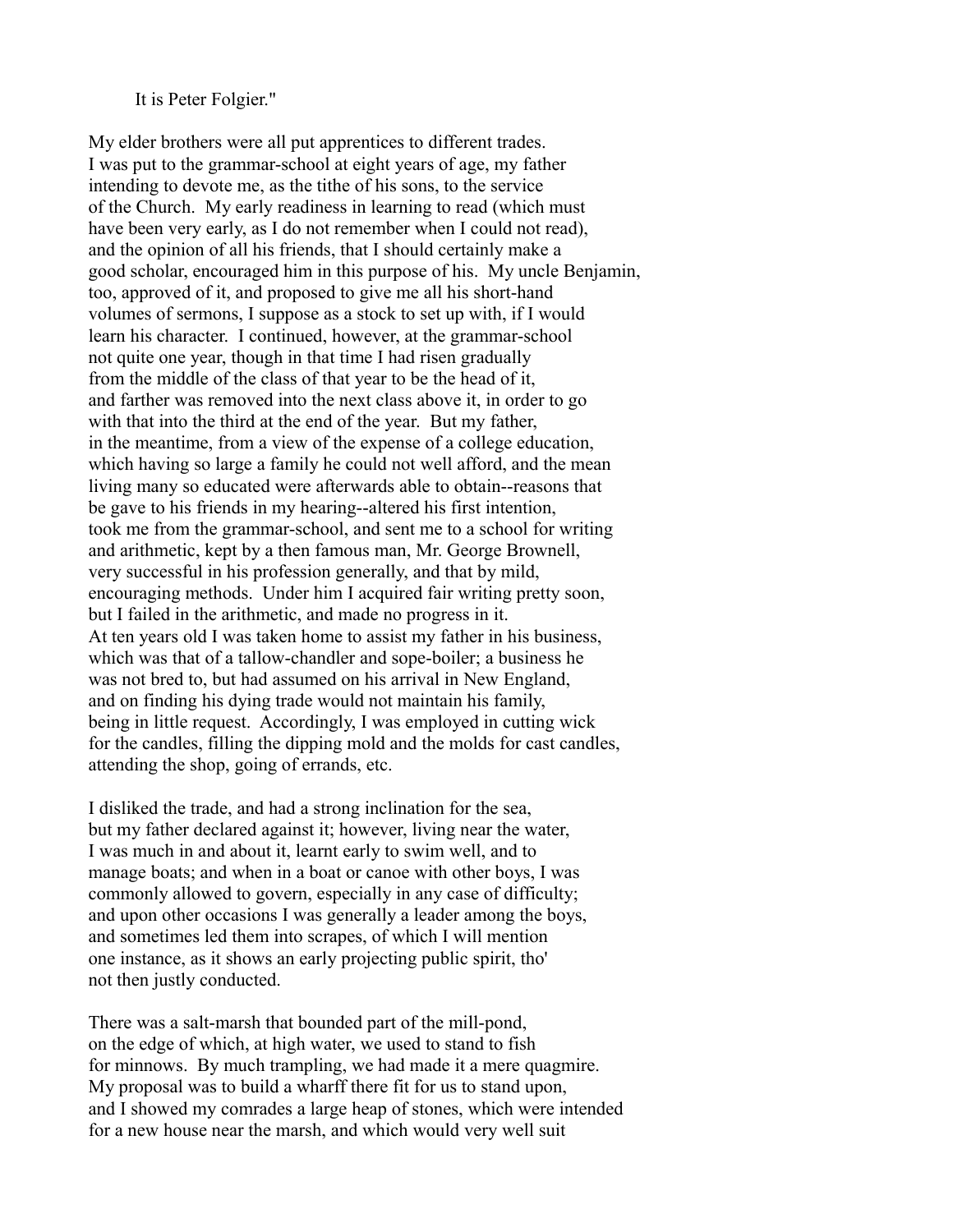It is Peter Folgier."

My elder brothers were all put apprentices to different trades. I was put to the grammar-school at eight years of age, my father intending to devote me, as the tithe of his sons, to the service of the Church. My early readiness in learning to read (which must have been very early, as I do not remember when I could not read), and the opinion of all his friends, that I should certainly make a good scholar, encouraged him in this purpose of his. My uncle Benjamin, too, approved of it, and proposed to give me all his short-hand volumes of sermons, I suppose as a stock to set up with, if I would learn his character. I continued, however, at the grammar-school not quite one year, though in that time I had risen gradually from the middle of the class of that year to be the head of it, and farther was removed into the next class above it, in order to go with that into the third at the end of the year. But my father, in the meantime, from a view of the expense of a college education, which having so large a family he could not well afford, and the mean living many so educated were afterwards able to obtain--reasons that be gave to his friends in my hearing--altered his first intention, took me from the grammar-school, and sent me to a school for writing and arithmetic, kept by a then famous man, Mr. George Brownell, very successful in his profession generally, and that by mild, encouraging methods. Under him I acquired fair writing pretty soon, but I failed in the arithmetic, and made no progress in it. At ten years old I was taken home to assist my father in his business, which was that of a tallow-chandler and sope-boiler; a business he was not bred to, but had assumed on his arrival in New England, and on finding his dying trade would not maintain his family, being in little request. Accordingly, I was employed in cutting wick for the candles, filling the dipping mold and the molds for cast candles, attending the shop, going of errands, etc.

I disliked the trade, and had a strong inclination for the sea, but my father declared against it; however, living near the water, I was much in and about it, learnt early to swim well, and to manage boats; and when in a boat or canoe with other boys, I was commonly allowed to govern, especially in any case of difficulty; and upon other occasions I was generally a leader among the boys, and sometimes led them into scrapes, of which I will mention one instance, as it shows an early projecting public spirit, tho' not then justly conducted.

There was a salt-marsh that bounded part of the mill-pond, on the edge of which, at high water, we used to stand to fish for minnows. By much trampling, we had made it a mere quagmire. My proposal was to build a wharff there fit for us to stand upon, and I showed my comrades a large heap of stones, which were intended for a new house near the marsh, and which would very well suit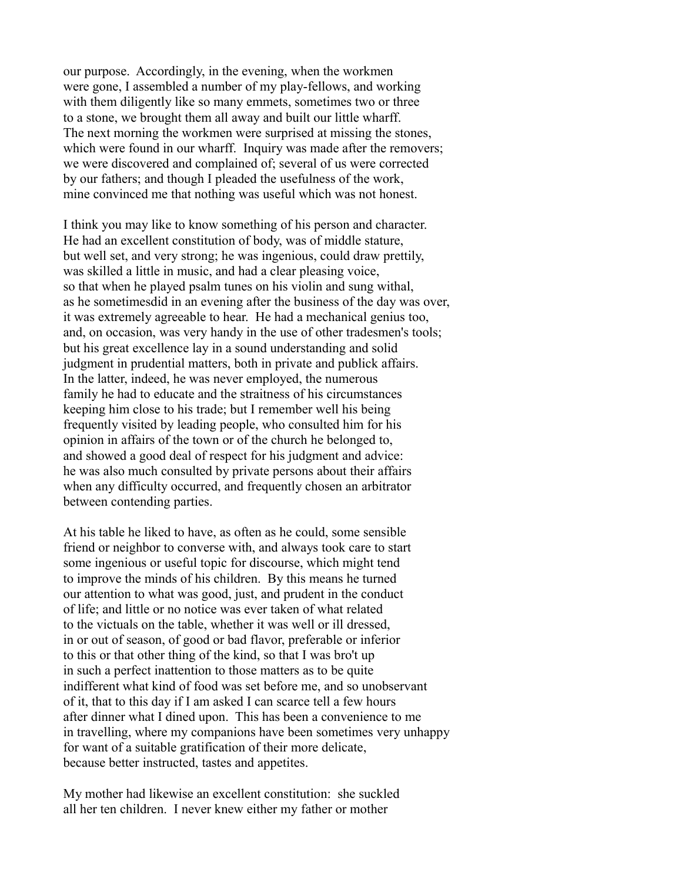our purpose. Accordingly, in the evening, when the workmen were gone, I assembled a number of my play-fellows, and working with them diligently like so many emmets, sometimes two or three to a stone, we brought them all away and built our little wharff. The next morning the workmen were surprised at missing the stones, which were found in our wharff. Inquiry was made after the removers; we were discovered and complained of; several of us were corrected by our fathers; and though I pleaded the usefulness of the work, mine convinced me that nothing was useful which was not honest.

I think you may like to know something of his person and character. He had an excellent constitution of body, was of middle stature, but well set, and very strong; he was ingenious, could draw prettily, was skilled a little in music, and had a clear pleasing voice, so that when he played psalm tunes on his violin and sung withal, as he sometimesdid in an evening after the business of the day was over, it was extremely agreeable to hear. He had a mechanical genius too, and, on occasion, was very handy in the use of other tradesmen's tools; but his great excellence lay in a sound understanding and solid judgment in prudential matters, both in private and publick affairs. In the latter, indeed, he was never employed, the numerous family he had to educate and the straitness of his circumstances keeping him close to his trade; but I remember well his being frequently visited by leading people, who consulted him for his opinion in affairs of the town or of the church he belonged to, and showed a good deal of respect for his judgment and advice: he was also much consulted by private persons about their affairs when any difficulty occurred, and frequently chosen an arbitrator between contending parties.

At his table he liked to have, as often as he could, some sensible friend or neighbor to converse with, and always took care to start some ingenious or useful topic for discourse, which might tend to improve the minds of his children. By this means he turned our attention to what was good, just, and prudent in the conduct of life; and little or no notice was ever taken of what related to the victuals on the table, whether it was well or ill dressed, in or out of season, of good or bad flavor, preferable or inferior to this or that other thing of the kind, so that I was bro't up in such a perfect inattention to those matters as to be quite indifferent what kind of food was set before me, and so unobservant of it, that to this day if I am asked I can scarce tell a few hours after dinner what I dined upon. This has been a convenience to me in travelling, where my companions have been sometimes very unhappy for want of a suitable gratification of their more delicate, because better instructed, tastes and appetites.

My mother had likewise an excellent constitution: she suckled all her ten children. I never knew either my father or mother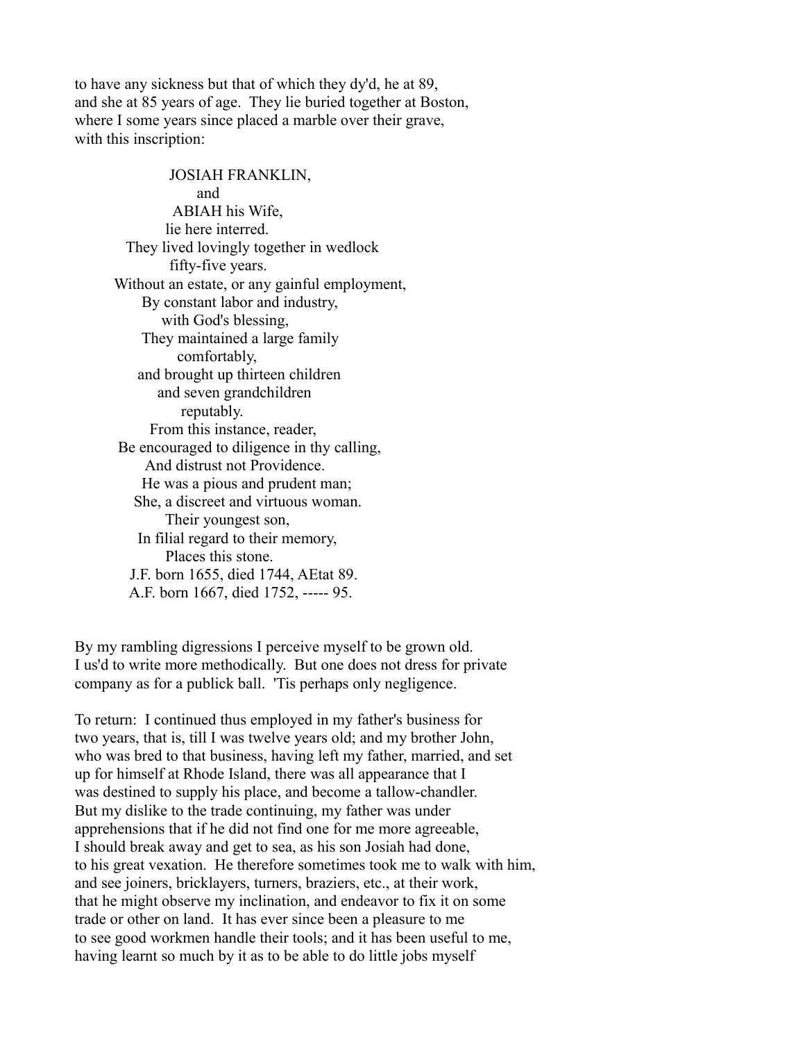to have any sickness but that of which they dy'd, he at 89, and she at 85 years of age. They lie buried together at Boston, where I some years since placed a marble over their grave, with this inscription:

JOSIAH FRANKLIN,  
and  
ABIAH his Wife,  
lie here interred.  
They lived lovingly together in wedlock  
fifty-five years.  
Without an estate, or any gainful employment,  
By constant labor and industry,  
with God's blessing,  
They maintained a large family  
comfortably,  
and brought up thirteen children  
and seven grandchildren  
reputably.  
From this instance, reader,  
Be encouraged to diligence in thy calling,  
And distrust not Providence.  
He was a pious and prudent man;  
She, a discreet and virtuous woman.  
Their youngest son,  
In filial regard to their memory,  
Places this stone.  
J.F. born 1655, died 1744, AEtat 89.  
A.F. born 1667, died 1752, ----- 95.

By my rambling digressions I perceive myself to be grown old. I us'd to write more methodically. But one does not dress for private company as for a publick ball. 'Tis perhaps only negligence.

To return: I continued thus employed in my father's business for two years, that is, till I was twelve years old; and my brother John, who was bred to that business, having left my father, married, and set up for himself at Rhode Island, there was all appearance that I was destined to supply his place, and become a tallow-chandler. But my dislike to the trade continuing, my father was under apprehensions that if he did not find one for me more agreeable, I should break away and get to sea, as his son Josiah had done, to his great vexation. He therefore sometimes took me to walk with him, and see joiners, bricklayers, turners, braziers, etc., at their work, that he might observe my inclination, and endeavor to fix it on some trade or other on land. It has ever since been a pleasure to me to see good workmen handle their tools; and it has been useful to me, having learnt so much by it as to be able to do little jobs myself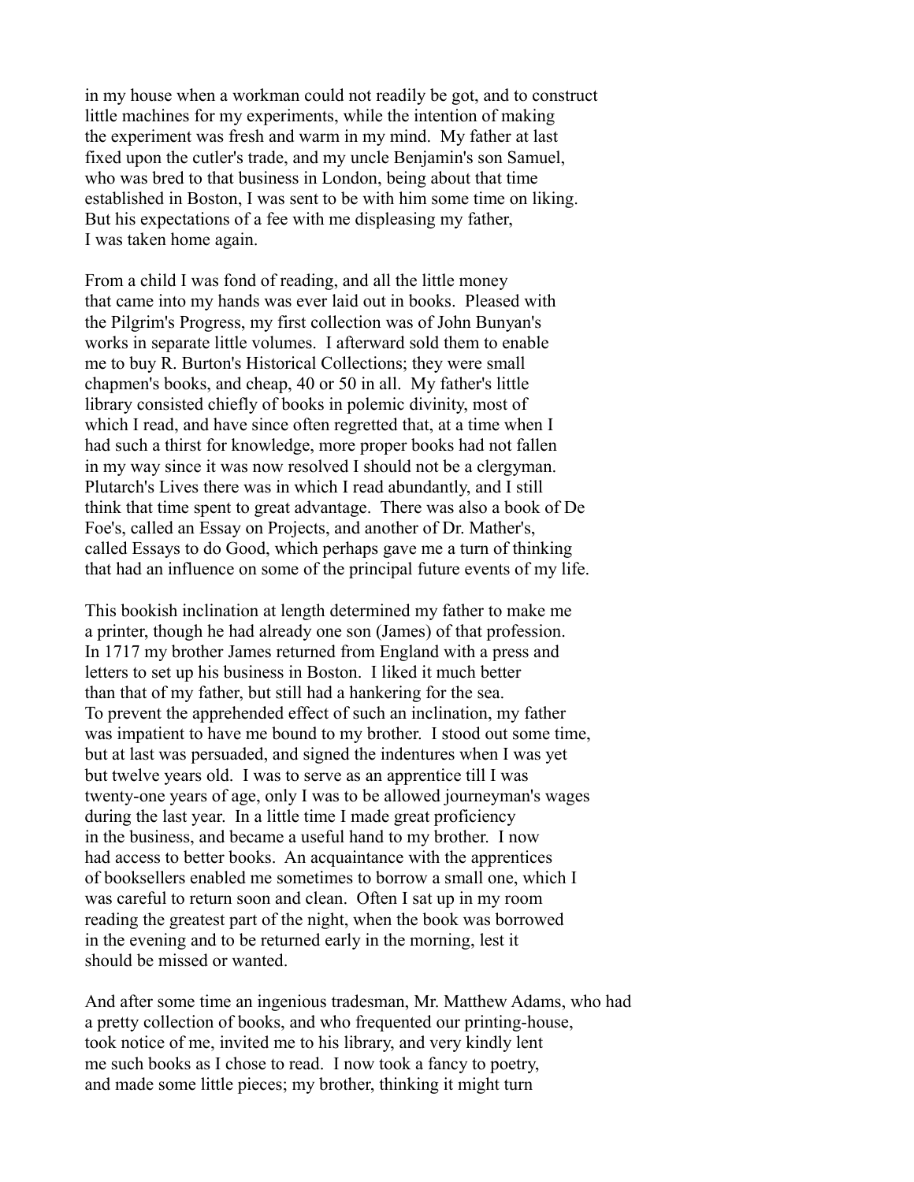in my house when a workman could not readily be got, and to construct little machines for my experiments, while the intention of making the experiment was fresh and warm in my mind. My father at last fixed upon the cutler's trade, and my uncle Benjamin's son Samuel, who was bred to that business in London, being about that time established in Boston, I was sent to be with him some time on liking. But his expectations of a fee with me displeasing my father, I was taken home again.

From a child I was fond of reading, and all the little money that came into my hands was ever laid out in books. Pleased with the Pilgrim's Progress, my first collection was of John Bunyan's works in separate little volumes. I afterward sold them to enable me to buy R. Burton's Historical Collections; they were small chapmen's books, and cheap, 40 or 50 in all. My father's little library consisted chiefly of books in polemic divinity, most of which I read, and have since often regretted that, at a time when I had such a thirst for knowledge, more proper books had not fallen in my way since it was now resolved I should not be a clergyman. Plutarch's Lives there was in which I read abundantly, and I still think that time spent to great advantage. There was also a book of De Foe's, called an Essay on Projects, and another of Dr. Mather's, called Essays to do Good, which perhaps gave me a turn of thinking that had an influence on some of the principal future events of my life.

This bookish inclination at length determined my father to make me a printer, though he had already one son (James) of that profession. In 1717 my brother James returned from England with a press and letters to set up his business in Boston. I liked it much better than that of my father, but still had a hankering for the sea. To prevent the apprehended effect of such an inclination, my father was impatient to have me bound to my brother. I stood out some time, but at last was persuaded, and signed the indentures when I was yet but twelve years old. I was to serve as an apprentice till I was twenty-one years of age, only I was to be allowed journeyman's wages during the last year. In a little time I made great proficiency in the business, and became a useful hand to my brother. I now had access to better books. An acquaintance with the apprentices of booksellers enabled me sometimes to borrow a small one, which I was careful to return soon and clean. Often I sat up in my room reading the greatest part of the night, when the book was borrowed in the evening and to be returned early in the morning, lest it should be missed or wanted.

And after some time an ingenious tradesman, Mr. Matthew Adams, who had a pretty collection of books, and who frequented our printing-house, took notice of me, invited me to his library, and very kindly lent me such books as I chose to read. I now took a fancy to poetry, and made some little pieces; my brother, thinking it might turn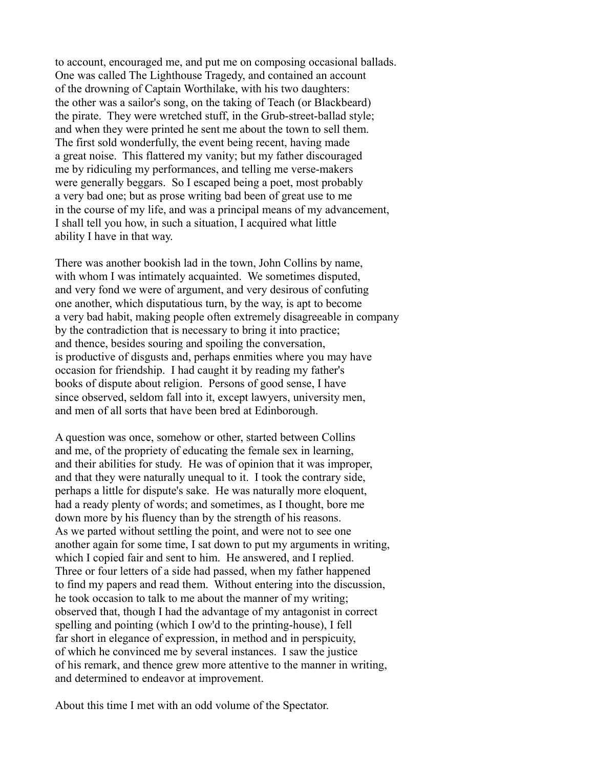to account, encouraged me, and put me on composing occasional ballads. One was called The Lighthouse Tragedy, and contained an account of the drowning of Captain Worthilake, with his two daughters: the other was a sailor's song, on the taking of Teach (or Blackbeard) the pirate. They were wretched stuff, in the Grub-street-ballad style; and when they were printed he sent me about the town to sell them. The first sold wonderfully, the event being recent, having made a great noise. This flattered my vanity; but my father discouraged me by ridiculing my performances, and telling me verse-makers were generally beggars. So I escaped being a poet, most probably a very bad one; but as prose writing bad been of great use to me in the course of my life, and was a principal means of my advancement, I shall tell you how, in such a situation, I acquired what little ability I have in that way.

There was another bookish lad in the town, John Collins by name, with whom I was intimately acquainted. We sometimes disputed, and very fond we were of argument, and very desirous of confuting one another, which disputatious turn, by the way, is apt to become a very bad habit, making people often extremely disagreeable in company by the contradiction that is necessary to bring it into practice; and thence, besides souring and spoiling the conversation, is productive of disgusts and, perhaps enmities where you may have occasion for friendship. I had caught it by reading my father's books of dispute about religion. Persons of good sense, I have since observed, seldom fall into it, except lawyers, university men, and men of all sorts that have been bred at Edinborough.

A question was once, somehow or other, started between Collins and me, of the propriety of educating the female sex in learning, and their abilities for study. He was of opinion that it was improper, and that they were naturally unequal to it. I took the contrary side, perhaps a little for dispute's sake. He was naturally more eloquent, had a ready plenty of words; and sometimes, as I thought, bore me down more by his fluency than by the strength of his reasons. As we parted without settling the point, and were not to see one another again for some time, I sat down to put my arguments in writing, which I copied fair and sent to him. He answered, and I replied. Three or four letters of a side had passed, when my father happened to find my papers and read them. Without entering into the discussion, he took occasion to talk to me about the manner of my writing; observed that, though I had the advantage of my antagonist in correct spelling and pointing (which I ow'd to the printing-house), I fell far short in elegance of expression, in method and in perspicuity, of which he convinced me by several instances. I saw the justice of his remark, and thence grew more attentive to the manner in writing, and determined to endeavor at improvement.

About this time I met with an odd volume of the Spectator.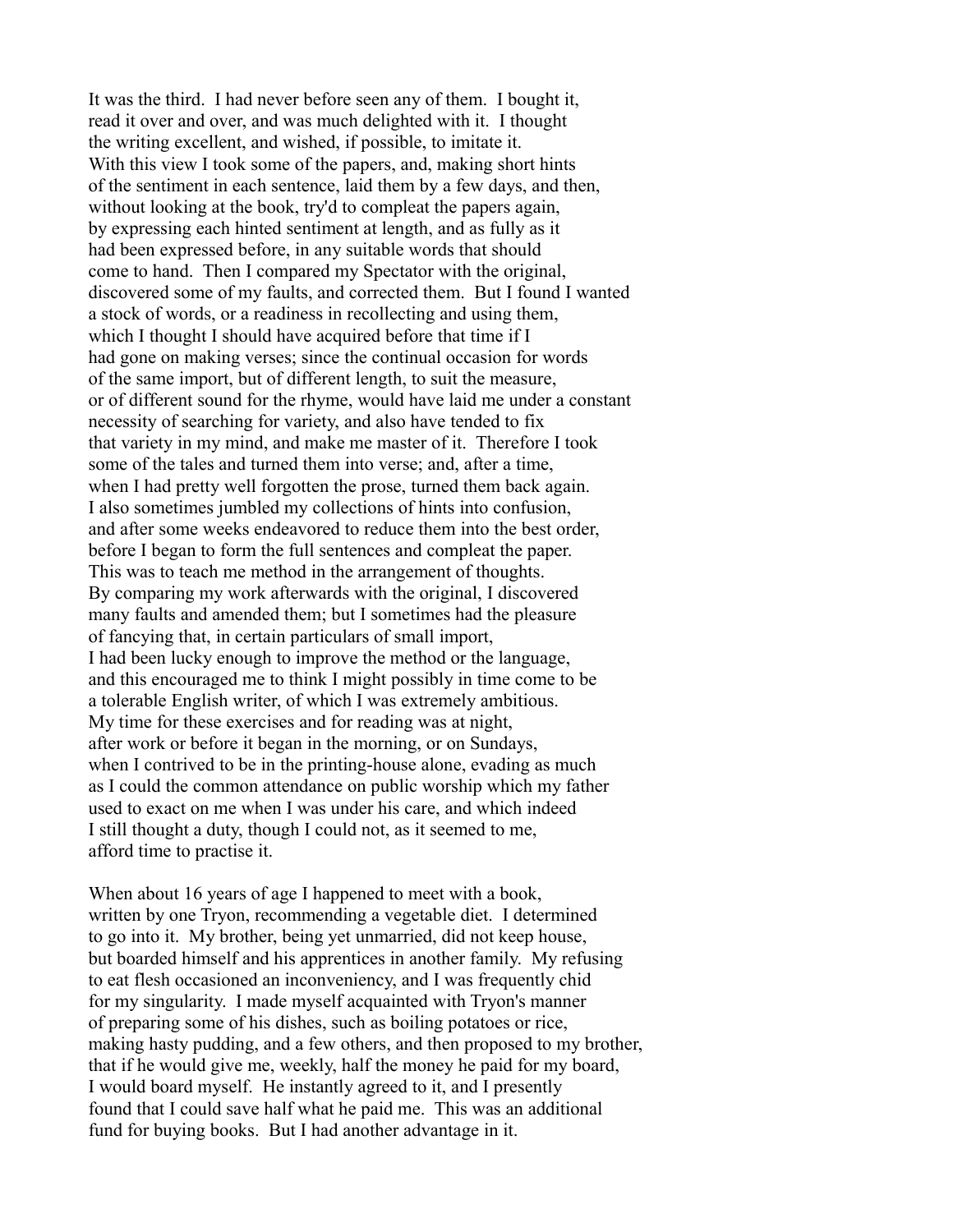It was the third. I had never before seen any of them. I bought it, read it over and over, and was much delighted with it. I thought the writing excellent, and wished, if possible, to imitate it. With this view I took some of the papers, and, making short hints of the sentiment in each sentence, laid them by a few days, and then, without looking at the book, try'd to compleat the papers again, by expressing each hinted sentiment at length, and as fully as it had been expressed before, in any suitable words that should come to hand. Then I compared my Spectator with the original, discovered some of my faults, and corrected them. But I found I wanted a stock of words, or a readiness in recollecting and using them, which I thought I should have acquired before that time if I had gone on making verses; since the continual occasion for words of the same import, but of different length, to suit the measure, or of different sound for the rhyme, would have laid me under a constant necessity of searching for variety, and also have tended to fix that variety in my mind, and make me master of it. Therefore I took some of the tales and turned them into verse; and, after a time, when I had pretty well forgotten the prose, turned them back again. I also sometimes jumbled my collections of hints into confusion, and after some weeks endeavored to reduce them into the best order, before I began to form the full sentences and compleat the paper. This was to teach me method in the arrangement of thoughts. By comparing my work afterwards with the original, I discovered many faults and amended them; but I sometimes had the pleasure of fancying that, in certain particulars of small import, I had been lucky enough to improve the method or the language, and this encouraged me to think I might possibly in time come to be a tolerable English writer, of which I was extremely ambitious. My time for these exercises and for reading was at night, after work or before it began in the morning, or on Sundays, when I contrived to be in the printing-house alone, evading as much as I could the common attendance on public worship which my father used to exact on me when I was under his care, and which indeed I still thought a duty, though I could not, as it seemed to me, afford time to practise it.

When about 16 years of age I happened to meet with a book, written by one Tryon, recommending a vegetable diet. I determined to go into it. My brother, being yet unmarried, did not keep house, but boarded himself and his apprentices in another family. My refusing to eat flesh occasioned an inconveniency, and I was frequently chid for my singularity. I made myself acquainted with Tryon's manner of preparing some of his dishes, such as boiling potatoes or rice, making hasty pudding, and a few others, and then proposed to my brother, that if he would give me, weekly, half the money he paid for my board, I would board myself. He instantly agreed to it, and I presently found that I could save half what he paid me. This was an additional fund for buying books. But I had another advantage in it.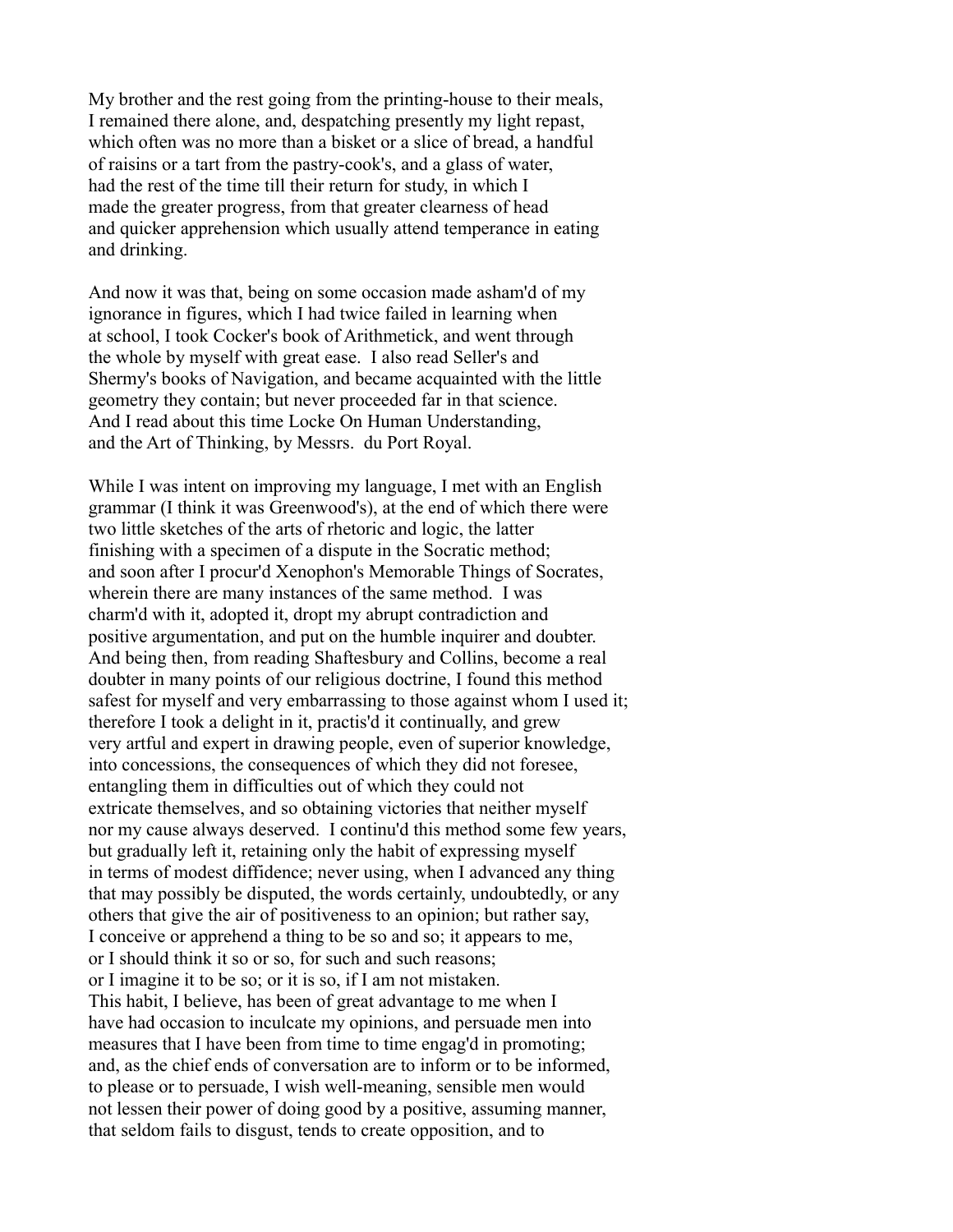My brother and the rest going from the printing-house to their meals, I remained there alone, and, despatching presently my light repast, which often was no more than a bisket or a slice of bread, a handful of raisins or a tart from the pastry-cook's, and a glass of water, had the rest of the time till their return for study, in which I made the greater progress, from that greater clearness of head and quicker apprehension which usually attend temperance in eating and drinking.

And now it was that, being on some occasion made asham'd of my ignorance in figures, which I had twice failed in learning when at school, I took Cocker's book of Arithmetick, and went through the whole by myself with great ease. I also read Seller's and Shermy's books of Navigation, and became acquainted with the little geometry they contain; but never proceeded far in that science. And I read about this time Locke On Human Understanding, and the Art of Thinking, by Messrs. du Port Royal.

While I was intent on improving my language, I met with an English grammar (I think it was Greenwood's), at the end of which there were two little sketches of the arts of rhetoric and logic, the latter finishing with a specimen of a dispute in the Socratic method; and soon after I procur'd Xenophon's Memorable Things of Socrates, wherein there are many instances of the same method. I was charm'd with it, adopted it, dropt my abrupt contradiction and positive argumentation, and put on the humble inquirer and doubter. And being then, from reading Shaftesbury and Collins, become a real doubter in many points of our religious doctrine, I found this method safest for myself and very embarrassing to those against whom I used it; therefore I took a delight in it, practis'd it continually, and grew very artful and expert in drawing people, even of superior knowledge, into concessions, the consequences of which they did not foresee, entangling them in difficulties out of which they could not extricate themselves, and so obtaining victories that neither myself nor my cause always deserved. I continu'd this method some few years, but gradually left it, retaining only the habit of expressing myself in terms of modest diffidence; never using, when I advanced any thing that may possibly be disputed, the words certainly, undoubtedly, or any others that give the air of positiveness to an opinion; but rather say, I conceive or apprehend a thing to be so and so; it appears to me, or I should think it so or so, for such and such reasons; or I imagine it to be so; or it is so, if I am not mistaken. This habit, I believe, has been of great advantage to me when I have had occasion to inculcate my opinions, and persuade men into measures that I have been from time to time engag'd in promoting; and, as the chief ends of conversation are to inform or to be informed, to please or to persuade, I wish well-meaning, sensible men would not lessen their power of doing good by a positive, assuming manner, that seldom fails to disgust, tends to create opposition, and to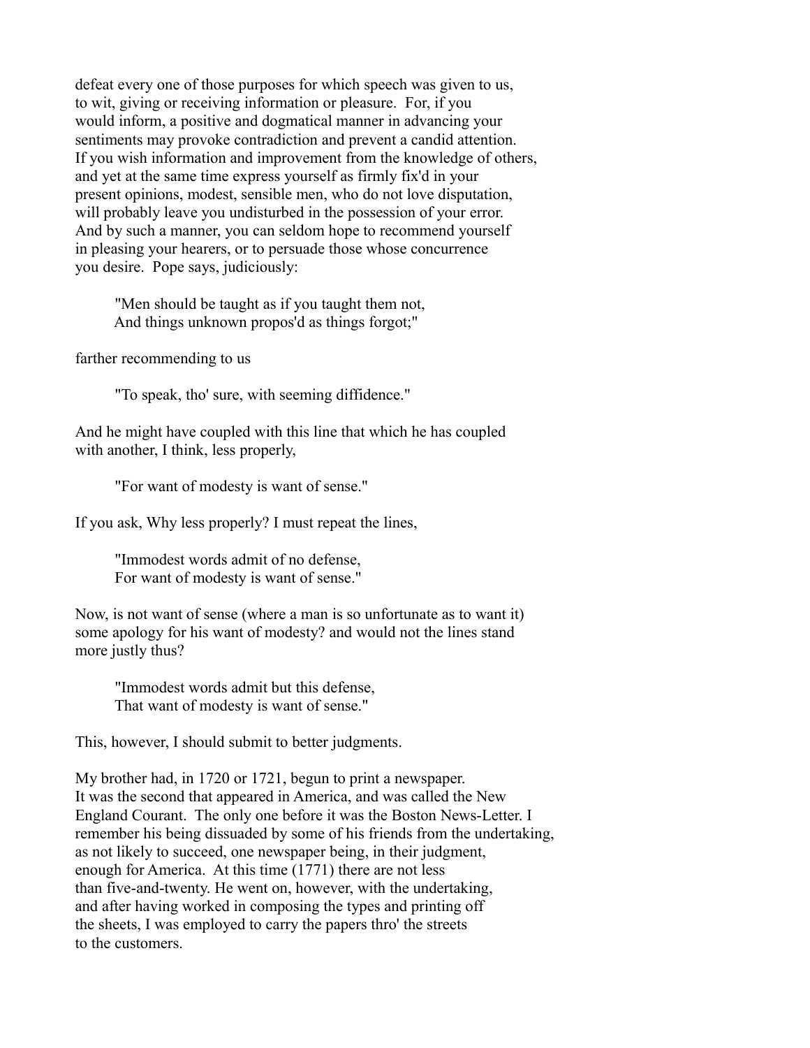defeat every one of those purposes for which speech was given to us, to wit, giving or receiving information or pleasure. For, if you would inform, a positive and dogmatical manner in advancing your sentiments may provoke contradiction and prevent a candid attention. If you wish information and improvement from the knowledge of others, and yet at the same time express yourself as firmly fix'd in your present opinions, modest, sensible men, who do not love disputation, will probably leave you undisturbed in the possession of your error. And by such a manner, you can seldom hope to recommend yourself in pleasing your hearers, or to persuade those whose concurrence you desire. Pope says, judiciously:

> "Men should be taught as if you taught them not,
> And things unknown propos'd as things forgot;"

farther recommending to us

> "To speak, tho' sure, with seeming diffidence."

And he might have coupled with this line that which he has coupled with another, I think, less properly,

> "For want of modesty is want of sense."

If you ask, Why less properly? I must repeat the lines,

> "Immodest words admit of no defense,
> For want of modesty is want of sense."

Now, is not want of sense (where a man is so unfortunate as to want it) some apology for his want of modesty? and would not the lines stand more justly thus?

> "Immodest words admit but this defense,
> That want of modesty is want of sense."

This, however, I should submit to better judgments.

My brother had, in 1720 or 1721, begun to print a newspaper. It was the second that appeared in America, and was called the New England Courant. The only one before it was the Boston News-Letter. I remember his being dissuaded by some of his friends from the undertaking, as not likely to succeed, one newspaper being, in their judgment, enough for America. At this time (1771) there are not less than five-and-twenty. He went on, however, with the undertaking, and after having worked in composing the types and printing off the sheets, I was employed to carry the papers thro' the streets to the customers.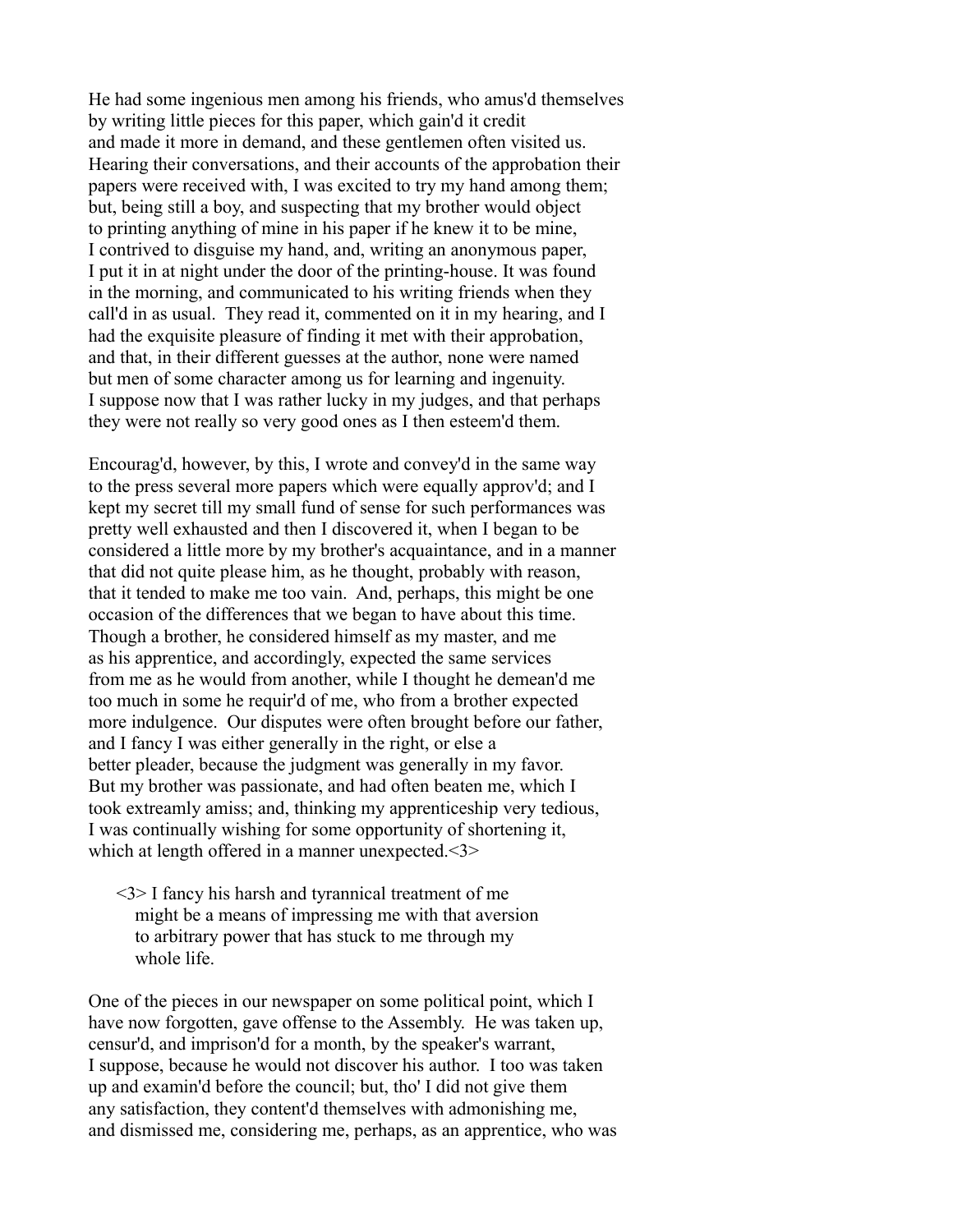He had some ingenious men among his friends, who amus'd themselves by writing little pieces for this paper, which gain'd it credit and made it more in demand, and these gentlemen often visited us. Hearing their conversations, and their accounts of the approbation their papers were received with, I was excited to try my hand among them; but, being still a boy, and suspecting that my brother would object to printing anything of mine in his paper if he knew it to be mine, I contrived to disguise my hand, and, writing an anonymous paper, I put it in at night under the door of the printing-house. It was found in the morning, and communicated to his writing friends when they call'd in as usual. They read it, commented on it in my hearing, and I had the exquisite pleasure of finding it met with their approbation, and that, in their different guesses at the author, none were named but men of some character among us for learning and ingenuity. I suppose now that I was rather lucky in my judges, and that perhaps they were not really so very good ones as I then esteem'd them.

Encourag'd, however, by this, I wrote and convey'd in the same way to the press several more papers which were equally approv'd; and I kept my secret till my small fund of sense for such performances was pretty well exhausted and then I discovered it, when I began to be considered a little more by my brother's acquaintance, and in a manner that did not quite please him, as he thought, probably with reason, that it tended to make me too vain. And, perhaps, this might be one occasion of the differences that we began to have about this time. Though a brother, he considered himself as my master, and me as his apprentice, and accordingly, expected the same services from me as he would from another, while I thought he demean'd me too much in some he requir'd of me, who from a brother expected more indulgence. Our disputes were often brought before our father, and I fancy I was either generally in the right, or else a better pleader, because the judgment was generally in my favor. But my brother was passionate, and had often beaten me, which I took extreamly amiss; and, thinking my apprenticeship very tedious, I was continually wishing for some opportunity of shortening it, which at length offered in a manner unexpected.<3>

> <3> I fancy his harsh and tyrannical treatment of me might be a means of impressing me with that aversion to arbitrary power that has stuck to me through my whole life.

One of the pieces in our newspaper on some political point, which I have now forgotten, gave offense to the Assembly. He was taken up, censur'd, and imprison'd for a month, by the speaker's warrant, I suppose, because he would not discover his author. I too was taken up and examin'd before the council; but, tho' I did not give them any satisfaction, they content'd themselves with admonishing me, and dismissed me, considering me, perhaps, as an apprentice, who was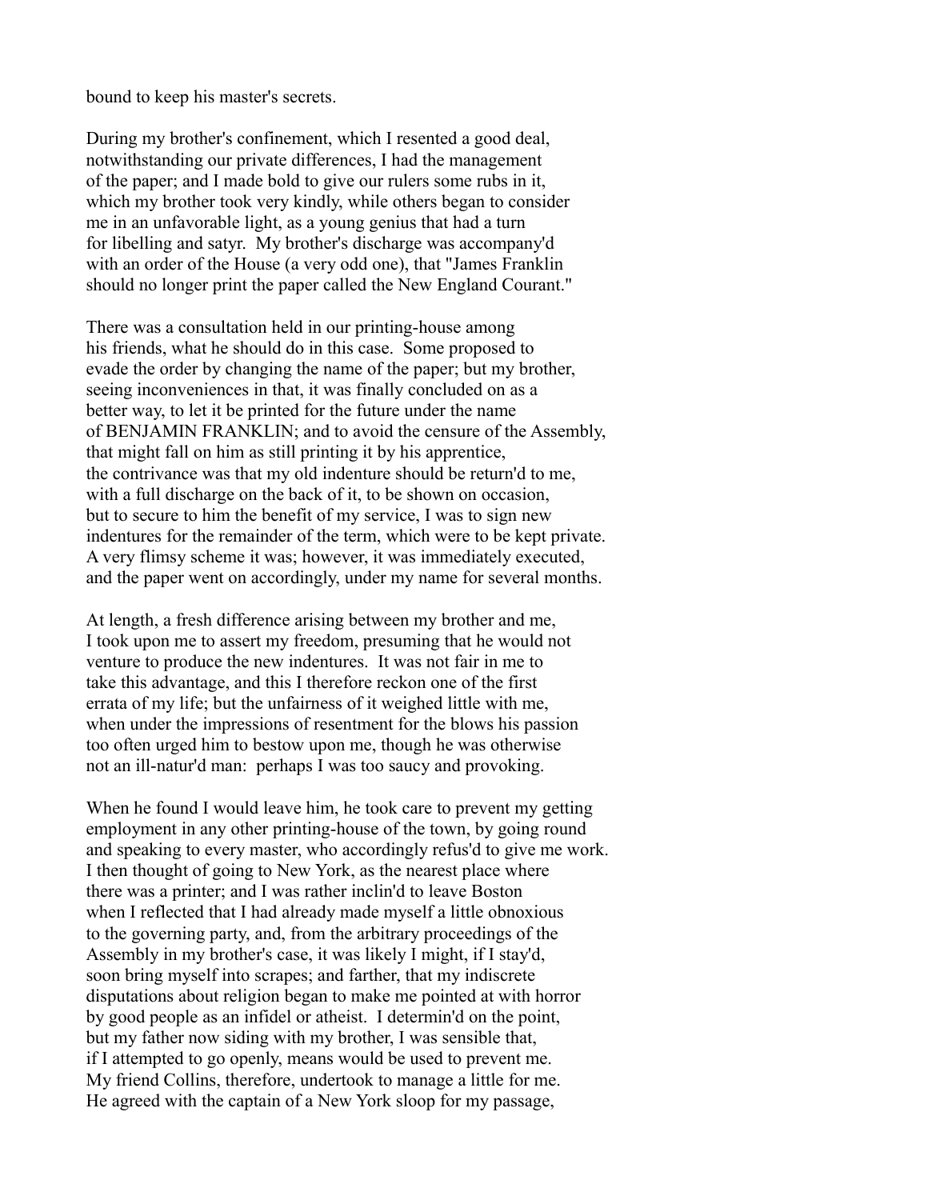bound to keep his master's secrets.

During my brother's confinement, which I resented a good deal, notwithstanding our private differences, I had the management of the paper; and I made bold to give our rulers some rubs in it, which my brother took very kindly, while others began to consider me in an unfavorable light, as a young genius that had a turn for libelling and satyr. My brother's discharge was accompany'd with an order of the House (a very odd one), that "James Franklin should no longer print the paper called the New England Courant."

There was a consultation held in our printing-house among his friends, what he should do in this case. Some proposed to evade the order by changing the name of the paper; but my brother, seeing inconveniences in that, it was finally concluded on as a better way, to let it be printed for the future under the name of BENJAMIN FRANKLIN; and to avoid the censure of the Assembly, that might fall on him as still printing it by his apprentice, the contrivance was that my old indenture should be return'd to me, with a full discharge on the back of it, to be shown on occasion, but to secure to him the benefit of my service, I was to sign new indentures for the remainder of the term, which were to be kept private. A very flimsy scheme it was; however, it was immediately executed, and the paper went on accordingly, under my name for several months.

At length, a fresh difference arising between my brother and me, I took upon me to assert my freedom, presuming that he would not venture to produce the new indentures. It was not fair in me to take this advantage, and this I therefore reckon one of the first errata of my life; but the unfairness of it weighed little with me, when under the impressions of resentment for the blows his passion too often urged him to bestow upon me, though he was otherwise not an ill-natur'd man: perhaps I was too saucy and provoking.

When he found I would leave him, he took care to prevent my getting employment in any other printing-house of the town, by going round and speaking to every master, who accordingly refus'd to give me work. I then thought of going to New York, as the nearest place where there was a printer; and I was rather inclin'd to leave Boston when I reflected that I had already made myself a little obnoxious to the governing party, and, from the arbitrary proceedings of the Assembly in my brother's case, it was likely I might, if I stay'd, soon bring myself into scrapes; and farther, that my indiscrete disputations about religion began to make me pointed at with horror by good people as an infidel or atheist. I determin'd on the point, but my father now siding with my brother, I was sensible that, if I attempted to go openly, means would be used to prevent me. My friend Collins, therefore, undertook to manage a little for me. He agreed with the captain of a New York sloop for my passage,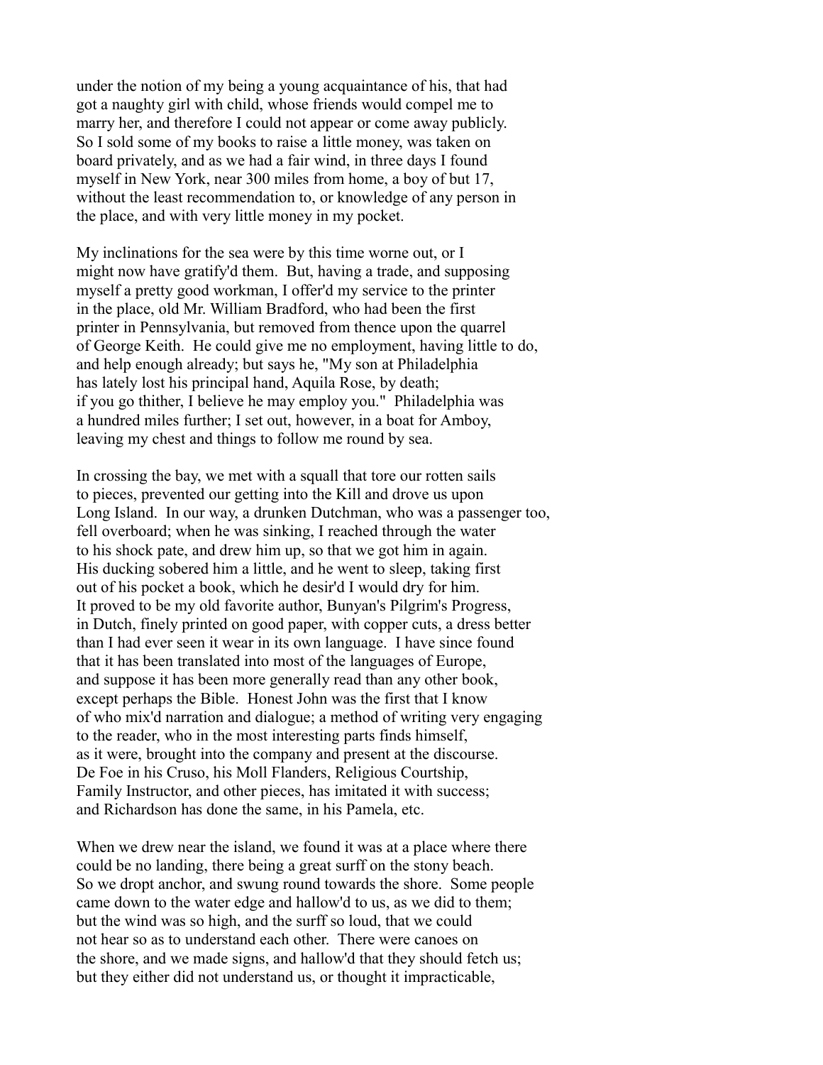under the notion of my being a young acquaintance of his, that had got a naughty girl with child, whose friends would compel me to marry her, and therefore I could not appear or come away publicly. So I sold some of my books to raise a little money, was taken on board privately, and as we had a fair wind, in three days I found myself in New York, near 300 miles from home, a boy of but 17, without the least recommendation to, or knowledge of any person in the place, and with very little money in my pocket.

My inclinations for the sea were by this time worne out, or I might now have gratify'd them. But, having a trade, and supposing myself a pretty good workman, I offer'd my service to the printer in the place, old Mr. William Bradford, who had been the first printer in Pennsylvania, but removed from thence upon the quarrel of George Keith. He could give me no employment, having little to do, and help enough already; but says he, "My son at Philadelphia has lately lost his principal hand, Aquila Rose, by death; if you go thither, I believe he may employ you." Philadelphia was a hundred miles further; I set out, however, in a boat for Amboy, leaving my chest and things to follow me round by sea.

In crossing the bay, we met with a squall that tore our rotten sails to pieces, prevented our getting into the Kill and drove us upon Long Island. In our way, a drunken Dutchman, who was a passenger too, fell overboard; when he was sinking, I reached through the water to his shock pate, and drew him up, so that we got him in again. His ducking sobered him a little, and he went to sleep, taking first out of his pocket a book, which he desir'd I would dry for him. It proved to be my old favorite author, Bunyan's Pilgrim's Progress, in Dutch, finely printed on good paper, with copper cuts, a dress better than I had ever seen it wear in its own language. I have since found that it has been translated into most of the languages of Europe, and suppose it has been more generally read than any other book, except perhaps the Bible. Honest John was the first that I know of who mix'd narration and dialogue; a method of writing very engaging to the reader, who in the most interesting parts finds himself, as it were, brought into the company and present at the discourse. De Foe in his Cruso, his Moll Flanders, Religious Courtship, Family Instructor, and other pieces, has imitated it with success; and Richardson has done the same, in his Pamela, etc.

When we drew near the island, we found it was at a place where there could be no landing, there being a great surff on the stony beach. So we dropt anchor, and swung round towards the shore. Some people came down to the water edge and hallow'd to us, as we did to them; but the wind was so high, and the surff so loud, that we could not hear so as to understand each other. There were canoes on the shore, and we made signs, and hallow'd that they should fetch us; but they either did not understand us, or thought it impracticable,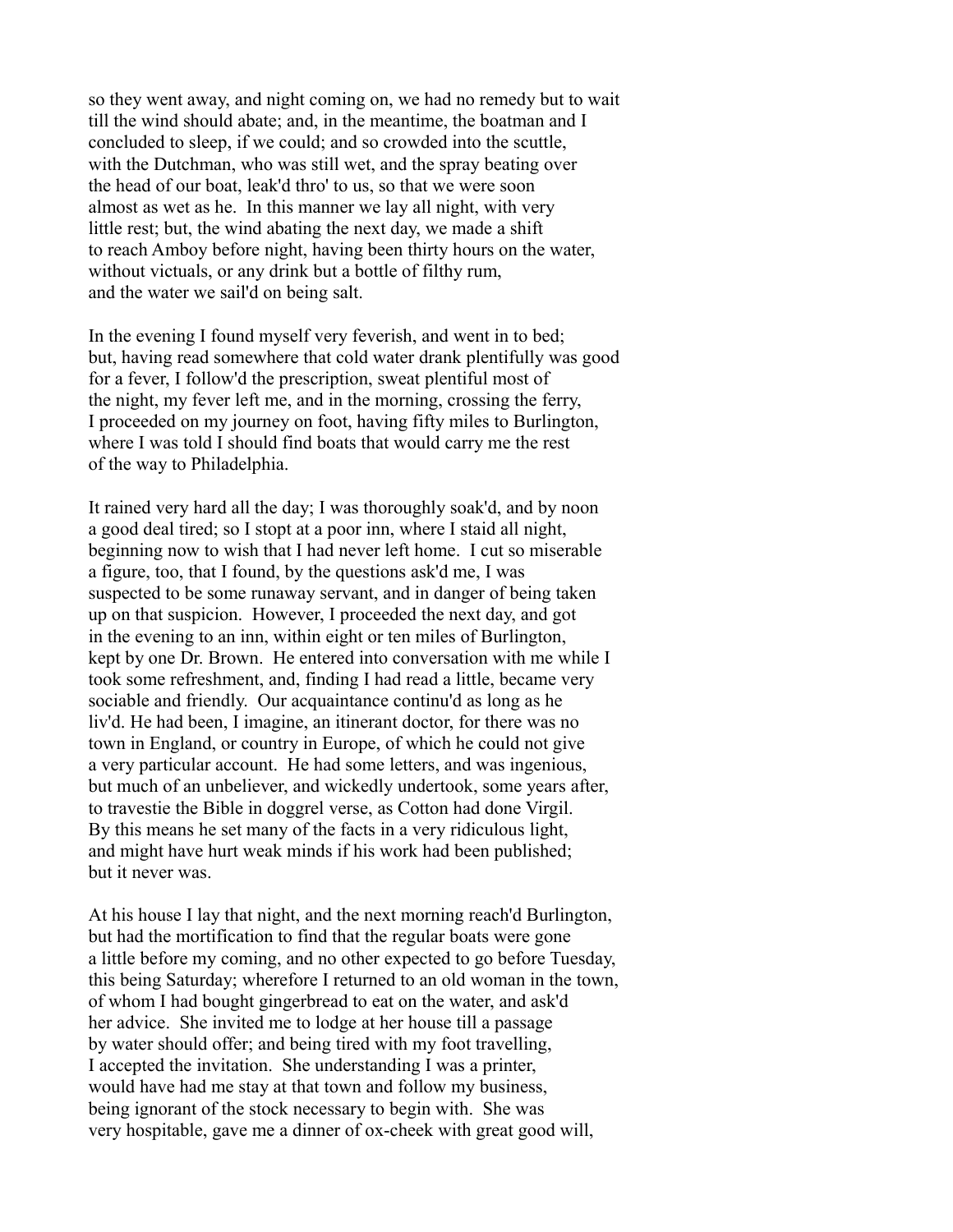so they went away, and night coming on, we had no remedy but to wait till the wind should abate; and, in the meantime, the boatman and I concluded to sleep, if we could; and so crowded into the scuttle, with the Dutchman, who was still wet, and the spray beating over the head of our boat, leak'd thro' to us, so that we were soon almost as wet as he. In this manner we lay all night, with very little rest; but, the wind abating the next day, we made a shift to reach Amboy before night, having been thirty hours on the water, without victuals, or any drink but a bottle of filthy rum, and the water we sail'd on being salt.

In the evening I found myself very feverish, and went in to bed; but, having read somewhere that cold water drank plentifully was good for a fever, I follow'd the prescription, sweat plentiful most of the night, my fever left me, and in the morning, crossing the ferry, I proceeded on my journey on foot, having fifty miles to Burlington, where I was told I should find boats that would carry me the rest of the way to Philadelphia.

It rained very hard all the day; I was thoroughly soak'd, and by noon a good deal tired; so I stopt at a poor inn, where I staid all night, beginning now to wish that I had never left home. I cut so miserable a figure, too, that I found, by the questions ask'd me, I was suspected to be some runaway servant, and in danger of being taken up on that suspicion. However, I proceeded the next day, and got in the evening to an inn, within eight or ten miles of Burlington, kept by one Dr. Brown. He entered into conversation with me while I took some refreshment, and, finding I had read a little, became very sociable and friendly. Our acquaintance continu'd as long as he liv'd. He had been, I imagine, an itinerant doctor, for there was no town in England, or country in Europe, of which he could not give a very particular account. He had some letters, and was ingenious, but much of an unbeliever, and wickedly undertook, some years after, to travestie the Bible in doggrel verse, as Cotton had done Virgil. By this means he set many of the facts in a very ridiculous light, and might have hurt weak minds if his work had been published; but it never was.

At his house I lay that night, and the next morning reach'd Burlington, but had the mortification to find that the regular boats were gone a little before my coming, and no other expected to go before Tuesday, this being Saturday; wherefore I returned to an old woman in the town, of whom I had bought gingerbread to eat on the water, and ask'd her advice. She invited me to lodge at her house till a passage by water should offer; and being tired with my foot travelling, I accepted the invitation. She understanding I was a printer, would have had me stay at that town and follow my business, being ignorant of the stock necessary to begin with. She was very hospitable, gave me a dinner of ox-cheek with great good will,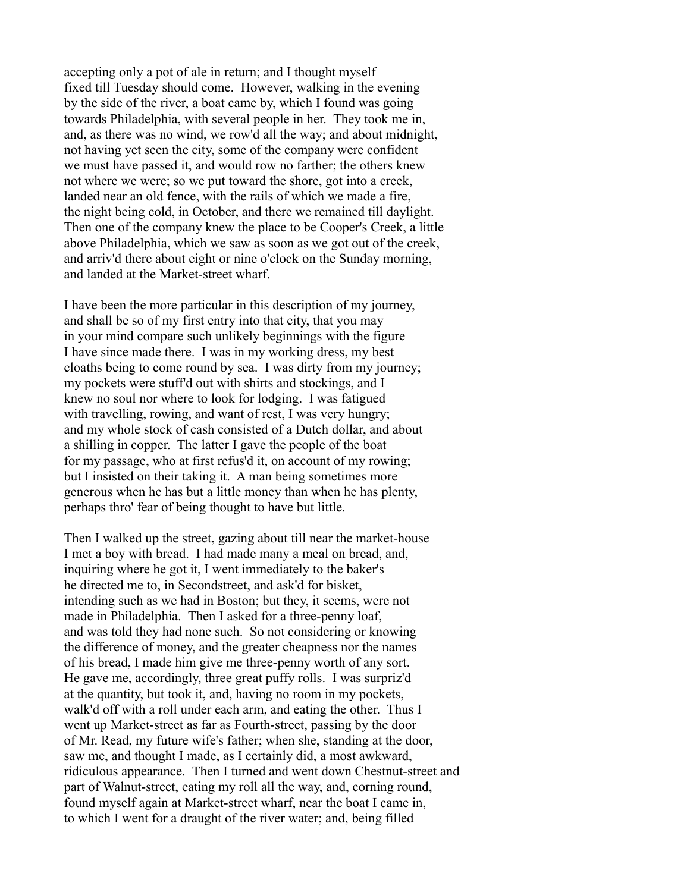accepting only a pot of ale in return; and I thought myself fixed till Tuesday should come. However, walking in the evening by the side of the river, a boat came by, which I found was going towards Philadelphia, with several people in her. They took me in, and, as there was no wind, we row'd all the way; and about midnight, not having yet seen the city, some of the company were confident we must have passed it, and would row no farther; the others knew not where we were; so we put toward the shore, got into a creek, landed near an old fence, with the rails of which we made a fire, the night being cold, in October, and there we remained till daylight. Then one of the company knew the place to be Cooper's Creek, a little above Philadelphia, which we saw as soon as we got out of the creek, and arriv'd there about eight or nine o'clock on the Sunday morning, and landed at the Market-street wharf.

I have been the more particular in this description of my journey, and shall be so of my first entry into that city, that you may in your mind compare such unlikely beginnings with the figure I have since made there. I was in my working dress, my best cloaths being to come round by sea. I was dirty from my journey; my pockets were stuff'd out with shirts and stockings, and I knew no soul nor where to look for lodging. I was fatigued with travelling, rowing, and want of rest, I was very hungry; and my whole stock of cash consisted of a Dutch dollar, and about a shilling in copper. The latter I gave the people of the boat for my passage, who at first refus'd it, on account of my rowing; but I insisted on their taking it. A man being sometimes more generous when he has but a little money than when he has plenty, perhaps thro' fear of being thought to have but little.

Then I walked up the street, gazing about till near the market-house I met a boy with bread. I had made many a meal on bread, and, inquiring where he got it, I went immediately to the baker's he directed me to, in Secondstreet, and ask'd for bisket, intending such as we had in Boston; but they, it seems, were not made in Philadelphia. Then I asked for a three-penny loaf, and was told they had none such. So not considering or knowing the difference of money, and the greater cheapness nor the names of his bread, I made him give me three-penny worth of any sort. He gave me, accordingly, three great puffy rolls. I was surpriz'd at the quantity, but took it, and, having no room in my pockets, walk'd off with a roll under each arm, and eating the other. Thus I went up Market-street as far as Fourth-street, passing by the door of Mr. Read, my future wife's father; when she, standing at the door, saw me, and thought I made, as I certainly did, a most awkward, ridiculous appearance. Then I turned and went down Chestnut-street and part of Walnut-street, eating my roll all the way, and, corning round, found myself again at Market-street wharf, near the boat I came in, to which I went for a draught of the river water; and, being filled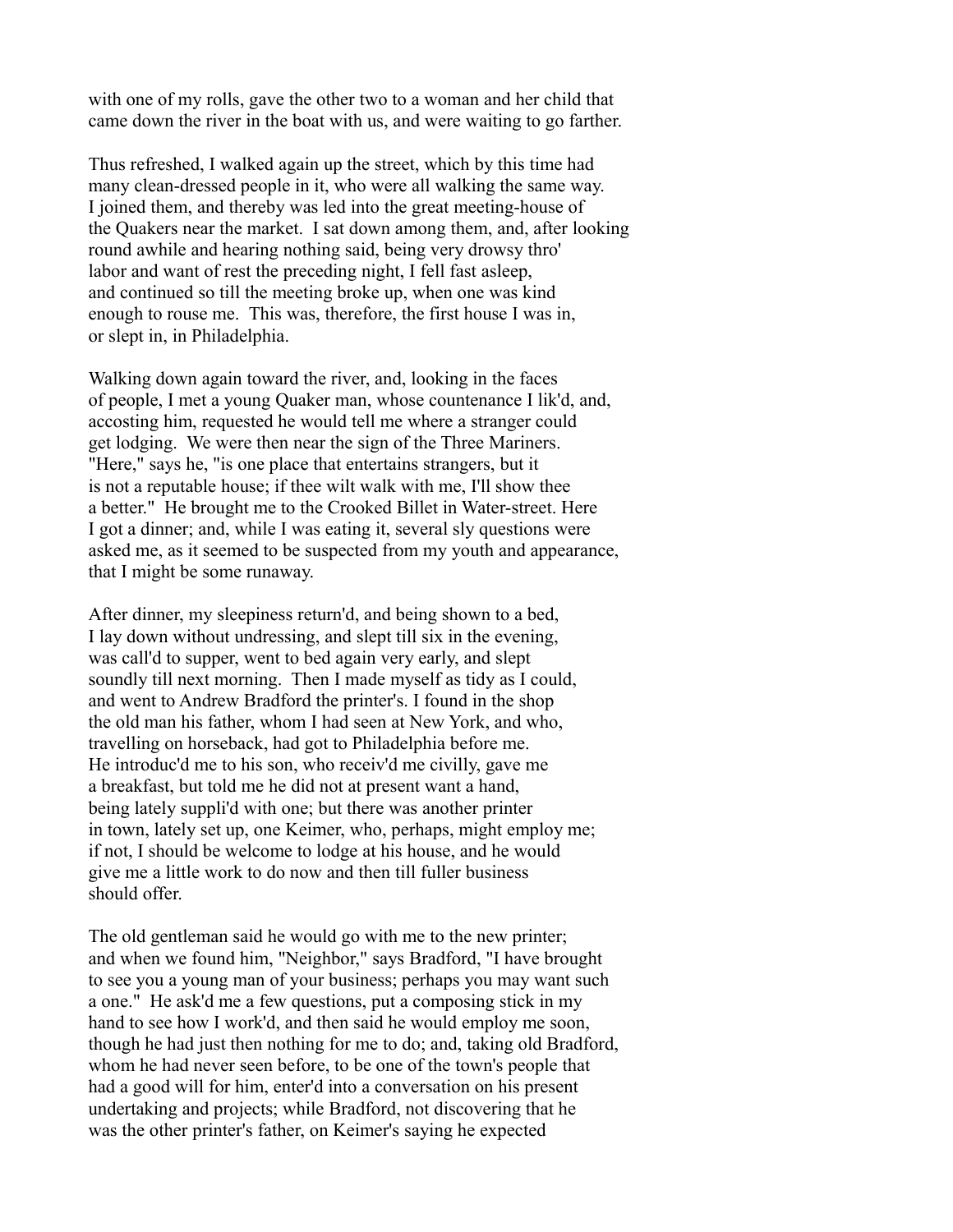with one of my rolls, gave the other two to a woman and her child that came down the river in the boat with us, and were waiting to go farther.

Thus refreshed, I walked again up the street, which by this time had many clean-dressed people in it, who were all walking the same way. I joined them, and thereby was led into the great meeting-house of the Quakers near the market. I sat down among them, and, after looking round awhile and hearing nothing said, being very drowsy thro' labor and want of rest the preceding night, I fell fast asleep, and continued so till the meeting broke up, when one was kind enough to rouse me. This was, therefore, the first house I was in, or slept in, in Philadelphia.

Walking down again toward the river, and, looking in the faces of people, I met a young Quaker man, whose countenance I lik'd, and, accosting him, requested he would tell me where a stranger could get lodging. We were then near the sign of the Three Mariners. "Here," says he, "is one place that entertains strangers, but it is not a reputable house; if thee wilt walk with me, I'll show thee a better." He brought me to the Crooked Billet in Water-street. Here I got a dinner; and, while I was eating it, several sly questions were asked me, as it seemed to be suspected from my youth and appearance, that I might be some runaway.

After dinner, my sleepiness return'd, and being shown to a bed, I lay down without undressing, and slept till six in the evening, was call'd to supper, went to bed again very early, and slept soundly till next morning. Then I made myself as tidy as I could, and went to Andrew Bradford the printer's. I found in the shop the old man his father, whom I had seen at New York, and who, travelling on horseback, had got to Philadelphia before me. He introduc'd me to his son, who receiv'd me civilly, gave me a breakfast, but told me he did not at present want a hand, being lately suppli'd with one; but there was another printer in town, lately set up, one Keimer, who, perhaps, might employ me; if not, I should be welcome to lodge at his house, and he would give me a little work to do now and then till fuller business should offer.

The old gentleman said he would go with me to the new printer; and when we found him, "Neighbor," says Bradford, "I have brought to see you a young man of your business; perhaps you may want such a one." He ask'd me a few questions, put a composing stick in my hand to see how I work'd, and then said he would employ me soon, though he had just then nothing for me to do; and, taking old Bradford, whom he had never seen before, to be one of the town's people that had a good will for him, enter'd into a conversation on his present undertaking and projects; while Bradford, not discovering that he was the other printer's father, on Keimer's saying he expected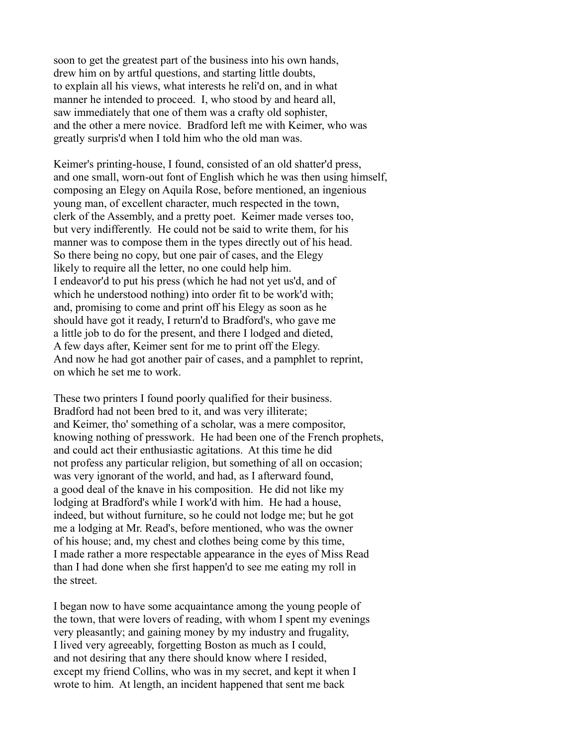soon to get the greatest part of the business into his own hands, drew him on by artful questions, and starting little doubts, to explain all his views, what interests he reli'd on, and in what manner he intended to proceed. I, who stood by and heard all, saw immediately that one of them was a crafty old sophister, and the other a mere novice. Bradford left me with Keimer, who was greatly surpris'd when I told him who the old man was.

Keimer's printing-house, I found, consisted of an old shatter'd press, and one small, worn-out font of English which he was then using himself, composing an Elegy on Aquila Rose, before mentioned, an ingenious young man, of excellent character, much respected in the town, clerk of the Assembly, and a pretty poet. Keimer made verses too, but very indifferently. He could not be said to write them, for his manner was to compose them in the types directly out of his head. So there being no copy, but one pair of cases, and the Elegy likely to require all the letter, no one could help him. I endeavor'd to put his press (which he had not yet us'd, and of which he understood nothing) into order fit to be work'd with; and, promising to come and print off his Elegy as soon as he should have got it ready, I return'd to Bradford's, who gave me a little job to do for the present, and there I lodged and dieted, A few days after, Keimer sent for me to print off the Elegy. And now he had got another pair of cases, and a pamphlet to reprint, on which he set me to work.

These two printers I found poorly qualified for their business. Bradford had not been bred to it, and was very illiterate; and Keimer, tho' something of a scholar, was a mere compositor, knowing nothing of presswork. He had been one of the French prophets, and could act their enthusiastic agitations. At this time he did not profess any particular religion, but something of all on occasion; was very ignorant of the world, and had, as I afterward found, a good deal of the knave in his composition. He did not like my lodging at Bradford's while I work'd with him. He had a house, indeed, but without furniture, so he could not lodge me; but he got me a lodging at Mr. Read's, before mentioned, who was the owner of his house; and, my chest and clothes being come by this time, I made rather a more respectable appearance in the eyes of Miss Read than I had done when she first happen'd to see me eating my roll in the street.

I began now to have some acquaintance among the young people of the town, that were lovers of reading, with whom I spent my evenings very pleasantly; and gaining money by my industry and frugality, I lived very agreeably, forgetting Boston as much as I could, and not desiring that any there should know where I resided, except my friend Collins, who was in my secret, and kept it when I wrote to him. At length, an incident happened that sent me back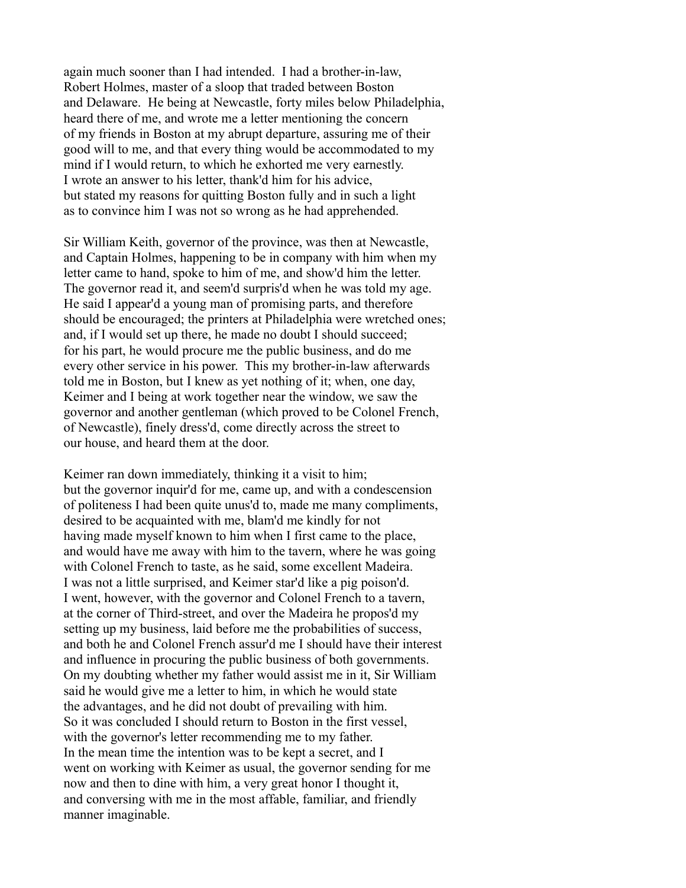again much sooner than I had intended. I had a brother-in-law, Robert Holmes, master of a sloop that traded between Boston and Delaware. He being at Newcastle, forty miles below Philadelphia, heard there of me, and wrote me a letter mentioning the concern of my friends in Boston at my abrupt departure, assuring me of their good will to me, and that every thing would be accommodated to my mind if I would return, to which he exhorted me very earnestly. I wrote an answer to his letter, thank'd him for his advice, but stated my reasons for quitting Boston fully and in such a light as to convince him I was not so wrong as he had apprehended.

Sir William Keith, governor of the province, was then at Newcastle, and Captain Holmes, happening to be in company with him when my letter came to hand, spoke to him of me, and show'd him the letter. The governor read it, and seem'd surpris'd when he was told my age. He said I appear'd a young man of promising parts, and therefore should be encouraged; the printers at Philadelphia were wretched ones; and, if I would set up there, he made no doubt I should succeed; for his part, he would procure me the public business, and do me every other service in his power. This my brother-in-law afterwards told me in Boston, but I knew as yet nothing of it; when, one day, Keimer and I being at work together near the window, we saw the governor and another gentleman (which proved to be Colonel French, of Newcastle), finely dress'd, come directly across the street to our house, and heard them at the door.

Keimer ran down immediately, thinking it a visit to him; but the governor inquir'd for me, came up, and with a condescension of politeness I had been quite unus'd to, made me many compliments, desired to be acquainted with me, blam'd me kindly for not having made myself known to him when I first came to the place, and would have me away with him to the tavern, where he was going with Colonel French to taste, as he said, some excellent Madeira. I was not a little surprised, and Keimer star'd like a pig poison'd. I went, however, with the governor and Colonel French to a tavern, at the corner of Third-street, and over the Madeira he propos'd my setting up my business, laid before me the probabilities of success, and both he and Colonel French assur'd me I should have their interest and influence in procuring the public business of both governments. On my doubting whether my father would assist me in it, Sir William said he would give me a letter to him, in which he would state the advantages, and he did not doubt of prevailing with him. So it was concluded I should return to Boston in the first vessel, with the governor's letter recommending me to my father. In the mean time the intention was to be kept a secret, and I went on working with Keimer as usual, the governor sending for me now and then to dine with him, a very great honor I thought it, and conversing with me in the most affable, familiar, and friendly manner imaginable.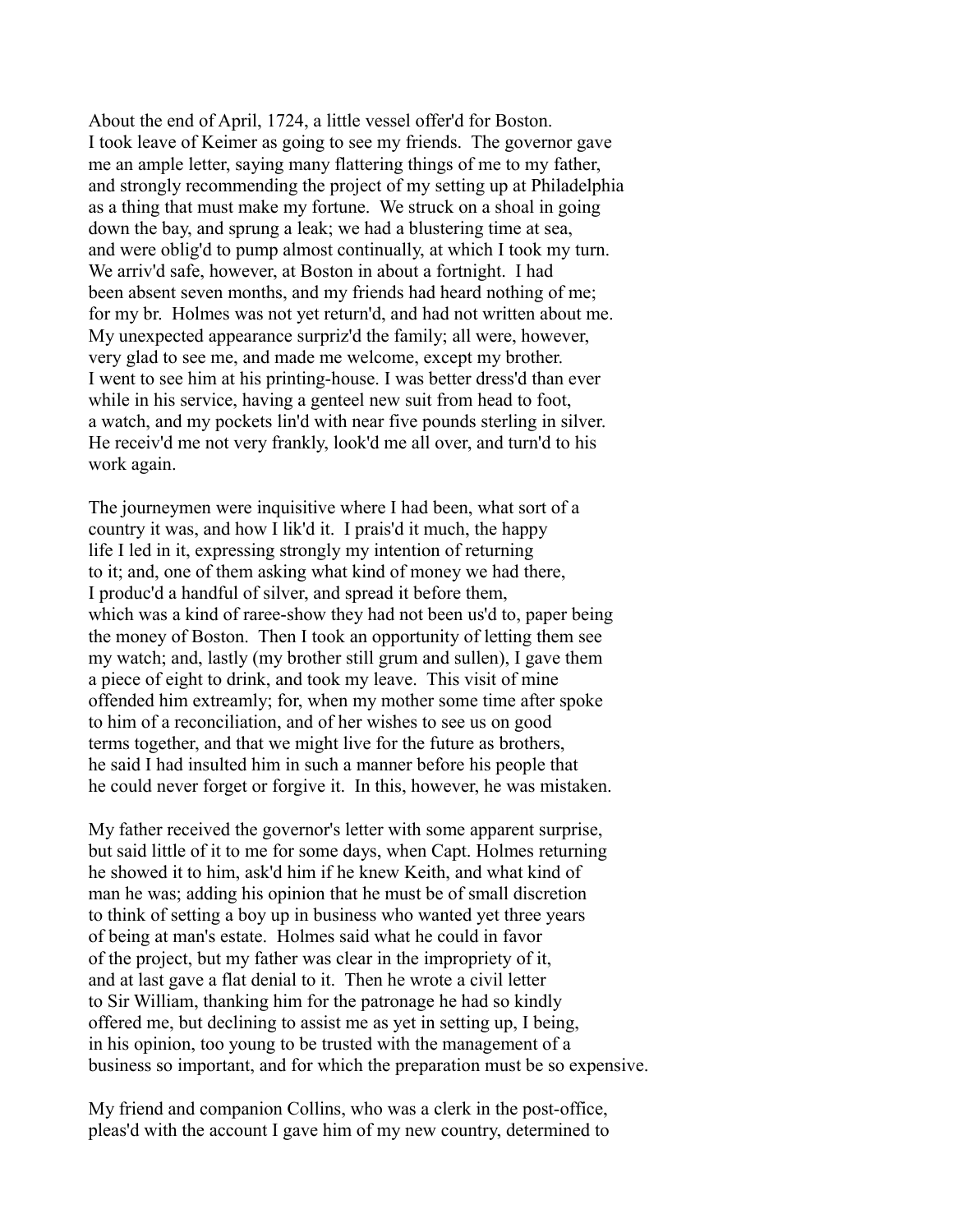About the end of April, 1724, a little vessel offer'd for Boston. I took leave of Keimer as going to see my friends. The governor gave me an ample letter, saying many flattering things of me to my father, and strongly recommending the project of my setting up at Philadelphia as a thing that must make my fortune. We struck on a shoal in going down the bay, and sprung a leak; we had a blustering time at sea, and were oblig'd to pump almost continually, at which I took my turn. We arriv'd safe, however, at Boston in about a fortnight. I had been absent seven months, and my friends had heard nothing of me; for my br. Holmes was not yet return'd, and had not written about me. My unexpected appearance surpriz'd the family; all were, however, very glad to see me, and made me welcome, except my brother. I went to see him at his printing-house. I was better dress'd than ever while in his service, having a genteel new suit from head to foot, a watch, and my pockets lin'd with near five pounds sterling in silver. He receiv'd me not very frankly, look'd me all over, and turn'd to his work again.

The journeymen were inquisitive where I had been, what sort of a country it was, and how I lik'd it. I prais'd it much, the happy life I led in it, expressing strongly my intention of returning to it; and, one of them asking what kind of money we had there, I produc'd a handful of silver, and spread it before them, which was a kind of raree-show they had not been us'd to, paper being the money of Boston. Then I took an opportunity of letting them see my watch; and, lastly (my brother still grum and sullen), I gave them a piece of eight to drink, and took my leave. This visit of mine offended him extreamly; for, when my mother some time after spoke to him of a reconciliation, and of her wishes to see us on good terms together, and that we might live for the future as brothers, he said I had insulted him in such a manner before his people that he could never forget or forgive it. In this, however, he was mistaken.

My father received the governor's letter with some apparent surprise, but said little of it to me for some days, when Capt. Holmes returning he showed it to him, ask'd him if he knew Keith, and what kind of man he was; adding his opinion that he must be of small discretion to think of setting a boy up in business who wanted yet three years of being at man's estate. Holmes said what he could in favor of the project, but my father was clear in the impropriety of it, and at last gave a flat denial to it. Then he wrote a civil letter to Sir William, thanking him for the patronage he had so kindly offered me, but declining to assist me as yet in setting up, I being, in his opinion, too young to be trusted with the management of a business so important, and for which the preparation must be so expensive.

My friend and companion Collins, who was a clerk in the post-office, pleas'd with the account I gave him of my new country, determined to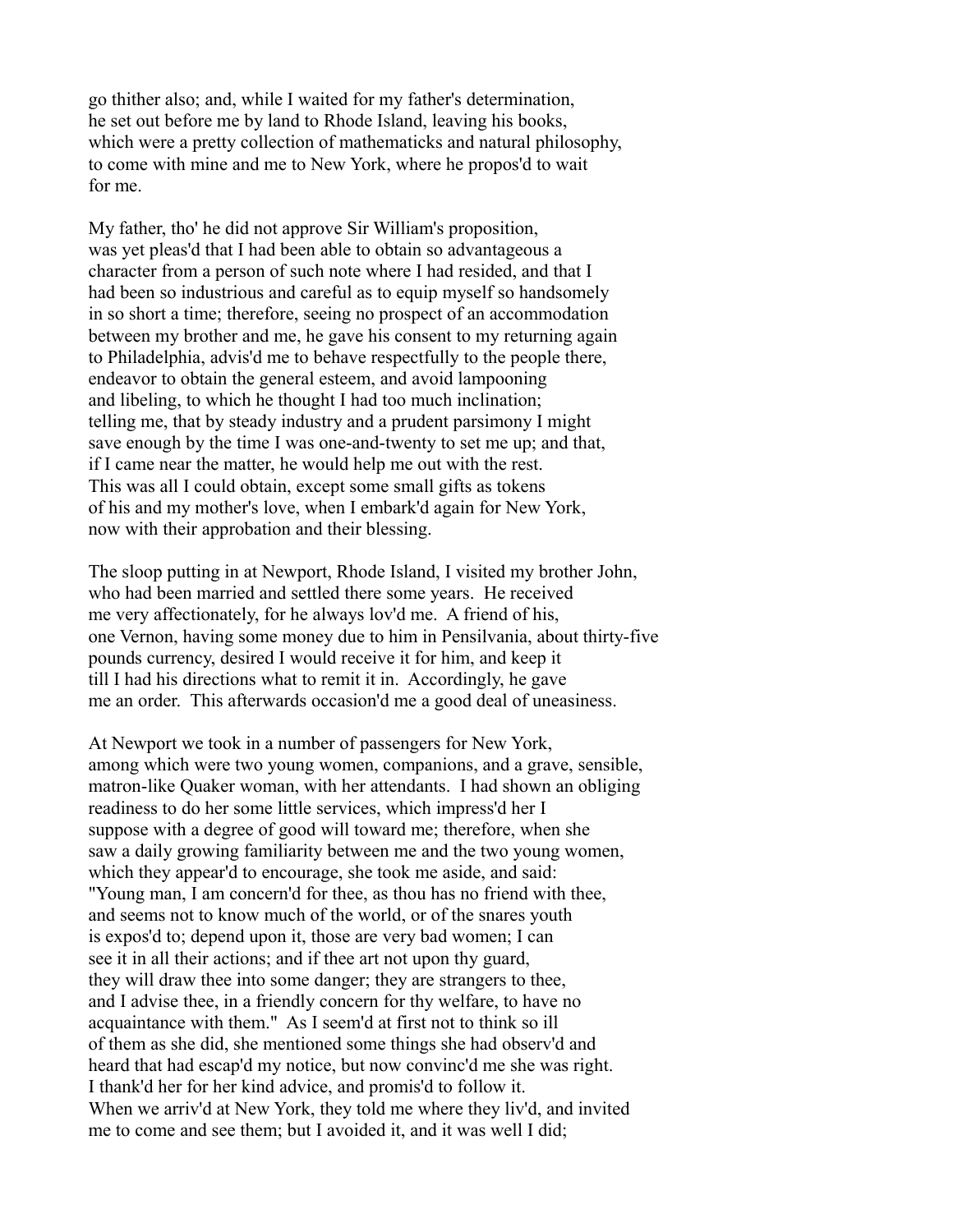go thither also; and, while I waited for my father's determination, he set out before me by land to Rhode Island, leaving his books, which were a pretty collection of mathematicks and natural philosophy, to come with mine and me to New York, where he propos'd to wait for me.

My father, tho' he did not approve Sir William's proposition, was yet pleas'd that I had been able to obtain so advantageous a character from a person of such note where I had resided, and that I had been so industrious and careful as to equip myself so handsomely in so short a time; therefore, seeing no prospect of an accommodation between my brother and me, he gave his consent to my returning again to Philadelphia, advis'd me to behave respectfully to the people there, endeavor to obtain the general esteem, and avoid lampooning and libeling, to which he thought I had too much inclination; telling me, that by steady industry and a prudent parsimony I might save enough by the time I was one-and-twenty to set me up; and that, if I came near the matter, he would help me out with the rest. This was all I could obtain, except some small gifts as tokens of his and my mother's love, when I embark'd again for New York, now with their approbation and their blessing.

The sloop putting in at Newport, Rhode Island, I visited my brother John, who had been married and settled there some years. He received me very affectionately, for he always lov'd me. A friend of his, one Vernon, having some money due to him in Pensilvania, about thirty-five pounds currency, desired I would receive it for him, and keep it till I had his directions what to remit it in. Accordingly, he gave me an order. This afterwards occasion'd me a good deal of uneasiness.

At Newport we took in a number of passengers for New York, among which were two young women, companions, and a grave, sensible, matron-like Quaker woman, with her attendants. I had shown an obliging readiness to do her some little services, which impress'd her I suppose with a degree of good will toward me; therefore, when she saw a daily growing familiarity between me and the two young women, which they appear'd to encourage, she took me aside, and said: "Young man, I am concern'd for thee, as thou has no friend with thee, and seems not to know much of the world, or of the snares youth is expos'd to; depend upon it, those are very bad women; I can see it in all their actions; and if thee art not upon thy guard, they will draw thee into some danger; they are strangers to thee, and I advise thee, in a friendly concern for thy welfare, to have no acquaintance with them." As I seem'd at first not to think so ill of them as she did, she mentioned some things she had observ'd and heard that had escap'd my notice, but now convinc'd me she was right. I thank'd her for her kind advice, and promis'd to follow it. When we arriv'd at New York, they told me where they liv'd, and invited me to come and see them; but I avoided it, and it was well I did;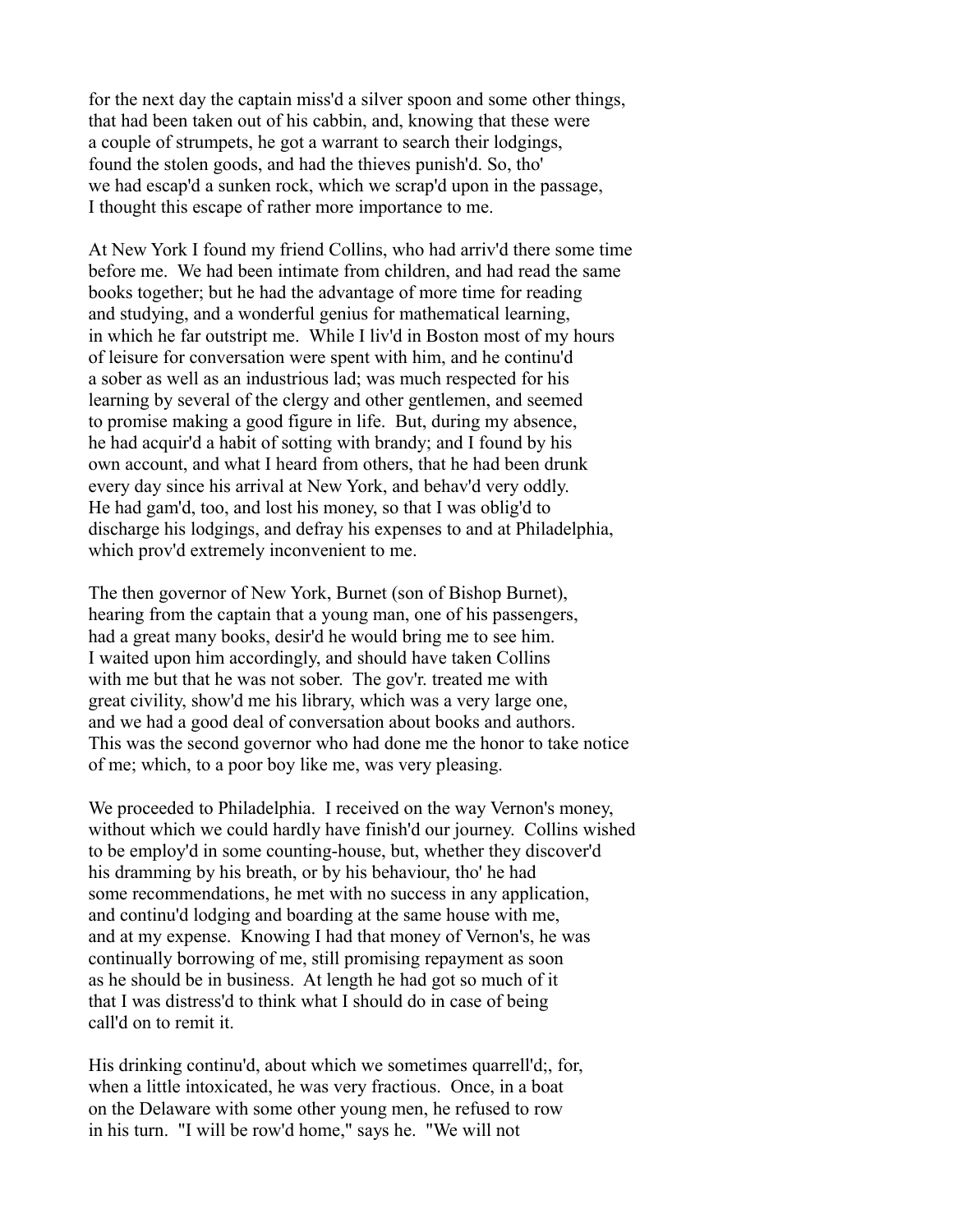for the next day the captain miss'd a silver spoon and some other things, that had been taken out of his cabbin, and, knowing that these were a couple of strumpets, he got a warrant to search their lodgings, found the stolen goods, and had the thieves punish'd. So, tho' we had escap'd a sunken rock, which we scrap'd upon in the passage, I thought this escape of rather more importance to me.

At New York I found my friend Collins, who had arriv'd there some time before me. We had been intimate from children, and had read the same books together; but he had the advantage of more time for reading and studying, and a wonderful genius for mathematical learning, in which he far outstript me. While I liv'd in Boston most of my hours of leisure for conversation were spent with him, and he continu'd a sober as well as an industrious lad; was much respected for his learning by several of the clergy and other gentlemen, and seemed to promise making a good figure in life. But, during my absence, he had acquir'd a habit of sotting with brandy; and I found by his own account, and what I heard from others, that he had been drunk every day since his arrival at New York, and behav'd very oddly. He had gam'd, too, and lost his money, so that I was oblig'd to discharge his lodgings, and defray his expenses to and at Philadelphia, which prov'd extremely inconvenient to me.

The then governor of New York, Burnet (son of Bishop Burnet), hearing from the captain that a young man, one of his passengers, had a great many books, desir'd he would bring me to see him. I waited upon him accordingly, and should have taken Collins with me but that he was not sober. The gov'r. treated me with great civility, show'd me his library, which was a very large one, and we had a good deal of conversation about books and authors. This was the second governor who had done me the honor to take notice of me; which, to a poor boy like me, was very pleasing.

We proceeded to Philadelphia. I received on the way Vernon's money, without which we could hardly have finish'd our journey. Collins wished to be employ'd in some counting-house, but, whether they discover'd his dramming by his breath, or by his behaviour, tho' he had some recommendations, he met with no success in any application, and continu'd lodging and boarding at the same house with me, and at my expense. Knowing I had that money of Vernon's, he was continually borrowing of me, still promising repayment as soon as he should be in business. At length he had got so much of it that I was distress'd to think what I should do in case of being call'd on to remit it.

His drinking continu'd, about which we sometimes quarrell'd;, for, when a little intoxicated, he was very fractious. Once, in a boat on the Delaware with some other young men, he refused to row in his turn. "I will be row'd home," says he. "We will not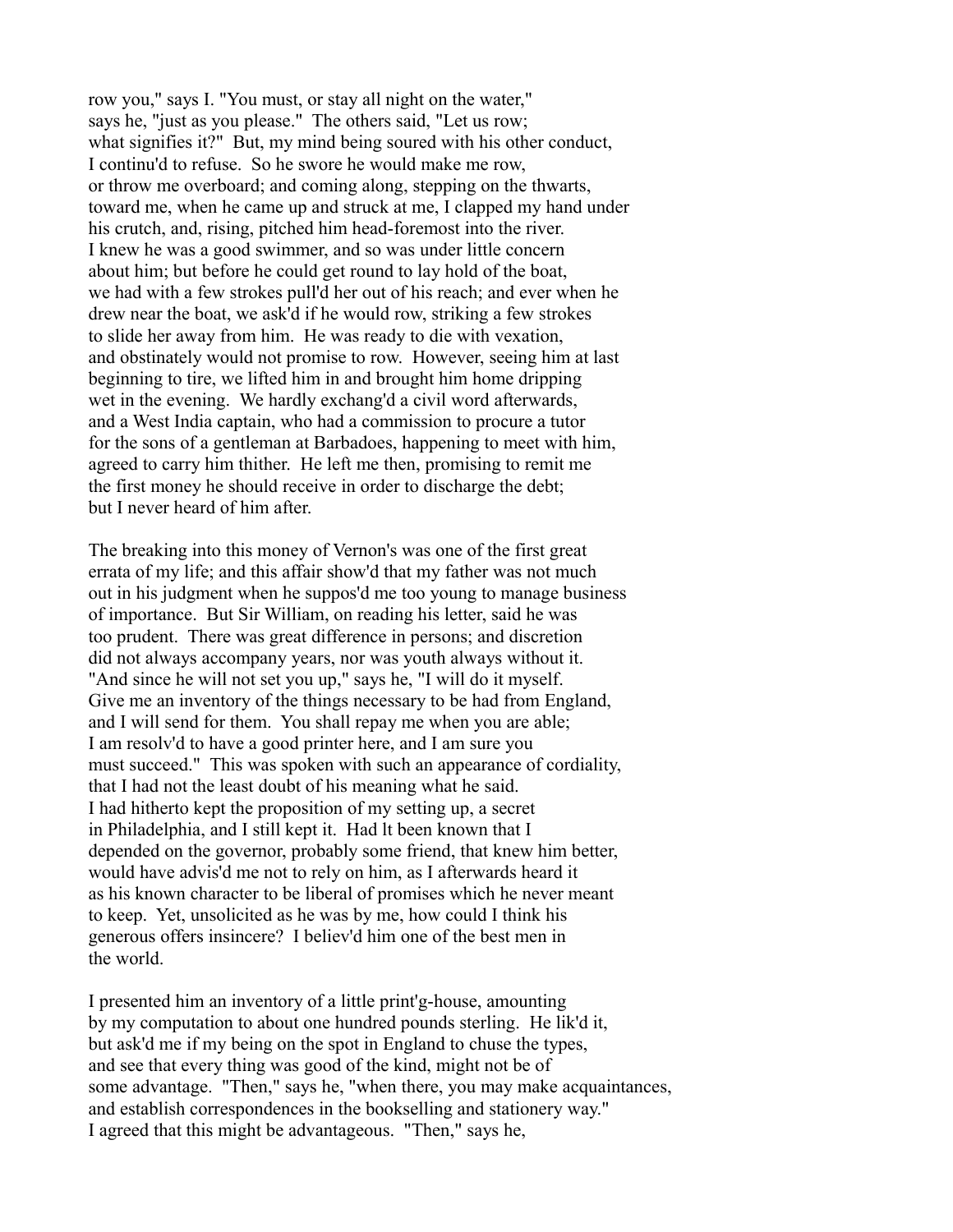row you," says I. "You must, or stay all night on the water," says he, "just as you please." The others said, "Let us row; what signifies it?" But, my mind being soured with his other conduct, I continu'd to refuse. So he swore he would make me row, or throw me overboard; and coming along, stepping on the thwarts, toward me, when he came up and struck at me, I clapped my hand under his crutch, and, rising, pitched him head-foremost into the river. I knew he was a good swimmer, and so was under little concern about him; but before he could get round to lay hold of the boat, we had with a few strokes pull'd her out of his reach; and ever when he drew near the boat, we ask'd if he would row, striking a few strokes to slide her away from him. He was ready to die with vexation, and obstinately would not promise to row. However, seeing him at last beginning to tire, we lifted him in and brought him home dripping wet in the evening. We hardly exchang'd a civil word afterwards, and a West India captain, who had a commission to procure a tutor for the sons of a gentleman at Barbadoes, happening to meet with him, agreed to carry him thither. He left me then, promising to remit me the first money he should receive in order to discharge the debt; but I never heard of him after.

The breaking into this money of Vernon's was one of the first great errata of my life; and this affair show'd that my father was not much out in his judgment when he suppos'd me too young to manage business of importance. But Sir William, on reading his letter, said he was too prudent. There was great difference in persons; and discretion did not always accompany years, nor was youth always without it. "And since he will not set you up," says he, "I will do it myself. Give me an inventory of the things necessary to be had from England, and I will send for them. You shall repay me when you are able; I am resolv'd to have a good printer here, and I am sure you must succeed." This was spoken with such an appearance of cordiality, that I had not the least doubt of his meaning what he said. I had hitherto kept the proposition of my setting up, a secret in Philadelphia, and I still kept it. Had lt been known that I depended on the governor, probably some friend, that knew him better, would have advis'd me not to rely on him, as I afterwards heard it as his known character to be liberal of promises which he never meant to keep. Yet, unsolicited as he was by me, how could I think his generous offers insincere? I believ'd him one of the best men in the world.

I presented him an inventory of a little print'g-house, amounting by my computation to about one hundred pounds sterling. He lik'd it, but ask'd me if my being on the spot in England to chuse the types, and see that every thing was good of the kind, might not be of some advantage. "Then," says he, "when there, you may make acquaintances, and establish correspondences in the bookselling and stationery way." I agreed that this might be advantageous. "Then," says he,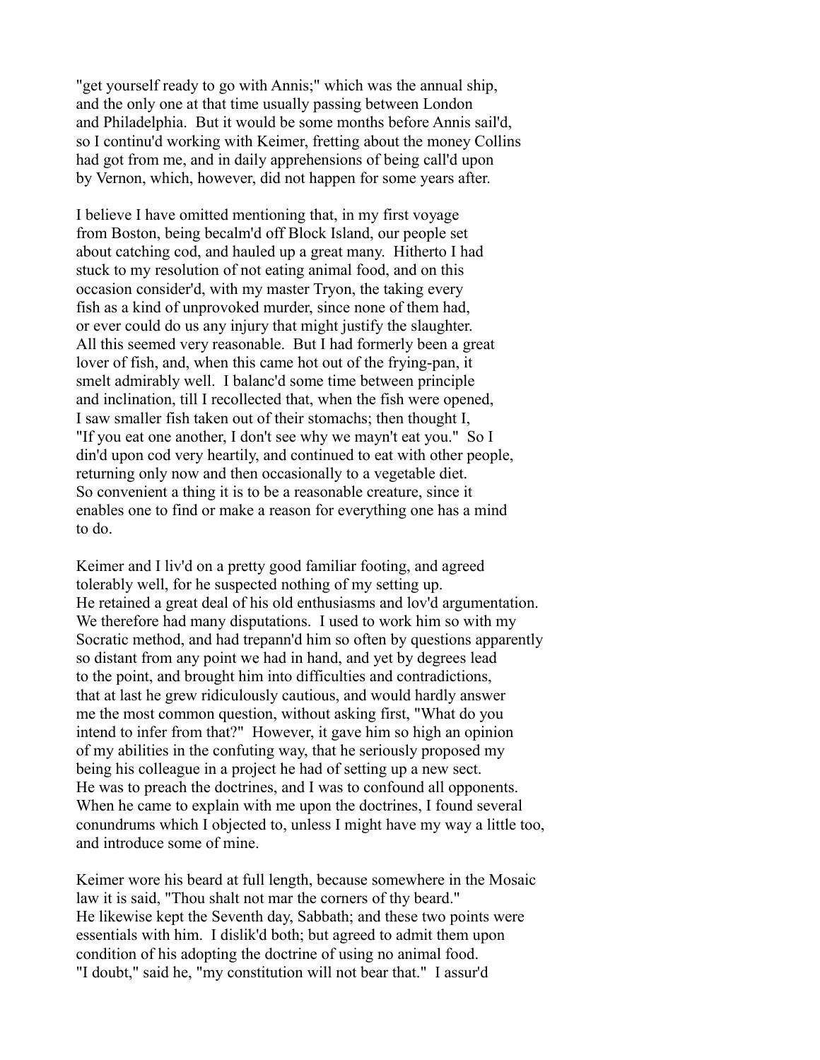"get yourself ready to go with Annis;" which was the annual ship, and the only one at that time usually passing between London and Philadelphia. But it would be some months before Annis sail'd, so I continu'd working with Keimer, fretting about the money Collins had got from me, and in daily apprehensions of being call'd upon by Vernon, which, however, did not happen for some years after.

I believe I have omitted mentioning that, in my first voyage from Boston, being becalm'd off Block Island, our people set about catching cod, and hauled up a great many. Hitherto I had stuck to my resolution of not eating animal food, and on this occasion consider'd, with my master Tryon, the taking every fish as a kind of unprovoked murder, since none of them had, or ever could do us any injury that might justify the slaughter. All this seemed very reasonable. But I had formerly been a great lover of fish, and, when this came hot out of the frying-pan, it smelt admirably well. I balanc'd some time between principle and inclination, till I recollected that, when the fish were opened, I saw smaller fish taken out of their stomachs; then thought I, "If you eat one another, I don't see why we mayn't eat you." So I din'd upon cod very heartily, and continued to eat with other people, returning only now and then occasionally to a vegetable diet. So convenient a thing it is to be a reasonable creature, since it enables one to find or make a reason for everything one has a mind to do.

Keimer and I liv'd on a pretty good familiar footing, and agreed tolerably well, for he suspected nothing of my setting up. He retained a great deal of his old enthusiasms and lov'd argumentation. We therefore had many disputations. I used to work him so with my Socratic method, and had trepann'd him so often by questions apparently so distant from any point we had in hand, and yet by degrees lead to the point, and brought him into difficulties and contradictions, that at last he grew ridiculously cautious, and would hardly answer me the most common question, without asking first, "What do you intend to infer from that?" However, it gave him so high an opinion of my abilities in the confuting way, that he seriously proposed my being his colleague in a project he had of setting up a new sect. He was to preach the doctrines, and I was to confound all opponents. When he came to explain with me upon the doctrines, I found several conundrums which I objected to, unless I might have my way a little too, and introduce some of mine.

Keimer wore his beard at full length, because somewhere in the Mosaic law it is said, "Thou shalt not mar the corners of thy beard." He likewise kept the Seventh day, Sabbath; and these two points were essentials with him. I dislik'd both; but agreed to admit them upon condition of his adopting the doctrine of using no animal food. "I doubt," said he, "my constitution will not bear that." I assur'd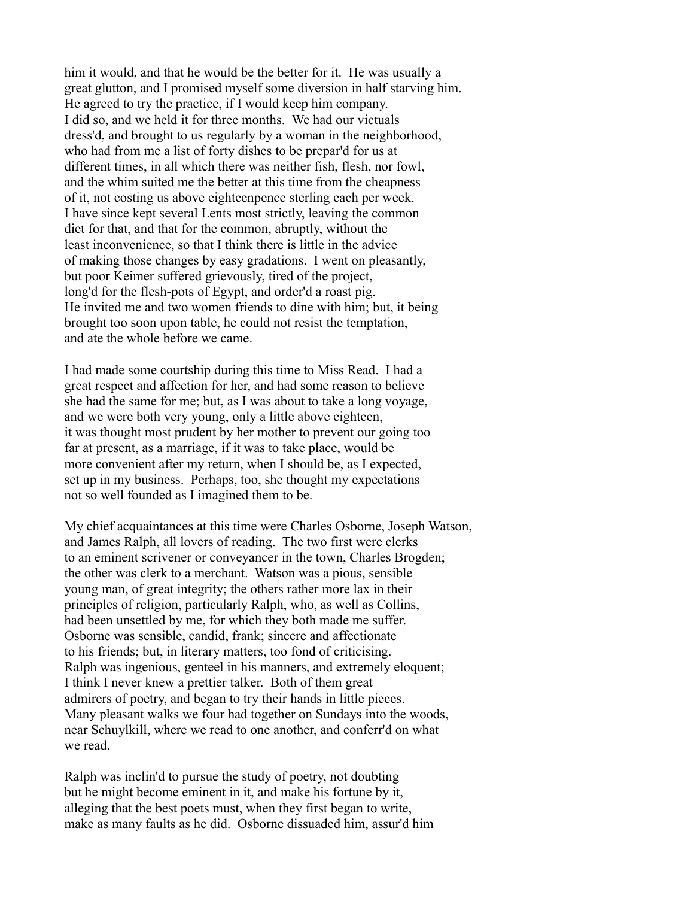him it would, and that he would be the better for it. He was usually a great glutton, and I promised myself some diversion in half starving him. He agreed to try the practice, if I would keep him company. I did so, and we held it for three months. We had our victuals dress'd, and brought to us regularly by a woman in the neighborhood, who had from me a list of forty dishes to be prepar'd for us at different times, in all which there was neither fish, flesh, nor fowl, and the whim suited me the better at this time from the cheapness of it, not costing us above eighteenpence sterling each per week. I have since kept several Lents most strictly, leaving the common diet for that, and that for the common, abruptly, without the least inconvenience, so that I think there is little in the advice of making those changes by easy gradations. I went on pleasantly, but poor Keimer suffered grievously, tired of the project, long'd for the flesh-pots of Egypt, and order'd a roast pig. He invited me and two women friends to dine with him; but, it being brought too soon upon table, he could not resist the temptation, and ate the whole before we came.

I had made some courtship during this time to Miss Read. I had a great respect and affection for her, and had some reason to believe she had the same for me; but, as I was about to take a long voyage, and we were both very young, only a little above eighteen, it was thought most prudent by her mother to prevent our going too far at present, as a marriage, if it was to take place, would be more convenient after my return, when I should be, as I expected, set up in my business. Perhaps, too, she thought my expectations not so well founded as I imagined them to be.

My chief acquaintances at this time were Charles Osborne, Joseph Watson, and James Ralph, all lovers of reading. The two first were clerks to an eminent scrivener or conveyancer in the town, Charles Brogden; the other was clerk to a merchant. Watson was a pious, sensible young man, of great integrity; the others rather more lax in their principles of religion, particularly Ralph, who, as well as Collins, had been unsettled by me, for which they both made me suffer. Osborne was sensible, candid, frank; sincere and affectionate to his friends; but, in literary matters, too fond of criticising. Ralph was ingenious, genteel in his manners, and extremely eloquent; I think I never knew a prettier talker. Both of them great admirers of poetry, and began to try their hands in little pieces. Many pleasant walks we four had together on Sundays into the woods, near Schuylkill, where we read to one another, and conferr'd on what we read.

Ralph was inclin'd to pursue the study of poetry, not doubting but he might become eminent in it, and make his fortune by it, alleging that the best poets must, when they first began to write, make as many faults as he did. Osborne dissuaded him, assur'd him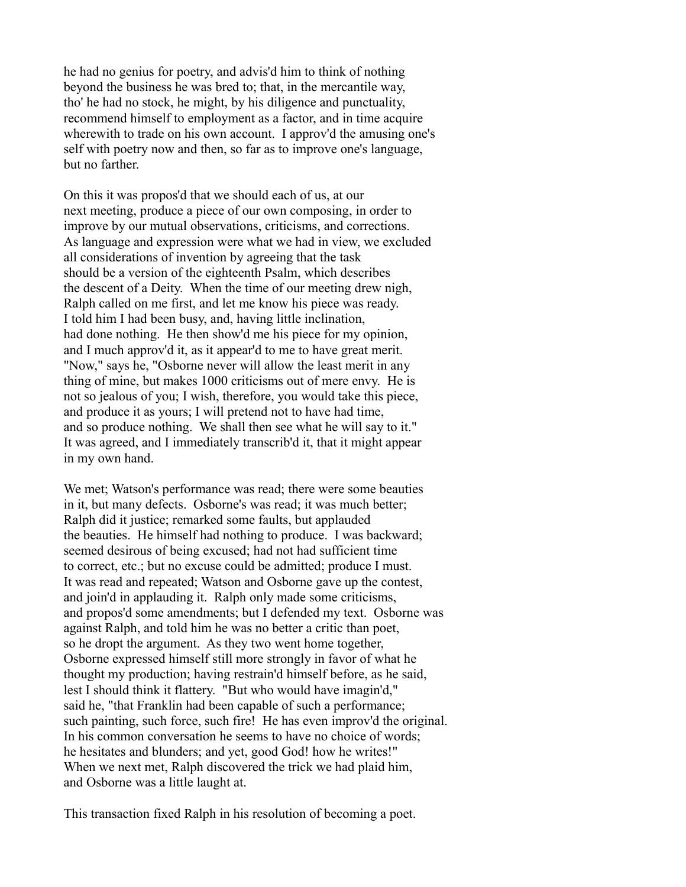he had no genius for poetry, and advis'd him to think of nothing beyond the business he was bred to; that, in the mercantile way, tho' he had no stock, he might, by his diligence and punctuality, recommend himself to employment as a factor, and in time acquire wherewith to trade on his own account. I approv'd the amusing one's self with poetry now and then, so far as to improve one's language, but no farther.

On this it was propos'd that we should each of us, at our next meeting, produce a piece of our own composing, in order to improve by our mutual observations, criticisms, and corrections. As language and expression were what we had in view, we excluded all considerations of invention by agreeing that the task should be a version of the eighteenth Psalm, which describes the descent of a Deity. When the time of our meeting drew nigh, Ralph called on me first, and let me know his piece was ready. I told him I had been busy, and, having little inclination, had done nothing. He then show'd me his piece for my opinion, and I much approv'd it, as it appear'd to me to have great merit. "Now," says he, "Osborne never will allow the least merit in any thing of mine, but makes 1000 criticisms out of mere envy. He is not so jealous of you; I wish, therefore, you would take this piece, and produce it as yours; I will pretend not to have had time, and so produce nothing. We shall then see what he will say to it." It was agreed, and I immediately transcrib'd it, that it might appear in my own hand.

We met; Watson's performance was read; there were some beauties in it, but many defects. Osborne's was read; it was much better; Ralph did it justice; remarked some faults, but applauded the beauties. He himself had nothing to produce. I was backward; seemed desirous of being excused; had not had sufficient time to correct, etc.; but no excuse could be admitted; produce I must. It was read and repeated; Watson and Osborne gave up the contest, and join'd in applauding it. Ralph only made some criticisms, and propos'd some amendments; but I defended my text. Osborne was against Ralph, and told him he was no better a critic than poet, so he dropt the argument. As they two went home together, Osborne expressed himself still more strongly in favor of what he thought my production; having restrain'd himself before, as he said, lest I should think it flattery. "But who would have imagin'd," said he, "that Franklin had been capable of such a performance; such painting, such force, such fire! He has even improv'd the original. In his common conversation he seems to have no choice of words; he hesitates and blunders; and yet, good God! how he writes!" When we next met, Ralph discovered the trick we had plaid him, and Osborne was a little laught at.

This transaction fixed Ralph in his resolution of becoming a poet.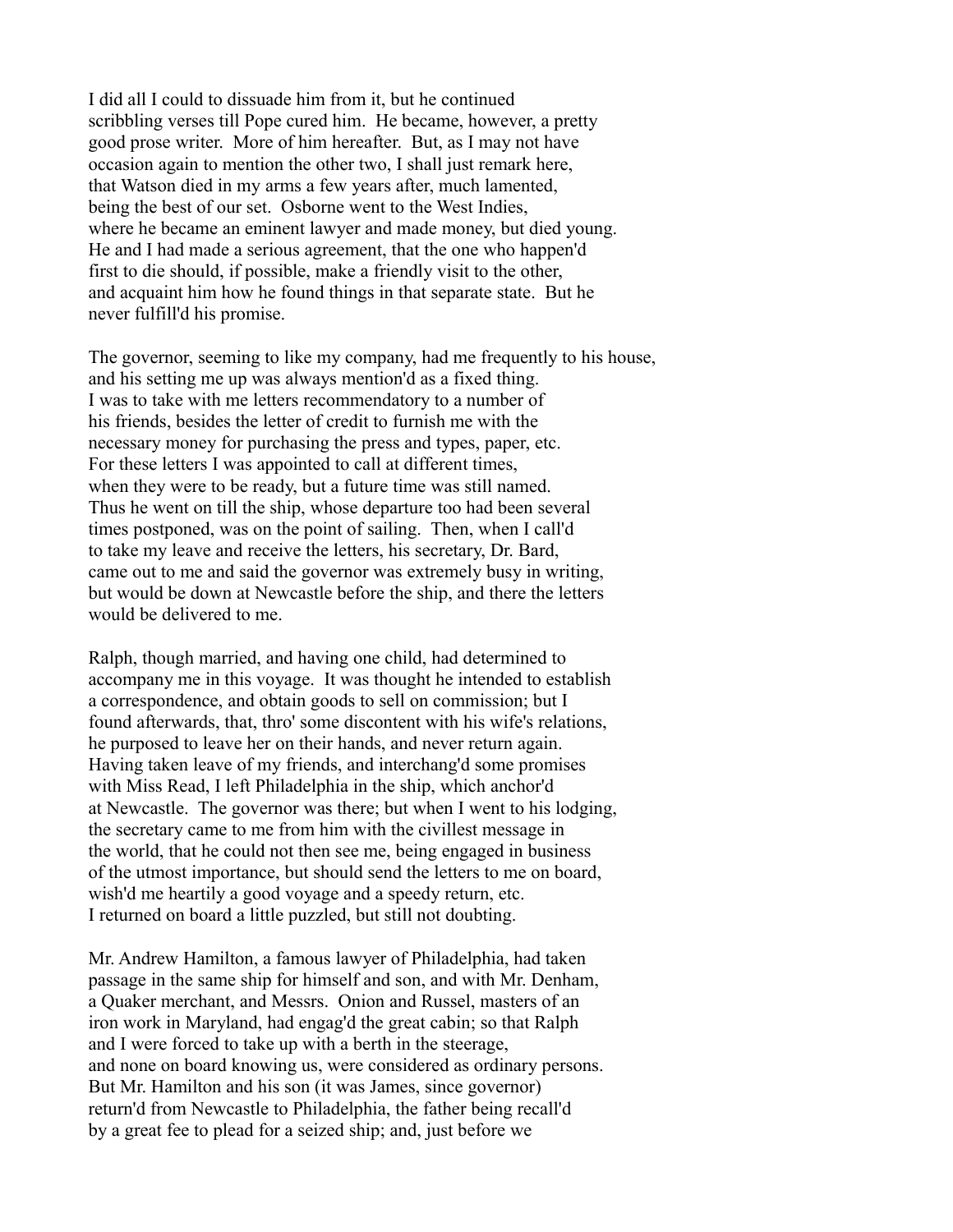I did all I could to dissuade him from it, but he continued scribbling verses till Pope cured him. He became, however, a pretty good prose writer. More of him hereafter. But, as I may not have occasion again to mention the other two, I shall just remark here, that Watson died in my arms a few years after, much lamented, being the best of our set. Osborne went to the West Indies, where he became an eminent lawyer and made money, but died young. He and I had made a serious agreement, that the one who happen'd first to die should, if possible, make a friendly visit to the other, and acquaint him how he found things in that separate state. But he never fulfill'd his promise.

The governor, seeming to like my company, had me frequently to his house, and his setting me up was always mention'd as a fixed thing. I was to take with me letters recommendatory to a number of his friends, besides the letter of credit to furnish me with the necessary money for purchasing the press and types, paper, etc. For these letters I was appointed to call at different times, when they were to be ready, but a future time was still named. Thus he went on till the ship, whose departure too had been several times postponed, was on the point of sailing. Then, when I call'd to take my leave and receive the letters, his secretary, Dr. Bard, came out to me and said the governor was extremely busy in writing, but would be down at Newcastle before the ship, and there the letters would be delivered to me.

Ralph, though married, and having one child, had determined to accompany me in this voyage. It was thought he intended to establish a correspondence, and obtain goods to sell on commission; but I found afterwards, that, thro' some discontent with his wife's relations, he purposed to leave her on their hands, and never return again. Having taken leave of my friends, and interchang'd some promises with Miss Read, I left Philadelphia in the ship, which anchor'd at Newcastle. The governor was there; but when I went to his lodging, the secretary came to me from him with the civillest message in the world, that he could not then see me, being engaged in business of the utmost importance, but should send the letters to me on board, wish'd me heartily a good voyage and a speedy return, etc. I returned on board a little puzzled, but still not doubting.

Mr. Andrew Hamilton, a famous lawyer of Philadelphia, had taken passage in the same ship for himself and son, and with Mr. Denham, a Quaker merchant, and Messrs. Onion and Russel, masters of an iron work in Maryland, had engag'd the great cabin; so that Ralph and I were forced to take up with a berth in the steerage, and none on board knowing us, were considered as ordinary persons. But Mr. Hamilton and his son (it was James, since governor) return'd from Newcastle to Philadelphia, the father being recall'd by a great fee to plead for a seized ship; and, just before we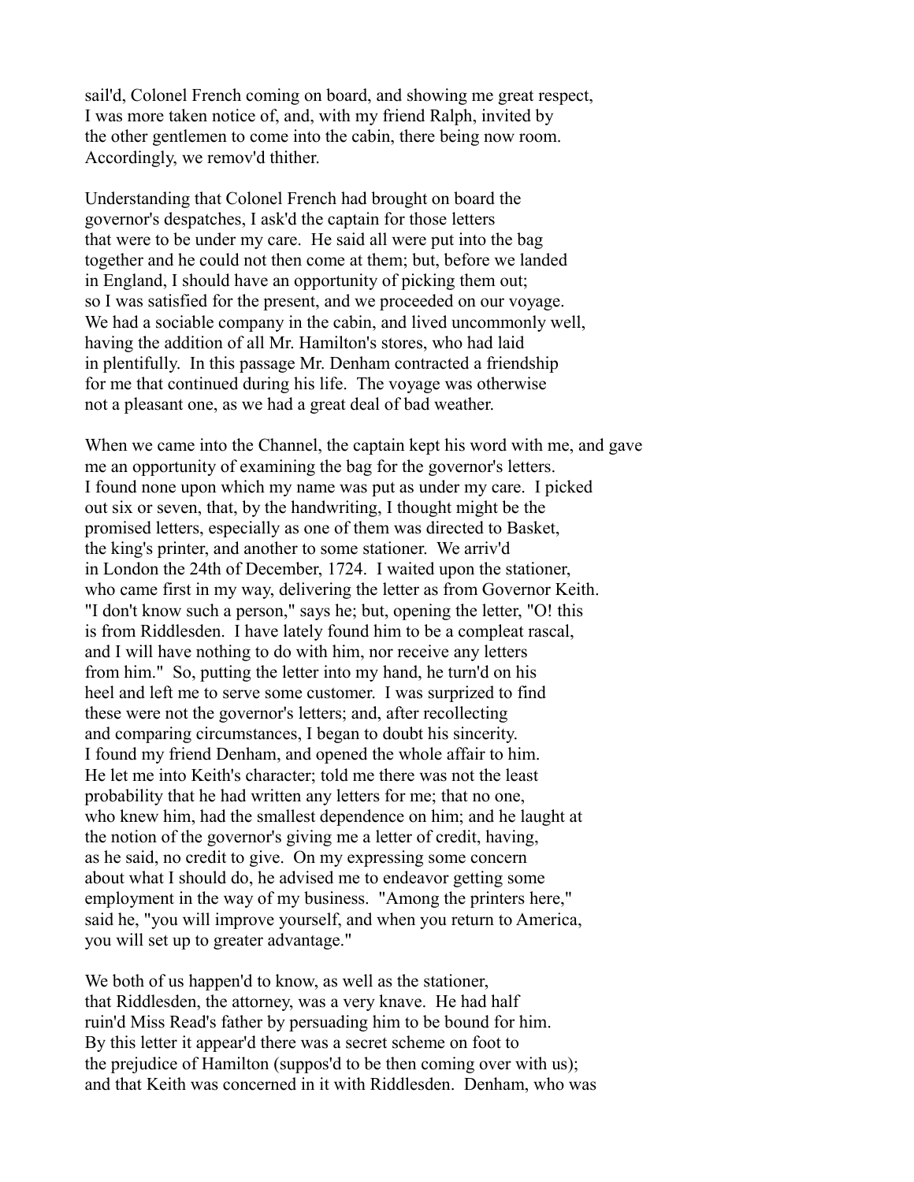sail'd, Colonel French coming on board, and showing me great respect, I was more taken notice of, and, with my friend Ralph, invited by the other gentlemen to come into the cabin, there being now room. Accordingly, we remov'd thither.

Understanding that Colonel French had brought on board the governor's despatches, I ask'd the captain for those letters that were to be under my care. He said all were put into the bag together and he could not then come at them; but, before we landed in England, I should have an opportunity of picking them out; so I was satisfied for the present, and we proceeded on our voyage. We had a sociable company in the cabin, and lived uncommonly well, having the addition of all Mr. Hamilton's stores, who had laid in plentifully. In this passage Mr. Denham contracted a friendship for me that continued during his life. The voyage was otherwise not a pleasant one, as we had a great deal of bad weather.

When we came into the Channel, the captain kept his word with me, and gave me an opportunity of examining the bag for the governor's letters. I found none upon which my name was put as under my care. I picked out six or seven, that, by the handwriting, I thought might be the promised letters, especially as one of them was directed to Basket, the king's printer, and another to some stationer. We arriv'd in London the 24th of December, 1724. I waited upon the stationer, who came first in my way, delivering the letter as from Governor Keith. "I don't know such a person," says he; but, opening the letter, "O! this is from Riddlesden. I have lately found him to be a compleat rascal, and I will have nothing to do with him, nor receive any letters from him." So, putting the letter into my hand, he turn'd on his heel and left me to serve some customer. I was surprized to find these were not the governor's letters; and, after recollecting and comparing circumstances, I began to doubt his sincerity. I found my friend Denham, and opened the whole affair to him. He let me into Keith's character; told me there was not the least probability that he had written any letters for me; that no one, who knew him, had the smallest dependence on him; and he laught at the notion of the governor's giving me a letter of credit, having, as he said, no credit to give. On my expressing some concern about what I should do, he advised me to endeavor getting some employment in the way of my business. "Among the printers here," said he, "you will improve yourself, and when you return to America, you will set up to greater advantage."

We both of us happen'd to know, as well as the stationer, that Riddlesden, the attorney, was a very knave. He had half ruin'd Miss Read's father by persuading him to be bound for him. By this letter it appear'd there was a secret scheme on foot to the prejudice of Hamilton (suppos'd to be then coming over with us); and that Keith was concerned in it with Riddlesden. Denham, who was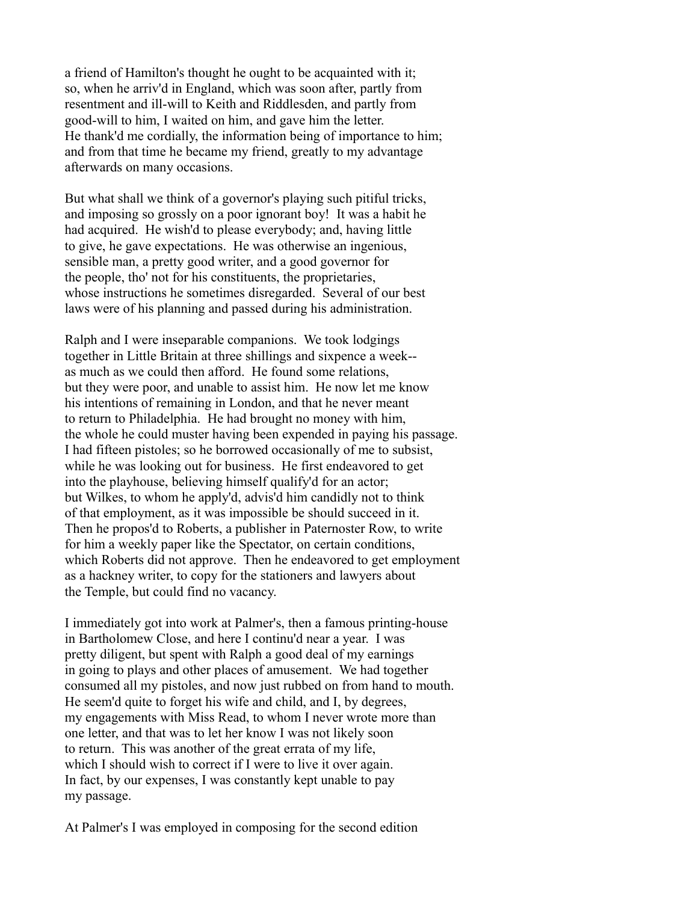a friend of Hamilton's thought he ought to be acquainted with it; so, when he arriv'd in England, which was soon after, partly from resentment and ill-will to Keith and Riddlesden, and partly from good-will to him, I waited on him, and gave him the letter. He thank'd me cordially, the information being of importance to him; and from that time he became my friend, greatly to my advantage afterwards on many occasions.

But what shall we think of a governor's playing such pitiful tricks, and imposing so grossly on a poor ignorant boy! It was a habit he had acquired. He wish'd to please everybody; and, having little to give, he gave expectations. He was otherwise an ingenious, sensible man, a pretty good writer, and a good governor for the people, tho' not for his constituents, the proprietaries, whose instructions he sometimes disregarded. Several of our best laws were of his planning and passed during his administration.

Ralph and I were inseparable companions. We took lodgings together in Little Britain at three shillings and sixpence a week--as much as we could then afford. He found some relations, but they were poor, and unable to assist him. He now let me know his intentions of remaining in London, and that he never meant to return to Philadelphia. He had brought no money with him, the whole he could muster having been expended in paying his passage. I had fifteen pistoles; so he borrowed occasionally of me to subsist, while he was looking out for business. He first endeavored to get into the playhouse, believing himself qualify'd for an actor; but Wilkes, to whom he apply'd, advis'd him candidly not to think of that employment, as it was impossible be should succeed in it. Then he propos'd to Roberts, a publisher in Paternoster Row, to write for him a weekly paper like the Spectator, on certain conditions, which Roberts did not approve. Then he endeavored to get employment as a hackney writer, to copy for the stationers and lawyers about the Temple, but could find no vacancy.

I immediately got into work at Palmer's, then a famous printing-house in Bartholomew Close, and here I continu'd near a year. I was pretty diligent, but spent with Ralph a good deal of my earnings in going to plays and other places of amusement. We had together consumed all my pistoles, and now just rubbed on from hand to mouth. He seem'd quite to forget his wife and child, and I, by degrees, my engagements with Miss Read, to whom I never wrote more than one letter, and that was to let her know I was not likely soon to return. This was another of the great errata of my life, which I should wish to correct if I were to live it over again. In fact, by our expenses, I was constantly kept unable to pay my passage.

At Palmer's I was employed in composing for the second edition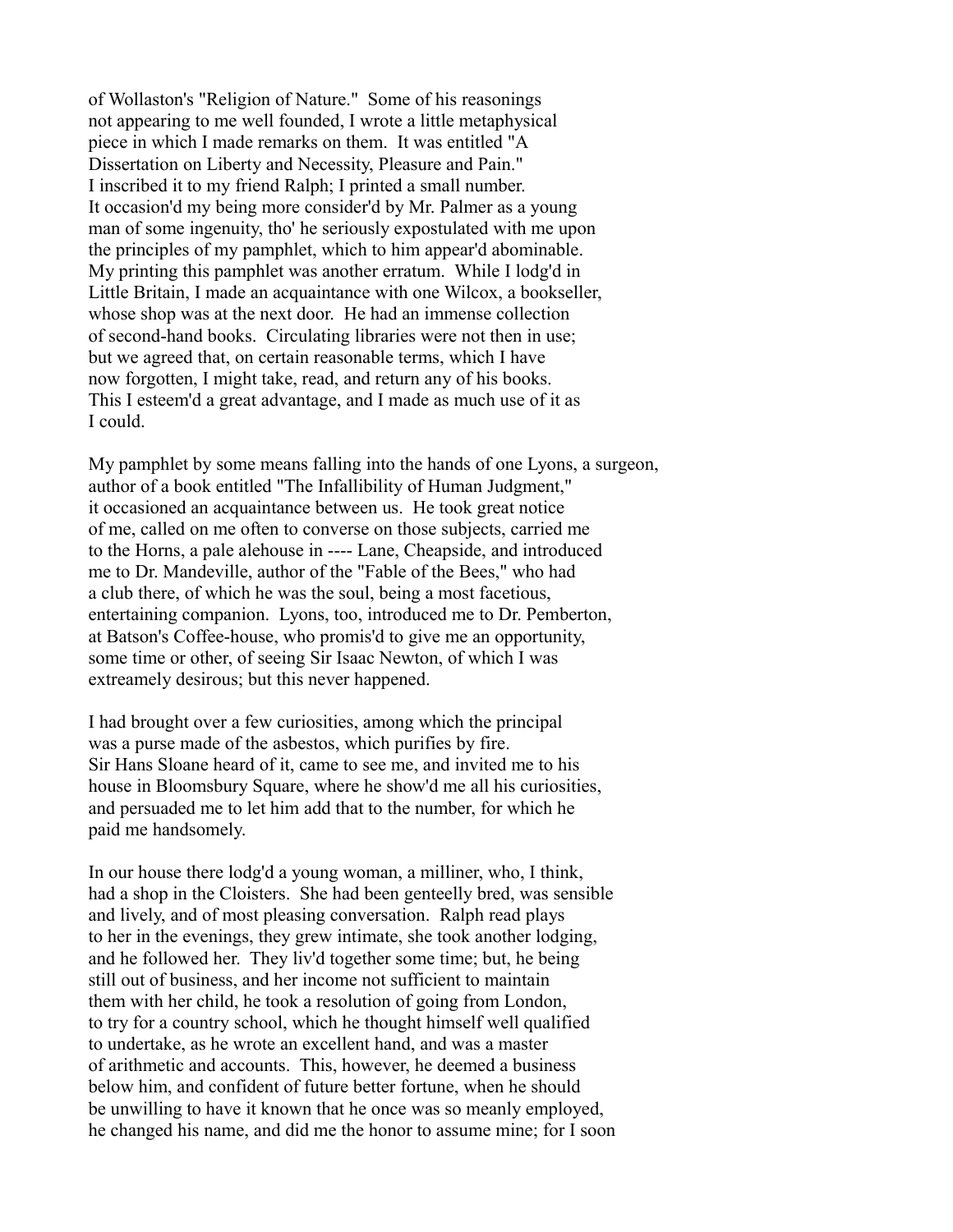of Wollaston's "Religion of Nature." Some of his reasonings not appearing to me well founded, I wrote a little metaphysical piece in which I made remarks on them. It was entitled "A Dissertation on Liberty and Necessity, Pleasure and Pain." I inscribed it to my friend Ralph; I printed a small number. It occasion'd my being more consider'd by Mr. Palmer as a young man of some ingenuity, tho' he seriously expostulated with me upon the principles of my pamphlet, which to him appear'd abominable. My printing this pamphlet was another erratum. While I lodg'd in Little Britain, I made an acquaintance with one Wilcox, a bookseller, whose shop was at the next door. He had an immense collection of second-hand books. Circulating libraries were not then in use; but we agreed that, on certain reasonable terms, which I have now forgotten, I might take, read, and return any of his books. This I esteem'd a great advantage, and I made as much use of it as I could.

My pamphlet by some means falling into the hands of one Lyons, a surgeon, author of a book entitled "The Infallibility of Human Judgment," it occasioned an acquaintance between us. He took great notice of me, called on me often to converse on those subjects, carried me to the Horns, a pale alehouse in ---- Lane, Cheapside, and introduced me to Dr. Mandeville, author of the "Fable of the Bees," who had a club there, of which he was the soul, being a most facetious, entertaining companion. Lyons, too, introduced me to Dr. Pemberton, at Batson's Coffee-house, who promis'd to give me an opportunity, some time or other, of seeing Sir Isaac Newton, of which I was extreamely desirous; but this never happened.

I had brought over a few curiosities, among which the principal was a purse made of the asbestos, which purifies by fire. Sir Hans Sloane heard of it, came to see me, and invited me to his house in Bloomsbury Square, where he show'd me all his curiosities, and persuaded me to let him add that to the number, for which he paid me handsomely.

In our house there lodg'd a young woman, a milliner, who, I think, had a shop in the Cloisters. She had been genteelly bred, was sensible and lively, and of most pleasing conversation. Ralph read plays to her in the evenings, they grew intimate, she took another lodging, and he followed her. They liv'd together some time; but, he being still out of business, and her income not sufficient to maintain them with her child, he took a resolution of going from London, to try for a country school, which he thought himself well qualified to undertake, as he wrote an excellent hand, and was a master of arithmetic and accounts. This, however, he deemed a business below him, and confident of future better fortune, when he should be unwilling to have it known that he once was so meanly employed, he changed his name, and did me the honor to assume mine; for I soon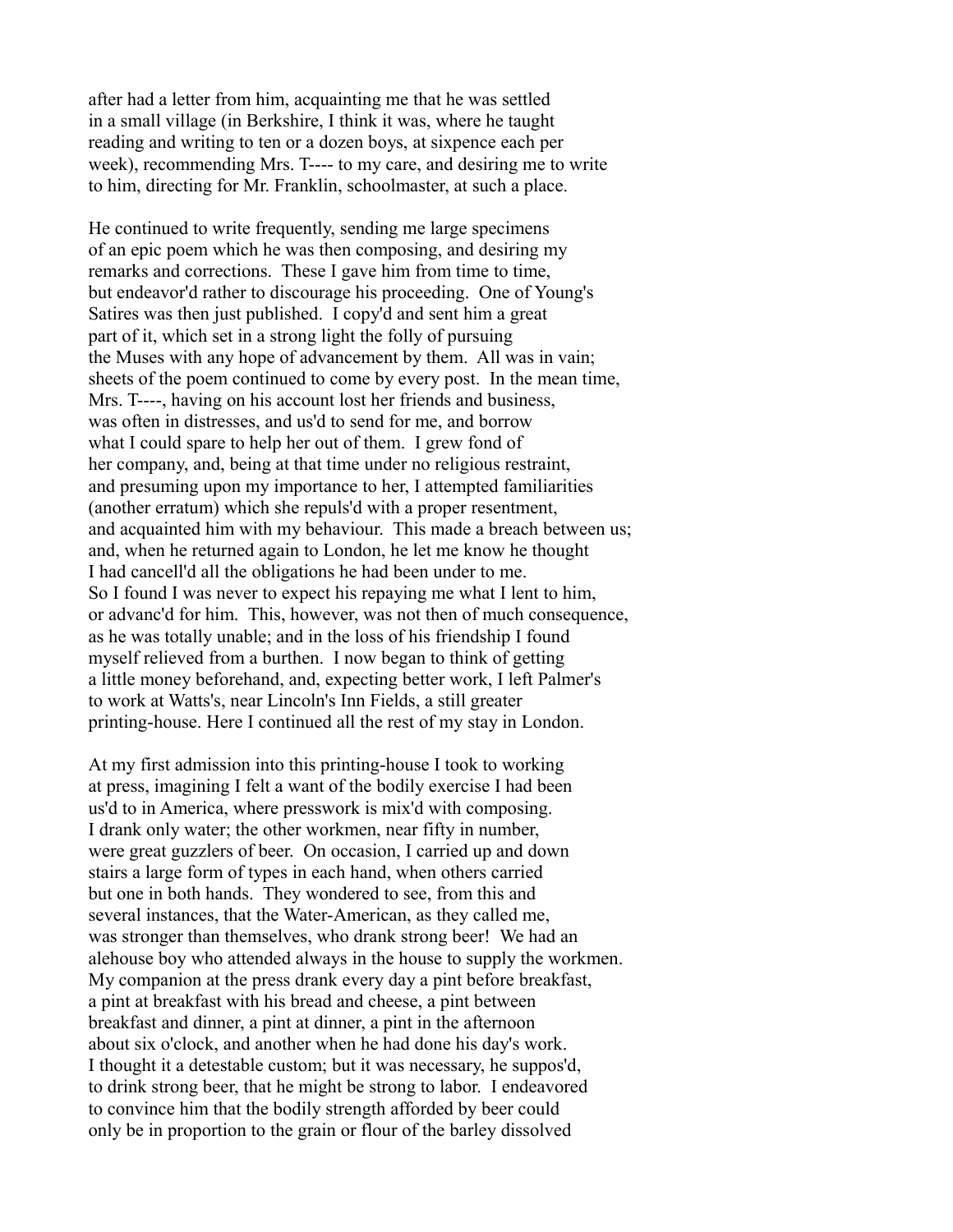after had a letter from him, acquainting me that he was settled in a small village (in Berkshire, I think it was, where he taught reading and writing to ten or a dozen boys, at sixpence each per week), recommending Mrs. T---- to my care, and desiring me to write to him, directing for Mr. Franklin, schoolmaster, at such a place.

He continued to write frequently, sending me large specimens of an epic poem which he was then composing, and desiring my remarks and corrections. These I gave him from time to time, but endeavor'd rather to discourage his proceeding. One of Young's Satires was then just published. I copy'd and sent him a great part of it, which set in a strong light the folly of pursuing the Muses with any hope of advancement by them. All was in vain; sheets of the poem continued to come by every post. In the mean time, Mrs. T----, having on his account lost her friends and business, was often in distresses, and us'd to send for me, and borrow what I could spare to help her out of them. I grew fond of her company, and, being at that time under no religious restraint, and presuming upon my importance to her, I attempted familiarities (another erratum) which she repuls'd with a proper resentment, and acquainted him with my behaviour. This made a breach between us; and, when he returned again to London, he let me know he thought I had cancell'd all the obligations he had been under to me. So I found I was never to expect his repaying me what I lent to him, or advanc'd for him. This, however, was not then of much consequence, as he was totally unable; and in the loss of his friendship I found myself relieved from a burthen. I now began to think of getting a little money beforehand, and, expecting better work, I left Palmer's to work at Watts's, near Lincoln's Inn Fields, a still greater printing-house. Here I continued all the rest of my stay in London.

At my first admission into this printing-house I took to working at press, imagining I felt a want of the bodily exercise I had been us'd to in America, where presswork is mix'd with composing. I drank only water; the other workmen, near fifty in number, were great guzzlers of beer. On occasion, I carried up and down stairs a large form of types in each hand, when others carried but one in both hands. They wondered to see, from this and several instances, that the Water-American, as they called me, was stronger than themselves, who drank strong beer! We had an alehouse boy who attended always in the house to supply the workmen. My companion at the press drank every day a pint before breakfast, a pint at breakfast with his bread and cheese, a pint between breakfast and dinner, a pint at dinner, a pint in the afternoon about six o'clock, and another when he had done his day's work. I thought it a detestable custom; but it was necessary, he suppos'd, to drink strong beer, that he might be strong to labor. I endeavored to convince him that the bodily strength afforded by beer could only be in proportion to the grain or flour of the barley dissolved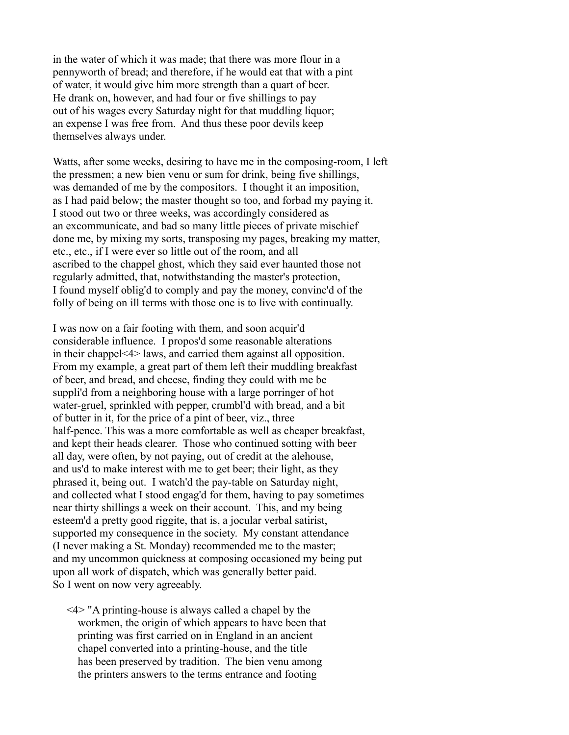in the water of which it was made; that there was more flour in a pennyworth of bread; and therefore, if he would eat that with a pint of water, it would give him more strength than a quart of beer. He drank on, however, and had four or five shillings to pay out of his wages every Saturday night for that muddling liquor; an expense I was free from. And thus these poor devils keep themselves always under.

Watts, after some weeks, desiring to have me in the composing-room, I left the pressmen; a new bien venu or sum for drink, being five shillings, was demanded of me by the compositors. I thought it an imposition, as I had paid below; the master thought so too, and forbad my paying it. I stood out two or three weeks, was accordingly considered as an excommunicate, and bad so many little pieces of private mischief done me, by mixing my sorts, transposing my pages, breaking my matter, etc., etc., if I were ever so little out of the room, and all ascribed to the chappel ghost, which they said ever haunted those not regularly admitted, that, notwithstanding the master's protection, I found myself oblig'd to comply and pay the money, convinc'd of the folly of being on ill terms with those one is to live with continually.

I was now on a fair footing with them, and soon acquir'd considerable influence. I propos'd some reasonable alterations in their chappel<4> laws, and carried them against all opposition. From my example, a great part of them left their muddling breakfast of beer, and bread, and cheese, finding they could with me be suppli'd from a neighboring house with a large porringer of hot water-gruel, sprinkled with pepper, crumbl'd with bread, and a bit of butter in it, for the price of a pint of beer, viz., three half-pence. This was a more comfortable as well as cheaper breakfast, and kept their heads clearer. Those who continued sotting with beer all day, were often, by not paying, out of credit at the alehouse, and us'd to make interest with me to get beer; their light, as they phrased it, being out. I watch'd the pay-table on Saturday night, and collected what I stood engag'd for them, having to pay sometimes near thirty shillings a week on their account. This, and my being esteem'd a pretty good riggite, that is, a jocular verbal satirist, supported my consequence in the society. My constant attendance (I never making a St. Monday) recommended me to the master; and my uncommon quickness at composing occasioned my being put upon all work of dispatch, which was generally better paid. So I went on now very agreeably.

<4> "A printing-house is always called a chapel by the workmen, the origin of which appears to have been that printing was first carried on in England in an ancient chapel converted into a printing-house, and the title has been preserved by tradition. The bien venu among the printers answers to the terms entrance and footing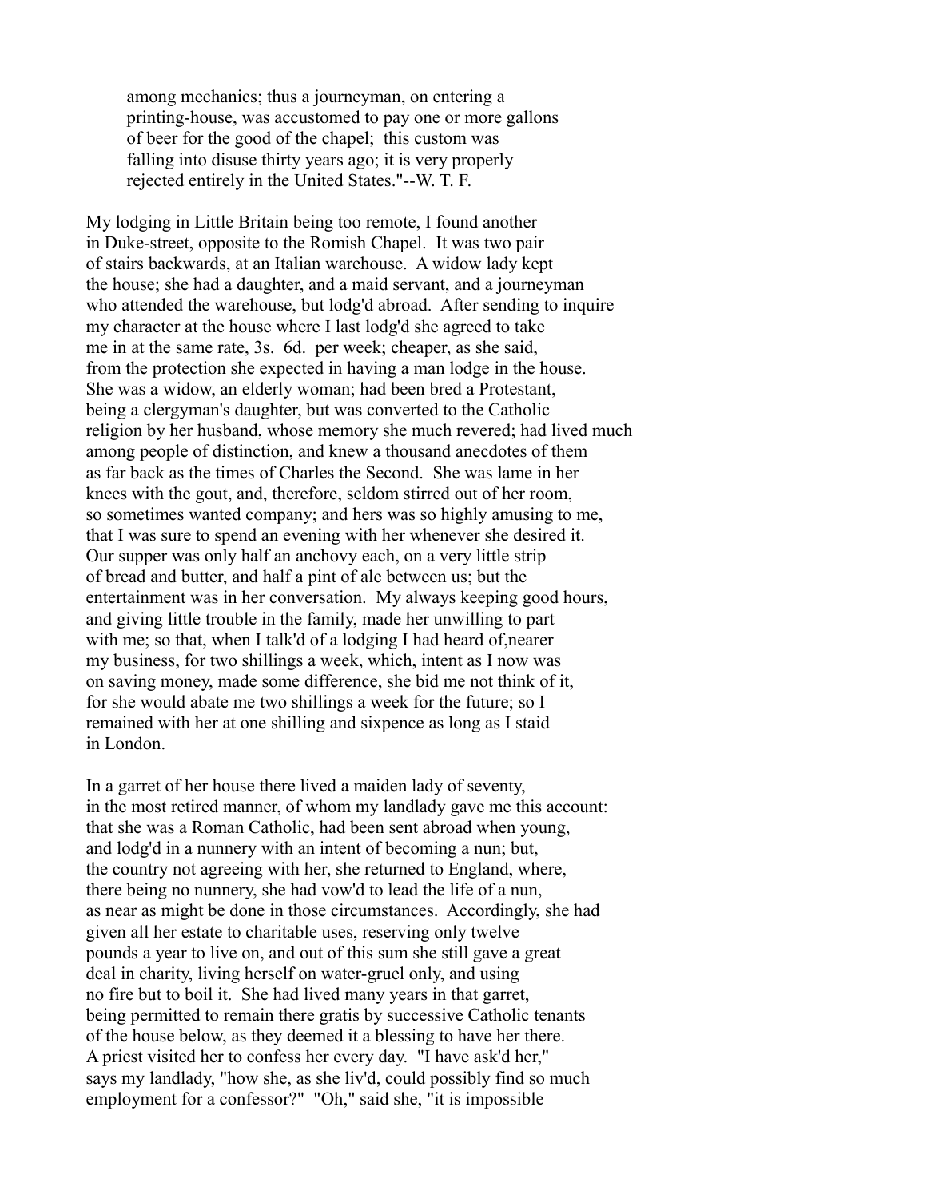> among mechanics; thus a journeyman, on entering a printing-house, was accustomed to pay one or more gallons of beer for the good of the chapel; this custom was falling into disuse thirty years ago; it is very properly rejected entirely in the United States."--W. T. F.

My lodging in Little Britain being too remote, I found another in Duke-street, opposite to the Romish Chapel. It was two pair of stairs backwards, at an Italian warehouse. A widow lady kept the house; she had a daughter, and a maid servant, and a journeyman who attended the warehouse, but lodg'd abroad. After sending to inquire my character at the house where I last lodg'd she agreed to take me in at the same rate, 3s. 6d. per week; cheaper, as she said, from the protection she expected in having a man lodge in the house. She was a widow, an elderly woman; had been bred a Protestant, being a clergyman's daughter, but was converted to the Catholic religion by her husband, whose memory she much revered; had lived much among people of distinction, and knew a thousand anecdotes of them as far back as the times of Charles the Second. She was lame in her knees with the gout, and, therefore, seldom stirred out of her room, so sometimes wanted company; and hers was so highly amusing to me, that I was sure to spend an evening with her whenever she desired it. Our supper was only half an anchovy each, on a very little strip of bread and butter, and half a pint of ale between us; but the entertainment was in her conversation. My always keeping good hours, and giving little trouble in the family, made her unwilling to part with me; so that, when I talk'd of a lodging I had heard of,nearer my business, for two shillings a week, which, intent as I now was on saving money, made some difference, she bid me not think of it, for she would abate me two shillings a week for the future; so I remained with her at one shilling and sixpence as long as I staid in London.

In a garret of her house there lived a maiden lady of seventy, in the most retired manner, of whom my landlady gave me this account: that she was a Roman Catholic, had been sent abroad when young, and lodg'd in a nunnery with an intent of becoming a nun; but, the country not agreeing with her, she returned to England, where, there being no nunnery, she had vow'd to lead the life of a nun, as near as might be done in those circumstances. Accordingly, she had given all her estate to charitable uses, reserving only twelve pounds a year to live on, and out of this sum she still gave a great deal in charity, living herself on water-gruel only, and using no fire but to boil it. She had lived many years in that garret, being permitted to remain there gratis by successive Catholic tenants of the house below, as they deemed it a blessing to have her there. A priest visited her to confess her every day. "I have ask'd her," says my landlady, "how she, as she liv'd, could possibly find so much employment for a confessor?" "Oh," said she, "it is impossible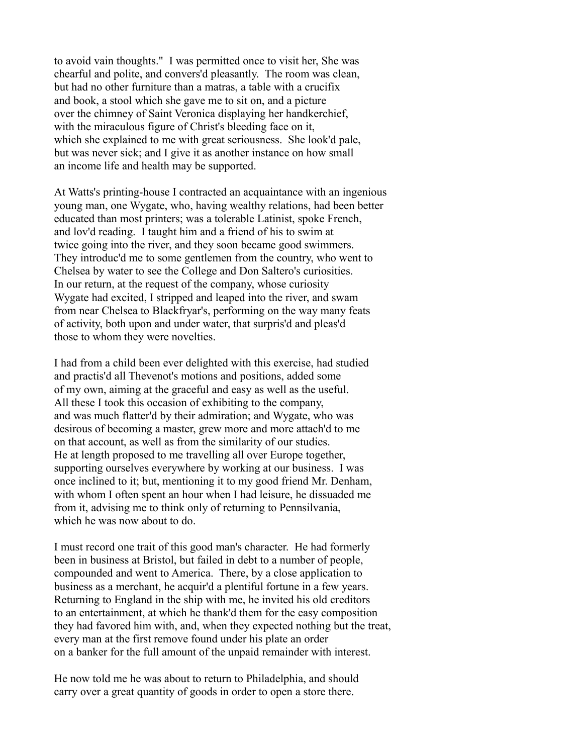to avoid vain thoughts." I was permitted once to visit her, She was chearful and polite, and convers'd pleasantly. The room was clean, but had no other furniture than a matras, a table with a crucifix and book, a stool which she gave me to sit on, and a picture over the chimney of Saint Veronica displaying her handkerchief, with the miraculous figure of Christ's bleeding face on it, which she explained to me with great seriousness. She look'd pale, but was never sick; and I give it as another instance on how small an income life and health may be supported.

At Watts's printing-house I contracted an acquaintance with an ingenious young man, one Wygate, who, having wealthy relations, had been better educated than most printers; was a tolerable Latinist, spoke French, and lov'd reading. I taught him and a friend of his to swim at twice going into the river, and they soon became good swimmers. They introduc'd me to some gentlemen from the country, who went to Chelsea by water to see the College and Don Saltero's curiosities. In our return, at the request of the company, whose curiosity Wygate had excited, I stripped and leaped into the river, and swam from near Chelsea to Blackfryar's, performing on the way many feats of activity, both upon and under water, that surpris'd and pleas'd those to whom they were novelties.

I had from a child been ever delighted with this exercise, had studied and practis'd all Thevenot's motions and positions, added some of my own, aiming at the graceful and easy as well as the useful. All these I took this occasion of exhibiting to the company, and was much flatter'd by their admiration; and Wygate, who was desirous of becoming a master, grew more and more attach'd to me on that account, as well as from the similarity of our studies. He at length proposed to me travelling all over Europe together, supporting ourselves everywhere by working at our business. I was once inclined to it; but, mentioning it to my good friend Mr. Denham, with whom I often spent an hour when I had leisure, he dissuaded me from it, advising me to think only of returning to Pennsilvania, which he was now about to do.

I must record one trait of this good man's character. He had formerly been in business at Bristol, but failed in debt to a number of people, compounded and went to America. There, by a close application to business as a merchant, he acquir'd a plentiful fortune in a few years. Returning to England in the ship with me, he invited his old creditors to an entertainment, at which he thank'd them for the easy composition they had favored him with, and, when they expected nothing but the treat, every man at the first remove found under his plate an order on a banker for the full amount of the unpaid remainder with interest.

He now told me he was about to return to Philadelphia, and should carry over a great quantity of goods in order to open a store there.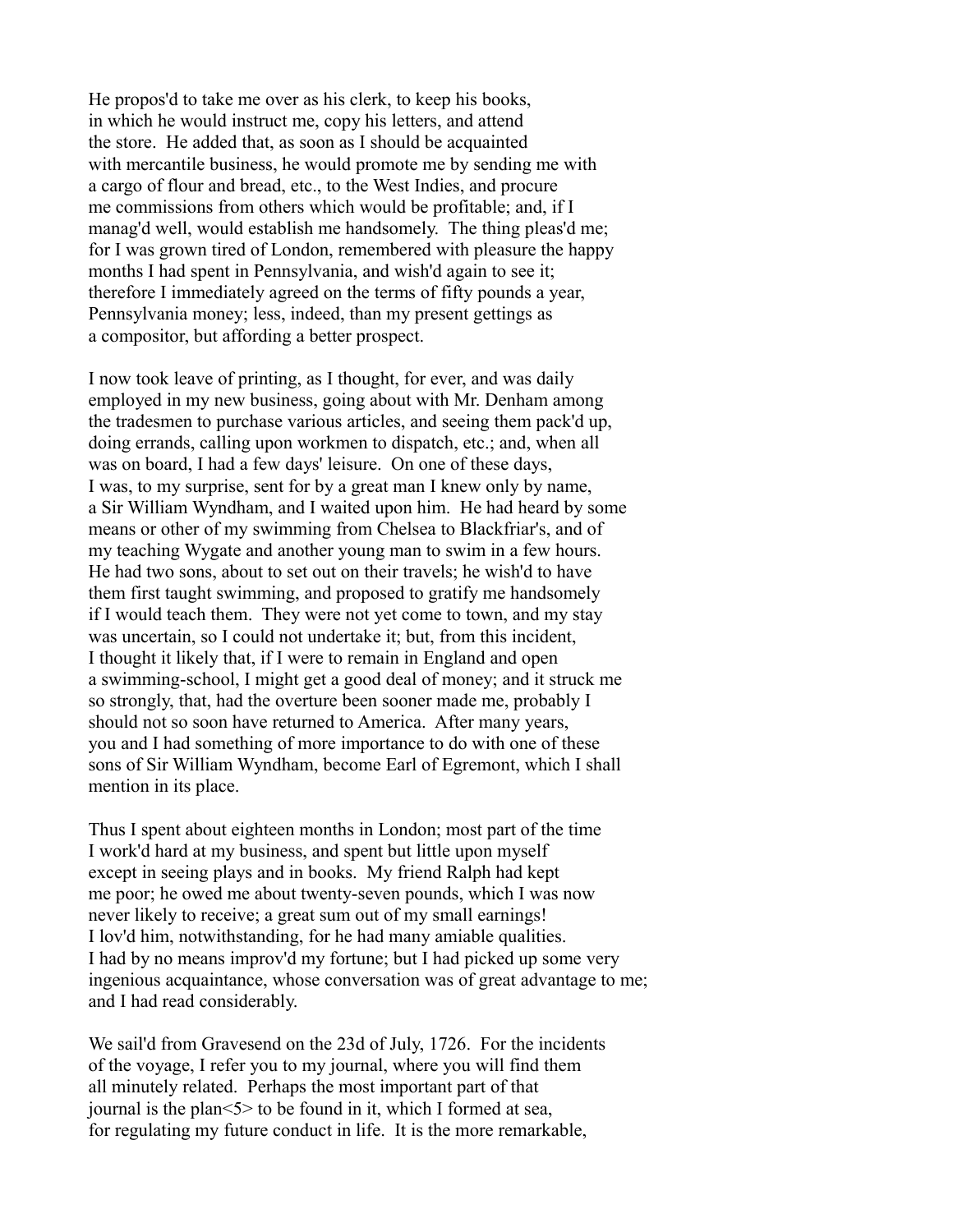He propos'd to take me over as his clerk, to keep his books, in which he would instruct me, copy his letters, and attend the store. He added that, as soon as I should be acquainted with mercantile business, he would promote me by sending me with a cargo of flour and bread, etc., to the West Indies, and procure me commissions from others which would be profitable; and, if I manag'd well, would establish me handsomely. The thing pleas'd me; for I was grown tired of London, remembered with pleasure the happy months I had spent in Pennsylvania, and wish'd again to see it; therefore I immediately agreed on the terms of fifty pounds a year, Pennsylvania money; less, indeed, than my present gettings as a compositor, but affording a better prospect.

I now took leave of printing, as I thought, for ever, and was daily employed in my new business, going about with Mr. Denham among the tradesmen to purchase various articles, and seeing them pack'd up, doing errands, calling upon workmen to dispatch, etc.; and, when all was on board, I had a few days' leisure. On one of these days, I was, to my surprise, sent for by a great man I knew only by name, a Sir William Wyndham, and I waited upon him. He had heard by some means or other of my swimming from Chelsea to Blackfriar's, and of my teaching Wygate and another young man to swim in a few hours. He had two sons, about to set out on their travels; he wish'd to have them first taught swimming, and proposed to gratify me handsomely if I would teach them. They were not yet come to town, and my stay was uncertain, so I could not undertake it; but, from this incident, I thought it likely that, if I were to remain in England and open a swimming-school, I might get a good deal of money; and it struck me so strongly, that, had the overture been sooner made me, probably I should not so soon have returned to America. After many years, you and I had something of more importance to do with one of these sons of Sir William Wyndham, become Earl of Egremont, which I shall mention in its place.

Thus I spent about eighteen months in London; most part of the time I work'd hard at my business, and spent but little upon myself except in seeing plays and in books. My friend Ralph had kept me poor; he owed me about twenty-seven pounds, which I was now never likely to receive; a great sum out of my small earnings! I lov'd him, notwithstanding, for he had many amiable qualities. I had by no means improv'd my fortune; but I had picked up some very ingenious acquaintance, whose conversation was of great advantage to me; and I had read considerably.

We sail'd from Gravesend on the 23d of July, 1726. For the incidents of the voyage, I refer you to my journal, where you will find them all minutely related. Perhaps the most important part of that journal is the plan<5> to be found in it, which I formed at sea, for regulating my future conduct in life. It is the more remarkable,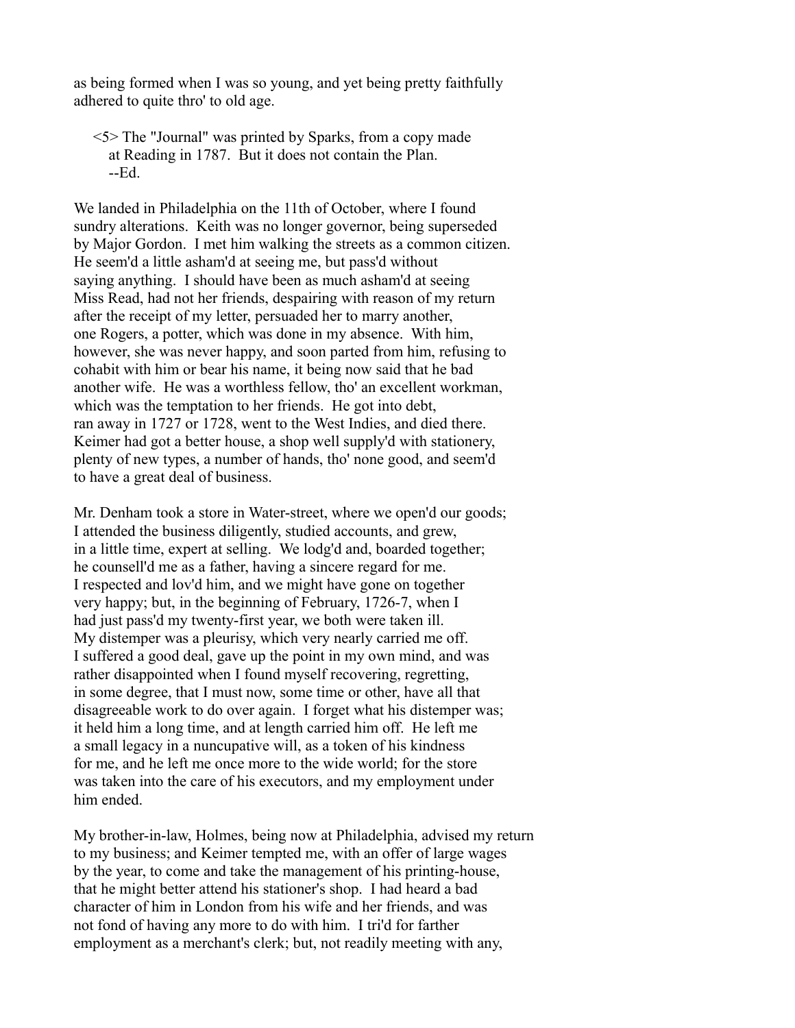as being formed when I was so young, and yet being pretty faithfully adhered to quite thro' to old age.

<5> The "Journal" was printed by Sparks, from a copy made at Reading in 1787. But it does not contain the Plan. --Ed.

We landed in Philadelphia on the 11th of October, where I found sundry alterations. Keith was no longer governor, being superseded by Major Gordon. I met him walking the streets as a common citizen. He seem'd a little asham'd at seeing me, but pass'd without saying anything. I should have been as much asham'd at seeing Miss Read, had not her friends, despairing with reason of my return after the receipt of my letter, persuaded her to marry another, one Rogers, a potter, which was done in my absence. With him, however, she was never happy, and soon parted from him, refusing to cohabit with him or bear his name, it being now said that he bad another wife. He was a worthless fellow, tho' an excellent workman, which was the temptation to her friends. He got into debt, ran away in 1727 or 1728, went to the West Indies, and died there. Keimer had got a better house, a shop well supply'd with stationery, plenty of new types, a number of hands, tho' none good, and seem'd to have a great deal of business.

Mr. Denham took a store in Water-street, where we open'd our goods; I attended the business diligently, studied accounts, and grew, in a little time, expert at selling. We lodg'd and, boarded together; he counsell'd me as a father, having a sincere regard for me. I respected and lov'd him, and we might have gone on together very happy; but, in the beginning of February, 1726-7, when I had just pass'd my twenty-first year, we both were taken ill. My distemper was a pleurisy, which very nearly carried me off. I suffered a good deal, gave up the point in my own mind, and was rather disappointed when I found myself recovering, regretting, in some degree, that I must now, some time or other, have all that disagreeable work to do over again. I forget what his distemper was; it held him a long time, and at length carried him off. He left me a small legacy in a nuncupative will, as a token of his kindness for me, and he left me once more to the wide world; for the store was taken into the care of his executors, and my employment under him ended.

My brother-in-law, Holmes, being now at Philadelphia, advised my return to my business; and Keimer tempted me, with an offer of large wages by the year, to come and take the management of his printing-house, that he might better attend his stationer's shop. I had heard a bad character of him in London from his wife and her friends, and was not fond of having any more to do with him. I tri'd for farther employment as a merchant's clerk; but, not readily meeting with any,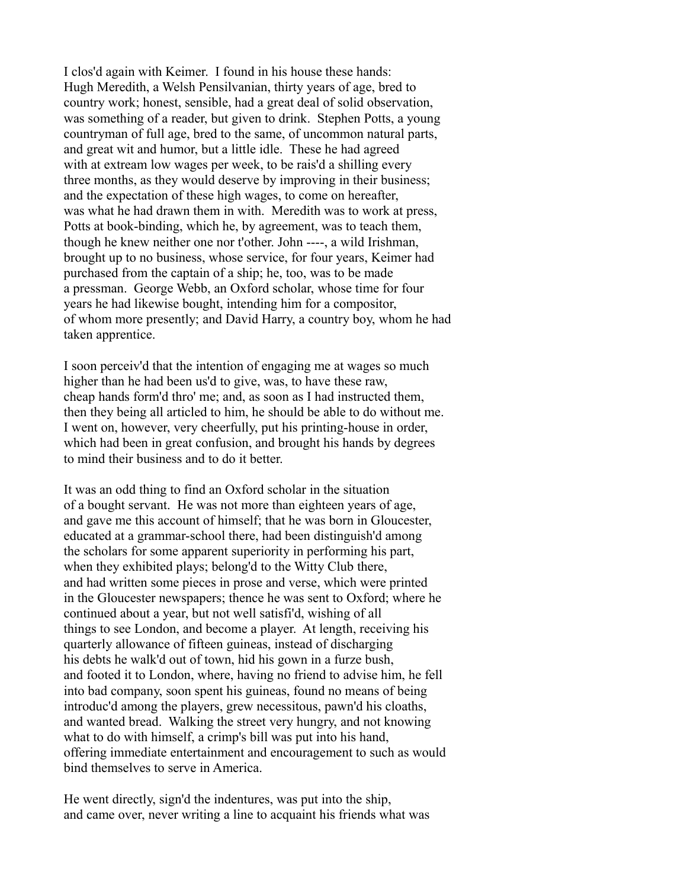I clos'd again with Keimer. I found in his house these hands: Hugh Meredith, a Welsh Pensilvanian, thirty years of age, bred to country work; honest, sensible, had a great deal of solid observation, was something of a reader, but given to drink. Stephen Potts, a young countryman of full age, bred to the same, of uncommon natural parts, and great wit and humor, but a little idle. These he had agreed with at extream low wages per week, to be rais'd a shilling every three months, as they would deserve by improving in their business; and the expectation of these high wages, to come on hereafter, was what he had drawn them in with. Meredith was to work at press, Potts at book-binding, which he, by agreement, was to teach them, though he knew neither one nor t'other. John ----, a wild Irishman, brought up to no business, whose service, for four years, Keimer had purchased from the captain of a ship; he, too, was to be made a pressman. George Webb, an Oxford scholar, whose time for four years he had likewise bought, intending him for a compositor, of whom more presently; and David Harry, a country boy, whom he had taken apprentice.

I soon perceiv'd that the intention of engaging me at wages so much higher than he had been us'd to give, was, to have these raw, cheap hands form'd thro' me; and, as soon as I had instructed them, then they being all articled to him, he should be able to do without me. I went on, however, very cheerfully, put his printing-house in order, which had been in great confusion, and brought his hands by degrees to mind their business and to do it better.

It was an odd thing to find an Oxford scholar in the situation of a bought servant. He was not more than eighteen years of age, and gave me this account of himself; that he was born in Gloucester, educated at a grammar-school there, had been distinguish'd among the scholars for some apparent superiority in performing his part, when they exhibited plays; belong'd to the Witty Club there, and had written some pieces in prose and verse, which were printed in the Gloucester newspapers; thence he was sent to Oxford; where he continued about a year, but not well satisfi'd, wishing of all things to see London, and become a player. At length, receiving his quarterly allowance of fifteen guineas, instead of discharging his debts he walk'd out of town, hid his gown in a furze bush, and footed it to London, where, having no friend to advise him, he fell into bad company, soon spent his guineas, found no means of being introduc'd among the players, grew necessitous, pawn'd his cloaths, and wanted bread. Walking the street very hungry, and not knowing what to do with himself, a crimp's bill was put into his hand, offering immediate entertainment and encouragement to such as would bind themselves to serve in America.

He went directly, sign'd the indentures, was put into the ship, and came over, never writing a line to acquaint his friends what was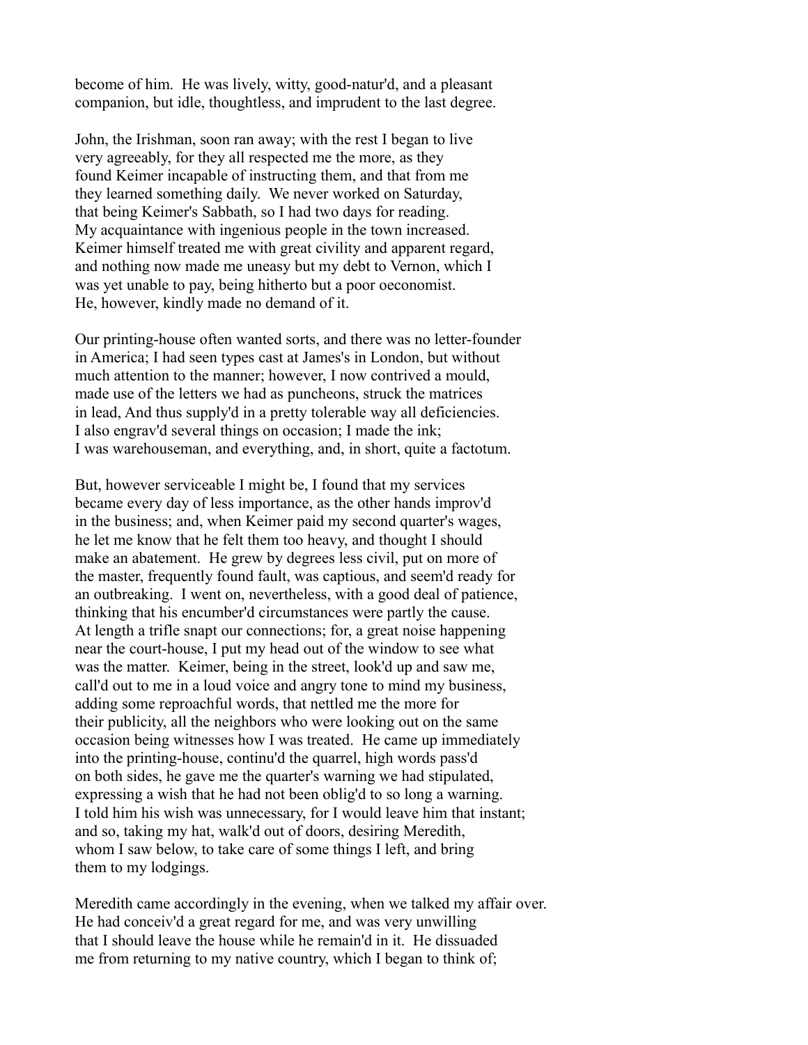become of him. He was lively, witty, good-natur'd, and a pleasant companion, but idle, thoughtless, and imprudent to the last degree.

John, the Irishman, soon ran away; with the rest I began to live very agreeably, for they all respected me the more, as they found Keimer incapable of instructing them, and that from me they learned something daily. We never worked on Saturday, that being Keimer's Sabbath, so I had two days for reading. My acquaintance with ingenious people in the town increased. Keimer himself treated me with great civility and apparent regard, and nothing now made me uneasy but my debt to Vernon, which I was yet unable to pay, being hitherto but a poor oeconomist. He, however, kindly made no demand of it.

Our printing-house often wanted sorts, and there was no letter-founder in America; I had seen types cast at James's in London, but without much attention to the manner; however, I now contrived a mould, made use of the letters we had as puncheons, struck the matrices in lead, And thus supply'd in a pretty tolerable way all deficiencies. I also engrav'd several things on occasion; I made the ink; I was warehouseman, and everything, and, in short, quite a factotum.

But, however serviceable I might be, I found that my services became every day of less importance, as the other hands improv'd in the business; and, when Keimer paid my second quarter's wages, he let me know that he felt them too heavy, and thought I should make an abatement. He grew by degrees less civil, put on more of the master, frequently found fault, was captious, and seem'd ready for an outbreaking. I went on, nevertheless, with a good deal of patience, thinking that his encumber'd circumstances were partly the cause. At length a trifle snapt our connections; for, a great noise happening near the court-house, I put my head out of the window to see what was the matter. Keimer, being in the street, look'd up and saw me, call'd out to me in a loud voice and angry tone to mind my business, adding some reproachful words, that nettled me the more for their publicity, all the neighbors who were looking out on the same occasion being witnesses how I was treated. He came up immediately into the printing-house, continu'd the quarrel, high words pass'd on both sides, he gave me the quarter's warning we had stipulated, expressing a wish that he had not been oblig'd to so long a warning. I told him his wish was unnecessary, for I would leave him that instant; and so, taking my hat, walk'd out of doors, desiring Meredith, whom I saw below, to take care of some things I left, and bring them to my lodgings.

Meredith came accordingly in the evening, when we talked my affair over. He had conceiv'd a great regard for me, and was very unwilling that I should leave the house while he remain'd in it. He dissuaded me from returning to my native country, which I began to think of;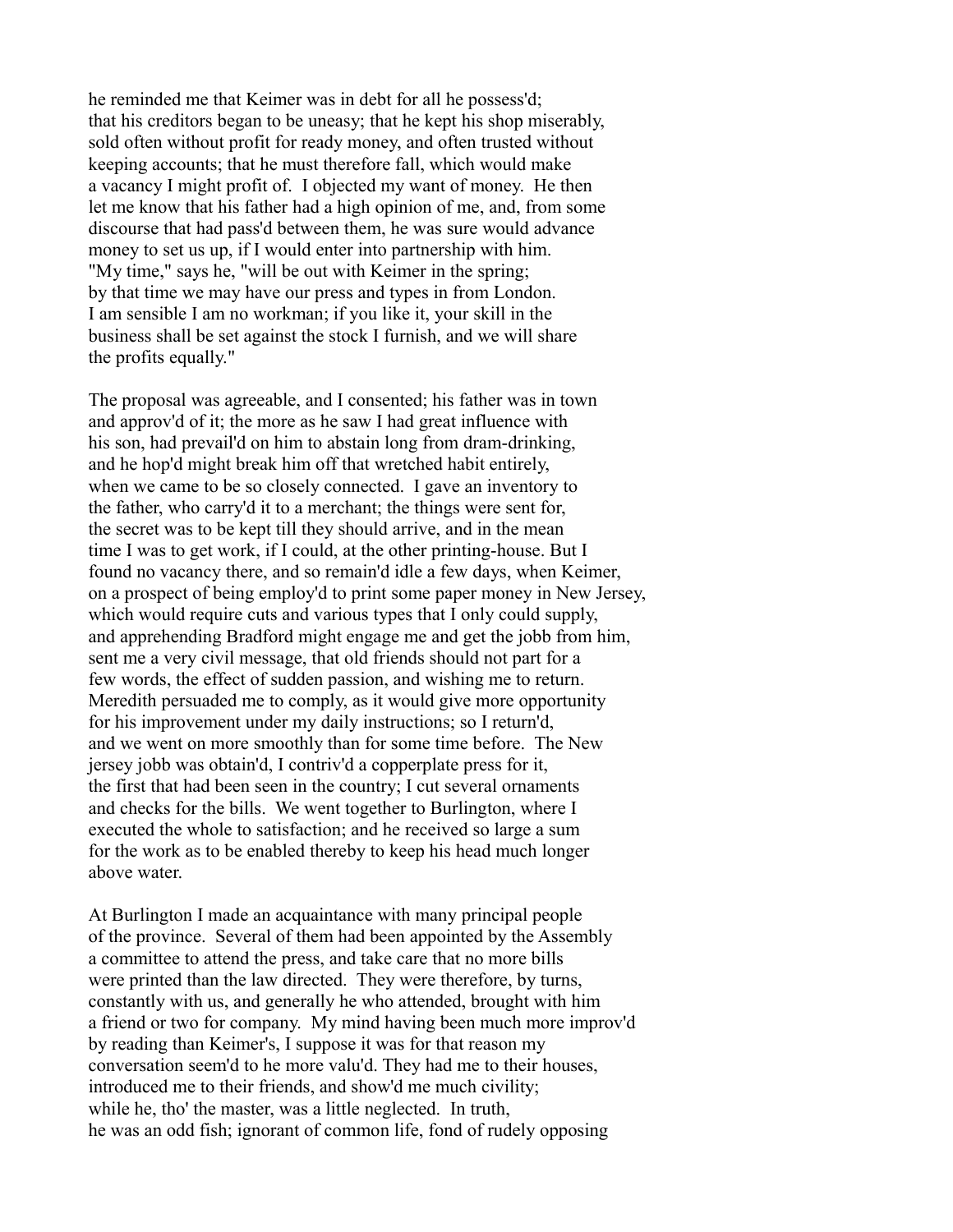he reminded me that Keimer was in debt for all he possess'd; that his creditors began to be uneasy; that he kept his shop miserably, sold often without profit for ready money, and often trusted without keeping accounts; that he must therefore fall, which would make a vacancy I might profit of. I objected my want of money. He then let me know that his father had a high opinion of me, and, from some discourse that had pass'd between them, he was sure would advance money to set us up, if I would enter into partnership with him. "My time," says he, "will be out with Keimer in the spring; by that time we may have our press and types in from London. I am sensible I am no workman; if you like it, your skill in the business shall be set against the stock I furnish, and we will share the profits equally."

The proposal was agreeable, and I consented; his father was in town and approv'd of it; the more as he saw I had great influence with his son, had prevail'd on him to abstain long from dram-drinking, and he hop'd might break him off that wretched habit entirely, when we came to be so closely connected. I gave an inventory to the father, who carry'd it to a merchant; the things were sent for, the secret was to be kept till they should arrive, and in the mean time I was to get work, if I could, at the other printing-house. But I found no vacancy there, and so remain'd idle a few days, when Keimer, on a prospect of being employ'd to print some paper money in New Jersey, which would require cuts and various types that I only could supply, and apprehending Bradford might engage me and get the jobb from him, sent me a very civil message, that old friends should not part for a few words, the effect of sudden passion, and wishing me to return. Meredith persuaded me to comply, as it would give more opportunity for his improvement under my daily instructions; so I return'd, and we went on more smoothly than for some time before. The New jersey jobb was obtain'd, I contriv'd a copperplate press for it, the first that had been seen in the country; I cut several ornaments and checks for the bills. We went together to Burlington, where I executed the whole to satisfaction; and he received so large a sum for the work as to be enabled thereby to keep his head much longer above water.

At Burlington I made an acquaintance with many principal people of the province. Several of them had been appointed by the Assembly a committee to attend the press, and take care that no more bills were printed than the law directed. They were therefore, by turns, constantly with us, and generally he who attended, brought with him a friend or two for company. My mind having been much more improv'd by reading than Keimer's, I suppose it was for that reason my conversation seem'd to he more valu'd. They had me to their houses, introduced me to their friends, and show'd me much civility; while he, tho' the master, was a little neglected. In truth, he was an odd fish; ignorant of common life, fond of rudely opposing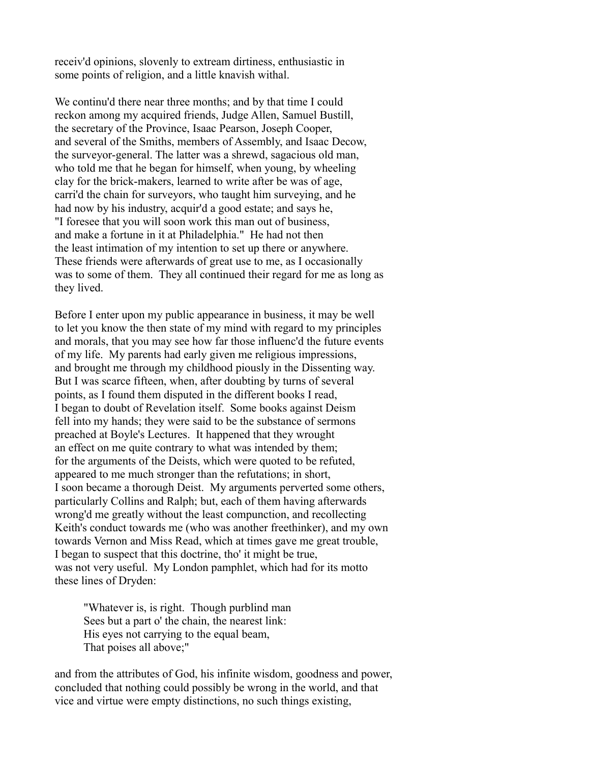receiv'd opinions, slovenly to extream dirtiness, enthusiastic in some points of religion, and a little knavish withal.

We continu'd there near three months; and by that time I could reckon among my acquired friends, Judge Allen, Samuel Bustill, the secretary of the Province, Isaac Pearson, Joseph Cooper, and several of the Smiths, members of Assembly, and Isaac Decow, the surveyor-general. The latter was a shrewd, sagacious old man, who told me that he began for himself, when young, by wheeling clay for the brick-makers, learned to write after be was of age, carri'd the chain for surveyors, who taught him surveying, and he had now by his industry, acquir'd a good estate; and says he, "I foresee that you will soon work this man out of business, and make a fortune in it at Philadelphia." He had not then the least intimation of my intention to set up there or anywhere. These friends were afterwards of great use to me, as I occasionally was to some of them. They all continued their regard for me as long as they lived.

Before I enter upon my public appearance in business, it may be well to let you know the then state of my mind with regard to my principles and morals, that you may see how far those influenc'd the future events of my life. My parents had early given me religious impressions, and brought me through my childhood piously in the Dissenting way. But I was scarce fifteen, when, after doubting by turns of several points, as I found them disputed in the different books I read, I began to doubt of Revelation itself. Some books against Deism fell into my hands; they were said to be the substance of sermons preached at Boyle's Lectures. It happened that they wrought an effect on me quite contrary to what was intended by them; for the arguments of the Deists, which were quoted to be refuted, appeared to me much stronger than the refutations; in short, I soon became a thorough Deist. My arguments perverted some others, particularly Collins and Ralph; but, each of them having afterwards wrong'd me greatly without the least compunction, and recollecting Keith's conduct towards me (who was another freethinker), and my own towards Vernon and Miss Read, which at times gave me great trouble, I began to suspect that this doctrine, tho' it might be true, was not very useful. My London pamphlet, which had for its motto these lines of Dryden:

> "Whatever is, is right. Though purblind man
> Sees but a part o' the chain, the nearest link:
> His eyes not carrying to the equal beam,
> That poises all above;"

and from the attributes of God, his infinite wisdom, goodness and power, concluded that nothing could possibly be wrong in the world, and that vice and virtue were empty distinctions, no such things existing,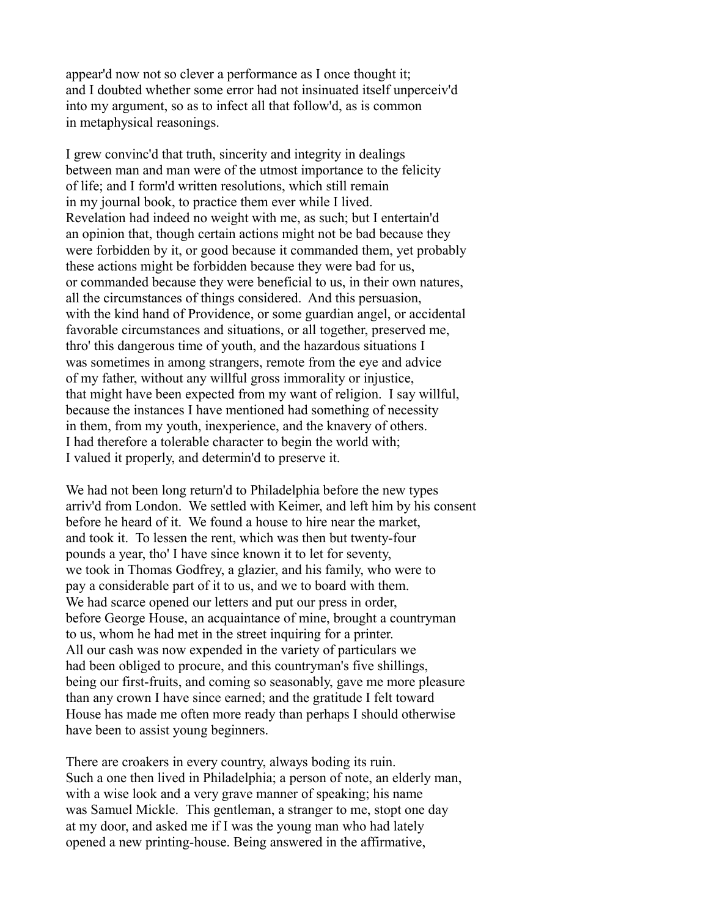appear'd now not so clever a performance as I once thought it; and I doubted whether some error had not insinuated itself unperceiv'd into my argument, so as to infect all that follow'd, as is common in metaphysical reasonings.

I grew convinc'd that truth, sincerity and integrity in dealings between man and man were of the utmost importance to the felicity of life; and I form'd written resolutions, which still remain in my journal book, to practice them ever while I lived. Revelation had indeed no weight with me, as such; but I entertain'd an opinion that, though certain actions might not be bad because they were forbidden by it, or good because it commanded them, yet probably these actions might be forbidden because they were bad for us, or commanded because they were beneficial to us, in their own natures, all the circumstances of things considered. And this persuasion, with the kind hand of Providence, or some guardian angel, or accidental favorable circumstances and situations, or all together, preserved me, thro' this dangerous time of youth, and the hazardous situations I was sometimes in among strangers, remote from the eye and advice of my father, without any willful gross immorality or injustice, that might have been expected from my want of religion. I say willful, because the instances I have mentioned had something of necessity in them, from my youth, inexperience, and the knavery of others. I had therefore a tolerable character to begin the world with; I valued it properly, and determin'd to preserve it.

We had not been long return'd to Philadelphia before the new types arriv'd from London. We settled with Keimer, and left him by his consent before he heard of it. We found a house to hire near the market, and took it. To lessen the rent, which was then but twenty-four pounds a year, tho' I have since known it to let for seventy, we took in Thomas Godfrey, a glazier, and his family, who were to pay a considerable part of it to us, and we to board with them. We had scarce opened our letters and put our press in order, before George House, an acquaintance of mine, brought a countryman to us, whom he had met in the street inquiring for a printer. All our cash was now expended in the variety of particulars we had been obliged to procure, and this countryman's five shillings, being our first-fruits, and coming so seasonably, gave me more pleasure than any crown I have since earned; and the gratitude I felt toward House has made me often more ready than perhaps I should otherwise have been to assist young beginners.

There are croakers in every country, always boding its ruin. Such a one then lived in Philadelphia; a person of note, an elderly man, with a wise look and a very grave manner of speaking; his name was Samuel Mickle. This gentleman, a stranger to me, stopt one day at my door, and asked me if I was the young man who had lately opened a new printing-house. Being answered in the affirmative,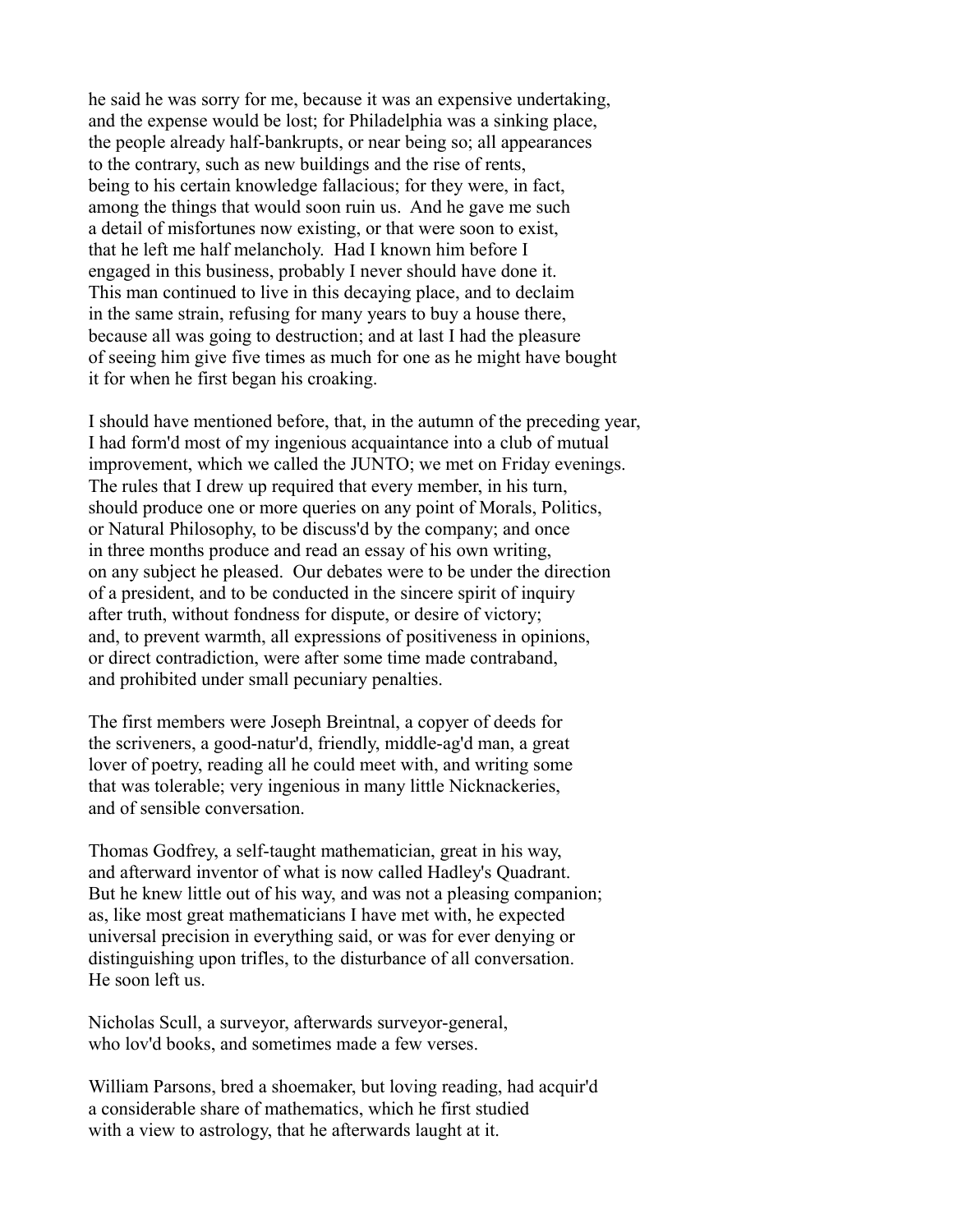he said he was sorry for me, because it was an expensive undertaking, and the expense would be lost; for Philadelphia was a sinking place, the people already half-bankrupts, or near being so; all appearances to the contrary, such as new buildings and the rise of rents, being to his certain knowledge fallacious; for they were, in fact, among the things that would soon ruin us. And he gave me such a detail of misfortunes now existing, or that were soon to exist, that he left me half melancholy. Had I known him before I engaged in this business, probably I never should have done it. This man continued to live in this decaying place, and to declaim in the same strain, refusing for many years to buy a house there, because all was going to destruction; and at last I had the pleasure of seeing him give five times as much for one as he might have bought it for when he first began his croaking.

I should have mentioned before, that, in the autumn of the preceding year, I had form'd most of my ingenious acquaintance into a club of mutual improvement, which we called the JUNTO; we met on Friday evenings. The rules that I drew up required that every member, in his turn, should produce one or more queries on any point of Morals, Politics, or Natural Philosophy, to be discuss'd by the company; and once in three months produce and read an essay of his own writing, on any subject he pleased. Our debates were to be under the direction of a president, and to be conducted in the sincere spirit of inquiry after truth, without fondness for dispute, or desire of victory; and, to prevent warmth, all expressions of positiveness in opinions, or direct contradiction, were after some time made contraband, and prohibited under small pecuniary penalties.

The first members were Joseph Breintnal, a copyer of deeds for the scriveners, a good-natur'd, friendly, middle-ag'd man, a great lover of poetry, reading all he could meet with, and writing some that was tolerable; very ingenious in many little Nicknackeries, and of sensible conversation.

Thomas Godfrey, a self-taught mathematician, great in his way, and afterward inventor of what is now called Hadley's Quadrant. But he knew little out of his way, and was not a pleasing companion; as, like most great mathematicians I have met with, he expected universal precision in everything said, or was for ever denying or distinguishing upon trifles, to the disturbance of all conversation. He soon left us.

Nicholas Scull, a surveyor, afterwards surveyor-general, who lov'd books, and sometimes made a few verses.

William Parsons, bred a shoemaker, but loving reading, had acquir'd a considerable share of mathematics, which he first studied with a view to astrology, that he afterwards laught at it.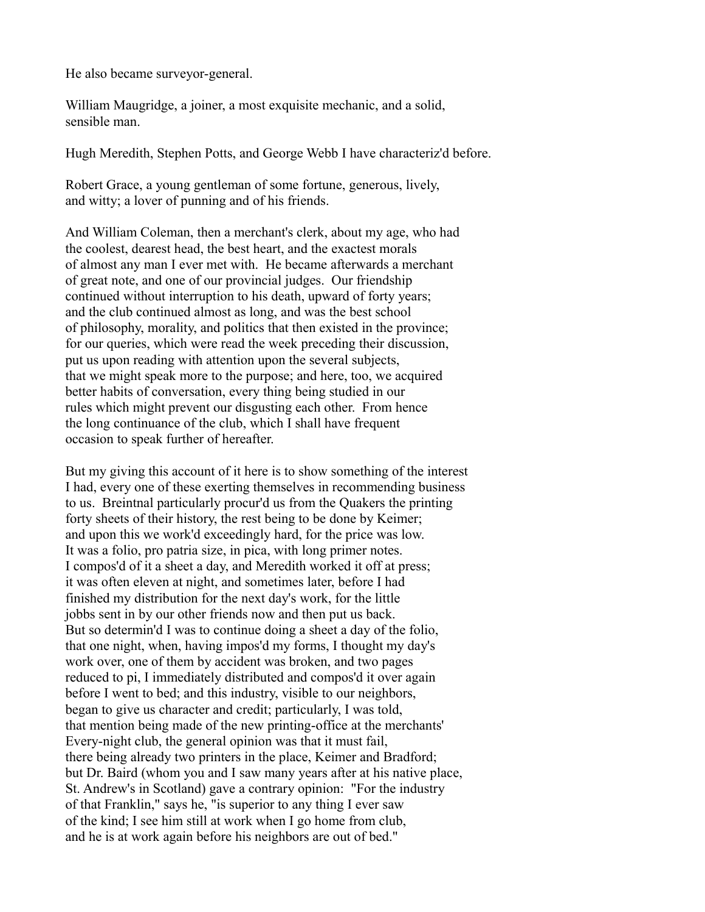He also became surveyor-general.

William Maugridge, a joiner, a most exquisite mechanic, and a solid, sensible man.

Hugh Meredith, Stephen Potts, and George Webb I have characteriz'd before.

Robert Grace, a young gentleman of some fortune, generous, lively, and witty; a lover of punning and of his friends.

And William Coleman, then a merchant's clerk, about my age, who had the coolest, dearest head, the best heart, and the exactest morals of almost any man I ever met with. He became afterwards a merchant of great note, and one of our provincial judges. Our friendship continued without interruption to his death, upward of forty years; and the club continued almost as long, and was the best school of philosophy, morality, and politics that then existed in the province; for our queries, which were read the week preceding their discussion, put us upon reading with attention upon the several subjects, that we might speak more to the purpose; and here, too, we acquired better habits of conversation, every thing being studied in our rules which might prevent our disgusting each other. From hence the long continuance of the club, which I shall have frequent occasion to speak further of hereafter.

But my giving this account of it here is to show something of the interest I had, every one of these exerting themselves in recommending business to us. Breintnal particularly procur'd us from the Quakers the printing forty sheets of their history, the rest being to be done by Keimer; and upon this we work'd exceedingly hard, for the price was low. It was a folio, pro patria size, in pica, with long primer notes. I compos'd of it a sheet a day, and Meredith worked it off at press; it was often eleven at night, and sometimes later, before I had finished my distribution for the next day's work, for the little jobbs sent in by our other friends now and then put us back. But so determin'd I was to continue doing a sheet a day of the folio, that one night, when, having impos'd my forms, I thought my day's work over, one of them by accident was broken, and two pages reduced to pi, I immediately distributed and compos'd it over again before I went to bed; and this industry, visible to our neighbors, began to give us character and credit; particularly, I was told, that mention being made of the new printing-office at the merchants' Every-night club, the general opinion was that it must fail, there being already two printers in the place, Keimer and Bradford; but Dr. Baird (whom you and I saw many years after at his native place, St. Andrew's in Scotland) gave a contrary opinion: "For the industry of that Franklin," says he, "is superior to any thing I ever saw of the kind; I see him still at work when I go home from club, and he is at work again before his neighbors are out of bed."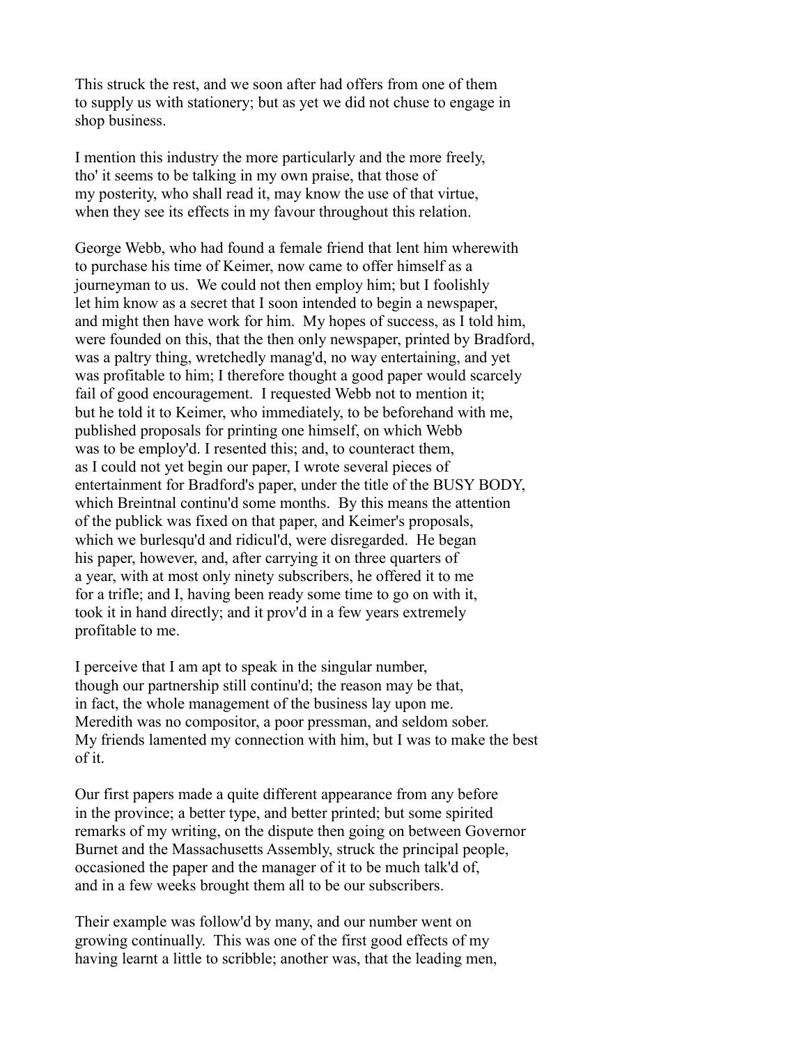This struck the rest, and we soon after had offers from one of them to supply us with stationery; but as yet we did not chuse to engage in shop business.

I mention this industry the more particularly and the more freely, tho' it seems to be talking in my own praise, that those of my posterity, who shall read it, may know the use of that virtue, when they see its effects in my favour throughout this relation.

George Webb, who had found a female friend that lent him wherewith to purchase his time of Keimer, now came to offer himself as a journeyman to us. We could not then employ him; but I foolishly let him know as a secret that I soon intended to begin a newspaper, and might then have work for him. My hopes of success, as I told him, were founded on this, that the then only newspaper, printed by Bradford, was a paltry thing, wretchedly manag'd, no way entertaining, and yet was profitable to him; I therefore thought a good paper would scarcely fail of good encouragement. I requested Webb not to mention it; but he told it to Keimer, who immediately, to be beforehand with me, published proposals for printing one himself, on which Webb was to be employ'd. I resented this; and, to counteract them, as I could not yet begin our paper, I wrote several pieces of entertainment for Bradford's paper, under the title of the BUSY BODY, which Breintnal continu'd some months. By this means the attention of the publick was fixed on that paper, and Keimer's proposals, which we burlesqu'd and ridicul'd, were disregarded. He began his paper, however, and, after carrying it on three quarters of a year, with at most only ninety subscribers, he offered it to me for a trifle; and I, having been ready some time to go on with it, took it in hand directly; and it prov'd in a few years extremely profitable to me.

I perceive that I am apt to speak in the singular number, though our partnership still continu'd; the reason may be that, in fact, the whole management of the business lay upon me. Meredith was no compositor, a poor pressman, and seldom sober. My friends lamented my connection with him, but I was to make the best of it.

Our first papers made a quite different appearance from any before in the province; a better type, and better printed; but some spirited remarks of my writing, on the dispute then going on between Governor Burnet and the Massachusetts Assembly, struck the principal people, occasioned the paper and the manager of it to be much talk'd of, and in a few weeks brought them all to be our subscribers.

Their example was follow'd by many, and our number went on growing continually. This was one of the first good effects of my having learnt a little to scribble; another was, that the leading men,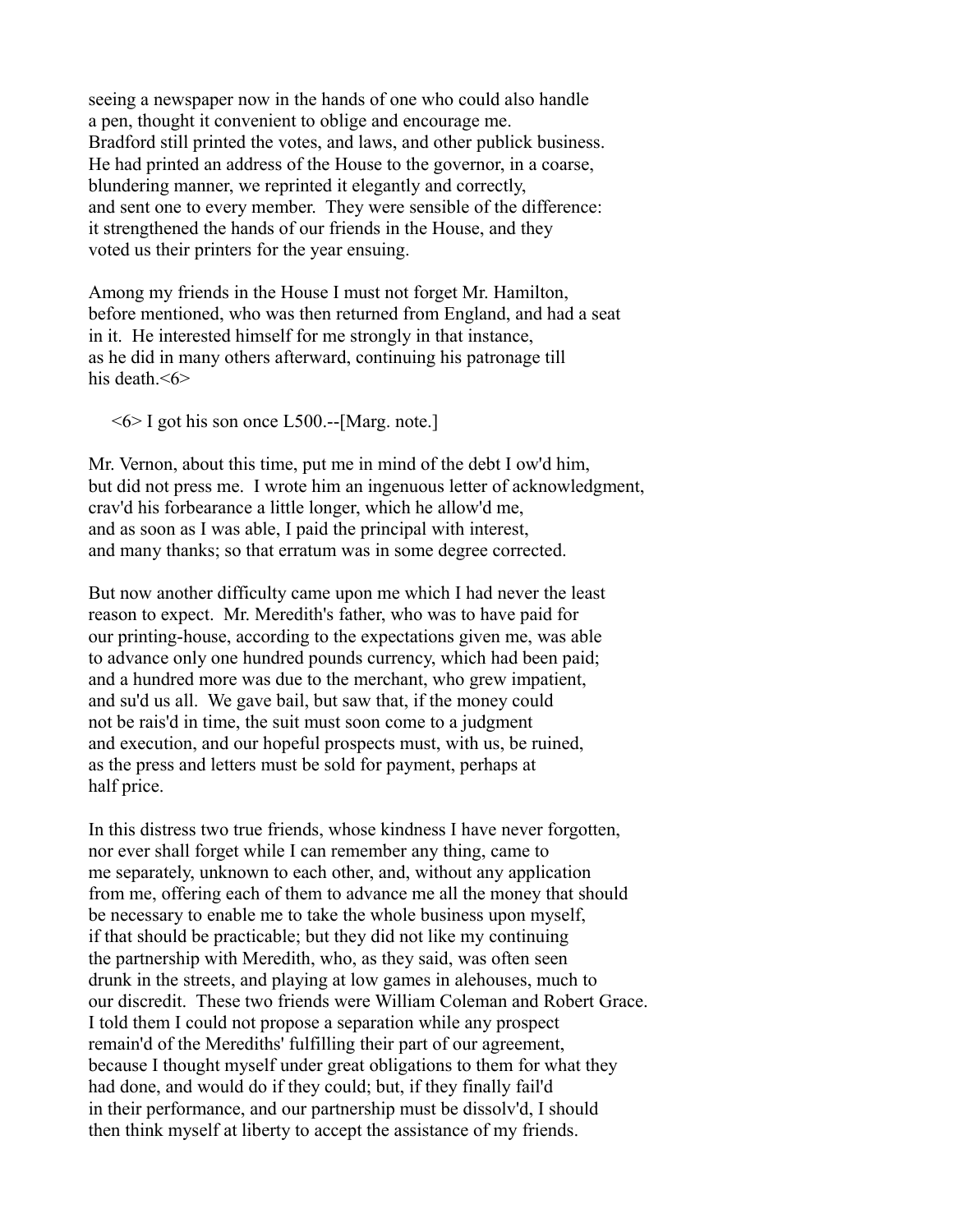seeing a newspaper now in the hands of one who could also handle a pen, thought it convenient to oblige and encourage me. Bradford still printed the votes, and laws, and other publick business. He had printed an address of the House to the governor, in a coarse, blundering manner, we reprinted it elegantly and correctly, and sent one to every member. They were sensible of the difference: it strengthened the hands of our friends in the House, and they voted us their printers for the year ensuing.

Among my friends in the House I must not forget Mr. Hamilton, before mentioned, who was then returned from England, and had a seat in it. He interested himself for me strongly in that instance, as he did in many others afterward, continuing his patronage till his death.<6>

<6> I got his son once L500.--[Marg. note.]

Mr. Vernon, about this time, put me in mind of the debt I ow'd him, but did not press me. I wrote him an ingenuous letter of acknowledgment, crav'd his forbearance a little longer, which he allow'd me, and as soon as I was able, I paid the principal with interest, and many thanks; so that erratum was in some degree corrected.

But now another difficulty came upon me which I had never the least reason to expect. Mr. Meredith's father, who was to have paid for our printing-house, according to the expectations given me, was able to advance only one hundred pounds currency, which had been paid; and a hundred more was due to the merchant, who grew impatient, and su'd us all. We gave bail, but saw that, if the money could not be rais'd in time, the suit must soon come to a judgment and execution, and our hopeful prospects must, with us, be ruined, as the press and letters must be sold for payment, perhaps at half price.

In this distress two true friends, whose kindness I have never forgotten, nor ever shall forget while I can remember any thing, came to me separately, unknown to each other, and, without any application from me, offering each of them to advance me all the money that should be necessary to enable me to take the whole business upon myself, if that should be practicable; but they did not like my continuing the partnership with Meredith, who, as they said, was often seen drunk in the streets, and playing at low games in alehouses, much to our discredit. These two friends were William Coleman and Robert Grace. I told them I could not propose a separation while any prospect remain'd of the Merediths' fulfilling their part of our agreement, because I thought myself under great obligations to them for what they had done, and would do if they could; but, if they finally fail'd in their performance, and our partnership must be dissolv'd, I should then think myself at liberty to accept the assistance of my friends.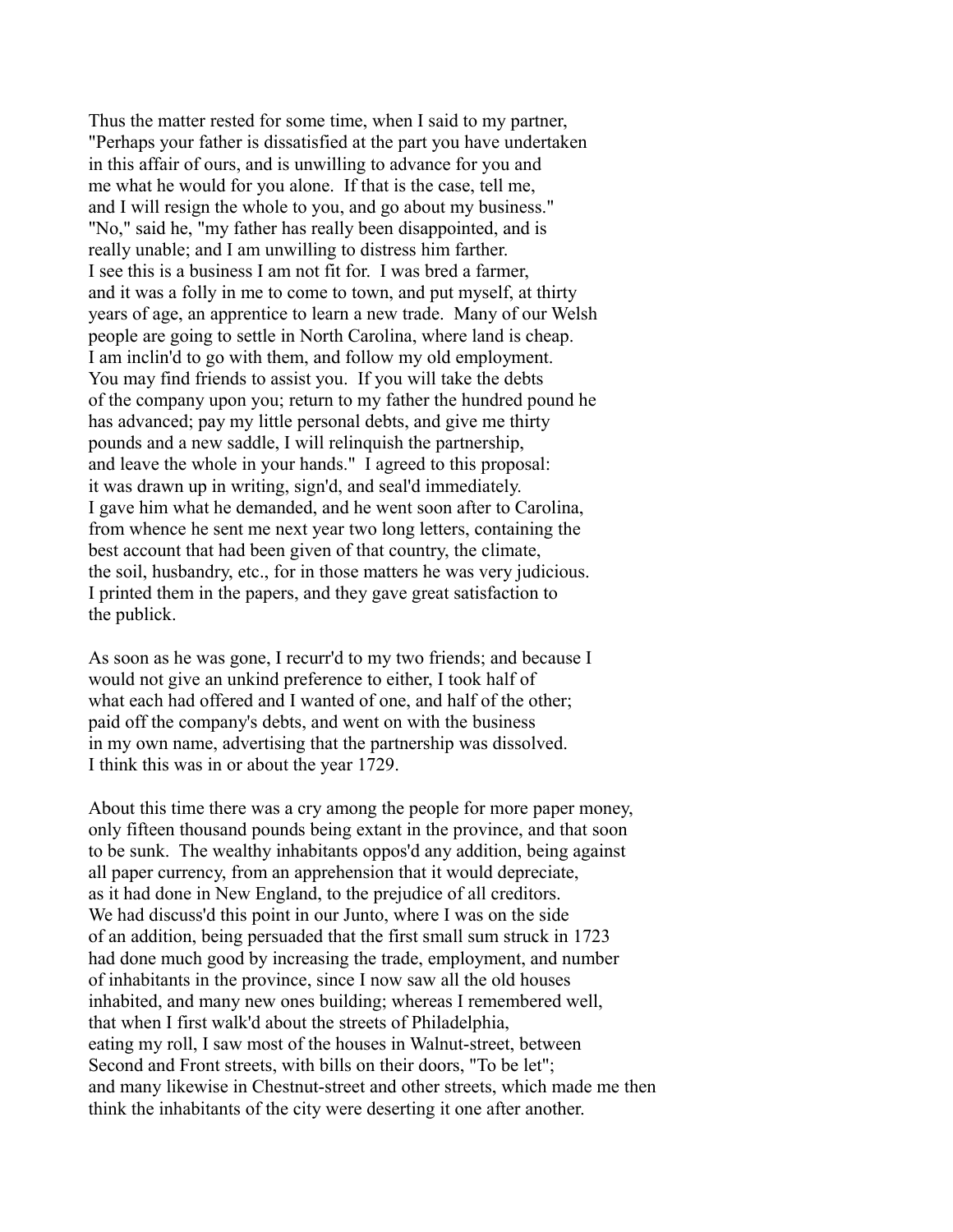Thus the matter rested for some time, when I said to my partner, "Perhaps your father is dissatisfied at the part you have undertaken in this affair of ours, and is unwilling to advance for you and me what he would for you alone. If that is the case, tell me, and I will resign the whole to you, and go about my business." "No," said he, "my father has really been disappointed, and is really unable; and I am unwilling to distress him farther. I see this is a business I am not fit for. I was bred a farmer, and it was a folly in me to come to town, and put myself, at thirty years of age, an apprentice to learn a new trade. Many of our Welsh people are going to settle in North Carolina, where land is cheap. I am inclin'd to go with them, and follow my old employment. You may find friends to assist you. If you will take the debts of the company upon you; return to my father the hundred pound he has advanced; pay my little personal debts, and give me thirty pounds and a new saddle, I will relinquish the partnership, and leave the whole in your hands." I agreed to this proposal: it was drawn up in writing, sign'd, and seal'd immediately. I gave him what he demanded, and he went soon after to Carolina, from whence he sent me next year two long letters, containing the best account that had been given of that country, the climate, the soil, husbandry, etc., for in those matters he was very judicious. I printed them in the papers, and they gave great satisfaction to the publick.

As soon as he was gone, I recurr'd to my two friends; and because I would not give an unkind preference to either, I took half of what each had offered and I wanted of one, and half of the other; paid off the company's debts, and went on with the business in my own name, advertising that the partnership was dissolved. I think this was in or about the year 1729.

About this time there was a cry among the people for more paper money, only fifteen thousand pounds being extant in the province, and that soon to be sunk. The wealthy inhabitants oppos'd any addition, being against all paper currency, from an apprehension that it would depreciate, as it had done in New England, to the prejudice of all creditors. We had discuss'd this point in our Junto, where I was on the side of an addition, being persuaded that the first small sum struck in 1723 had done much good by increasing the trade, employment, and number of inhabitants in the province, since I now saw all the old houses inhabited, and many new ones building; whereas I remembered well, that when I first walk'd about the streets of Philadelphia, eating my roll, I saw most of the houses in Walnut-street, between Second and Front streets, with bills on their doors, "To be let"; and many likewise in Chestnut-street and other streets, which made me then think the inhabitants of the city were deserting it one after another.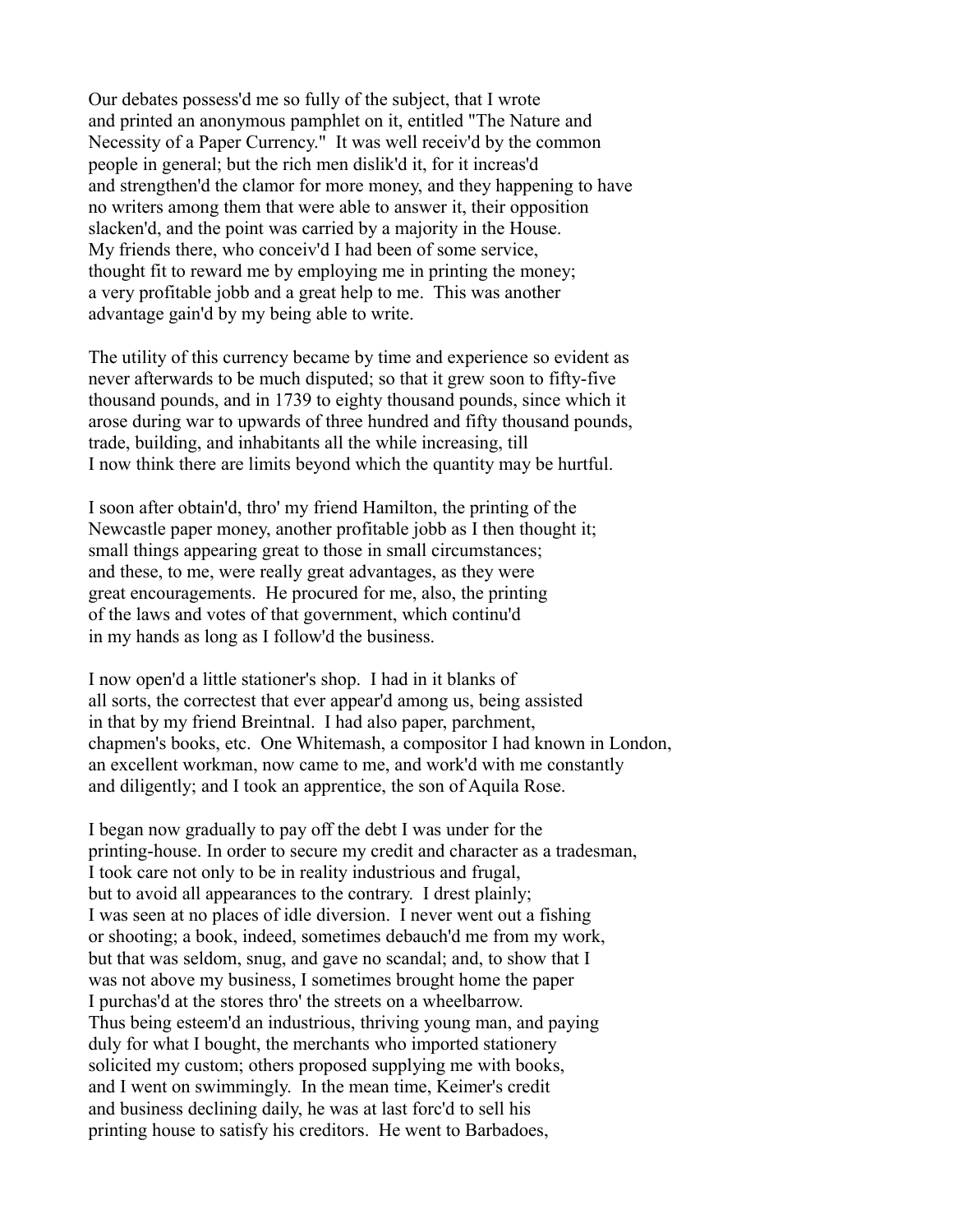Our debates possess'd me so fully of the subject, that I wrote and printed an anonymous pamphlet on it, entitled "The Nature and Necessity of a Paper Currency." It was well receiv'd by the common people in general; but the rich men dislik'd it, for it increas'd and strengthen'd the clamor for more money, and they happening to have no writers among them that were able to answer it, their opposition slacken'd, and the point was carried by a majority in the House. My friends there, who conceiv'd I had been of some service, thought fit to reward me by employing me in printing the money; a very profitable jobb and a great help to me. This was another advantage gain'd by my being able to write.

The utility of this currency became by time and experience so evident as never afterwards to be much disputed; so that it grew soon to fifty-five thousand pounds, and in 1739 to eighty thousand pounds, since which it arose during war to upwards of three hundred and fifty thousand pounds, trade, building, and inhabitants all the while increasing, till I now think there are limits beyond which the quantity may be hurtful.

I soon after obtain'd, thro' my friend Hamilton, the printing of the Newcastle paper money, another profitable jobb as I then thought it; small things appearing great to those in small circumstances; and these, to me, were really great advantages, as they were great encouragements. He procured for me, also, the printing of the laws and votes of that government, which continu'd in my hands as long as I follow'd the business.

I now open'd a little stationer's shop. I had in it blanks of all sorts, the correctest that ever appear'd among us, being assisted in that by my friend Breintnal. I had also paper, parchment, chapmen's books, etc. One Whitemash, a compositor I had known in London, an excellent workman, now came to me, and work'd with me constantly and diligently; and I took an apprentice, the son of Aquila Rose.

I began now gradually to pay off the debt I was under for the printing-house. In order to secure my credit and character as a tradesman, I took care not only to be in reality industrious and frugal, but to avoid all appearances to the contrary. I drest plainly; I was seen at no places of idle diversion. I never went out a fishing or shooting; a book, indeed, sometimes debauch'd me from my work, but that was seldom, snug, and gave no scandal; and, to show that I was not above my business, I sometimes brought home the paper I purchas'd at the stores thro' the streets on a wheelbarrow. Thus being esteem'd an industrious, thriving young man, and paying duly for what I bought, the merchants who imported stationery solicited my custom; others proposed supplying me with books, and I went on swimmingly. In the mean time, Keimer's credit and business declining daily, he was at last forc'd to sell his printing house to satisfy his creditors. He went to Barbadoes,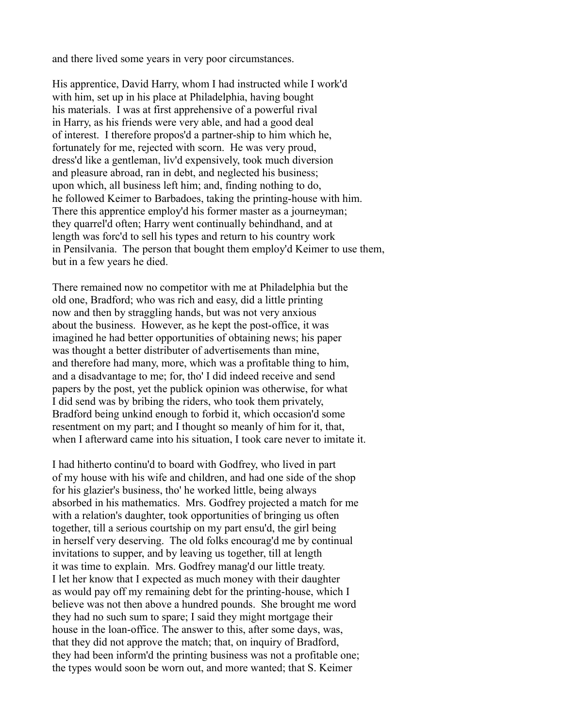and there lived some years in very poor circumstances.

His apprentice, David Harry, whom I had instructed while I work'd with him, set up in his place at Philadelphia, having bought his materials. I was at first apprehensive of a powerful rival in Harry, as his friends were very able, and had a good deal of interest. I therefore propos'd a partner-ship to him which he, fortunately for me, rejected with scorn. He was very proud, dress'd like a gentleman, liv'd expensively, took much diversion and pleasure abroad, ran in debt, and neglected his business; upon which, all business left him; and, finding nothing to do, he followed Keimer to Barbadoes, taking the printing-house with him. There this apprentice employ'd his former master as a journeyman; they quarrel'd often; Harry went continually behindhand, and at length was forc'd to sell his types and return to his country work in Pensilvania. The person that bought them employ'd Keimer to use them, but in a few years he died.

There remained now no competitor with me at Philadelphia but the old one, Bradford; who was rich and easy, did a little printing now and then by straggling hands, but was not very anxious about the business. However, as he kept the post-office, it was imagined he had better opportunities of obtaining news; his paper was thought a better distributer of advertisements than mine, and therefore had many, more, which was a profitable thing to him, and a disadvantage to me; for, tho' I did indeed receive and send papers by the post, yet the publick opinion was otherwise, for what I did send was by bribing the riders, who took them privately, Bradford being unkind enough to forbid it, which occasion'd some resentment on my part; and I thought so meanly of him for it, that, when I afterward came into his situation, I took care never to imitate it.

I had hitherto continu'd to board with Godfrey, who lived in part of my house with his wife and children, and had one side of the shop for his glazier's business, tho' he worked little, being always absorbed in his mathematics. Mrs. Godfrey projected a match for me with a relation's daughter, took opportunities of bringing us often together, till a serious courtship on my part ensu'd, the girl being in herself very deserving. The old folks encourag'd me by continual invitations to supper, and by leaving us together, till at length it was time to explain. Mrs. Godfrey manag'd our little treaty. I let her know that I expected as much money with their daughter as would pay off my remaining debt for the printing-house, which I believe was not then above a hundred pounds. She brought me word they had no such sum to spare; I said they might mortgage their house in the loan-office. The answer to this, after some days, was, that they did not approve the match; that, on inquiry of Bradford, they had been inform'd the printing business was not a profitable one; the types would soon be worn out, and more wanted; that S. Keimer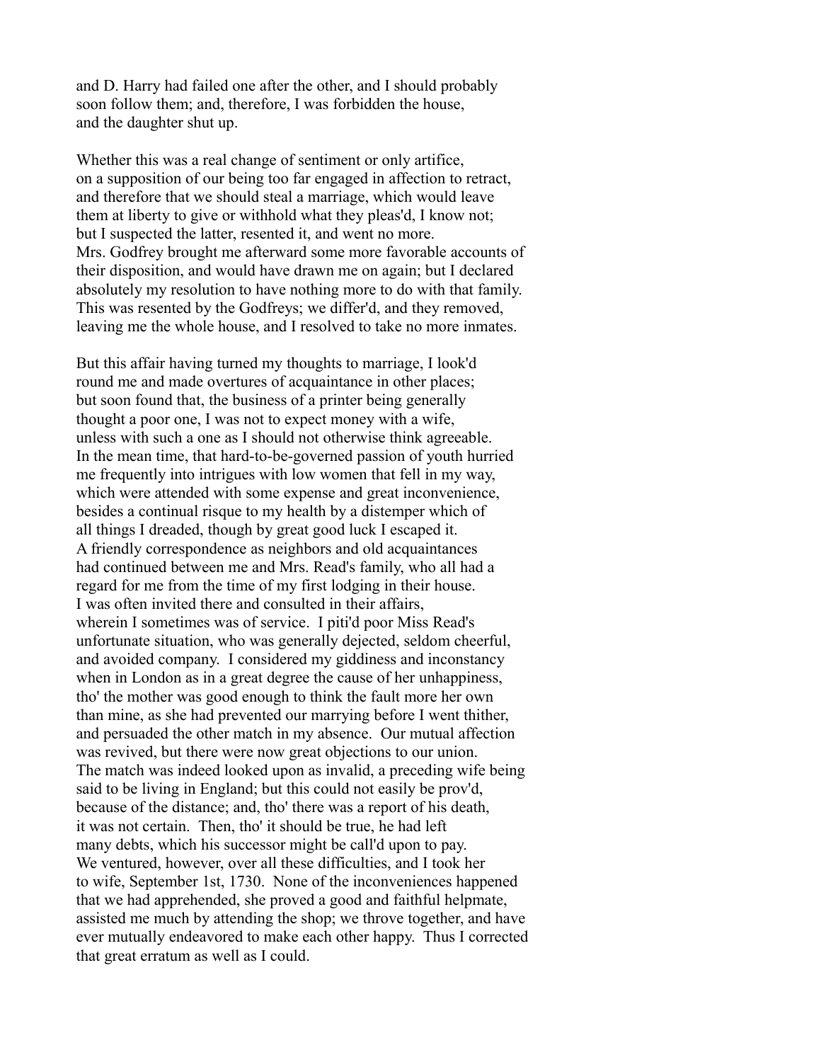and D. Harry had failed one after the other, and I should probably soon follow them; and, therefore, I was forbidden the house, and the daughter shut up.

Whether this was a real change of sentiment or only artifice, on a supposition of our being too far engaged in affection to retract, and therefore that we should steal a marriage, which would leave them at liberty to give or withhold what they pleas'd, I know not; but I suspected the latter, resented it, and went no more. Mrs. Godfrey brought me afterward some more favorable accounts of their disposition, and would have drawn me on again; but I declared absolutely my resolution to have nothing more to do with that family. This was resented by the Godfreys; we differ'd, and they removed, leaving me the whole house, and I resolved to take no more inmates.

But this affair having turned my thoughts to marriage, I look'd round me and made overtures of acquaintance in other places; but soon found that, the business of a printer being generally thought a poor one, I was not to expect money with a wife, unless with such a one as I should not otherwise think agreeable. In the mean time, that hard-to-be-governed passion of youth hurried me frequently into intrigues with low women that fell in my way, which were attended with some expense and great inconvenience, besides a continual risque to my health by a distemper which of all things I dreaded, though by great good luck I escaped it. A friendly correspondence as neighbors and old acquaintances had continued between me and Mrs. Read's family, who all had a regard for me from the time of my first lodging in their house. I was often invited there and consulted in their affairs, wherein I sometimes was of service. I piti'd poor Miss Read's unfortunate situation, who was generally dejected, seldom cheerful, and avoided company. I considered my giddiness and inconstancy when in London as in a great degree the cause of her unhappiness, tho' the mother was good enough to think the fault more her own than mine, as she had prevented our marrying before I went thither, and persuaded the other match in my absence. Our mutual affection was revived, but there were now great objections to our union. The match was indeed looked upon as invalid, a preceding wife being said to be living in England; but this could not easily be prov'd, because of the distance; and, tho' there was a report of his death, it was not certain. Then, tho' it should be true, he had left many debts, which his successor might be call'd upon to pay. We ventured, however, over all these difficulties, and I took her to wife, September 1st, 1730. None of the inconveniences happened that we had apprehended, she proved a good and faithful helpmate, assisted me much by attending the shop; we throve together, and have ever mutually endeavored to make each other happy. Thus I corrected that great erratum as well as I could.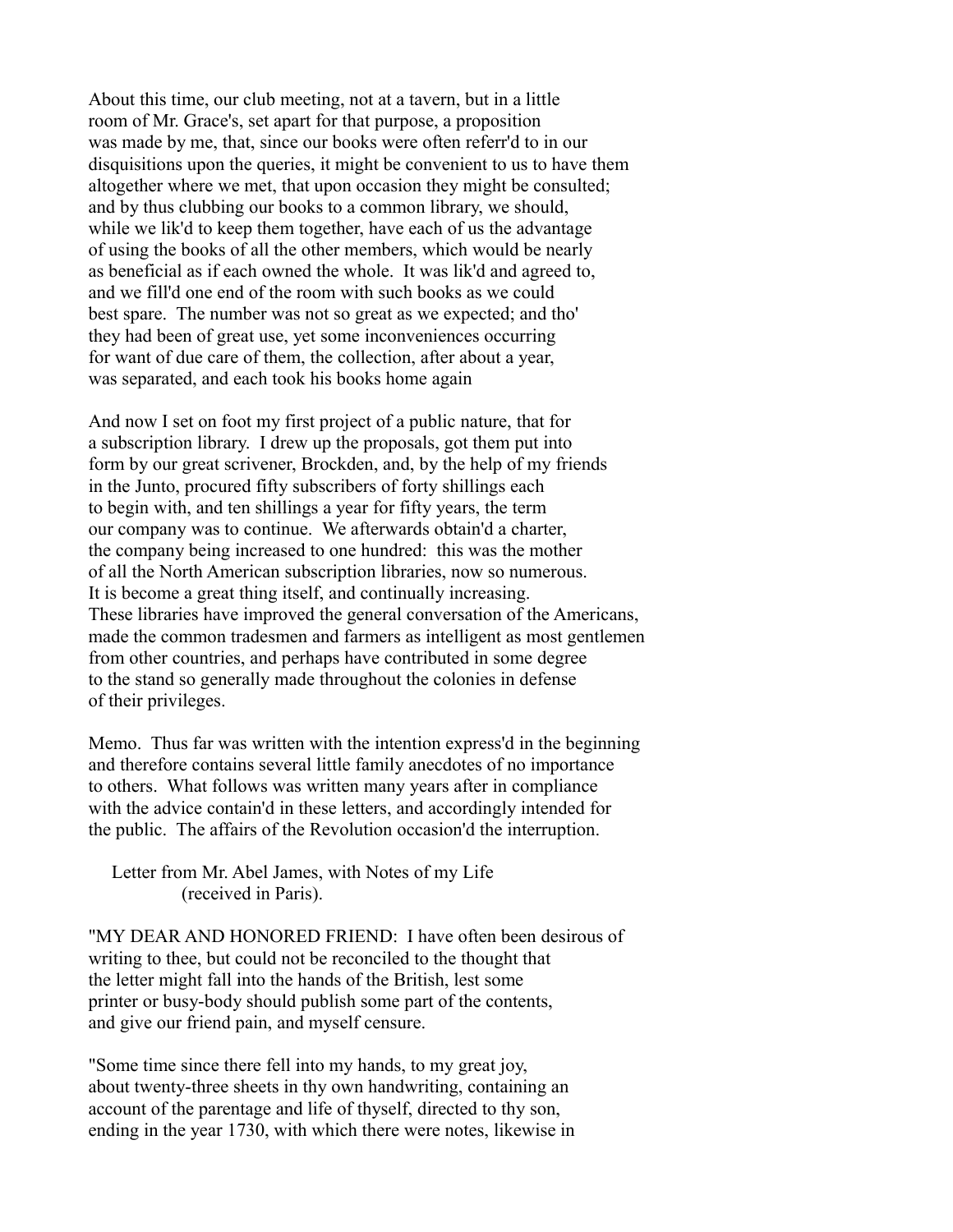About this time, our club meeting, not at a tavern, but in a little room of Mr. Grace's, set apart for that purpose, a proposition was made by me, that, since our books were often referr'd to in our disquisitions upon the queries, it might be convenient to us to have them altogether where we met, that upon occasion they might be consulted; and by thus clubbing our books to a common library, we should, while we lik'd to keep them together, have each of us the advantage of using the books of all the other members, which would be nearly as beneficial as if each owned the whole. It was lik'd and agreed to, and we fill'd one end of the room with such books as we could best spare. The number was not so great as we expected; and tho' they had been of great use, yet some inconveniences occurring for want of due care of them, the collection, after about a year, was separated, and each took his books home again

And now I set on foot my first project of a public nature, that for a subscription library. I drew up the proposals, got them put into form by our great scrivener, Brockden, and, by the help of my friends in the Junto, procured fifty subscribers of forty shillings each to begin with, and ten shillings a year for fifty years, the term our company was to continue. We afterwards obtain'd a charter, the company being increased to one hundred: this was the mother of all the North American subscription libraries, now so numerous. It is become a great thing itself, and continually increasing. These libraries have improved the general conversation of the Americans, made the common tradesmen and farmers as intelligent as most gentlemen from other countries, and perhaps have contributed in some degree to the stand so generally made throughout the colonies in defense of their privileges.

Memo. Thus far was written with the intention express'd in the beginning and therefore contains several little family anecdotes of no importance to others. What follows was written many years after in compliance with the advice contain'd in these letters, and accordingly intended for the public. The affairs of the Revolution occasion'd the interruption.

Letter from Mr. Abel James, with Notes of my Life
(received in Paris).

"MY DEAR AND HONORED FRIEND: I have often been desirous of writing to thee, but could not be reconciled to the thought that the letter might fall into the hands of the British, lest some printer or busy-body should publish some part of the contents, and give our friend pain, and myself censure.

"Some time since there fell into my hands, to my great joy, about twenty-three sheets in thy own handwriting, containing an account of the parentage and life of thyself, directed to thy son, ending in the year 1730, with which there were notes, likewise in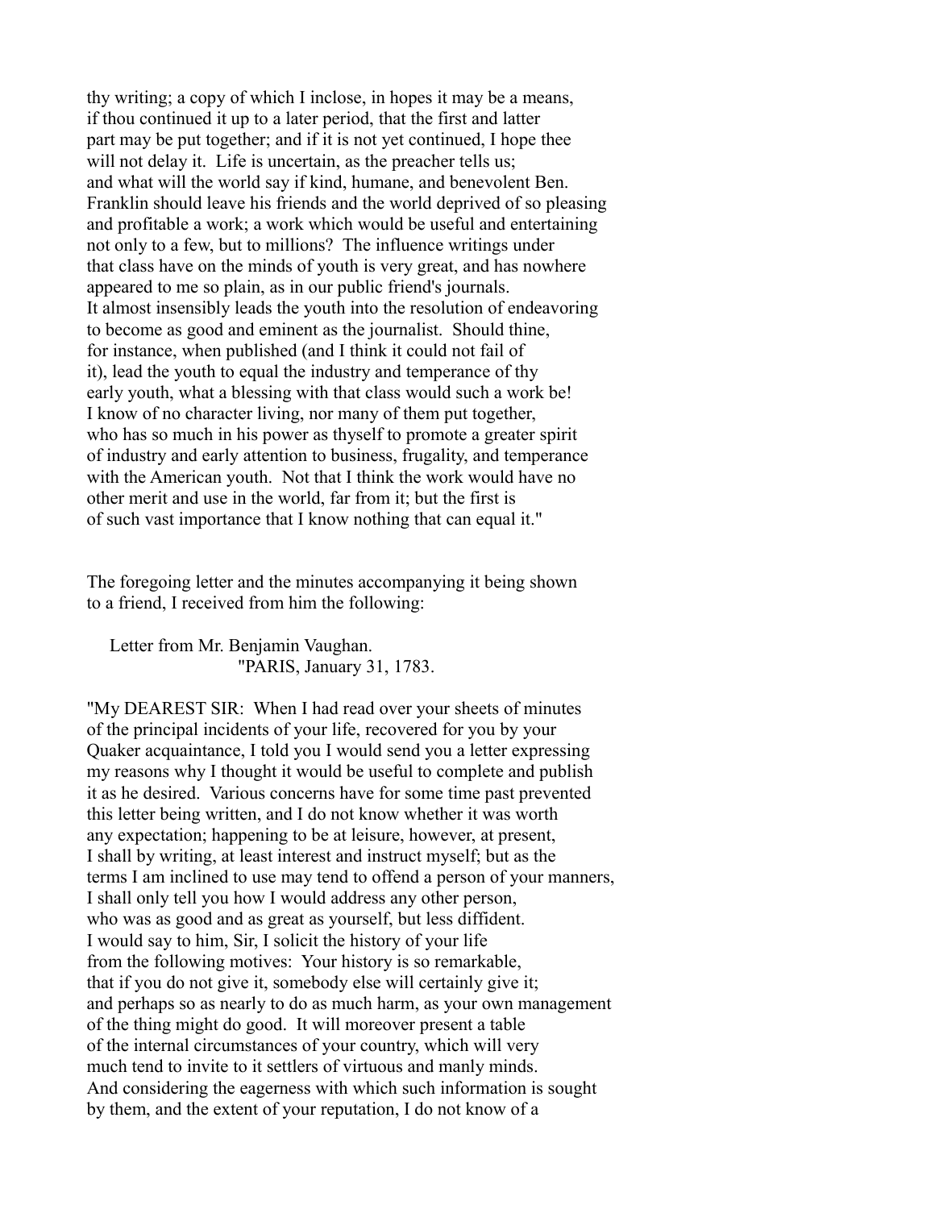thy writing; a copy of which I inclose, in hopes it may be a means, if thou continued it up to a later period, that the first and latter part may be put together; and if it is not yet continued, I hope thee will not delay it. Life is uncertain, as the preacher tells us; and what will the world say if kind, humane, and benevolent Ben. Franklin should leave his friends and the world deprived of so pleasing and profitable a work; a work which would be useful and entertaining not only to a few, but to millions? The influence writings under that class have on the minds of youth is very great, and has nowhere appeared to me so plain, as in our public friend's journals. It almost insensibly leads the youth into the resolution of endeavoring to become as good and eminent as the journalist. Should thine, for instance, when published (and I think it could not fail of it), lead the youth to equal the industry and temperance of thy early youth, what a blessing with that class would such a work be! I know of no character living, nor many of them put together, who has so much in his power as thyself to promote a greater spirit of industry and early attention to business, frugality, and temperance with the American youth. Not that I think the work would have no other merit and use in the world, far from it; but the first is of such vast importance that I know nothing that can equal it."

The foregoing letter and the minutes accompanying it being shown to a friend, I received from him the following:

Letter from Mr. Benjamin Vaughan.
"PARIS, January 31, 1783.

"My DEAREST SIR: When I had read over your sheets of minutes of the principal incidents of your life, recovered for you by your Quaker acquaintance, I told you I would send you a letter expressing my reasons why I thought it would be useful to complete and publish it as he desired. Various concerns have for some time past prevented this letter being written, and I do not know whether it was worth any expectation; happening to be at leisure, however, at present, I shall by writing, at least interest and instruct myself; but as the terms I am inclined to use may tend to offend a person of your manners, I shall only tell you how I would address any other person, who was as good and as great as yourself, but less diffident. I would say to him, Sir, I solicit the history of your life from the following motives: Your history is so remarkable, that if you do not give it, somebody else will certainly give it; and perhaps so as nearly to do as much harm, as your own management of the thing might do good. It will moreover present a table of the internal circumstances of your country, which will very much tend to invite to it settlers of virtuous and manly minds. And considering the eagerness with which such information is sought by them, and the extent of your reputation, I do not know of a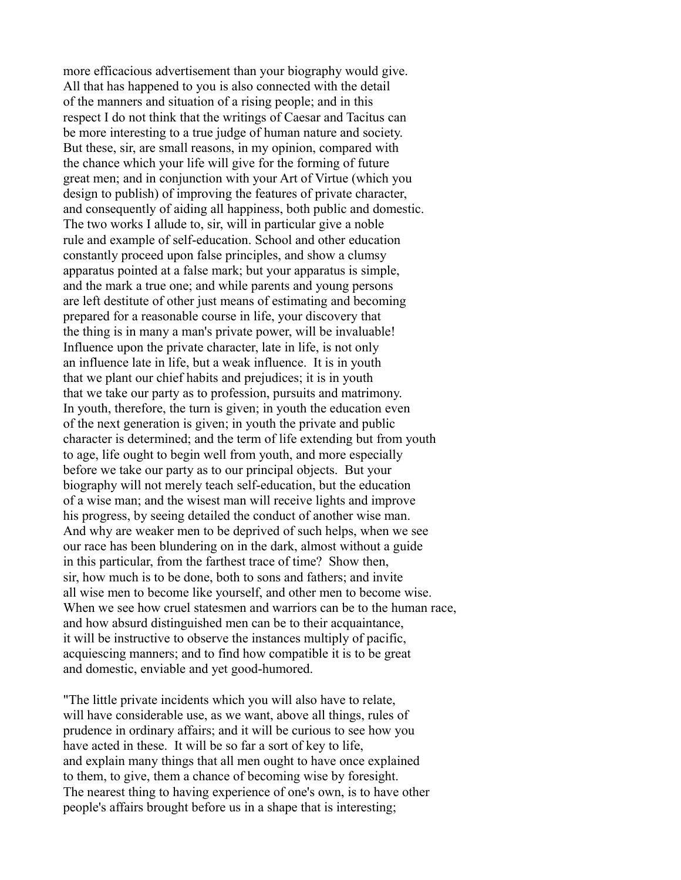more efficacious advertisement than your biography would give. All that has happened to you is also connected with the detail of the manners and situation of a rising people; and in this respect I do not think that the writings of Caesar and Tacitus can be more interesting to a true judge of human nature and society. But these, sir, are small reasons, in my opinion, compared with the chance which your life will give for the forming of future great men; and in conjunction with your Art of Virtue (which you design to publish) of improving the features of private character, and consequently of aiding all happiness, both public and domestic. The two works I allude to, sir, will in particular give a noble rule and example of self-education. School and other education constantly proceed upon false principles, and show a clumsy apparatus pointed at a false mark; but your apparatus is simple, and the mark a true one; and while parents and young persons are left destitute of other just means of estimating and becoming prepared for a reasonable course in life, your discovery that the thing is in many a man's private power, will be invaluable! Influence upon the private character, late in life, is not only an influence late in life, but a weak influence. It is in youth that we plant our chief habits and prejudices; it is in youth that we take our party as to profession, pursuits and matrimony. In youth, therefore, the turn is given; in youth the education even of the next generation is given; in youth the private and public character is determined; and the term of life extending but from youth to age, life ought to begin well from youth, and more especially before we take our party as to our principal objects. But your biography will not merely teach self-education, but the education of a wise man; and the wisest man will receive lights and improve his progress, by seeing detailed the conduct of another wise man. And why are weaker men to be deprived of such helps, when we see our race has been blundering on in the dark, almost without a guide in this particular, from the farthest trace of time? Show then, sir, how much is to be done, both to sons and fathers; and invite all wise men to become like yourself, and other men to become wise. When we see how cruel statesmen and warriors can be to the human race, and how absurd distinguished men can be to their acquaintance, it will be instructive to observe the instances multiply of pacific, acquiescing manners; and to find how compatible it is to be great and domestic, enviable and yet good-humored.

"The little private incidents which you will also have to relate, will have considerable use, as we want, above all things, rules of prudence in ordinary affairs; and it will be curious to see how you have acted in these. It will be so far a sort of key to life, and explain many things that all men ought to have once explained to them, to give, them a chance of becoming wise by foresight. The nearest thing to having experience of one's own, is to have other people's affairs brought before us in a shape that is interesting;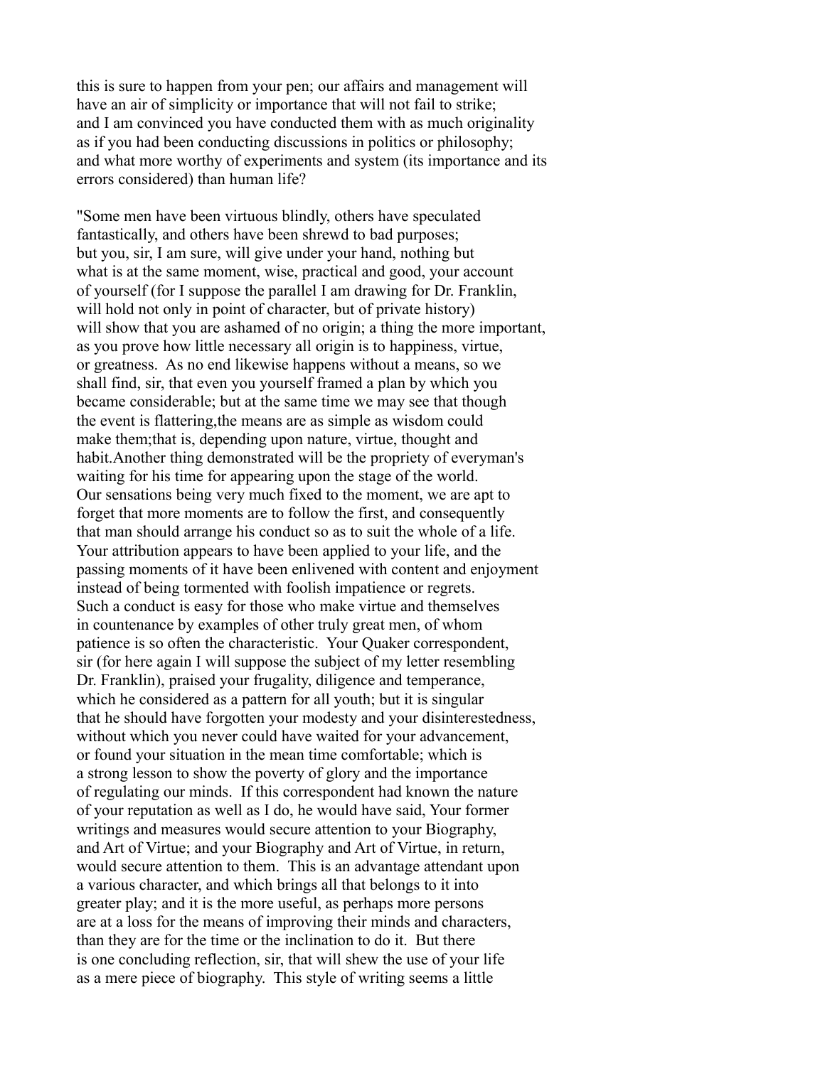this is sure to happen from your pen; our affairs and management will have an air of simplicity or importance that will not fail to strike; and I am convinced you have conducted them with as much originality as if you had been conducting discussions in politics or philosophy; and what more worthy of experiments and system (its importance and its errors considered) than human life?

"Some men have been virtuous blindly, others have speculated fantastically, and others have been shrewd to bad purposes; but you, sir, I am sure, will give under your hand, nothing but what is at the same moment, wise, practical and good, your account of yourself (for I suppose the parallel I am drawing for Dr. Franklin, will hold not only in point of character, but of private history) will show that you are ashamed of no origin; a thing the more important, as you prove how little necessary all origin is to happiness, virtue, or greatness. As no end likewise happens without a means, so we shall find, sir, that even you yourself framed a plan by which you became considerable; but at the same time we may see that though the event is flattering,the means are as simple as wisdom could make them;that is, depending upon nature, virtue, thought and habit.Another thing demonstrated will be the propriety of everyman's waiting for his time for appearing upon the stage of the world. Our sensations being very much fixed to the moment, we are apt to forget that more moments are to follow the first, and consequently that man should arrange his conduct so as to suit the whole of a life. Your attribution appears to have been applied to your life, and the passing moments of it have been enlivened with content and enjoyment instead of being tormented with foolish impatience or regrets. Such a conduct is easy for those who make virtue and themselves in countenance by examples of other truly great men, of whom patience is so often the characteristic. Your Quaker correspondent, sir (for here again I will suppose the subject of my letter resembling Dr. Franklin), praised your frugality, diligence and temperance, which he considered as a pattern for all youth; but it is singular that he should have forgotten your modesty and your disinterestedness, without which you never could have waited for your advancement, or found your situation in the mean time comfortable; which is a strong lesson to show the poverty of glory and the importance of regulating our minds. If this correspondent had known the nature of your reputation as well as I do, he would have said, Your former writings and measures would secure attention to your Biography, and Art of Virtue; and your Biography and Art of Virtue, in return, would secure attention to them. This is an advantage attendant upon a various character, and which brings all that belongs to it into greater play; and it is the more useful, as perhaps more persons are at a loss for the means of improving their minds and characters, than they are for the time or the inclination to do it. But there is one concluding reflection, sir, that will shew the use of your life as a mere piece of biography. This style of writing seems a little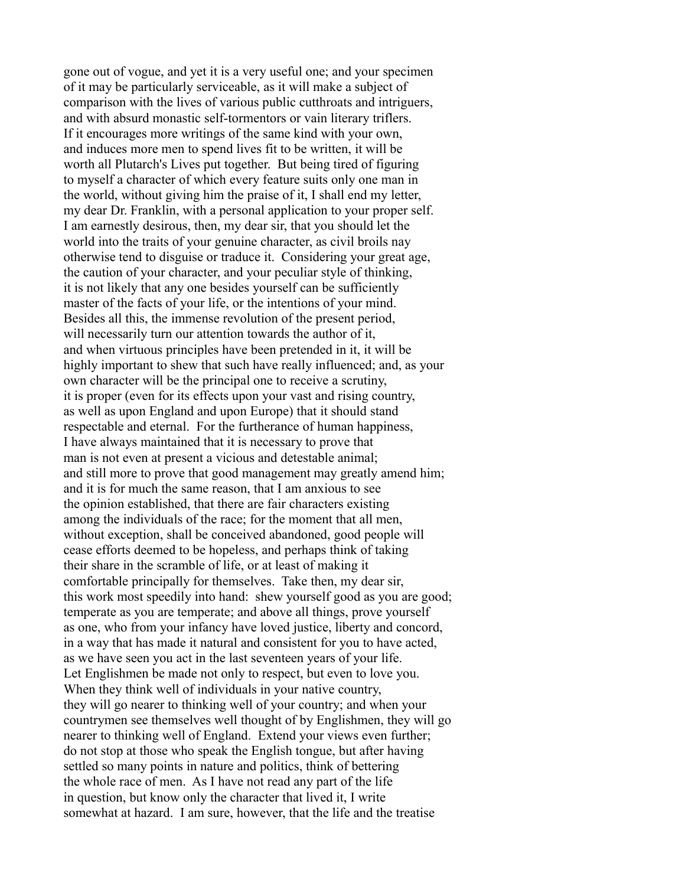gone out of vogue, and yet it is a very useful one; and your specimen of it may be particularly serviceable, as it will make a subject of comparison with the lives of various public cutthroats and intriguers, and with absurd monastic self-tormentors or vain literary triflers. If it encourages more writings of the same kind with your own, and induces more men to spend lives fit to be written, it will be worth all Plutarch's Lives put together. But being tired of figuring to myself a character of which every feature suits only one man in the world, without giving him the praise of it, I shall end my letter, my dear Dr. Franklin, with a personal application to your proper self. I am earnestly desirous, then, my dear sir, that you should let the world into the traits of your genuine character, as civil broils nay otherwise tend to disguise or traduce it. Considering your great age, the caution of your character, and your peculiar style of thinking, it is not likely that any one besides yourself can be sufficiently master of the facts of your life, or the intentions of your mind. Besides all this, the immense revolution of the present period, will necessarily turn our attention towards the author of it, and when virtuous principles have been pretended in it, it will be highly important to shew that such have really influenced; and, as your own character will be the principal one to receive a scrutiny, it is proper (even for its effects upon your vast and rising country, as well as upon England and upon Europe) that it should stand respectable and eternal. For the furtherance of human happiness, I have always maintained that it is necessary to prove that man is not even at present a vicious and detestable animal; and still more to prove that good management may greatly amend him; and it is for much the same reason, that I am anxious to see the opinion established, that there are fair characters existing among the individuals of the race; for the moment that all men, without exception, shall be conceived abandoned, good people will cease efforts deemed to be hopeless, and perhaps think of taking their share in the scramble of life, or at least of making it comfortable principally for themselves. Take then, my dear sir, this work most speedily into hand: shew yourself good as you are good; temperate as you are temperate; and above all things, prove yourself as one, who from your infancy have loved justice, liberty and concord, in a way that has made it natural and consistent for you to have acted, as we have seen you act in the last seventeen years of your life. Let Englishmen be made not only to respect, but even to love you. When they think well of individuals in your native country, they will go nearer to thinking well of your country; and when your countrymen see themselves well thought of by Englishmen, they will go nearer to thinking well of England. Extend your views even further; do not stop at those who speak the English tongue, but after having settled so many points in nature and politics, think of bettering the whole race of men. As I have not read any part of the life in question, but know only the character that lived it, I write somewhat at hazard. I am sure, however, that the life and the treatise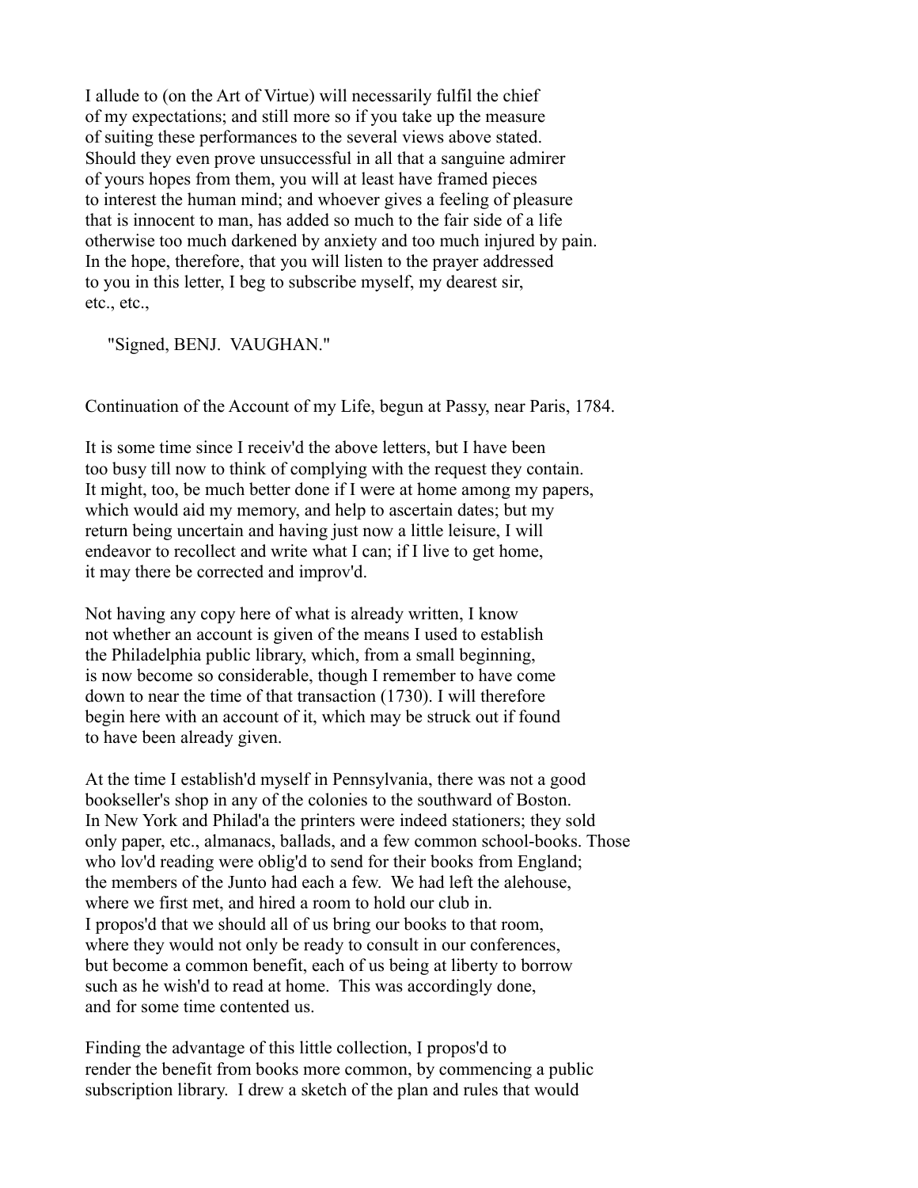I allude to (on the Art of Virtue) will necessarily fulfil the chief of my expectations; and still more so if you take up the measure of suiting these performances to the several views above stated. Should they even prove unsuccessful in all that a sanguine admirer of yours hopes from them, you will at least have framed pieces to interest the human mind; and whoever gives a feeling of pleasure that is innocent to man, has added so much to the fair side of a life otherwise too much darkened by anxiety and too much injured by pain. In the hope, therefore, that you will listen to the prayer addressed to you in this letter, I beg to subscribe myself, my dearest sir, etc., etc.,

"Signed, BENJ. VAUGHAN."

Continuation of the Account of my Life, begun at Passy, near Paris, 1784.

It is some time since I receiv'd the above letters, but I have been too busy till now to think of complying with the request they contain. It might, too, be much better done if I were at home among my papers, which would aid my memory, and help to ascertain dates; but my return being uncertain and having just now a little leisure, I will endeavor to recollect and write what I can; if I live to get home, it may there be corrected and improv'd.

Not having any copy here of what is already written, I know not whether an account is given of the means I used to establish the Philadelphia public library, which, from a small beginning, is now become so considerable, though I remember to have come down to near the time of that transaction (1730). I will therefore begin here with an account of it, which may be struck out if found to have been already given.

At the time I establish'd myself in Pennsylvania, there was not a good bookseller's shop in any of the colonies to the southward of Boston. In New York and Philad'a the printers were indeed stationers; they sold only paper, etc., almanacs, ballads, and a few common school-books. Those who lov'd reading were oblig'd to send for their books from England; the members of the Junto had each a few. We had left the alehouse, where we first met, and hired a room to hold our club in. I propos'd that we should all of us bring our books to that room, where they would not only be ready to consult in our conferences, but become a common benefit, each of us being at liberty to borrow such as he wish'd to read at home. This was accordingly done, and for some time contented us.

Finding the advantage of this little collection, I propos'd to render the benefit from books more common, by commencing a public subscription library. I drew a sketch of the plan and rules that would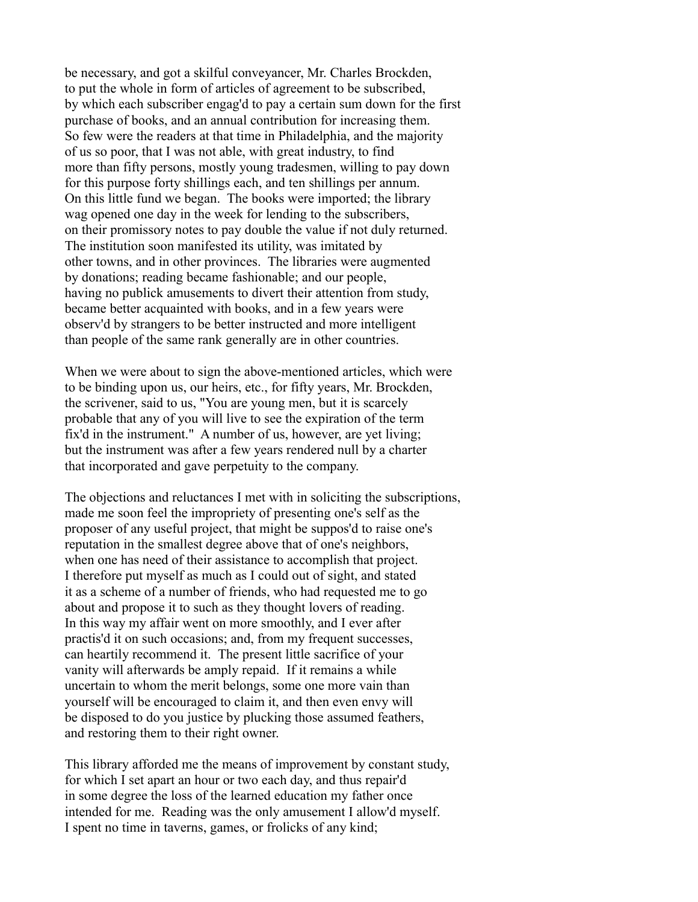be necessary, and got a skilful conveyancer, Mr. Charles Brockden, to put the whole in form of articles of agreement to be subscribed, by which each subscriber engag'd to pay a certain sum down for the first purchase of books, and an annual contribution for increasing them. So few were the readers at that time in Philadelphia, and the majority of us so poor, that I was not able, with great industry, to find more than fifty persons, mostly young tradesmen, willing to pay down for this purpose forty shillings each, and ten shillings per annum. On this little fund we began. The books were imported; the library wag opened one day in the week for lending to the subscribers, on their promissory notes to pay double the value if not duly returned. The institution soon manifested its utility, was imitated by other towns, and in other provinces. The libraries were augmented by donations; reading became fashionable; and our people, having no publick amusements to divert their attention from study, became better acquainted with books, and in a few years were observ'd by strangers to be better instructed and more intelligent than people of the same rank generally are in other countries.

When we were about to sign the above-mentioned articles, which were to be binding upon us, our heirs, etc., for fifty years, Mr. Brockden, the scrivener, said to us, "You are young men, but it is scarcely probable that any of you will live to see the expiration of the term fix'd in the instrument." A number of us, however, are yet living; but the instrument was after a few years rendered null by a charter that incorporated and gave perpetuity to the company.

The objections and reluctances I met with in soliciting the subscriptions, made me soon feel the impropriety of presenting one's self as the proposer of any useful project, that might be suppos'd to raise one's reputation in the smallest degree above that of one's neighbors, when one has need of their assistance to accomplish that project. I therefore put myself as much as I could out of sight, and stated it as a scheme of a number of friends, who had requested me to go about and propose it to such as they thought lovers of reading. In this way my affair went on more smoothly, and I ever after practis'd it on such occasions; and, from my frequent successes, can heartily recommend it. The present little sacrifice of your vanity will afterwards be amply repaid. If it remains a while uncertain to whom the merit belongs, some one more vain than yourself will be encouraged to claim it, and then even envy will be disposed to do you justice by plucking those assumed feathers, and restoring them to their right owner.

This library afforded me the means of improvement by constant study, for which I set apart an hour or two each day, and thus repair'd in some degree the loss of the learned education my father once intended for me. Reading was the only amusement I allow'd myself. I spent no time in taverns, games, or frolicks of any kind;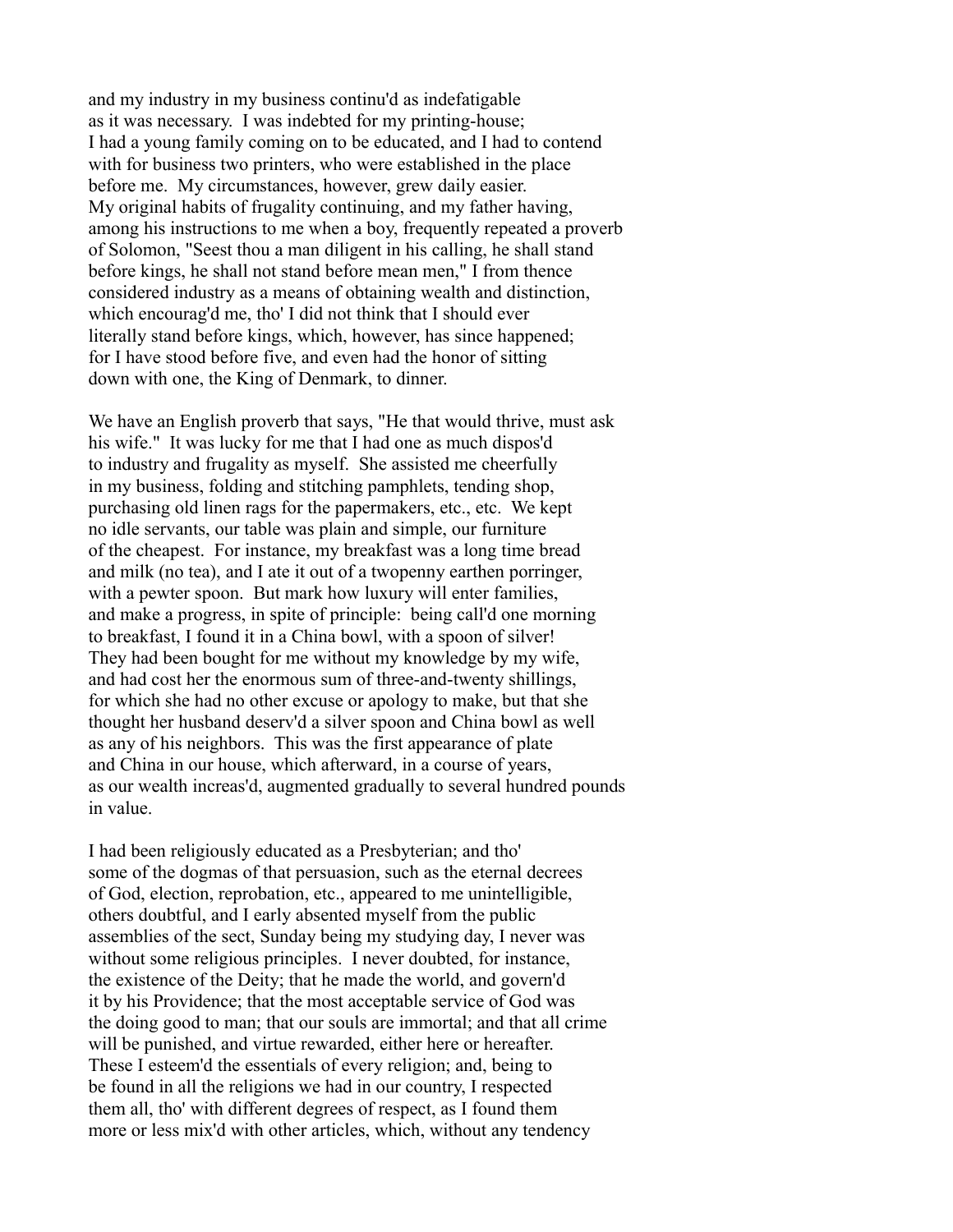and my industry in my business continu'd as indefatigable as it was necessary. I was indebted for my printing-house; I had a young family coming on to be educated, and I had to contend with for business two printers, who were established in the place before me. My circumstances, however, grew daily easier. My original habits of frugality continuing, and my father having, among his instructions to me when a boy, frequently repeated a proverb of Solomon, "Seest thou a man diligent in his calling, he shall stand before kings, he shall not stand before mean men," I from thence considered industry as a means of obtaining wealth and distinction, which encourag'd me, tho' I did not think that I should ever literally stand before kings, which, however, has since happened; for I have stood before five, and even had the honor of sitting down with one, the King of Denmark, to dinner.

We have an English proverb that says, "He that would thrive, must ask his wife." It was lucky for me that I had one as much dispos'd to industry and frugality as myself. She assisted me cheerfully in my business, folding and stitching pamphlets, tending shop, purchasing old linen rags for the papermakers, etc., etc. We kept no idle servants, our table was plain and simple, our furniture of the cheapest. For instance, my breakfast was a long time bread and milk (no tea), and I ate it out of a twopenny earthen porringer, with a pewter spoon. But mark how luxury will enter families, and make a progress, in spite of principle: being call'd one morning to breakfast, I found it in a China bowl, with a spoon of silver! They had been bought for me without my knowledge by my wife, and had cost her the enormous sum of three-and-twenty shillings, for which she had no other excuse or apology to make, but that she thought her husband deserv'd a silver spoon and China bowl as well as any of his neighbors. This was the first appearance of plate and China in our house, which afterward, in a course of years, as our wealth increas'd, augmented gradually to several hundred pounds in value.

I had been religiously educated as a Presbyterian; and tho' some of the dogmas of that persuasion, such as the eternal decrees of God, election, reprobation, etc., appeared to me unintelligible, others doubtful, and I early absented myself from the public assemblies of the sect, Sunday being my studying day, I never was without some religious principles. I never doubted, for instance, the existence of the Deity; that he made the world, and govern'd it by his Providence; that the most acceptable service of God was the doing good to man; that our souls are immortal; and that all crime will be punished, and virtue rewarded, either here or hereafter. These I esteem'd the essentials of every religion; and, being to be found in all the religions we had in our country, I respected them all, tho' with different degrees of respect, as I found them more or less mix'd with other articles, which, without any tendency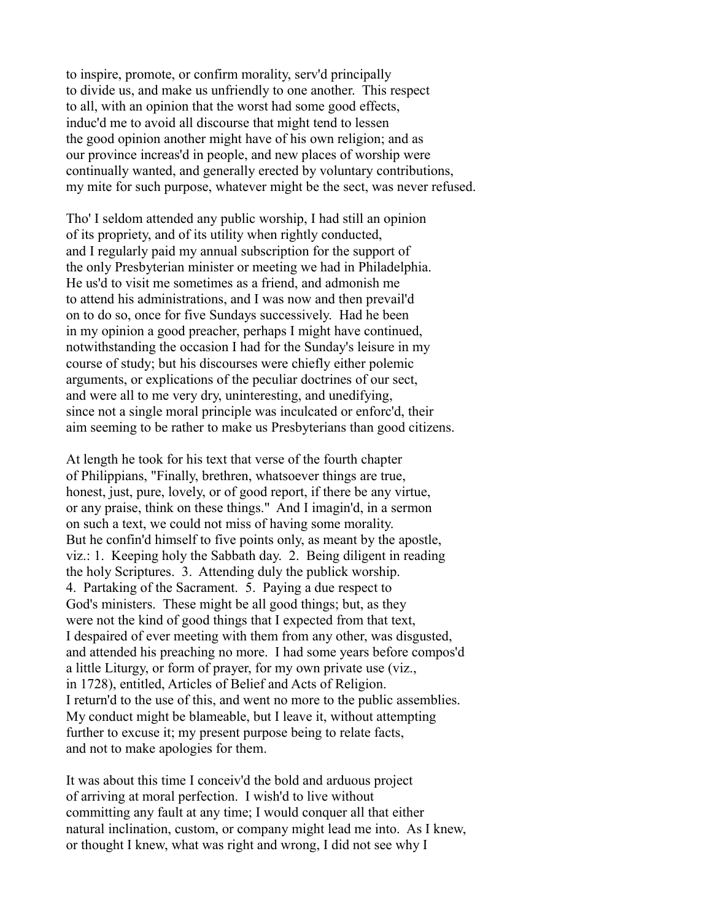to inspire, promote, or confirm morality, serv'd principally to divide us, and make us unfriendly to one another. This respect to all, with an opinion that the worst had some good effects, induc'd me to avoid all discourse that might tend to lessen the good opinion another might have of his own religion; and as our province increas'd in people, and new places of worship were continually wanted, and generally erected by voluntary contributions, my mite for such purpose, whatever might be the sect, was never refused.

Tho' I seldom attended any public worship, I had still an opinion of its propriety, and of its utility when rightly conducted, and I regularly paid my annual subscription for the support of the only Presbyterian minister or meeting we had in Philadelphia. He us'd to visit me sometimes as a friend, and admonish me to attend his administrations, and I was now and then prevail'd on to do so, once for five Sundays successively. Had he been in my opinion a good preacher, perhaps I might have continued, notwithstanding the occasion I had for the Sunday's leisure in my course of study; but his discourses were chiefly either polemic arguments, or explications of the peculiar doctrines of our sect, and were all to me very dry, uninteresting, and unedifying, since not a single moral principle was inculcated or enforc'd, their aim seeming to be rather to make us Presbyterians than good citizens.

At length he took for his text that verse of the fourth chapter of Philippians, "Finally, brethren, whatsoever things are true, honest, just, pure, lovely, or of good report, if there be any virtue, or any praise, think on these things." And I imagin'd, in a sermon on such a text, we could not miss of having some morality. But he confin'd himself to five points only, as meant by the apostle, viz.: 1. Keeping holy the Sabbath day. 2. Being diligent in reading the holy Scriptures. 3. Attending duly the publick worship. 4. Partaking of the Sacrament. 5. Paying a due respect to God's ministers. These might be all good things; but, as they were not the kind of good things that I expected from that text, I despaired of ever meeting with them from any other, was disgusted, and attended his preaching no more. I had some years before compos'd a little Liturgy, or form of prayer, for my own private use (viz., in 1728), entitled, Articles of Belief and Acts of Religion. I return'd to the use of this, and went no more to the public assemblies. My conduct might be blameable, but I leave it, without attempting further to excuse it; my present purpose being to relate facts, and not to make apologies for them.

It was about this time I conceiv'd the bold and arduous project of arriving at moral perfection. I wish'd to live without committing any fault at any time; I would conquer all that either natural inclination, custom, or company might lead me into. As I knew, or thought I knew, what was right and wrong, I did not see why I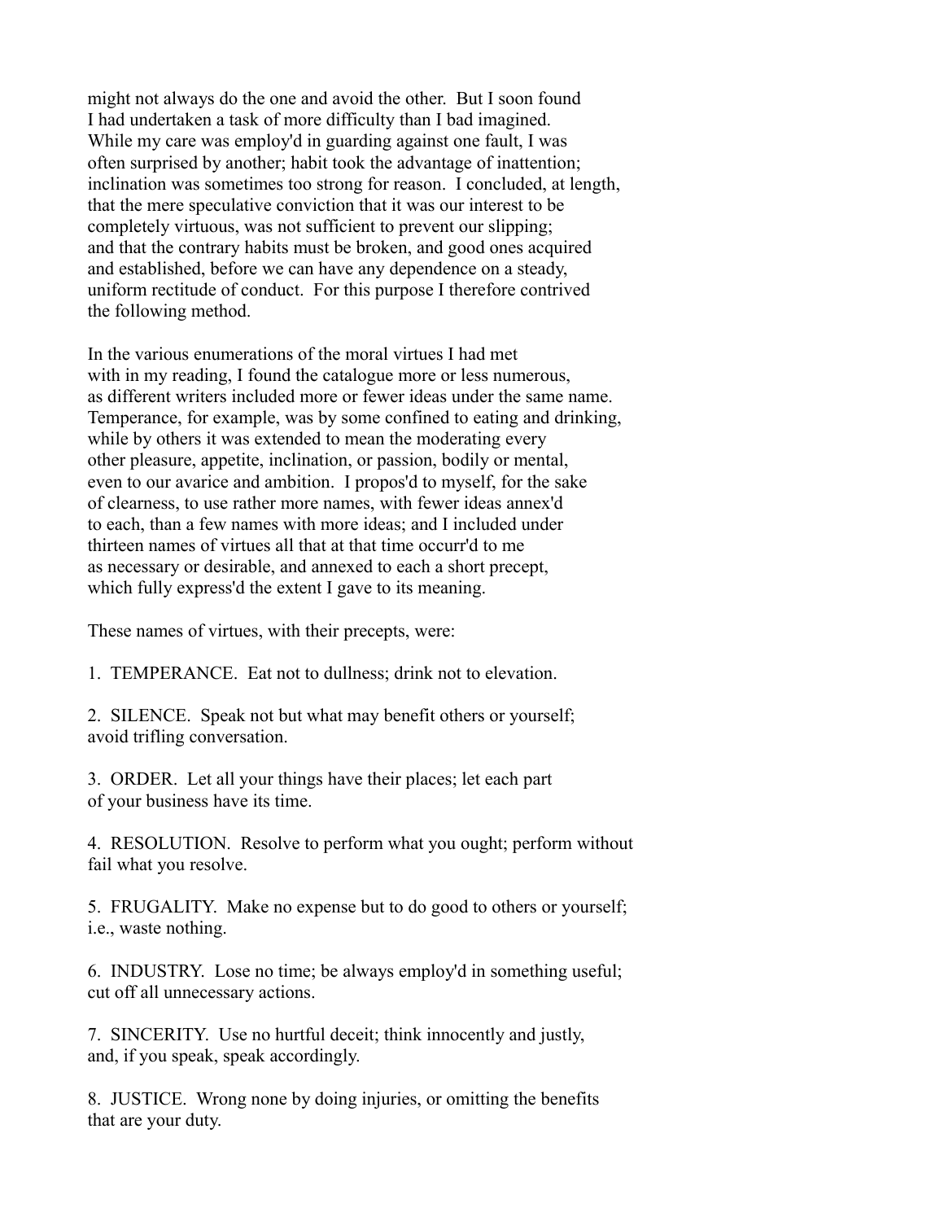might not always do the one and avoid the other. But I soon found I had undertaken a task of more difficulty than I bad imagined. While my care was employ'd in guarding against one fault, I was often surprised by another; habit took the advantage of inattention; inclination was sometimes too strong for reason. I concluded, at length, that the mere speculative conviction that it was our interest to be completely virtuous, was not sufficient to prevent our slipping; and that the contrary habits must be broken, and good ones acquired and established, before we can have any dependence on a steady, uniform rectitude of conduct. For this purpose I therefore contrived the following method.

In the various enumerations of the moral virtues I had met with in my reading, I found the catalogue more or less numerous, as different writers included more or fewer ideas under the same name. Temperance, for example, was by some confined to eating and drinking, while by others it was extended to mean the moderating every other pleasure, appetite, inclination, or passion, bodily or mental, even to our avarice and ambition. I propos'd to myself, for the sake of clearness, to use rather more names, with fewer ideas annex'd to each, than a few names with more ideas; and I included under thirteen names of virtues all that at that time occurr'd to me as necessary or desirable, and annexed to each a short precept, which fully express'd the extent I gave to its meaning.

These names of virtues, with their precepts, were:

1. TEMPERANCE. Eat not to dullness; drink not to elevation.

2. SILENCE. Speak not but what may benefit others or yourself; avoid trifling conversation.

3. ORDER. Let all your things have their places; let each part of your business have its time.

4. RESOLUTION. Resolve to perform what you ought; perform without fail what you resolve.

5. FRUGALITY. Make no expense but to do good to others or yourself; i.e., waste nothing.

6. INDUSTRY. Lose no time; be always employ'd in something useful; cut off all unnecessary actions.

7. SINCERITY. Use no hurtful deceit; think innocently and justly, and, if you speak, speak accordingly.

8. JUSTICE. Wrong none by doing injuries, or omitting the benefits that are your duty.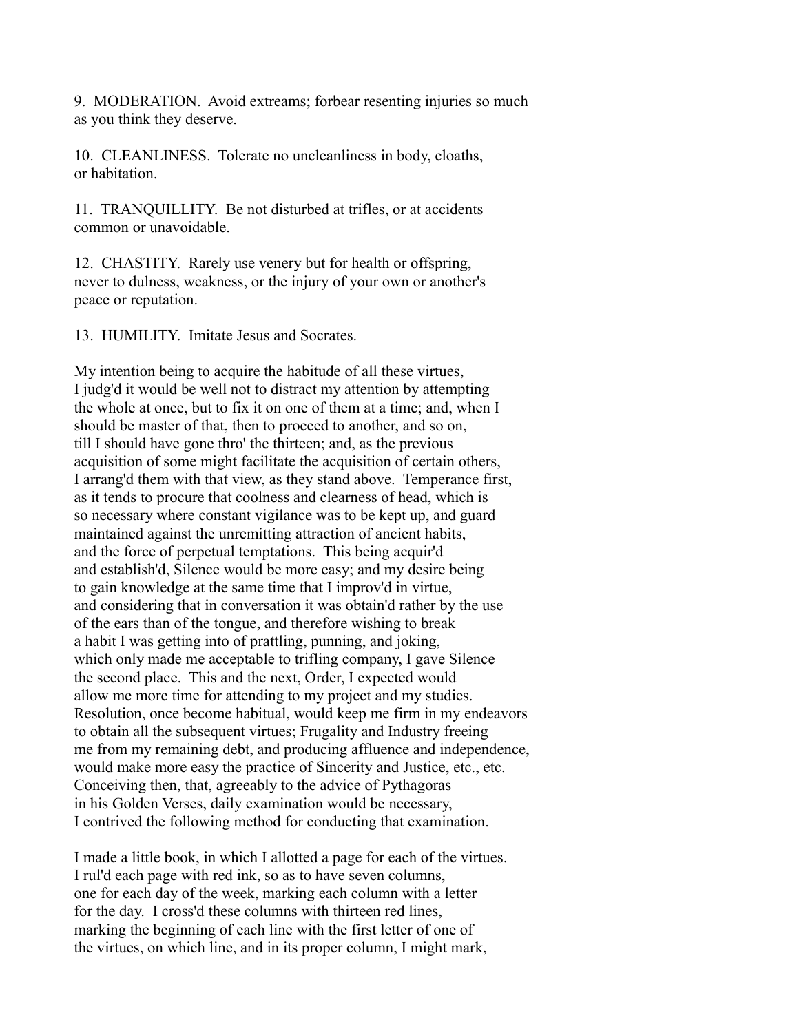9.  MODERATION.  Avoid extreams; forbear resenting injuries so much as you think they deserve.

10.  CLEANLINESS.  Tolerate no uncleanliness in body, cloaths, or habitation.

11.  TRANQUILLITY.  Be not disturbed at trifles, or at accidents common or unavoidable.

12.  CHASTITY.  Rarely use venery but for health or offspring, never to dulness, weakness, or the injury of your own or another's peace or reputation.

13.  HUMILITY.  Imitate Jesus and Socrates.

My intention being to acquire the habitude of all these virtues, I judg'd it would be well not to distract my attention by attempting the whole at once, but to fix it on one of them at a time; and, when I should be master of that, then to proceed to another, and so on, till I should have gone thro' the thirteen; and, as the previous acquisition of some might facilitate the acquisition of certain others, I arrang'd them with that view, as they stand above.  Temperance first, as it tends to procure that coolness and clearness of head, which is so necessary where constant vigilance was to be kept up, and guard maintained against the unremitting attraction of ancient habits, and the force of perpetual temptations.  This being acquir'd and establish'd, Silence would be more easy; and my desire being to gain knowledge at the same time that I improv'd in virtue, and considering that in conversation it was obtain'd rather by the use of the ears than of the tongue, and therefore wishing to break a habit I was getting into of prattling, punning, and joking, which only made me acceptable to trifling company, I gave Silence the second place.  This and the next, Order, I expected would allow me more time for attending to my project and my studies. Resolution, once become habitual, would keep me firm in my endeavors to obtain all the subsequent virtues; Frugality and Industry freeing me from my remaining debt, and producing affluence and independence, would make more easy the practice of Sincerity and Justice, etc., etc. Conceiving then, that, agreeably to the advice of Pythagoras in his Golden Verses, daily examination would be necessary, I contrived the following method for conducting that examination.

I made a little book, in which I allotted a page for each of the virtues. I rul'd each page with red ink, so as to have seven columns, one for each day of the week, marking each column with a letter for the day.  I cross'd these columns with thirteen red lines, marking the beginning of each line with the first letter of one of the virtues, on which line, and in its proper column, I might mark,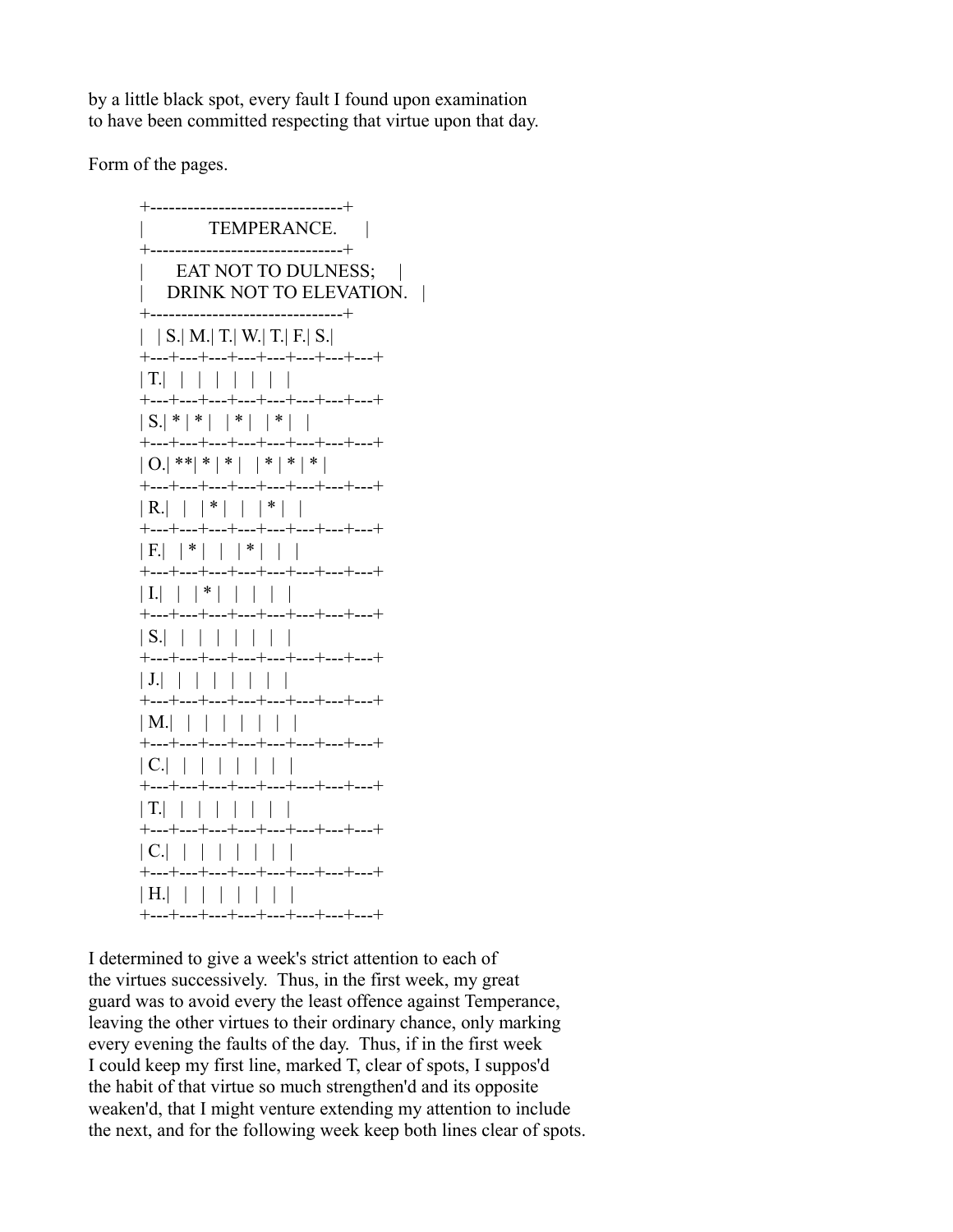by a little black spot, every fault I found upon examination
to have been committed respecting that virtue upon that day.

Form of the pages.

TEMPERANCE.

EAT NOT TO DULNESS;
DRINK NOT TO ELEVATION.

| | S. | M. | T. | W. | T. | F. | S. |
|---|---|---|---|---|---|---|---|
| T. | | | | | | | |
| S. | * | * | | * | | * | |
| O. | ** | * | * | | * | * | * |
| R. | | | * | | | * | |
| F. | | * | | | * | | |
| I. | | | * | | | | |
| S. | | | | | | | |
| J. | | | | | | | |
| M. | | | | | | | |
| C. | | | | | | | |
| T. | | | | | | | |
| C. | | | | | | | |
| H. | | | | | | | |

I determined to give a week's strict attention to each of
the virtues successively. Thus, in the first week, my great
guard was to avoid every the least offence against Temperance,
leaving the other virtues to their ordinary chance, only marking
every evening the faults of the day. Thus, if in the first week
I could keep my first line, marked T, clear of spots, I suppos'd
the habit of that virtue so much strengthen'd and its opposite
weaken'd, that I might venture extending my attention to include
the next, and for the following week keep both lines clear of spots.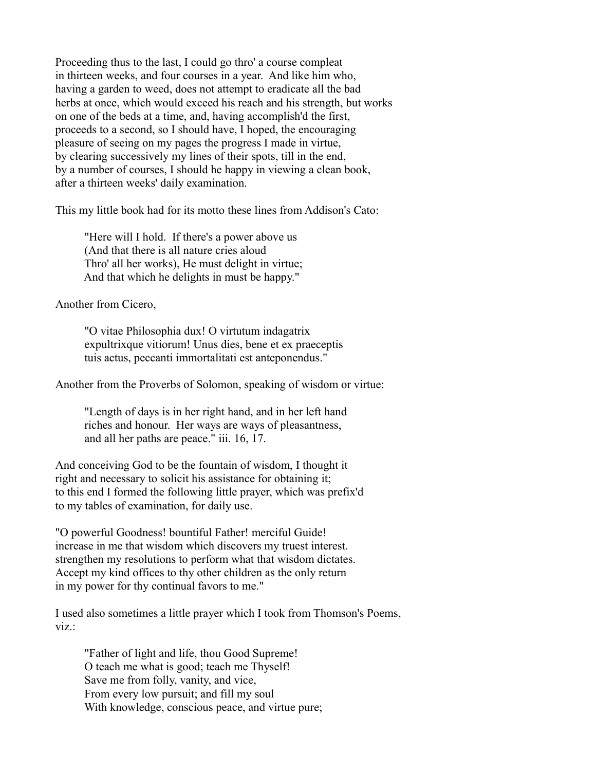Proceeding thus to the last, I could go thro' a course compleat in thirteen weeks, and four courses in a year. And like him who, having a garden to weed, does not attempt to eradicate all the bad herbs at once, which would exceed his reach and his strength, but works on one of the beds at a time, and, having accomplish'd the first, proceeds to a second, so I should have, I hoped, the encouraging pleasure of seeing on my pages the progress I made in virtue, by clearing successively my lines of their spots, till in the end, by a number of courses, I should he happy in viewing a clean book, after a thirteen weeks' daily examination.

This my little book had for its motto these lines from Addison's Cato:

> "Here will I hold. If there's a power above us
> (And that there is all nature cries aloud
> Thro' all her works), He must delight in virtue;
> And that which he delights in must be happy."

Another from Cicero,

> "O vitae Philosophia dux! O virtutum indagatrix
> expultrixque vitiorum! Unus dies, bene et ex praeceptis
> tuis actus, peccanti immortalitati est anteponendus."

Another from the Proverbs of Solomon, speaking of wisdom or virtue:

> "Length of days is in her right hand, and in her left hand
> riches and honour. Her ways are ways of pleasantness,
> and all her paths are peace." iii. 16, 17.

And conceiving God to be the fountain of wisdom, I thought it right and necessary to solicit his assistance for obtaining it; to this end I formed the following little prayer, which was prefix'd to my tables of examination, for daily use.

"O powerful Goodness! bountiful Father! merciful Guide! increase in me that wisdom which discovers my truest interest. strengthen my resolutions to perform what that wisdom dictates. Accept my kind offices to thy other children as the only return in my power for thy continual favors to me."

I used also sometimes a little prayer which I took from Thomson's Poems, viz.:

> "Father of light and life, thou Good Supreme!
> O teach me what is good; teach me Thyself!
> Save me from folly, vanity, and vice,
> From every low pursuit; and fill my soul
> With knowledge, conscious peace, and virtue pure;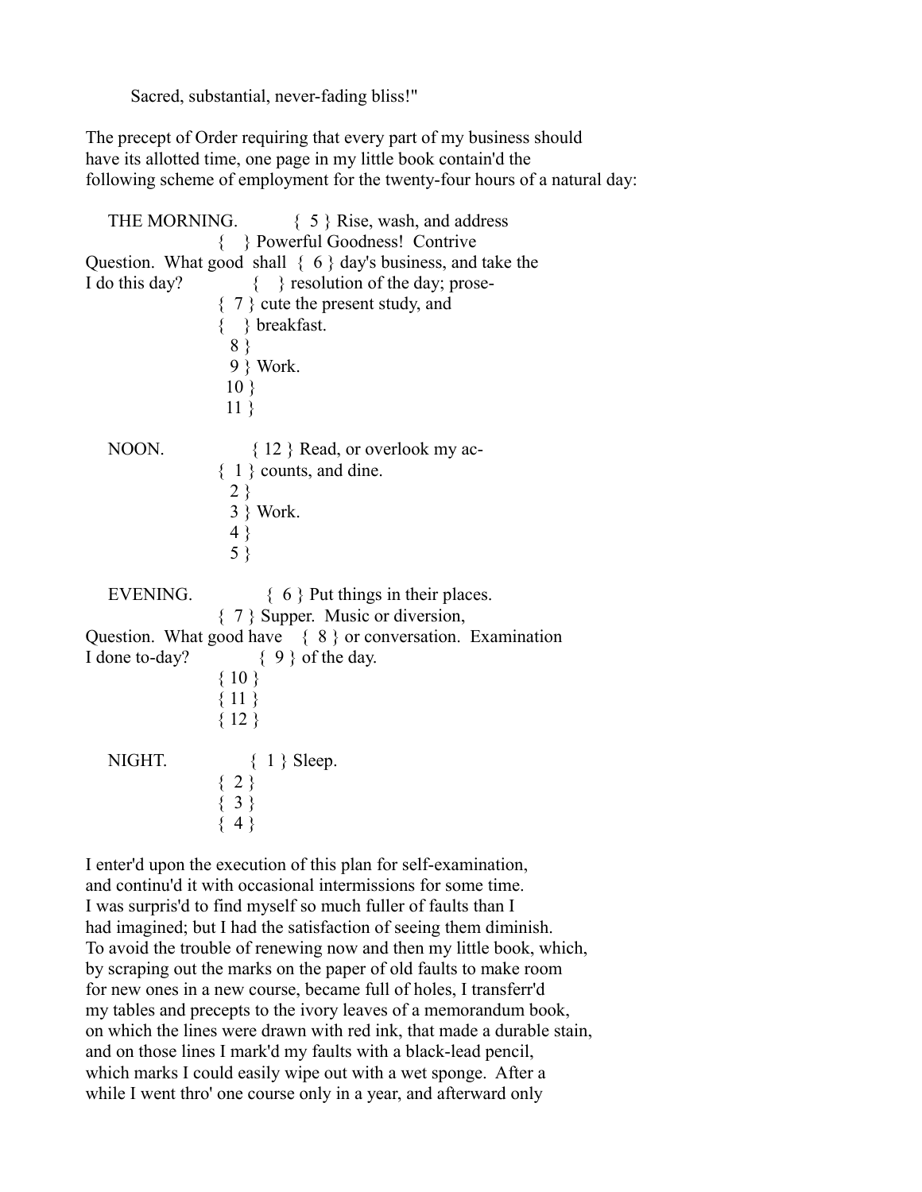Sacred, substantial, never-fading bliss!"

The precept of Order requiring that every part of my business should have its allotted time, one page in my little book contain'd the following scheme of employment for the twenty-four hours of a natural day:

| | Hour | |
|---|---|---|
| THE MORNING. | 5 | Rise, wash, and address Powerful Goodness! Contrive day's business, and take the resolution of the day; prosecute the present study, and breakfast. |
| Question. What good shall I do this day? | 6 | |
| | 7 | |
| | 8 | Work. |
| | 9 | |
| | 10 | |
| | 11 | |
| NOON. | 12 | Read, or overlook my accounts, and dine. |
| | 1 | |
| | 2 | Work. |
| | 3 | |
| | 4 | |
| | 5 | |
| EVENING. | 6 | Put things in their places. Supper. Music or diversion, or conversation. Examination of the day. |
| Question. What good have I done to-day? | 7 | |
| | 8 | |
| | 9 | |
| | 10 | Sleep. |
| | 11 | |
| | 12 | |
| NIGHT. | 1 | |
| | 2 | |
| | 3 | |
| | 4 | |

I enter'd upon the execution of this plan for self-examination, and continu'd it with occasional intermissions for some time. I was surpris'd to find myself so much fuller of faults than I had imagined; but I had the satisfaction of seeing them diminish. To avoid the trouble of renewing now and then my little book, which, by scraping out the marks on the paper of old faults to make room for new ones in a new course, became full of holes, I transferr'd my tables and precepts to the ivory leaves of a memorandum book, on which the lines were drawn with red ink, that made a durable stain, and on those lines I mark'd my faults with a black-lead pencil, which marks I could easily wipe out with a wet sponge. After a while I went thro' one course only in a year, and afterward only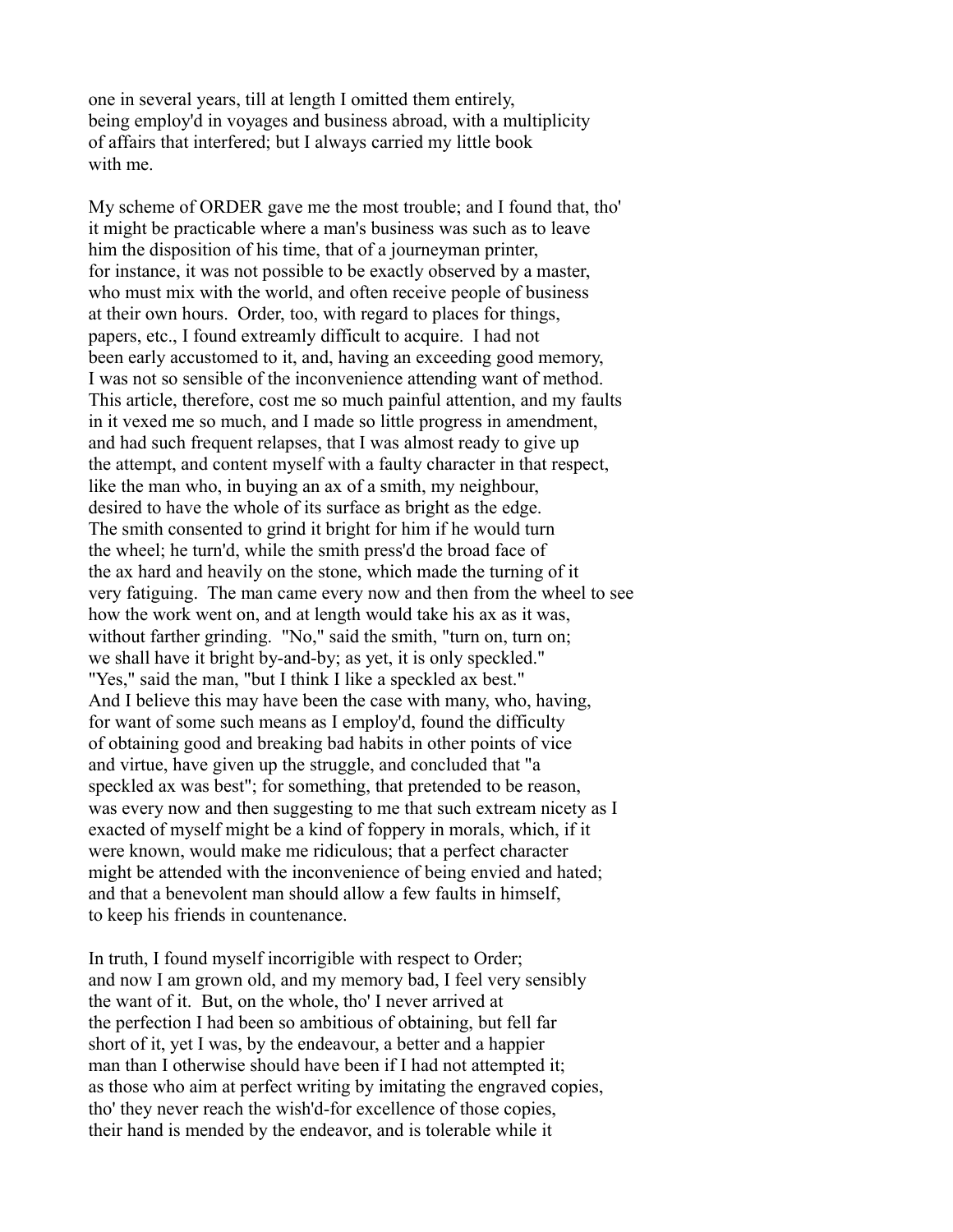one in several years, till at length I omitted them entirely, being employ'd in voyages and business abroad, with a multiplicity of affairs that interfered; but I always carried my little book with me.

My scheme of ORDER gave me the most trouble; and I found that, tho' it might be practicable where a man's business was such as to leave him the disposition of his time, that of a journeyman printer, for instance, it was not possible to be exactly observed by a master, who must mix with the world, and often receive people of business at their own hours. Order, too, with regard to places for things, papers, etc., I found extreamly difficult to acquire. I had not been early accustomed to it, and, having an exceeding good memory, I was not so sensible of the inconvenience attending want of method. This article, therefore, cost me so much painful attention, and my faults in it vexed me so much, and I made so little progress in amendment, and had such frequent relapses, that I was almost ready to give up the attempt, and content myself with a faulty character in that respect, like the man who, in buying an ax of a smith, my neighbour, desired to have the whole of its surface as bright as the edge. The smith consented to grind it bright for him if he would turn the wheel; he turn'd, while the smith press'd the broad face of the ax hard and heavily on the stone, which made the turning of it very fatiguing. The man came every now and then from the wheel to see how the work went on, and at length would take his ax as it was, without farther grinding. "No," said the smith, "turn on, turn on; we shall have it bright by-and-by; as yet, it is only speckled." "Yes," said the man, "but I think I like a speckled ax best." And I believe this may have been the case with many, who, having, for want of some such means as I employ'd, found the difficulty of obtaining good and breaking bad habits in other points of vice and virtue, have given up the struggle, and concluded that "a speckled ax was best"; for something, that pretended to be reason, was every now and then suggesting to me that such extream nicety as I exacted of myself might be a kind of foppery in morals, which, if it were known, would make me ridiculous; that a perfect character might be attended with the inconvenience of being envied and hated; and that a benevolent man should allow a few faults in himself, to keep his friends in countenance.

In truth, I found myself incorrigible with respect to Order; and now I am grown old, and my memory bad, I feel very sensibly the want of it. But, on the whole, tho' I never arrived at the perfection I had been so ambitious of obtaining, but fell far short of it, yet I was, by the endeavour, a better and a happier man than I otherwise should have been if I had not attempted it; as those who aim at perfect writing by imitating the engraved copies, tho' they never reach the wish'd-for excellence of those copies, their hand is mended by the endeavor, and is tolerable while it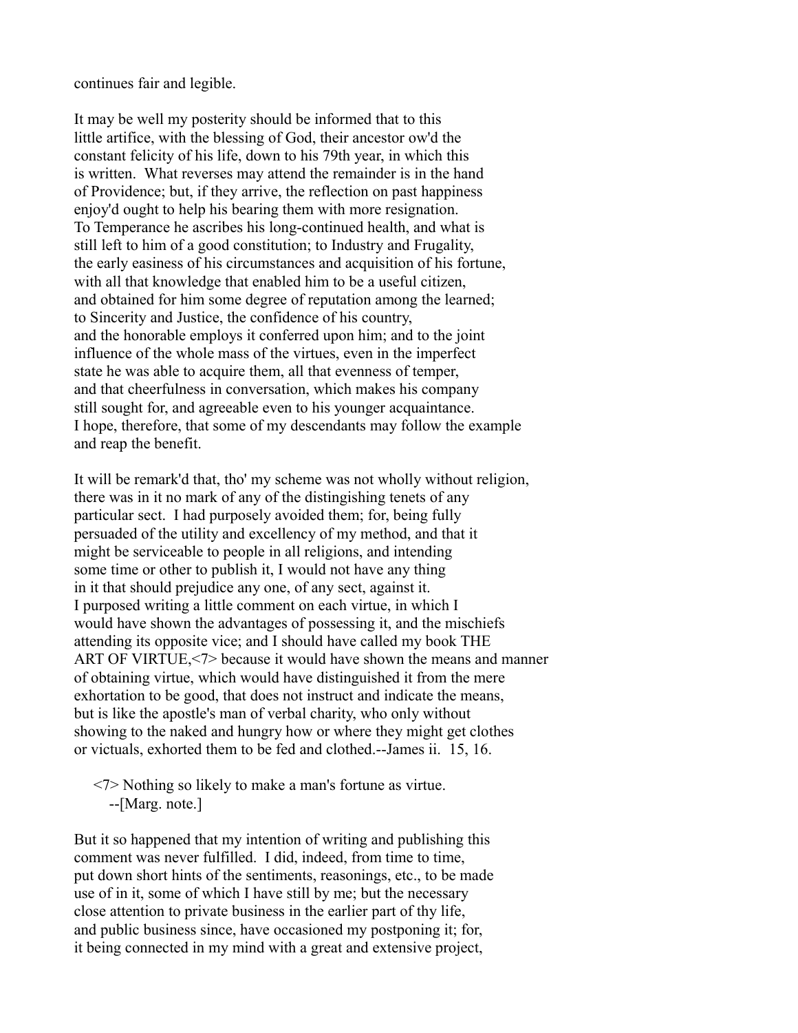continues fair and legible.

It may be well my posterity should be informed that to this little artifice, with the blessing of God, their ancestor ow'd the constant felicity of his life, down to his 79th year, in which this is written. What reverses may attend the remainder is in the hand of Providence; but, if they arrive, the reflection on past happiness enjoy'd ought to help his bearing them with more resignation. To Temperance he ascribes his long-continued health, and what is still left to him of a good constitution; to Industry and Frugality, the early easiness of his circumstances and acquisition of his fortune, with all that knowledge that enabled him to be a useful citizen, and obtained for him some degree of reputation among the learned; to Sincerity and Justice, the confidence of his country, and the honorable employs it conferred upon him; and to the joint influence of the whole mass of the virtues, even in the imperfect state he was able to acquire them, all that evenness of temper, and that cheerfulness in conversation, which makes his company still sought for, and agreeable even to his younger acquaintance. I hope, therefore, that some of my descendants may follow the example and reap the benefit.

It will be remark'd that, tho' my scheme was not wholly without religion, there was in it no mark of any of the distingishing tenets of any particular sect. I had purposely avoided them; for, being fully persuaded of the utility and excellency of my method, and that it might be serviceable to people in all religions, and intending some time or other to publish it, I would not have any thing in it that should prejudice any one, of any sect, against it. I purposed writing a little comment on each virtue, in which I would have shown the advantages of possessing it, and the mischiefs attending its opposite vice; and I should have called my book THE ART OF VIRTUE,<7> because it would have shown the means and manner of obtaining virtue, which would have distinguished it from the mere exhortation to be good, that does not instruct and indicate the means, but is like the apostle's man of verbal charity, who only without showing to the naked and hungry how or where they might get clothes or victuals, exhorted them to be fed and clothed.--James ii. 15, 16.

> <7> Nothing so likely to make a man's fortune as virtue.
> --[Marg. note.]

But it so happened that my intention of writing and publishing this comment was never fulfilled. I did, indeed, from time to time, put down short hints of the sentiments, reasonings, etc., to be made use of in it, some of which I have still by me; but the necessary close attention to private business in the earlier part of thy life, and public business since, have occasioned my postponing it; for, it being connected in my mind with a great and extensive project,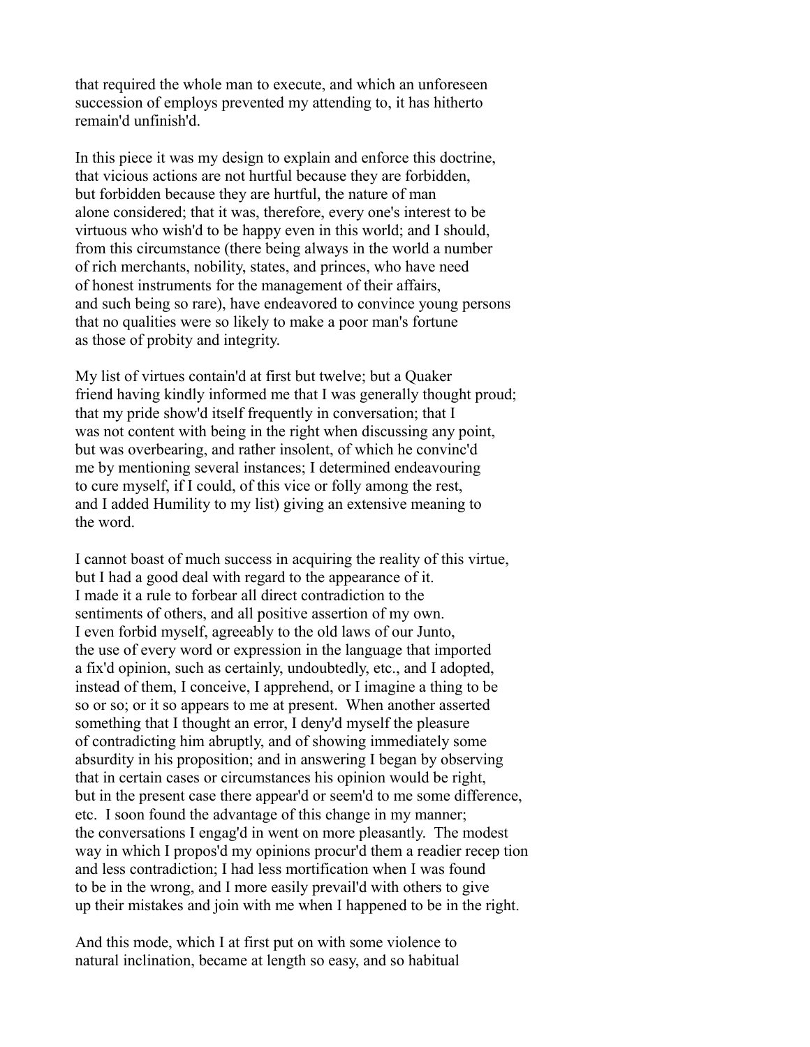that required the whole man to execute, and which an unforeseen succession of employs prevented my attending to, it has hitherto remain'd unfinish'd.

In this piece it was my design to explain and enforce this doctrine, that vicious actions are not hurtful because they are forbidden, but forbidden because they are hurtful, the nature of man alone considered; that it was, therefore, every one's interest to be virtuous who wish'd to be happy even in this world; and I should, from this circumstance (there being always in the world a number of rich merchants, nobility, states, and princes, who have need of honest instruments for the management of their affairs, and such being so rare), have endeavored to convince young persons that no qualities were so likely to make a poor man's fortune as those of probity and integrity.

My list of virtues contain'd at first but twelve; but a Quaker friend having kindly informed me that I was generally thought proud; that my pride show'd itself frequently in conversation; that I was not content with being in the right when discussing any point, but was overbearing, and rather insolent, of which he convinc'd me by mentioning several instances; I determined endeavouring to cure myself, if I could, of this vice or folly among the rest, and I added Humility to my list) giving an extensive meaning to the word.

I cannot boast of much success in acquiring the reality of this virtue, but I had a good deal with regard to the appearance of it. I made it a rule to forbear all direct contradiction to the sentiments of others, and all positive assertion of my own. I even forbid myself, agreeably to the old laws of our Junto, the use of every word or expression in the language that imported a fix'd opinion, such as certainly, undoubtedly, etc., and I adopted, instead of them, I conceive, I apprehend, or I imagine a thing to be so or so; or it so appears to me at present. When another asserted something that I thought an error, I deny'd myself the pleasure of contradicting him abruptly, and of showing immediately some absurdity in his proposition; and in answering I began by observing that in certain cases or circumstances his opinion would be right, but in the present case there appear'd or seem'd to me some difference, etc. I soon found the advantage of this change in my manner; the conversations I engag'd in went on more pleasantly. The modest way in which I propos'd my opinions procur'd them a readier recep tion and less contradiction; I had less mortification when I was found to be in the wrong, and I more easily prevail'd with others to give up their mistakes and join with me when I happened to be in the right.

And this mode, which I at first put on with some violence to natural inclination, became at length so easy, and so habitual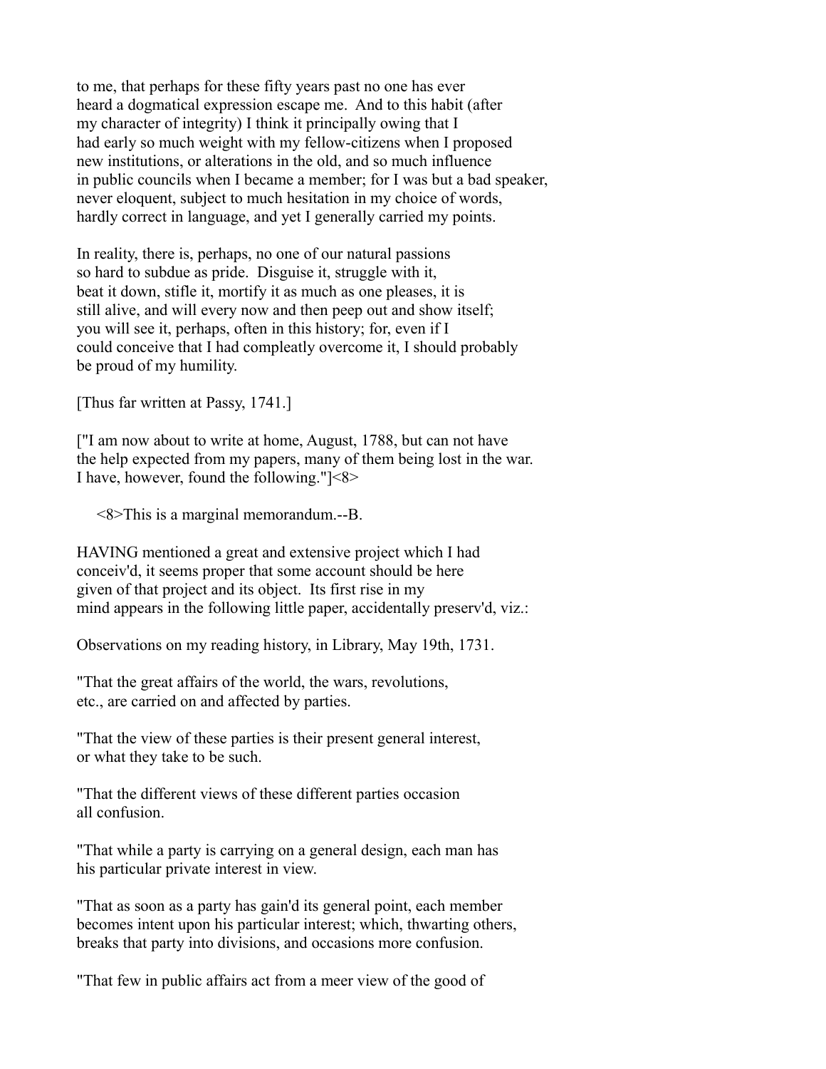to me, that perhaps for these fifty years past no one has ever heard a dogmatical expression escape me. And to this habit (after my character of integrity) I think it principally owing that I had early so much weight with my fellow-citizens when I proposed new institutions, or alterations in the old, and so much influence in public councils when I became a member; for I was but a bad speaker, never eloquent, subject to much hesitation in my choice of words, hardly correct in language, and yet I generally carried my points.

In reality, there is, perhaps, no one of our natural passions so hard to subdue as pride. Disguise it, struggle with it, beat it down, stifle it, mortify it as much as one pleases, it is still alive, and will every now and then peep out and show itself; you will see it, perhaps, often in this history; for, even if I could conceive that I had compleatly overcome it, I should probably be proud of my humility.

[Thus far written at Passy, 1741.]

["I am now about to write at home, August, 1788, but can not have the help expected from my papers, many of them being lost in the war. I have, however, found the following."]<8>

<8>This is a marginal memorandum.--B.

HAVING mentioned a great and extensive project which I had conceiv'd, it seems proper that some account should be here given of that project and its object. Its first rise in my mind appears in the following little paper, accidentally preserv'd, viz.:

Observations on my reading history, in Library, May 19th, 1731.

"That the great affairs of the world, the wars, revolutions, etc., are carried on and affected by parties.

"That the view of these parties is their present general interest, or what they take to be such.

"That the different views of these different parties occasion all confusion.

"That while a party is carrying on a general design, each man has his particular private interest in view.

"That as soon as a party has gain'd its general point, each member becomes intent upon his particular interest; which, thwarting others, breaks that party into divisions, and occasions more confusion.

"That few in public affairs act from a meer view of the good of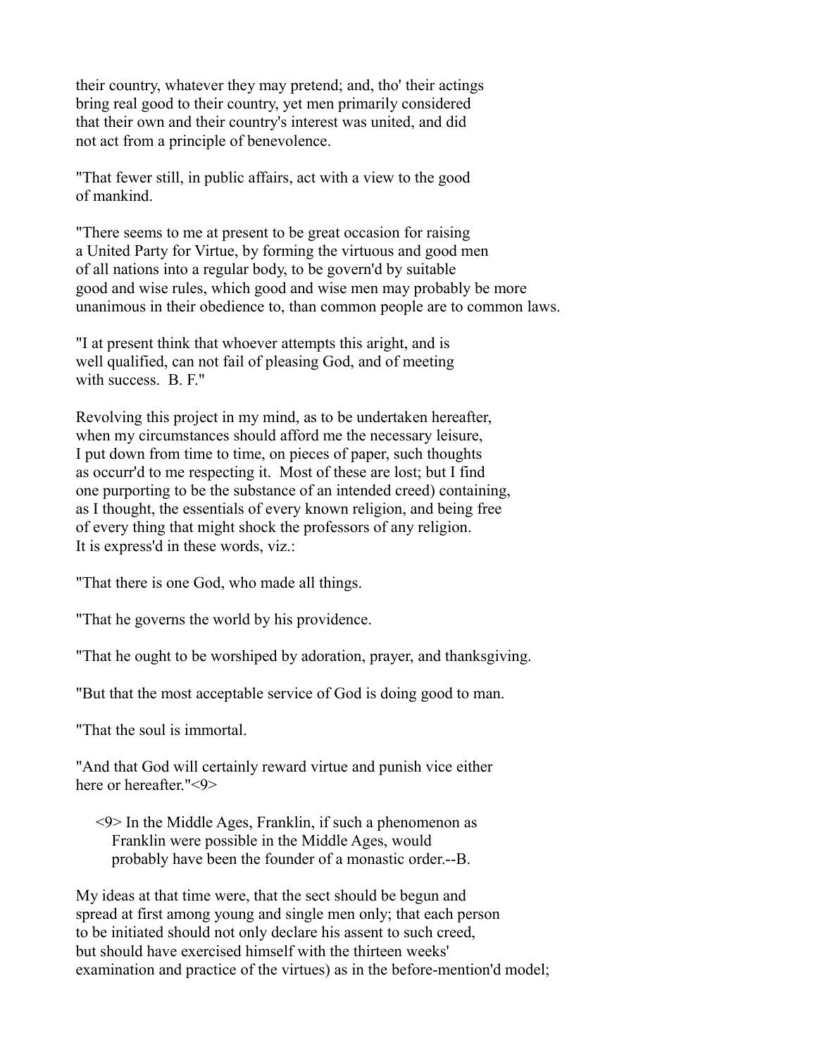their country, whatever they may pretend; and, tho' their actings bring real good to their country, yet men primarily considered that their own and their country's interest was united, and did not act from a principle of benevolence.

"That fewer still, in public affairs, act with a view to the good of mankind.

"There seems to me at present to be great occasion for raising a United Party for Virtue, by forming the virtuous and good men of all nations into a regular body, to be govern'd by suitable good and wise rules, which good and wise men may probably be more unanimous in their obedience to, than common people are to common laws.

"I at present think that whoever attempts this aright, and is well qualified, can not fail of pleasing God, and of meeting with success. B. F."

Revolving this project in my mind, as to be undertaken hereafter, when my circumstances should afford me the necessary leisure, I put down from time to time, on pieces of paper, such thoughts as occurr'd to me respecting it. Most of these are lost; but I find one purporting to be the substance of an intended creed) containing, as I thought, the essentials of every known religion, and being free of every thing that might shock the professors of any religion. It is express'd in these words, viz.:

"That there is one God, who made all things.

"That he governs the world by his providence.

"That he ought to be worshiped by adoration, prayer, and thanksgiving.

"But that the most acceptable service of God is doing good to man.

"That the soul is immortal.

"And that God will certainly reward virtue and punish vice either here or hereafter."<9>

> <9> In the Middle Ages, Franklin, if such a phenomenon as Franklin were possible in the Middle Ages, would probably have been the founder of a monastic order.--B.

My ideas at that time were, that the sect should be begun and spread at first among young and single men only; that each person to be initiated should not only declare his assent to such creed, but should have exercised himself with the thirteen weeks' examination and practice of the virtues) as in the before-mention'd model;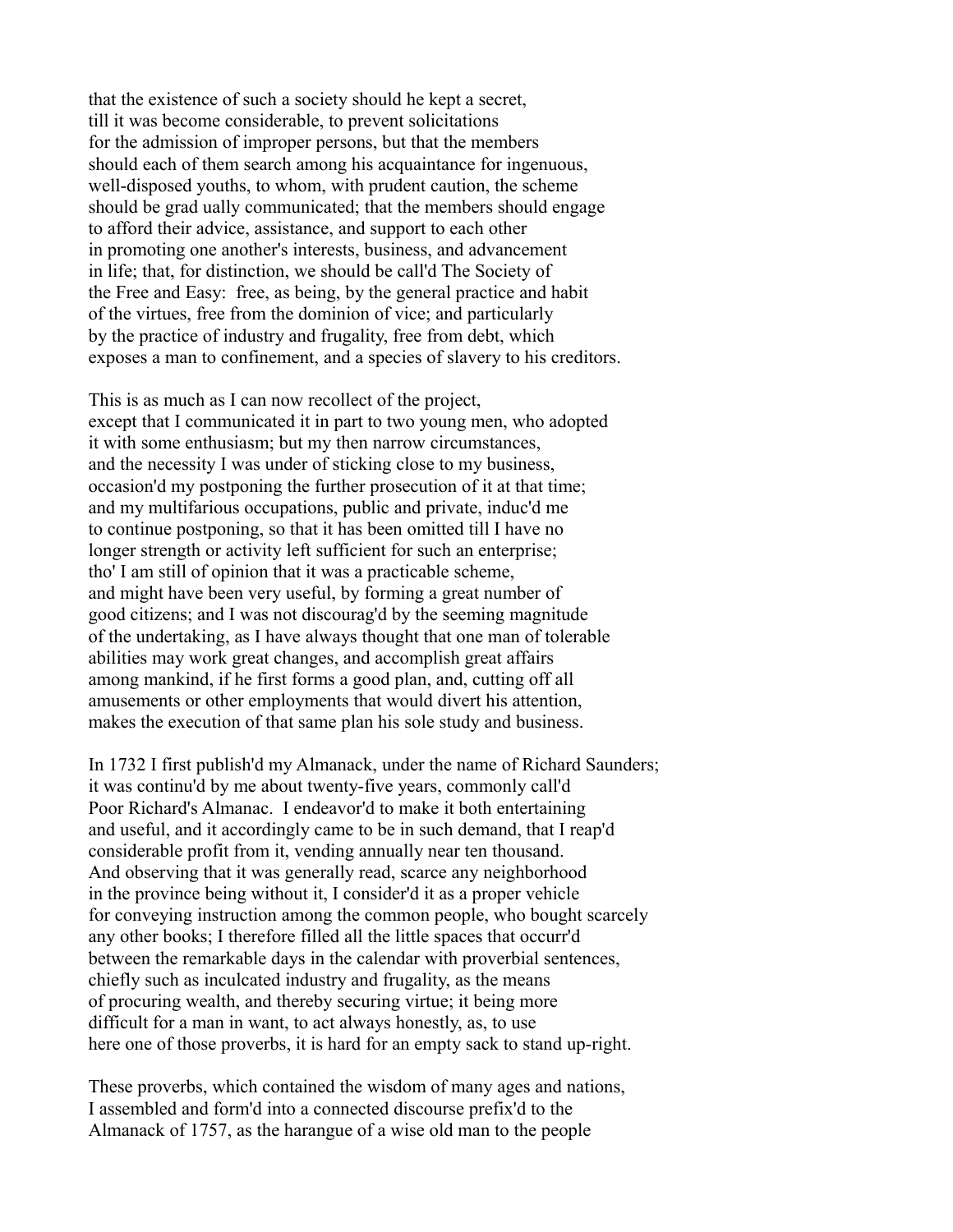that the existence of such a society should he kept a secret, till it was become considerable, to prevent solicitations for the admission of improper persons, but that the members should each of them search among his acquaintance for ingenuous, well-disposed youths, to whom, with prudent caution, the scheme should be grad ually communicated; that the members should engage to afford their advice, assistance, and support to each other in promoting one another's interests, business, and advancement in life; that, for distinction, we should be call'd The Society of the Free and Easy: free, as being, by the general practice and habit of the virtues, free from the dominion of vice; and particularly by the practice of industry and frugality, free from debt, which exposes a man to confinement, and a species of slavery to his creditors.

This is as much as I can now recollect of the project, except that I communicated it in part to two young men, who adopted it with some enthusiasm; but my then narrow circumstances, and the necessity I was under of sticking close to my business, occasion'd my postponing the further prosecution of it at that time; and my multifarious occupations, public and private, induc'd me to continue postponing, so that it has been omitted till I have no longer strength or activity left sufficient for such an enterprise; tho' I am still of opinion that it was a practicable scheme, and might have been very useful, by forming a great number of good citizens; and I was not discourag'd by the seeming magnitude of the undertaking, as I have always thought that one man of tolerable abilities may work great changes, and accomplish great affairs among mankind, if he first forms a good plan, and, cutting off all amusements or other employments that would divert his attention, makes the execution of that same plan his sole study and business.

In 1732 I first publish'd my Almanack, under the name of Richard Saunders; it was continu'd by me about twenty-five years, commonly call'd Poor Richard's Almanac. I endeavor'd to make it both entertaining and useful, and it accordingly came to be in such demand, that I reap'd considerable profit from it, vending annually near ten thousand. And observing that it was generally read, scarce any neighborhood in the province being without it, I consider'd it as a proper vehicle for conveying instruction among the common people, who bought scarcely any other books; I therefore filled all the little spaces that occurr'd between the remarkable days in the calendar with proverbial sentences, chiefly such as inculcated industry and frugality, as the means of procuring wealth, and thereby securing virtue; it being more difficult for a man in want, to act always honestly, as, to use here one of those proverbs, it is hard for an empty sack to stand up-right.

These proverbs, which contained the wisdom of many ages and nations, I assembled and form'd into a connected discourse prefix'd to the Almanack of 1757, as the harangue of a wise old man to the people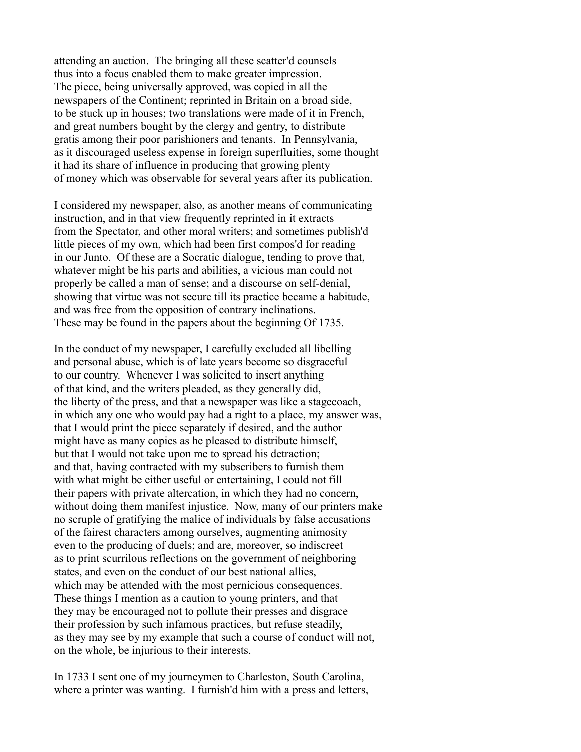attending an auction. The bringing all these scatter'd counsels thus into a focus enabled them to make greater impression. The piece, being universally approved, was copied in all the newspapers of the Continent; reprinted in Britain on a broad side, to be stuck up in houses; two translations were made of it in French, and great numbers bought by the clergy and gentry, to distribute gratis among their poor parishioners and tenants. In Pennsylvania, as it discouraged useless expense in foreign superfluities, some thought it had its share of influence in producing that growing plenty of money which was observable for several years after its publication.

I considered my newspaper, also, as another means of communicating instruction, and in that view frequently reprinted in it extracts from the Spectator, and other moral writers; and sometimes publish'd little pieces of my own, which had been first compos'd for reading in our Junto. Of these are a Socratic dialogue, tending to prove that, whatever might be his parts and abilities, a vicious man could not properly be called a man of sense; and a discourse on self-denial, showing that virtue was not secure till its practice became a habitude, and was free from the opposition of contrary inclinations. These may be found in the papers about the beginning Of 1735.

In the conduct of my newspaper, I carefully excluded all libelling and personal abuse, which is of late years become so disgraceful to our country. Whenever I was solicited to insert anything of that kind, and the writers pleaded, as they generally did, the liberty of the press, and that a newspaper was like a stagecoach, in which any one who would pay had a right to a place, my answer was, that I would print the piece separately if desired, and the author might have as many copies as he pleased to distribute himself, but that I would not take upon me to spread his detraction; and that, having contracted with my subscribers to furnish them with what might be either useful or entertaining, I could not fill their papers with private altercation, in which they had no concern, without doing them manifest injustice. Now, many of our printers make no scruple of gratifying the malice of individuals by false accusations of the fairest characters among ourselves, augmenting animosity even to the producing of duels; and are, moreover, so indiscreet as to print scurrilous reflections on the government of neighboring states, and even on the conduct of our best national allies, which may be attended with the most pernicious consequences. These things I mention as a caution to young printers, and that they may be encouraged not to pollute their presses and disgrace their profession by such infamous practices, but refuse steadily, as they may see by my example that such a course of conduct will not, on the whole, be injurious to their interests.

In 1733 I sent one of my journeymen to Charleston, South Carolina, where a printer was wanting. I furnish'd him with a press and letters,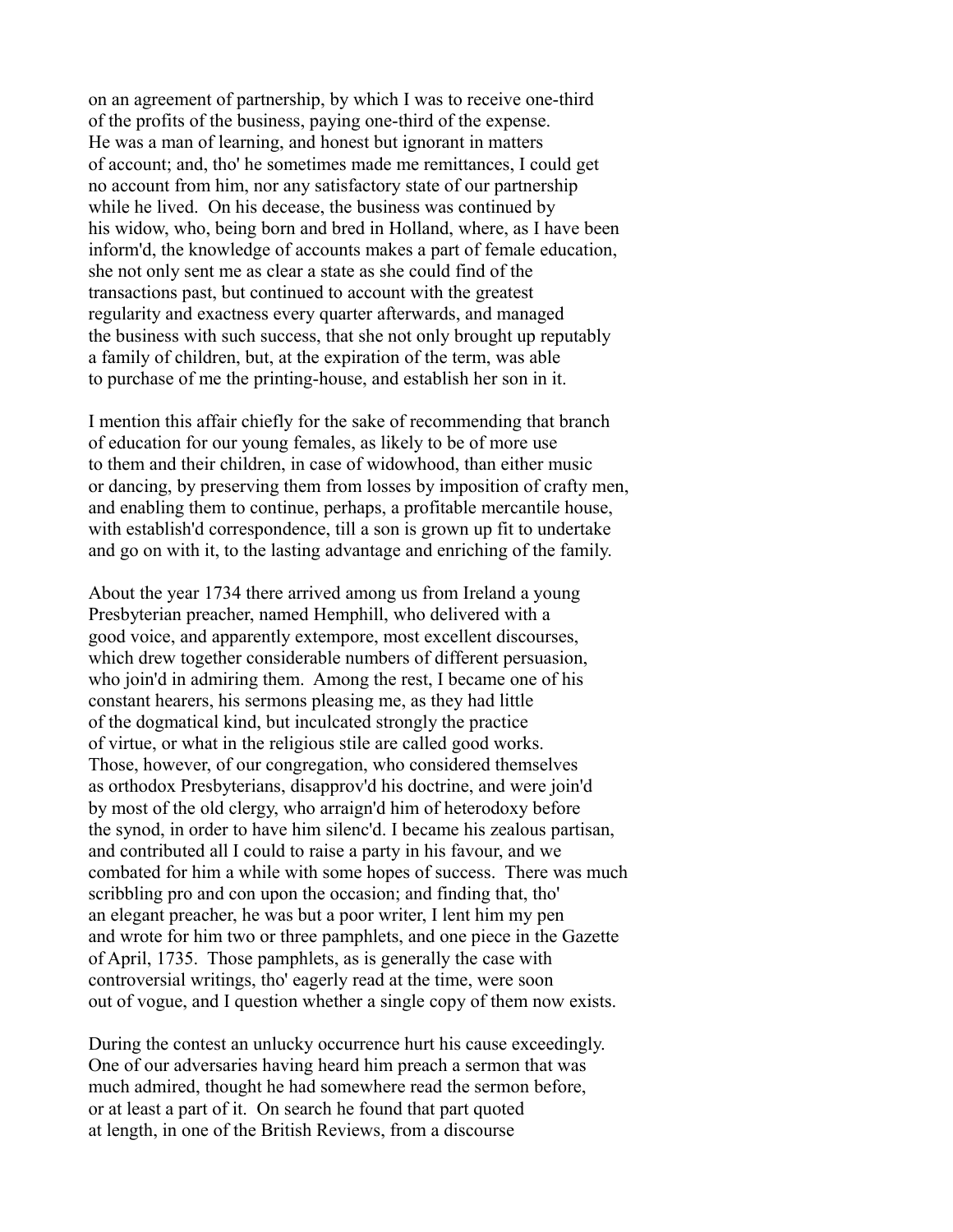on an agreement of partnership, by which I was to receive one-third of the profits of the business, paying one-third of the expense. He was a man of learning, and honest but ignorant in matters of account; and, tho' he sometimes made me remittances, I could get no account from him, nor any satisfactory state of our partnership while he lived. On his decease, the business was continued by his widow, who, being born and bred in Holland, where, as I have been inform'd, the knowledge of accounts makes a part of female education, she not only sent me as clear a state as she could find of the transactions past, but continued to account with the greatest regularity and exactness every quarter afterwards, and managed the business with such success, that she not only brought up reputably a family of children, but, at the expiration of the term, was able to purchase of me the printing-house, and establish her son in it.

I mention this affair chiefly for the sake of recommending that branch of education for our young females, as likely to be of more use to them and their children, in case of widowhood, than either music or dancing, by preserving them from losses by imposition of crafty men, and enabling them to continue, perhaps, a profitable mercantile house, with establish'd correspondence, till a son is grown up fit to undertake and go on with it, to the lasting advantage and enriching of the family.

About the year 1734 there arrived among us from Ireland a young Presbyterian preacher, named Hemphill, who delivered with a good voice, and apparently extempore, most excellent discourses, which drew together considerable numbers of different persuasion, who join'd in admiring them. Among the rest, I became one of his constant hearers, his sermons pleasing me, as they had little of the dogmatical kind, but inculcated strongly the practice of virtue, or what in the religious stile are called good works. Those, however, of our congregation, who considered themselves as orthodox Presbyterians, disapprov'd his doctrine, and were join'd by most of the old clergy, who arraign'd him of heterodoxy before the synod, in order to have him silenc'd. I became his zealous partisan, and contributed all I could to raise a party in his favour, and we combated for him a while with some hopes of success. There was much scribbling pro and con upon the occasion; and finding that, tho' an elegant preacher, he was but a poor writer, I lent him my pen and wrote for him two or three pamphlets, and one piece in the Gazette of April, 1735. Those pamphlets, as is generally the case with controversial writings, tho' eagerly read at the time, were soon out of vogue, and I question whether a single copy of them now exists.

During the contest an unlucky occurrence hurt his cause exceedingly. One of our adversaries having heard him preach a sermon that was much admired, thought he had somewhere read the sermon before, or at least a part of it. On search he found that part quoted at length, in one of the British Reviews, from a discourse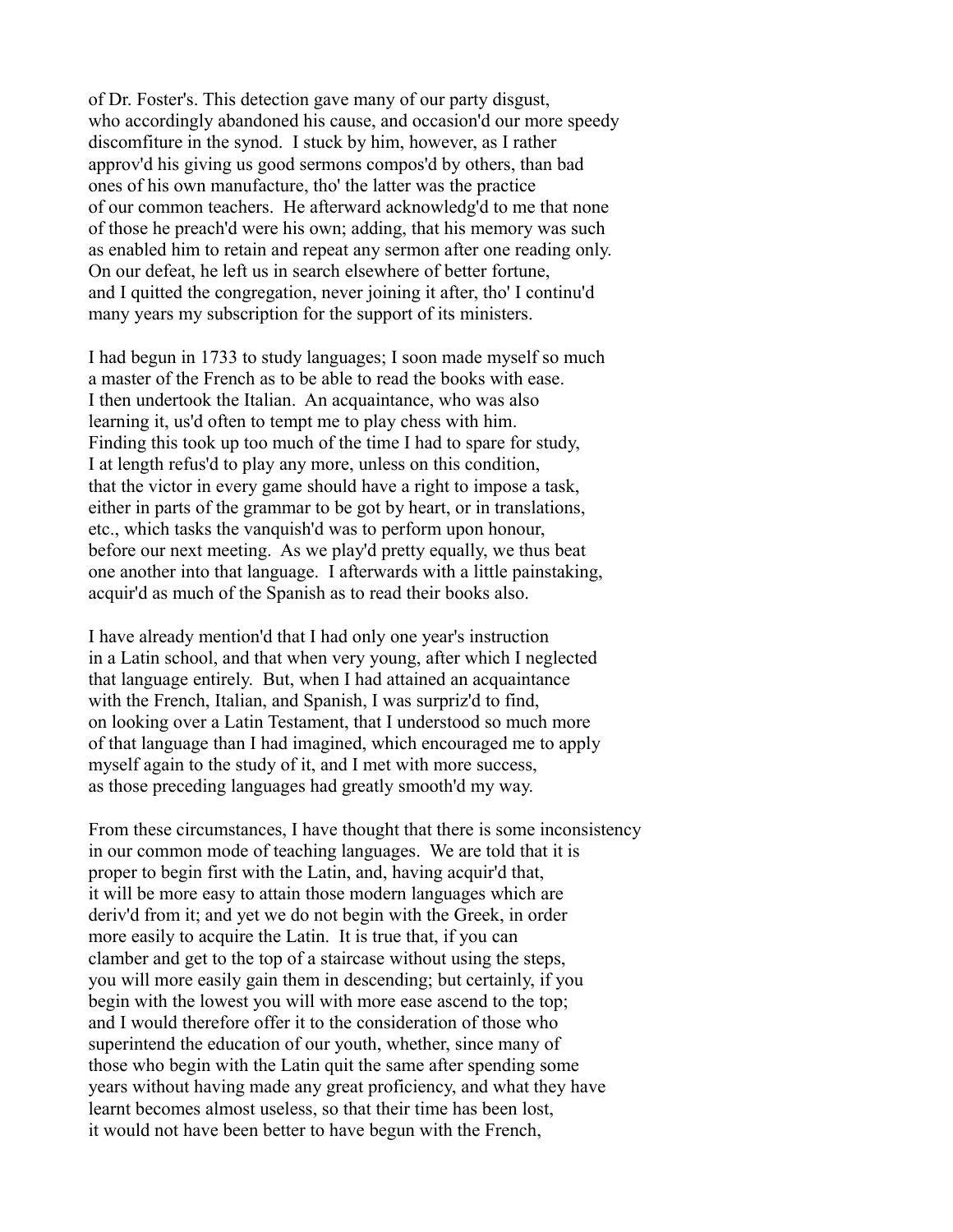of Dr. Foster's. This detection gave many of our party disgust, who accordingly abandoned his cause, and occasion'd our more speedy discomfiture in the synod. I stuck by him, however, as I rather approv'd his giving us good sermons compos'd by others, than bad ones of his own manufacture, tho' the latter was the practice of our common teachers. He afterward acknowledg'd to me that none of those he preach'd were his own; adding, that his memory was such as enabled him to retain and repeat any sermon after one reading only. On our defeat, he left us in search elsewhere of better fortune, and I quitted the congregation, never joining it after, tho' I continu'd many years my subscription for the support of its ministers.

I had begun in 1733 to study languages; I soon made myself so much a master of the French as to be able to read the books with ease. I then undertook the Italian. An acquaintance, who was also learning it, us'd often to tempt me to play chess with him. Finding this took up too much of the time I had to spare for study, I at length refus'd to play any more, unless on this condition, that the victor in every game should have a right to impose a task, either in parts of the grammar to be got by heart, or in translations, etc., which tasks the vanquish'd was to perform upon honour, before our next meeting. As we play'd pretty equally, we thus beat one another into that language. I afterwards with a little painstaking, acquir'd as much of the Spanish as to read their books also.

I have already mention'd that I had only one year's instruction in a Latin school, and that when very young, after which I neglected that language entirely. But, when I had attained an acquaintance with the French, Italian, and Spanish, I was surpriz'd to find, on looking over a Latin Testament, that I understood so much more of that language than I had imagined, which encouraged me to apply myself again to the study of it, and I met with more success, as those preceding languages had greatly smooth'd my way.

From these circumstances, I have thought that there is some inconsistency in our common mode of teaching languages. We are told that it is proper to begin first with the Latin, and, having acquir'd that, it will be more easy to attain those modern languages which are deriv'd from it; and yet we do not begin with the Greek, in order more easily to acquire the Latin. It is true that, if you can clamber and get to the top of a staircase without using the steps, you will more easily gain them in descending; but certainly, if you begin with the lowest you will with more ease ascend to the top; and I would therefore offer it to the consideration of those who superintend the education of our youth, whether, since many of those who begin with the Latin quit the same after spending some years without having made any great proficiency, and what they have learnt becomes almost useless, so that their time has been lost, it would not have been better to have begun with the French,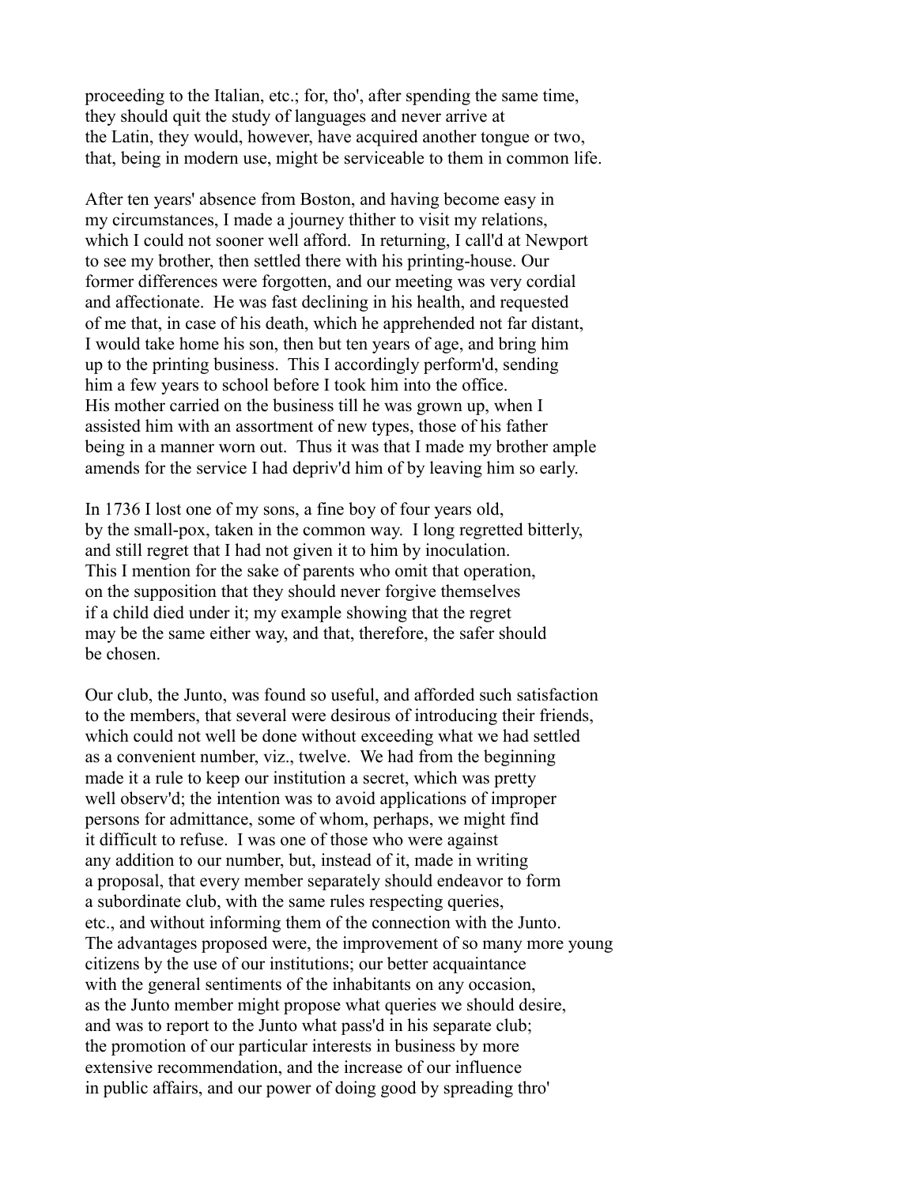proceeding to the Italian, etc.; for, tho', after spending the same time, they should quit the study of languages and never arrive at the Latin, they would, however, have acquired another tongue or two, that, being in modern use, might be serviceable to them in common life.

After ten years' absence from Boston, and having become easy in my circumstances, I made a journey thither to visit my relations, which I could not sooner well afford. In returning, I call'd at Newport to see my brother, then settled there with his printing-house. Our former differences were forgotten, and our meeting was very cordial and affectionate. He was fast declining in his health, and requested of me that, in case of his death, which he apprehended not far distant, I would take home his son, then but ten years of age, and bring him up to the printing business. This I accordingly perform'd, sending him a few years to school before I took him into the office. His mother carried on the business till he was grown up, when I assisted him with an assortment of new types, those of his father being in a manner worn out. Thus it was that I made my brother ample amends for the service I had depriv'd him of by leaving him so early.

In 1736 I lost one of my sons, a fine boy of four years old, by the small-pox, taken in the common way. I long regretted bitterly, and still regret that I had not given it to him by inoculation. This I mention for the sake of parents who omit that operation, on the supposition that they should never forgive themselves if a child died under it; my example showing that the regret may be the same either way, and that, therefore, the safer should be chosen.

Our club, the Junto, was found so useful, and afforded such satisfaction to the members, that several were desirous of introducing their friends, which could not well be done without exceeding what we had settled as a convenient number, viz., twelve. We had from the beginning made it a rule to keep our institution a secret, which was pretty well observ'd; the intention was to avoid applications of improper persons for admittance, some of whom, perhaps, we might find it difficult to refuse. I was one of those who were against any addition to our number, but, instead of it, made in writing a proposal, that every member separately should endeavor to form a subordinate club, with the same rules respecting queries, etc., and without informing them of the connection with the Junto. The advantages proposed were, the improvement of so many more young citizens by the use of our institutions; our better acquaintance with the general sentiments of the inhabitants on any occasion, as the Junto member might propose what queries we should desire, and was to report to the Junto what pass'd in his separate club; the promotion of our particular interests in business by more extensive recommendation, and the increase of our influence in public affairs, and our power of doing good by spreading thro'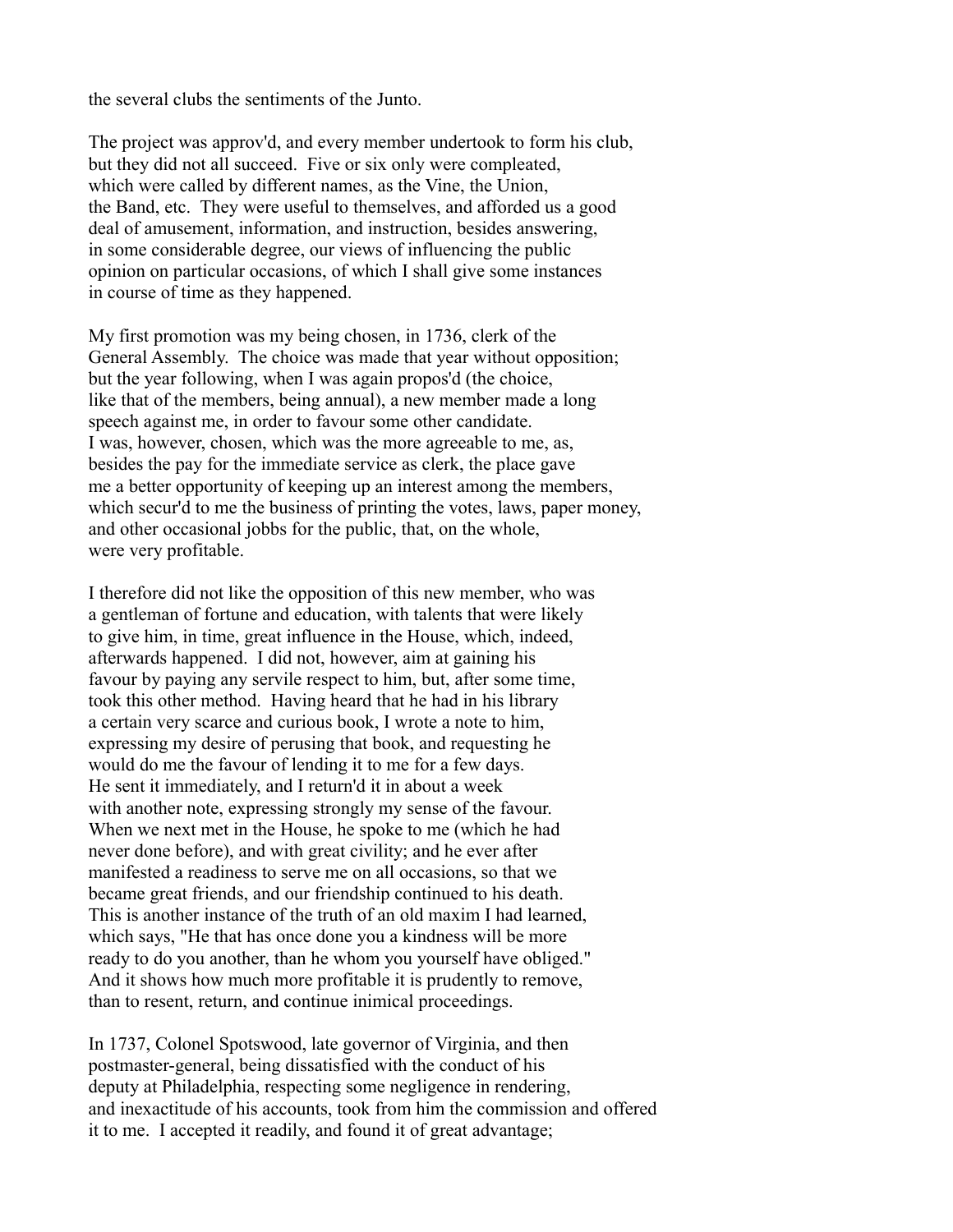the several clubs the sentiments of the Junto.

The project was approv'd, and every member undertook to form his club, but they did not all succeed. Five or six only were compleated, which were called by different names, as the Vine, the Union, the Band, etc. They were useful to themselves, and afforded us a good deal of amusement, information, and instruction, besides answering, in some considerable degree, our views of influencing the public opinion on particular occasions, of which I shall give some instances in course of time as they happened.

My first promotion was my being chosen, in 1736, clerk of the General Assembly. The choice was made that year without opposition; but the year following, when I was again propos'd (the choice, like that of the members, being annual), a new member made a long speech against me, in order to favour some other candidate. I was, however, chosen, which was the more agreeable to me, as, besides the pay for the immediate service as clerk, the place gave me a better opportunity of keeping up an interest among the members, which secur'd to me the business of printing the votes, laws, paper money, and other occasional jobbs for the public, that, on the whole, were very profitable.

I therefore did not like the opposition of this new member, who was a gentleman of fortune and education, with talents that were likely to give him, in time, great influence in the House, which, indeed, afterwards happened. I did not, however, aim at gaining his favour by paying any servile respect to him, but, after some time, took this other method. Having heard that he had in his library a certain very scarce and curious book, I wrote a note to him, expressing my desire of perusing that book, and requesting he would do me the favour of lending it to me for a few days. He sent it immediately, and I return'd it in about a week with another note, expressing strongly my sense of the favour. When we next met in the House, he spoke to me (which he had never done before), and with great civility; and he ever after manifested a readiness to serve me on all occasions, so that we became great friends, and our friendship continued to his death. This is another instance of the truth of an old maxim I had learned, which says, "He that has once done you a kindness will be more ready to do you another, than he whom you yourself have obliged." And it shows how much more profitable it is prudently to remove, than to resent, return, and continue inimical proceedings.

In 1737, Colonel Spotswood, late governor of Virginia, and then postmaster-general, being dissatisfied with the conduct of his deputy at Philadelphia, respecting some negligence in rendering, and inexactitude of his accounts, took from him the commission and offered it to me. I accepted it readily, and found it of great advantage;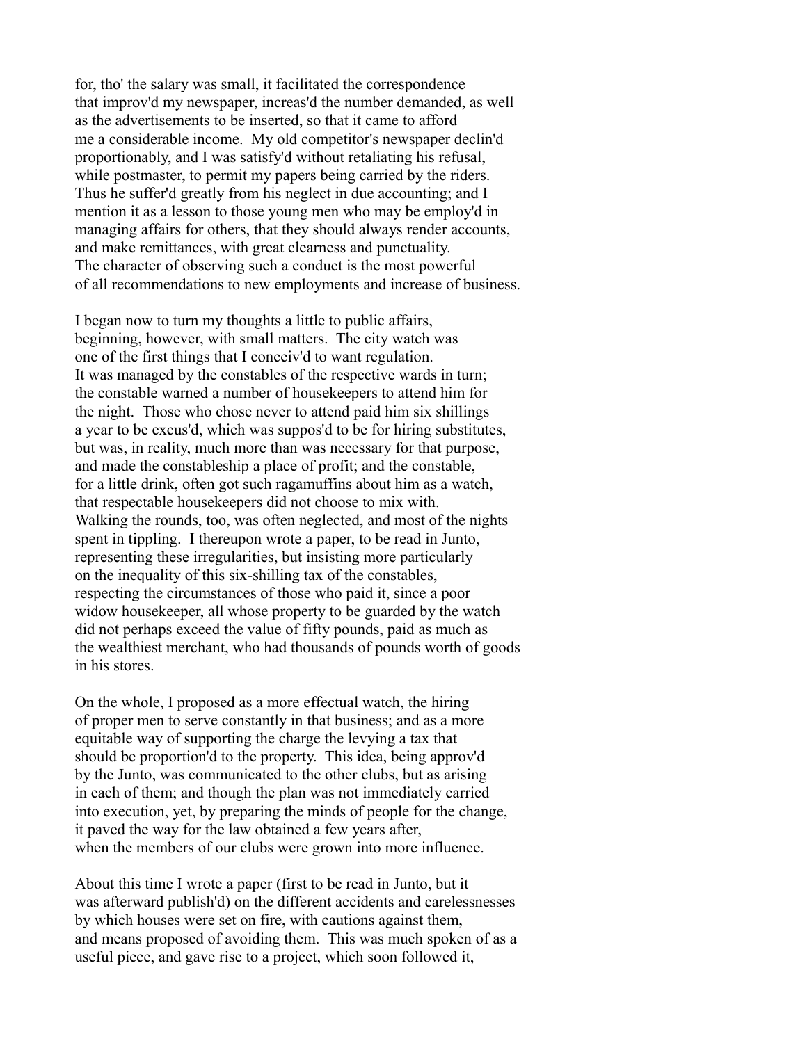for, tho' the salary was small, it facilitated the correspondence that improv'd my newspaper, increas'd the number demanded, as well as the advertisements to be inserted, so that it came to afford me a considerable income. My old competitor's newspaper declin'd proportionably, and I was satisfy'd without retaliating his refusal, while postmaster, to permit my papers being carried by the riders. Thus he suffer'd greatly from his neglect in due accounting; and I mention it as a lesson to those young men who may be employ'd in managing affairs for others, that they should always render accounts, and make remittances, with great clearness and punctuality. The character of observing such a conduct is the most powerful of all recommendations to new employments and increase of business.

I began now to turn my thoughts a little to public affairs, beginning, however, with small matters. The city watch was one of the first things that I conceiv'd to want regulation. It was managed by the constables of the respective wards in turn; the constable warned a number of housekeepers to attend him for the night. Those who chose never to attend paid him six shillings a year to be excus'd, which was suppos'd to be for hiring substitutes, but was, in reality, much more than was necessary for that purpose, and made the constableship a place of profit; and the constable, for a little drink, often got such ragamuffins about him as a watch, that respectable housekeepers did not choose to mix with. Walking the rounds, too, was often neglected, and most of the nights spent in tippling. I thereupon wrote a paper, to be read in Junto, representing these irregularities, but insisting more particularly on the inequality of this six-shilling tax of the constables, respecting the circumstances of those who paid it, since a poor widow housekeeper, all whose property to be guarded by the watch did not perhaps exceed the value of fifty pounds, paid as much as the wealthiest merchant, who had thousands of pounds worth of goods in his stores.

On the whole, I proposed as a more effectual watch, the hiring of proper men to serve constantly in that business; and as a more equitable way of supporting the charge the levying a tax that should be proportion'd to the property. This idea, being approv'd by the Junto, was communicated to the other clubs, but as arising in each of them; and though the plan was not immediately carried into execution, yet, by preparing the minds of people for the change, it paved the way for the law obtained a few years after, when the members of our clubs were grown into more influence.

About this time I wrote a paper (first to be read in Junto, but it was afterward publish'd) on the different accidents and carelessnesses by which houses were set on fire, with cautions against them, and means proposed of avoiding them. This was much spoken of as a useful piece, and gave rise to a project, which soon followed it,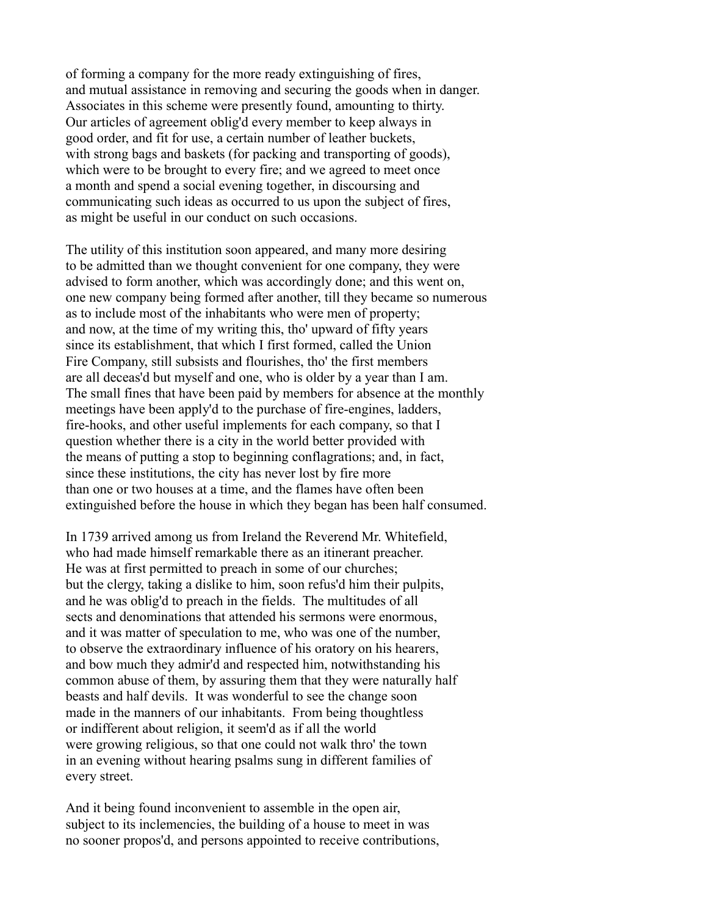of forming a company for the more ready extinguishing of fires, and mutual assistance in removing and securing the goods when in danger. Associates in this scheme were presently found, amounting to thirty. Our articles of agreement oblig'd every member to keep always in good order, and fit for use, a certain number of leather buckets, with strong bags and baskets (for packing and transporting of goods), which were to be brought to every fire; and we agreed to meet once a month and spend a social evening together, in discoursing and communicating such ideas as occurred to us upon the subject of fires, as might be useful in our conduct on such occasions.

The utility of this institution soon appeared, and many more desiring to be admitted than we thought convenient for one company, they were advised to form another, which was accordingly done; and this went on, one new company being formed after another, till they became so numerous as to include most of the inhabitants who were men of property; and now, at the time of my writing this, tho' upward of fifty years since its establishment, that which I first formed, called the Union Fire Company, still subsists and flourishes, tho' the first members are all deceas'd but myself and one, who is older by a year than I am. The small fines that have been paid by members for absence at the monthly meetings have been apply'd to the purchase of fire-engines, ladders, fire-hooks, and other useful implements for each company, so that I question whether there is a city in the world better provided with the means of putting a stop to beginning conflagrations; and, in fact, since these institutions, the city has never lost by fire more than one or two houses at a time, and the flames have often been extinguished before the house in which they began has been half consumed.

In 1739 arrived among us from Ireland the Reverend Mr. Whitefield, who had made himself remarkable there as an itinerant preacher. He was at first permitted to preach in some of our churches; but the clergy, taking a dislike to him, soon refus'd him their pulpits, and he was oblig'd to preach in the fields. The multitudes of all sects and denominations that attended his sermons were enormous, and it was matter of speculation to me, who was one of the number, to observe the extraordinary influence of his oratory on his hearers, and bow much they admir'd and respected him, notwithstanding his common abuse of them, by assuring them that they were naturally half beasts and half devils. It was wonderful to see the change soon made in the manners of our inhabitants. From being thoughtless or indifferent about religion, it seem'd as if all the world were growing religious, so that one could not walk thro' the town in an evening without hearing psalms sung in different families of every street.

And it being found inconvenient to assemble in the open air, subject to its inclemencies, the building of a house to meet in was no sooner propos'd, and persons appointed to receive contributions,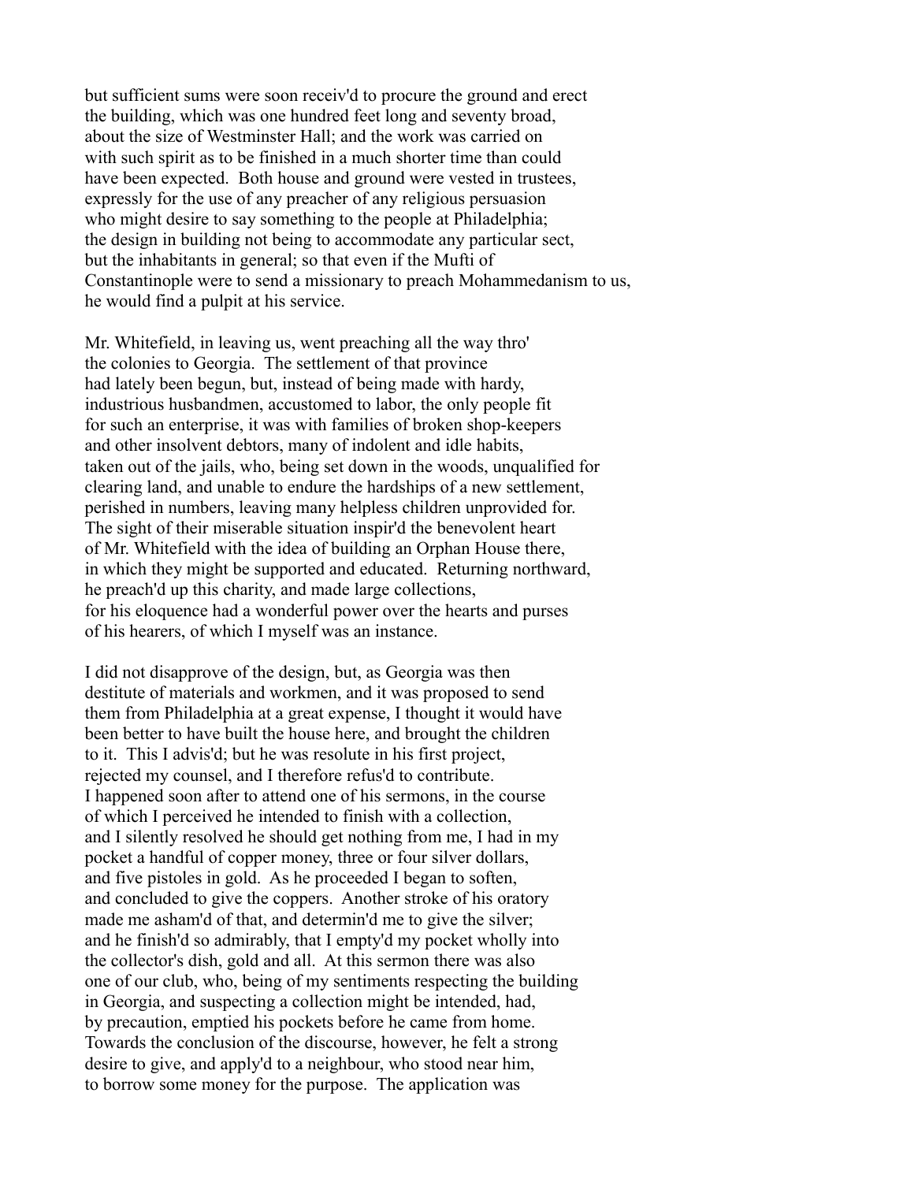but sufficient sums were soon receiv'd to procure the ground and erect the building, which was one hundred feet long and seventy broad, about the size of Westminster Hall; and the work was carried on with such spirit as to be finished in a much shorter time than could have been expected. Both house and ground were vested in trustees, expressly for the use of any preacher of any religious persuasion who might desire to say something to the people at Philadelphia; the design in building not being to accommodate any particular sect, but the inhabitants in general; so that even if the Mufti of Constantinople were to send a missionary to preach Mohammedanism to us, he would find a pulpit at his service.

Mr. Whitefield, in leaving us, went preaching all the way thro' the colonies to Georgia. The settlement of that province had lately been begun, but, instead of being made with hardy, industrious husbandmen, accustomed to labor, the only people fit for such an enterprise, it was with families of broken shop-keepers and other insolvent debtors, many of indolent and idle habits, taken out of the jails, who, being set down in the woods, unqualified for clearing land, and unable to endure the hardships of a new settlement, perished in numbers, leaving many helpless children unprovided for. The sight of their miserable situation inspir'd the benevolent heart of Mr. Whitefield with the idea of building an Orphan House there, in which they might be supported and educated. Returning northward, he preach'd up this charity, and made large collections, for his eloquence had a wonderful power over the hearts and purses of his hearers, of which I myself was an instance.

I did not disapprove of the design, but, as Georgia was then destitute of materials and workmen, and it was proposed to send them from Philadelphia at a great expense, I thought it would have been better to have built the house here, and brought the children to it. This I advis'd; but he was resolute in his first project, rejected my counsel, and I therefore refus'd to contribute. I happened soon after to attend one of his sermons, in the course of which I perceived he intended to finish with a collection, and I silently resolved he should get nothing from me, I had in my pocket a handful of copper money, three or four silver dollars, and five pistoles in gold. As he proceeded I began to soften, and concluded to give the coppers. Another stroke of his oratory made me asham'd of that, and determin'd me to give the silver; and he finish'd so admirably, that I empty'd my pocket wholly into the collector's dish, gold and all. At this sermon there was also one of our club, who, being of my sentiments respecting the building in Georgia, and suspecting a collection might be intended, had, by precaution, emptied his pockets before he came from home. Towards the conclusion of the discourse, however, he felt a strong desire to give, and apply'd to a neighbour, who stood near him, to borrow some money for the purpose. The application was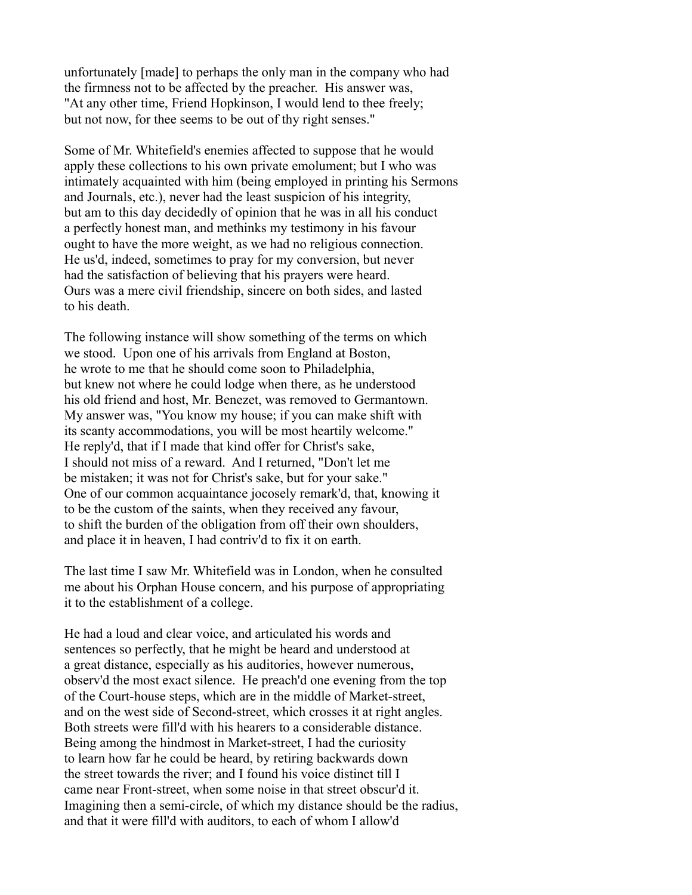unfortunately [made] to perhaps the only man in the company who had the firmness not to be affected by the preacher. His answer was, "At any other time, Friend Hopkinson, I would lend to thee freely; but not now, for thee seems to be out of thy right senses."

Some of Mr. Whitefield's enemies affected to suppose that he would apply these collections to his own private emolument; but I who was intimately acquainted with him (being employed in printing his Sermons and Journals, etc.), never had the least suspicion of his integrity, but am to this day decidedly of opinion that he was in all his conduct a perfectly honest man, and methinks my testimony in his favour ought to have the more weight, as we had no religious connection. He us'd, indeed, sometimes to pray for my conversion, but never had the satisfaction of believing that his prayers were heard. Ours was a mere civil friendship, sincere on both sides, and lasted to his death.

The following instance will show something of the terms on which we stood. Upon one of his arrivals from England at Boston, he wrote to me that he should come soon to Philadelphia, but knew not where he could lodge when there, as he understood his old friend and host, Mr. Benezet, was removed to Germantown. My answer was, "You know my house; if you can make shift with its scanty accommodations, you will be most heartily welcome." He reply'd, that if I made that kind offer for Christ's sake, I should not miss of a reward. And I returned, "Don't let me be mistaken; it was not for Christ's sake, but for your sake." One of our common acquaintance jocosely remark'd, that, knowing it to be the custom of the saints, when they received any favour, to shift the burden of the obligation from off their own shoulders, and place it in heaven, I had contriv'd to fix it on earth.

The last time I saw Mr. Whitefield was in London, when he consulted me about his Orphan House concern, and his purpose of appropriating it to the establishment of a college.

He had a loud and clear voice, and articulated his words and sentences so perfectly, that he might be heard and understood at a great distance, especially as his auditories, however numerous, observ'd the most exact silence. He preach'd one evening from the top of the Court-house steps, which are in the middle of Market-street, and on the west side of Second-street, which crosses it at right angles. Both streets were fill'd with his hearers to a considerable distance. Being among the hindmost in Market-street, I had the curiosity to learn how far he could be heard, by retiring backwards down the street towards the river; and I found his voice distinct till I came near Front-street, when some noise in that street obscur'd it. Imagining then a semi-circle, of which my distance should be the radius, and that it were fill'd with auditors, to each of whom I allow'd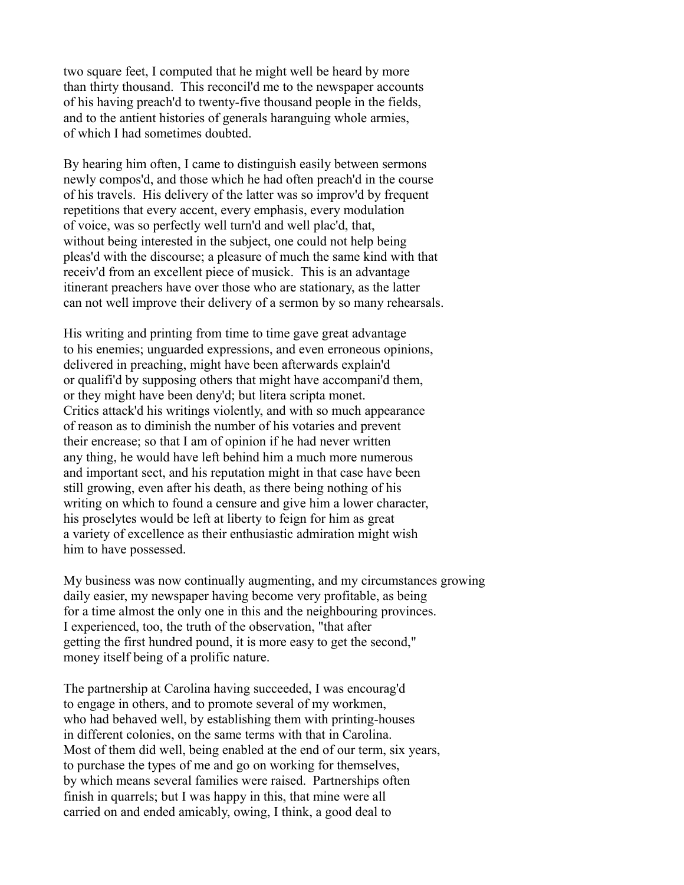two square feet, I computed that he might well be heard by more than thirty thousand. This reconcil'd me to the newspaper accounts of his having preach'd to twenty-five thousand people in the fields, and to the antient histories of generals haranguing whole armies, of which I had sometimes doubted.

By hearing him often, I came to distinguish easily between sermons newly compos'd, and those which he had often preach'd in the course of his travels. His delivery of the latter was so improv'd by frequent repetitions that every accent, every emphasis, every modulation of voice, was so perfectly well turn'd and well plac'd, that, without being interested in the subject, one could not help being pleas'd with the discourse; a pleasure of much the same kind with that receiv'd from an excellent piece of musick. This is an advantage itinerant preachers have over those who are stationary, as the latter can not well improve their delivery of a sermon by so many rehearsals.

His writing and printing from time to time gave great advantage to his enemies; unguarded expressions, and even erroneous opinions, delivered in preaching, might have been afterwards explain'd or qualifi'd by supposing others that might have accompani'd them, or they might have been deny'd; but litera scripta monet. Critics attack'd his writings violently, and with so much appearance of reason as to diminish the number of his votaries and prevent their encrease; so that I am of opinion if he had never written any thing, he would have left behind him a much more numerous and important sect, and his reputation might in that case have been still growing, even after his death, as there being nothing of his writing on which to found a censure and give him a lower character, his proselytes would be left at liberty to feign for him as great a variety of excellence as their enthusiastic admiration might wish him to have possessed.

My business was now continually augmenting, and my circumstances growing daily easier, my newspaper having become very profitable, as being for a time almost the only one in this and the neighbouring provinces. I experienced, too, the truth of the observation, "that after getting the first hundred pound, it is more easy to get the second," money itself being of a prolific nature.

The partnership at Carolina having succeeded, I was encourag'd to engage in others, and to promote several of my workmen, who had behaved well, by establishing them with printing-houses in different colonies, on the same terms with that in Carolina. Most of them did well, being enabled at the end of our term, six years, to purchase the types of me and go on working for themselves, by which means several families were raised. Partnerships often finish in quarrels; but I was happy in this, that mine were all carried on and ended amicably, owing, I think, a good deal to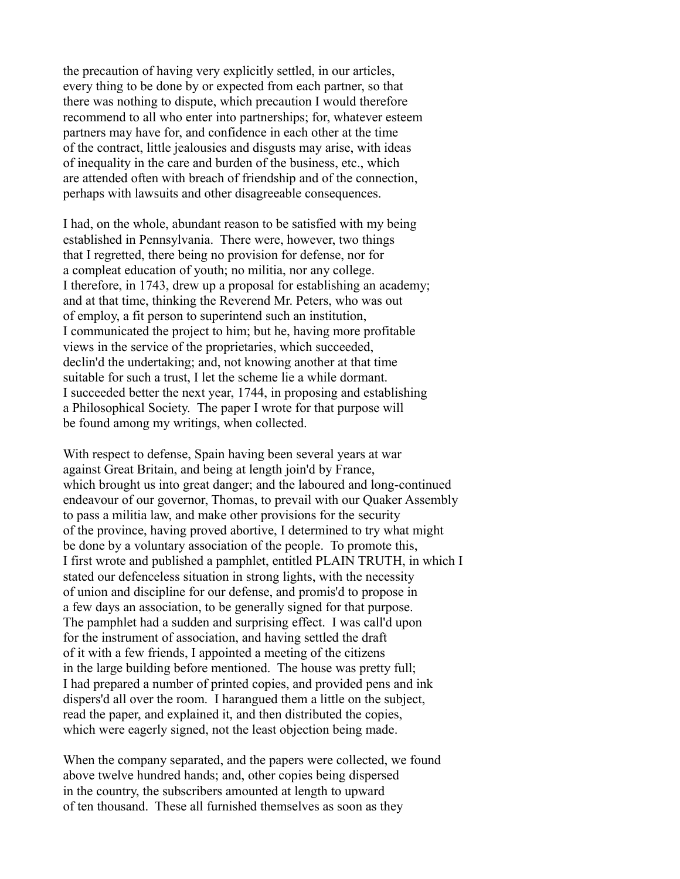the precaution of having very explicitly settled, in our articles, every thing to be done by or expected from each partner, so that there was nothing to dispute, which precaution I would therefore recommend to all who enter into partnerships; for, whatever esteem partners may have for, and confidence in each other at the time of the contract, little jealousies and disgusts may arise, with ideas of inequality in the care and burden of the business, etc., which are attended often with breach of friendship and of the connection, perhaps with lawsuits and other disagreeable consequences.

I had, on the whole, abundant reason to be satisfied with my being established in Pennsylvania. There were, however, two things that I regretted, there being no provision for defense, nor for a compleat education of youth; no militia, nor any college. I therefore, in 1743, drew up a proposal for establishing an academy; and at that time, thinking the Reverend Mr. Peters, who was out of employ, a fit person to superintend such an institution, I communicated the project to him; but he, having more profitable views in the service of the proprietaries, which succeeded, declin'd the undertaking; and, not knowing another at that time suitable for such a trust, I let the scheme lie a while dormant. I succeeded better the next year, 1744, in proposing and establishing a Philosophical Society. The paper I wrote for that purpose will be found among my writings, when collected.

With respect to defense, Spain having been several years at war against Great Britain, and being at length join'd by France, which brought us into great danger; and the laboured and long-continued endeavour of our governor, Thomas, to prevail with our Quaker Assembly to pass a militia law, and make other provisions for the security of the province, having proved abortive, I determined to try what might be done by a voluntary association of the people. To promote this, I first wrote and published a pamphlet, entitled PLAIN TRUTH, in which I stated our defenceless situation in strong lights, with the necessity of union and discipline for our defense, and promis'd to propose in a few days an association, to be generally signed for that purpose. The pamphlet had a sudden and surprising effect. I was call'd upon for the instrument of association, and having settled the draft of it with a few friends, I appointed a meeting of the citizens in the large building before mentioned. The house was pretty full; I had prepared a number of printed copies, and provided pens and ink dispers'd all over the room. I harangued them a little on the subject, read the paper, and explained it, and then distributed the copies, which were eagerly signed, not the least objection being made.

When the company separated, and the papers were collected, we found above twelve hundred hands; and, other copies being dispersed in the country, the subscribers amounted at length to upward of ten thousand. These all furnished themselves as soon as they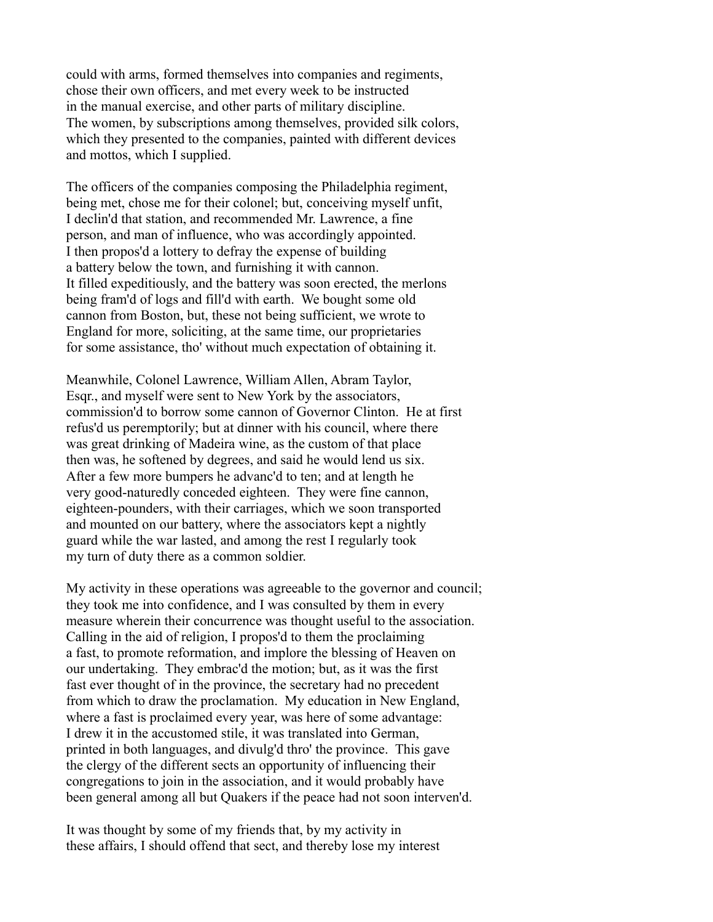could with arms, formed themselves into companies and regiments, chose their own officers, and met every week to be instructed in the manual exercise, and other parts of military discipline. The women, by subscriptions among themselves, provided silk colors, which they presented to the companies, painted with different devices and mottos, which I supplied.

The officers of the companies composing the Philadelphia regiment, being met, chose me for their colonel; but, conceiving myself unfit, I declin'd that station, and recommended Mr. Lawrence, a fine person, and man of influence, who was accordingly appointed. I then propos'd a lottery to defray the expense of building a battery below the town, and furnishing it with cannon. It filled expeditiously, and the battery was soon erected, the merlons being fram'd of logs and fill'd with earth. We bought some old cannon from Boston, but, these not being sufficient, we wrote to England for more, soliciting, at the same time, our proprietaries for some assistance, tho' without much expectation of obtaining it.

Meanwhile, Colonel Lawrence, William Allen, Abram Taylor, Esqr., and myself were sent to New York by the associators, commission'd to borrow some cannon of Governor Clinton. He at first refus'd us peremptorily; but at dinner with his council, where there was great drinking of Madeira wine, as the custom of that place then was, he softened by degrees, and said he would lend us six. After a few more bumpers he advanc'd to ten; and at length he very good-naturedly conceded eighteen. They were fine cannon, eighteen-pounders, with their carriages, which we soon transported and mounted on our battery, where the associators kept a nightly guard while the war lasted, and among the rest I regularly took my turn of duty there as a common soldier.

My activity in these operations was agreeable to the governor and council; they took me into confidence, and I was consulted by them in every measure wherein their concurrence was thought useful to the association. Calling in the aid of religion, I propos'd to them the proclaiming a fast, to promote reformation, and implore the blessing of Heaven on our undertaking. They embrac'd the motion; but, as it was the first fast ever thought of in the province, the secretary had no precedent from which to draw the proclamation. My education in New England, where a fast is proclaimed every year, was here of some advantage: I drew it in the accustomed stile, it was translated into German, printed in both languages, and divulg'd thro' the province. This gave the clergy of the different sects an opportunity of influencing their congregations to join in the association, and it would probably have been general among all but Quakers if the peace had not soon interven'd.

It was thought by some of my friends that, by my activity in these affairs, I should offend that sect, and thereby lose my interest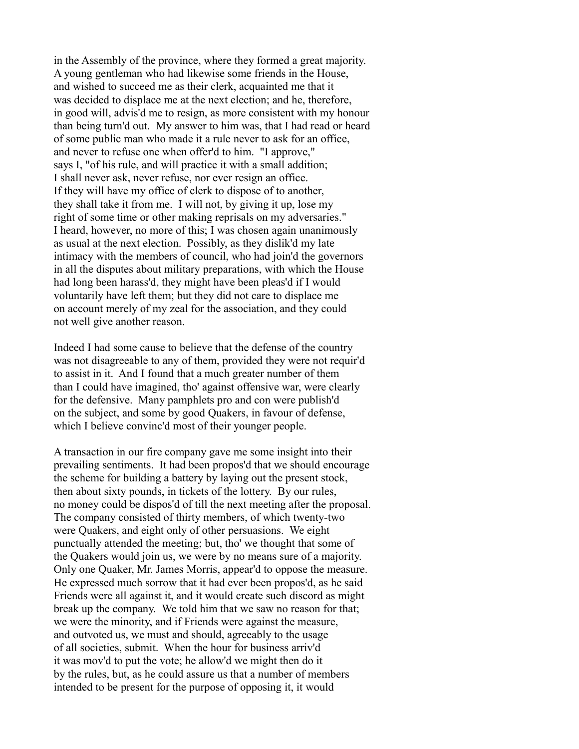in the Assembly of the province, where they formed a great majority. A young gentleman who had likewise some friends in the House, and wished to succeed me as their clerk, acquainted me that it was decided to displace me at the next election; and he, therefore, in good will, advis'd me to resign, as more consistent with my honour than being turn'd out. My answer to him was, that I had read or heard of some public man who made it a rule never to ask for an office, and never to refuse one when offer'd to him. "I approve," says I, "of his rule, and will practice it with a small addition; I shall never ask, never refuse, nor ever resign an office. If they will have my office of clerk to dispose of to another, they shall take it from me. I will not, by giving it up, lose my right of some time or other making reprisals on my adversaries." I heard, however, no more of this; I was chosen again unanimously as usual at the next election. Possibly, as they dislik'd my late intimacy with the members of council, who had join'd the governors in all the disputes about military preparations, with which the House had long been harass'd, they might have been pleas'd if I would voluntarily have left them; but they did not care to displace me on account merely of my zeal for the association, and they could not well give another reason.

Indeed I had some cause to believe that the defense of the country was not disagreeable to any of them, provided they were not requir'd to assist in it. And I found that a much greater number of them than I could have imagined, tho' against offensive war, were clearly for the defensive. Many pamphlets pro and con were publish'd on the subject, and some by good Quakers, in favour of defense, which I believe convinc'd most of their younger people.

A transaction in our fire company gave me some insight into their prevailing sentiments. It had been propos'd that we should encourage the scheme for building a battery by laying out the present stock, then about sixty pounds, in tickets of the lottery. By our rules, no money could be dispos'd of till the next meeting after the proposal. The company consisted of thirty members, of which twenty-two were Quakers, and eight only of other persuasions. We eight punctually attended the meeting; but, tho' we thought that some of the Quakers would join us, we were by no means sure of a majority. Only one Quaker, Mr. James Morris, appear'd to oppose the measure. He expressed much sorrow that it had ever been propos'd, as he said Friends were all against it, and it would create such discord as might break up the company. We told him that we saw no reason for that; we were the minority, and if Friends were against the measure, and outvoted us, we must and should, agreeably to the usage of all societies, submit. When the hour for business arriv'd it was mov'd to put the vote; he allow'd we might then do it by the rules, but, as he could assure us that a number of members intended to be present for the purpose of opposing it, it would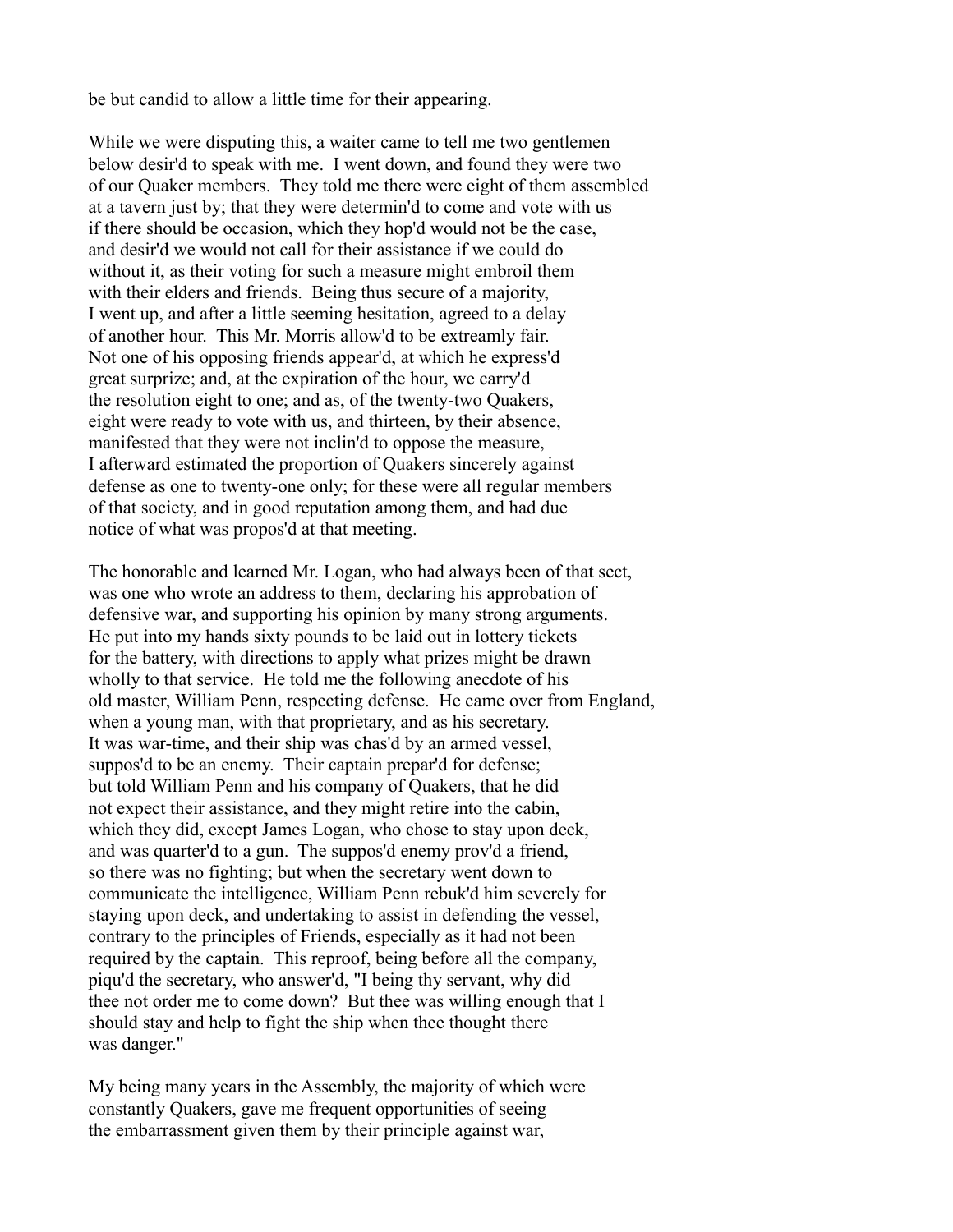be but candid to allow a little time for their appearing.

While we were disputing this, a waiter came to tell me two gentlemen below desir'd to speak with me. I went down, and found they were two of our Quaker members. They told me there were eight of them assembled at a tavern just by; that they were determin'd to come and vote with us if there should be occasion, which they hop'd would not be the case, and desir'd we would not call for their assistance if we could do without it, as their voting for such a measure might embroil them with their elders and friends. Being thus secure of a majority, I went up, and after a little seeming hesitation, agreed to a delay of another hour. This Mr. Morris allow'd to be extreamly fair. Not one of his opposing friends appear'd, at which he express'd great surprize; and, at the expiration of the hour, we carry'd the resolution eight to one; and as, of the twenty-two Quakers, eight were ready to vote with us, and thirteen, by their absence, manifested that they were not inclin'd to oppose the measure, I afterward estimated the proportion of Quakers sincerely against defense as one to twenty-one only; for these were all regular members of that society, and in good reputation among them, and had due notice of what was propos'd at that meeting.

The honorable and learned Mr. Logan, who had always been of that sect, was one who wrote an address to them, declaring his approbation of defensive war, and supporting his opinion by many strong arguments. He put into my hands sixty pounds to be laid out in lottery tickets for the battery, with directions to apply what prizes might be drawn wholly to that service. He told me the following anecdote of his old master, William Penn, respecting defense. He came over from England, when a young man, with that proprietary, and as his secretary. It was war-time, and their ship was chas'd by an armed vessel, suppos'd to be an enemy. Their captain prepar'd for defense; but told William Penn and his company of Quakers, that he did not expect their assistance, and they might retire into the cabin, which they did, except James Logan, who chose to stay upon deck, and was quarter'd to a gun. The suppos'd enemy prov'd a friend, so there was no fighting; but when the secretary went down to communicate the intelligence, William Penn rebuk'd him severely for staying upon deck, and undertaking to assist in defending the vessel, contrary to the principles of Friends, especially as it had not been required by the captain. This reproof, being before all the company, piqu'd the secretary, who answer'd, "I being thy servant, why did thee not order me to come down? But thee was willing enough that I should stay and help to fight the ship when thee thought there was danger."

My being many years in the Assembly, the majority of which were constantly Quakers, gave me frequent opportunities of seeing the embarrassment given them by their principle against war,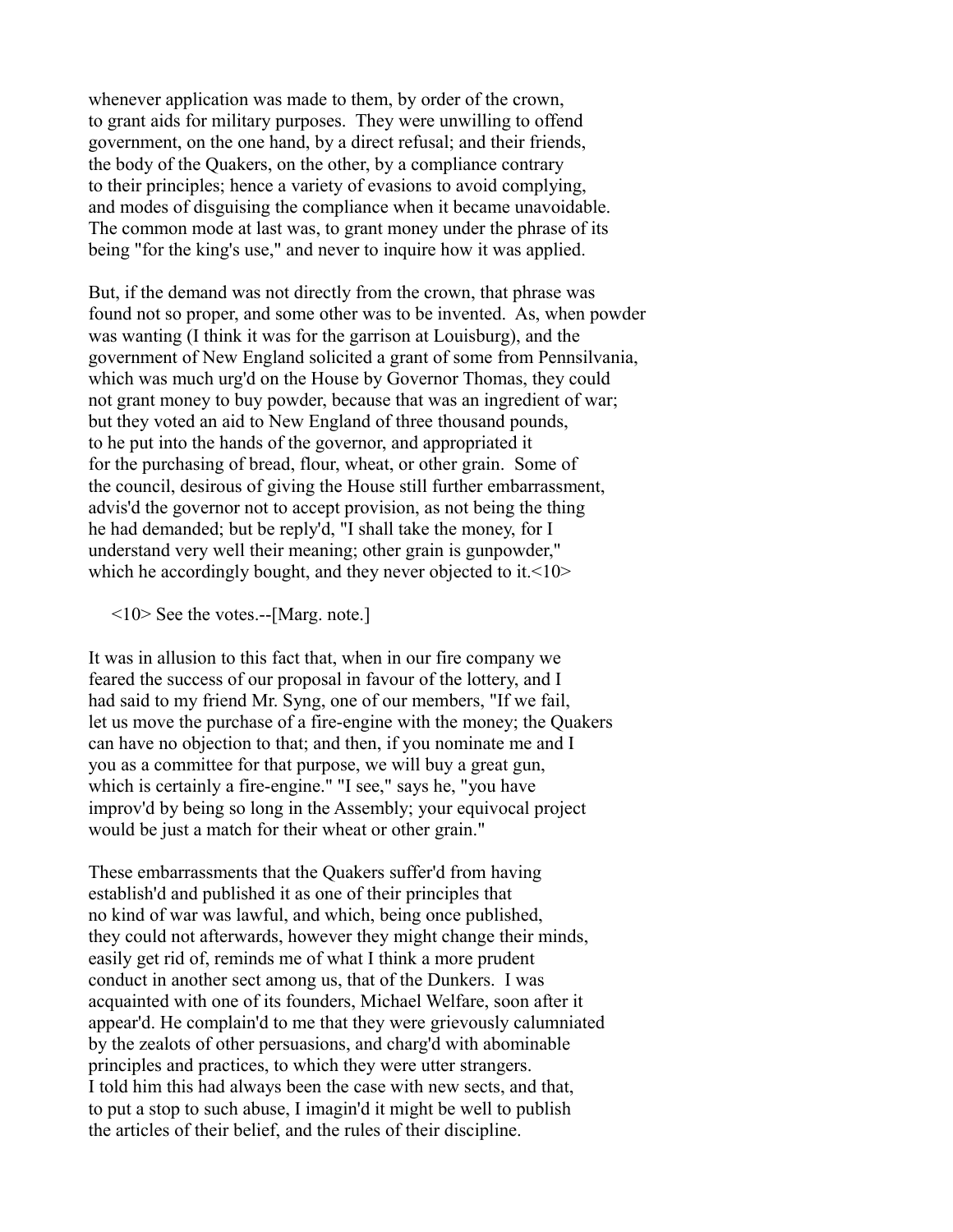whenever application was made to them, by order of the crown, to grant aids for military purposes. They were unwilling to offend government, on the one hand, by a direct refusal; and their friends, the body of the Quakers, on the other, by a compliance contrary to their principles; hence a variety of evasions to avoid complying, and modes of disguising the compliance when it became unavoidable. The common mode at last was, to grant money under the phrase of its being "for the king's use," and never to inquire how it was applied.

But, if the demand was not directly from the crown, that phrase was found not so proper, and some other was to be invented. As, when powder was wanting (I think it was for the garrison at Louisburg), and the government of New England solicited a grant of some from Pennsilvania, which was much urg'd on the House by Governor Thomas, they could not grant money to buy powder, because that was an ingredient of war; but they voted an aid to New England of three thousand pounds, to he put into the hands of the governor, and appropriated it for the purchasing of bread, flour, wheat, or other grain. Some of the council, desirous of giving the House still further embarrassment, advis'd the governor not to accept provision, as not being the thing he had demanded; but be reply'd, "I shall take the money, for I understand very well their meaning; other grain is gunpowder," which he accordingly bought, and they never objected to it.<10>

<10> See the votes.--[Marg. note.]

It was in allusion to this fact that, when in our fire company we feared the success of our proposal in favour of the lottery, and I had said to my friend Mr. Syng, one of our members, "If we fail, let us move the purchase of a fire-engine with the money; the Quakers can have no objection to that; and then, if you nominate me and I you as a committee for that purpose, we will buy a great gun, which is certainly a fire-engine." "I see," says he, "you have improv'd by being so long in the Assembly; your equivocal project would be just a match for their wheat or other grain."

These embarrassments that the Quakers suffer'd from having establish'd and published it as one of their principles that no kind of war was lawful, and which, being once published, they could not afterwards, however they might change their minds, easily get rid of, reminds me of what I think a more prudent conduct in another sect among us, that of the Dunkers. I was acquainted with one of its founders, Michael Welfare, soon after it appear'd. He complain'd to me that they were grievously calumniated by the zealots of other persuasions, and charg'd with abominable principles and practices, to which they were utter strangers. I told him this had always been the case with new sects, and that, to put a stop to such abuse, I imagin'd it might be well to publish the articles of their belief, and the rules of their discipline.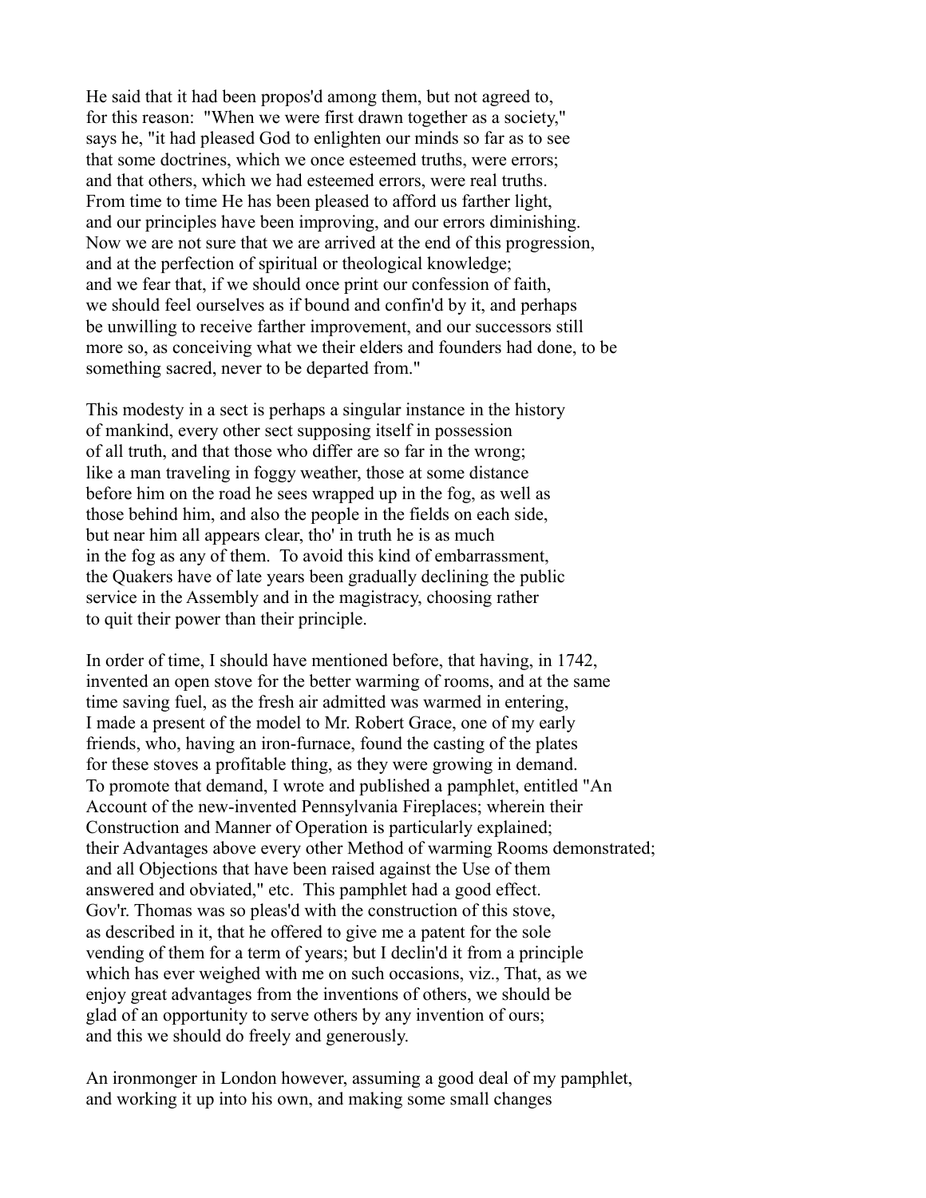He said that it had been propos'd among them, but not agreed to, for this reason: "When we were first drawn together as a society," says he, "it had pleased God to enlighten our minds so far as to see that some doctrines, which we once esteemed truths, were errors; and that others, which we had esteemed errors, were real truths. From time to time He has been pleased to afford us farther light, and our principles have been improving, and our errors diminishing. Now we are not sure that we are arrived at the end of this progression, and at the perfection of spiritual or theological knowledge; and we fear that, if we should once print our confession of faith, we should feel ourselves as if bound and confin'd by it, and perhaps be unwilling to receive farther improvement, and our successors still more so, as conceiving what we their elders and founders had done, to be something sacred, never to be departed from."

This modesty in a sect is perhaps a singular instance in the history of mankind, every other sect supposing itself in possession of all truth, and that those who differ are so far in the wrong; like a man traveling in foggy weather, those at some distance before him on the road he sees wrapped up in the fog, as well as those behind him, and also the people in the fields on each side, but near him all appears clear, tho' in truth he is as much in the fog as any of them. To avoid this kind of embarrassment, the Quakers have of late years been gradually declining the public service in the Assembly and in the magistracy, choosing rather to quit their power than their principle.

In order of time, I should have mentioned before, that having, in 1742, invented an open stove for the better warming of rooms, and at the same time saving fuel, as the fresh air admitted was warmed in entering, I made a present of the model to Mr. Robert Grace, one of my early friends, who, having an iron-furnace, found the casting of the plates for these stoves a profitable thing, as they were growing in demand. To promote that demand, I wrote and published a pamphlet, entitled "An Account of the new-invented Pennsylvania Fireplaces; wherein their Construction and Manner of Operation is particularly explained; their Advantages above every other Method of warming Rooms demonstrated; and all Objections that have been raised against the Use of them answered and obviated," etc. This pamphlet had a good effect. Gov'r. Thomas was so pleas'd with the construction of this stove, as described in it, that he offered to give me a patent for the sole vending of them for a term of years; but I declin'd it from a principle which has ever weighed with me on such occasions, viz., That, as we enjoy great advantages from the inventions of others, we should be glad of an opportunity to serve others by any invention of ours; and this we should do freely and generously.

An ironmonger in London however, assuming a good deal of my pamphlet, and working it up into his own, and making some small changes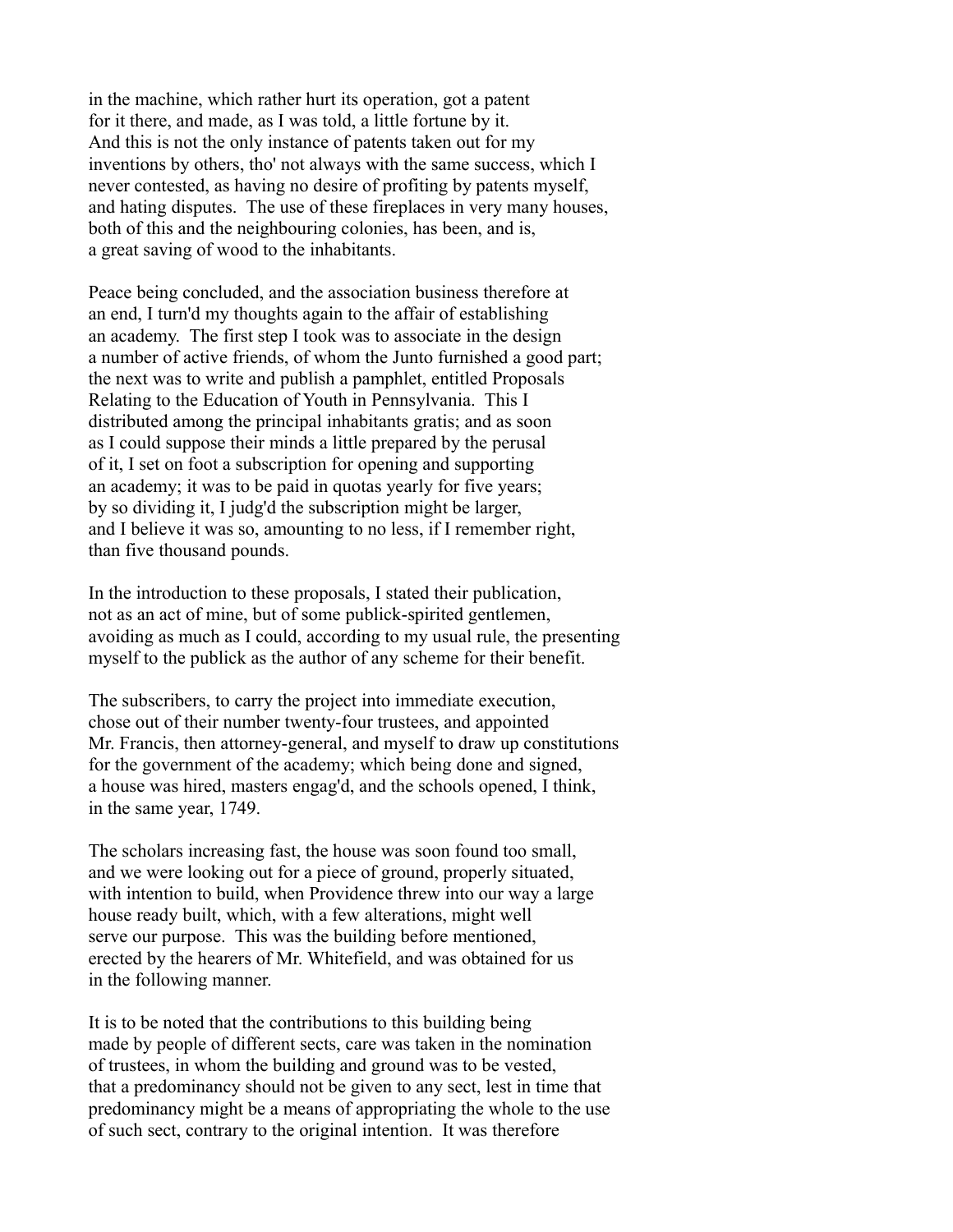in the machine, which rather hurt its operation, got a patent for it there, and made, as I was told, a little fortune by it. And this is not the only instance of patents taken out for my inventions by others, tho' not always with the same success, which I never contested, as having no desire of profiting by patents myself, and hating disputes. The use of these fireplaces in very many houses, both of this and the neighbouring colonies, has been, and is, a great saving of wood to the inhabitants.

Peace being concluded, and the association business therefore at an end, I turn'd my thoughts again to the affair of establishing an academy. The first step I took was to associate in the design a number of active friends, of whom the Junto furnished a good part; the next was to write and publish a pamphlet, entitled Proposals Relating to the Education of Youth in Pennsylvania. This I distributed among the principal inhabitants gratis; and as soon as I could suppose their minds a little prepared by the perusal of it, I set on foot a subscription for opening and supporting an academy; it was to be paid in quotas yearly for five years; by so dividing it, I judg'd the subscription might be larger, and I believe it was so, amounting to no less, if I remember right, than five thousand pounds.

In the introduction to these proposals, I stated their publication, not as an act of mine, but of some publick-spirited gentlemen, avoiding as much as I could, according to my usual rule, the presenting myself to the publick as the author of any scheme for their benefit.

The subscribers, to carry the project into immediate execution, chose out of their number twenty-four trustees, and appointed Mr. Francis, then attorney-general, and myself to draw up constitutions for the government of the academy; which being done and signed, a house was hired, masters engag'd, and the schools opened, I think, in the same year, 1749.

The scholars increasing fast, the house was soon found too small, and we were looking out for a piece of ground, properly situated, with intention to build, when Providence threw into our way a large house ready built, which, with a few alterations, might well serve our purpose. This was the building before mentioned, erected by the hearers of Mr. Whitefield, and was obtained for us in the following manner.

It is to be noted that the contributions to this building being made by people of different sects, care was taken in the nomination of trustees, in whom the building and ground was to be vested, that a predominancy should not be given to any sect, lest in time that predominancy might be a means of appropriating the whole to the use of such sect, contrary to the original intention. It was therefore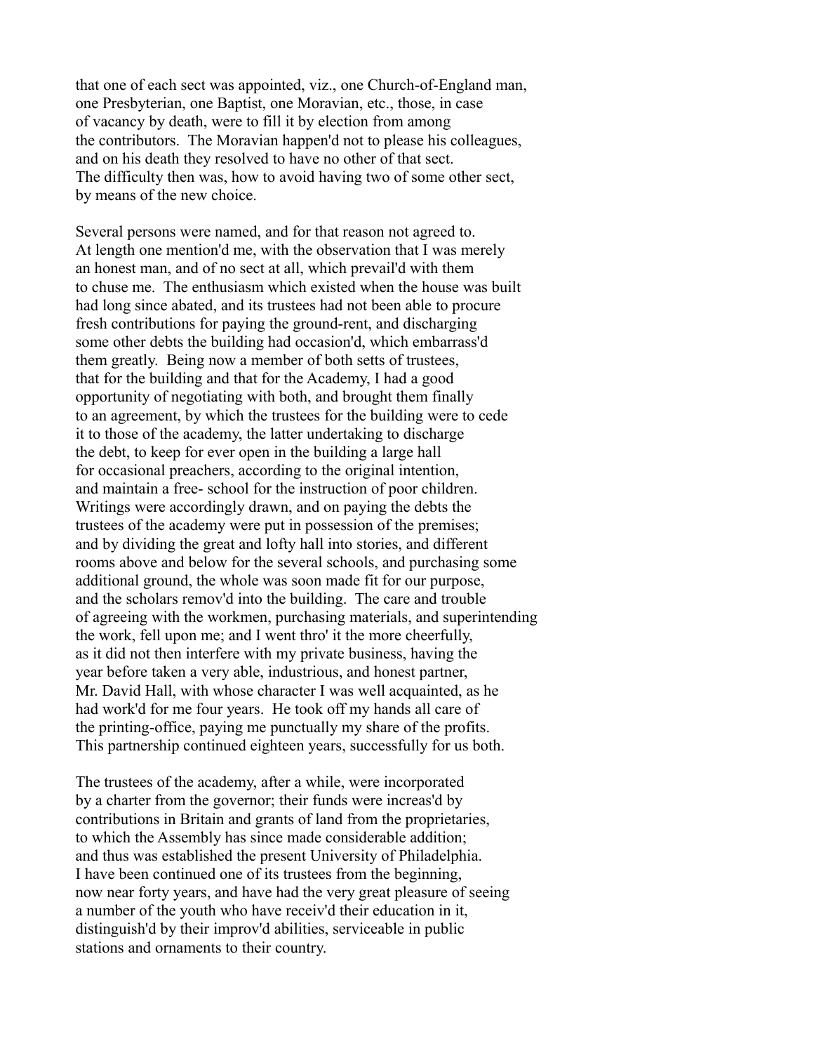that one of each sect was appointed, viz., one Church-of-England man, one Presbyterian, one Baptist, one Moravian, etc., those, in case of vacancy by death, were to fill it by election from among the contributors. The Moravian happen'd not to please his colleagues, and on his death they resolved to have no other of that sect. The difficulty then was, how to avoid having two of some other sect, by means of the new choice.

Several persons were named, and for that reason not agreed to. At length one mention'd me, with the observation that I was merely an honest man, and of no sect at all, which prevail'd with them to chuse me. The enthusiasm which existed when the house was built had long since abated, and its trustees had not been able to procure fresh contributions for paying the ground-rent, and discharging some other debts the building had occasion'd, which embarrass'd them greatly. Being now a member of both setts of trustees, that for the building and that for the Academy, I had a good opportunity of negotiating with both, and brought them finally to an agreement, by which the trustees for the building were to cede it to those of the academy, the latter undertaking to discharge the debt, to keep for ever open in the building a large hall for occasional preachers, according to the original intention, and maintain a free- school for the instruction of poor children. Writings were accordingly drawn, and on paying the debts the trustees of the academy were put in possession of the premises; and by dividing the great and lofty hall into stories, and different rooms above and below for the several schools, and purchasing some additional ground, the whole was soon made fit for our purpose, and the scholars remov'd into the building. The care and trouble of agreeing with the workmen, purchasing materials, and superintending the work, fell upon me; and I went thro' it the more cheerfully, as it did not then interfere with my private business, having the year before taken a very able, industrious, and honest partner, Mr. David Hall, with whose character I was well acquainted, as he had work'd for me four years. He took off my hands all care of the printing-office, paying me punctually my share of the profits. This partnership continued eighteen years, successfully for us both.

The trustees of the academy, after a while, were incorporated by a charter from the governor; their funds were increas'd by contributions in Britain and grants of land from the proprietaries, to which the Assembly has since made considerable addition; and thus was established the present University of Philadelphia. I have been continued one of its trustees from the beginning, now near forty years, and have had the very great pleasure of seeing a number of the youth who have receiv'd their education in it, distinguish'd by their improv'd abilities, serviceable in public stations and ornaments to their country.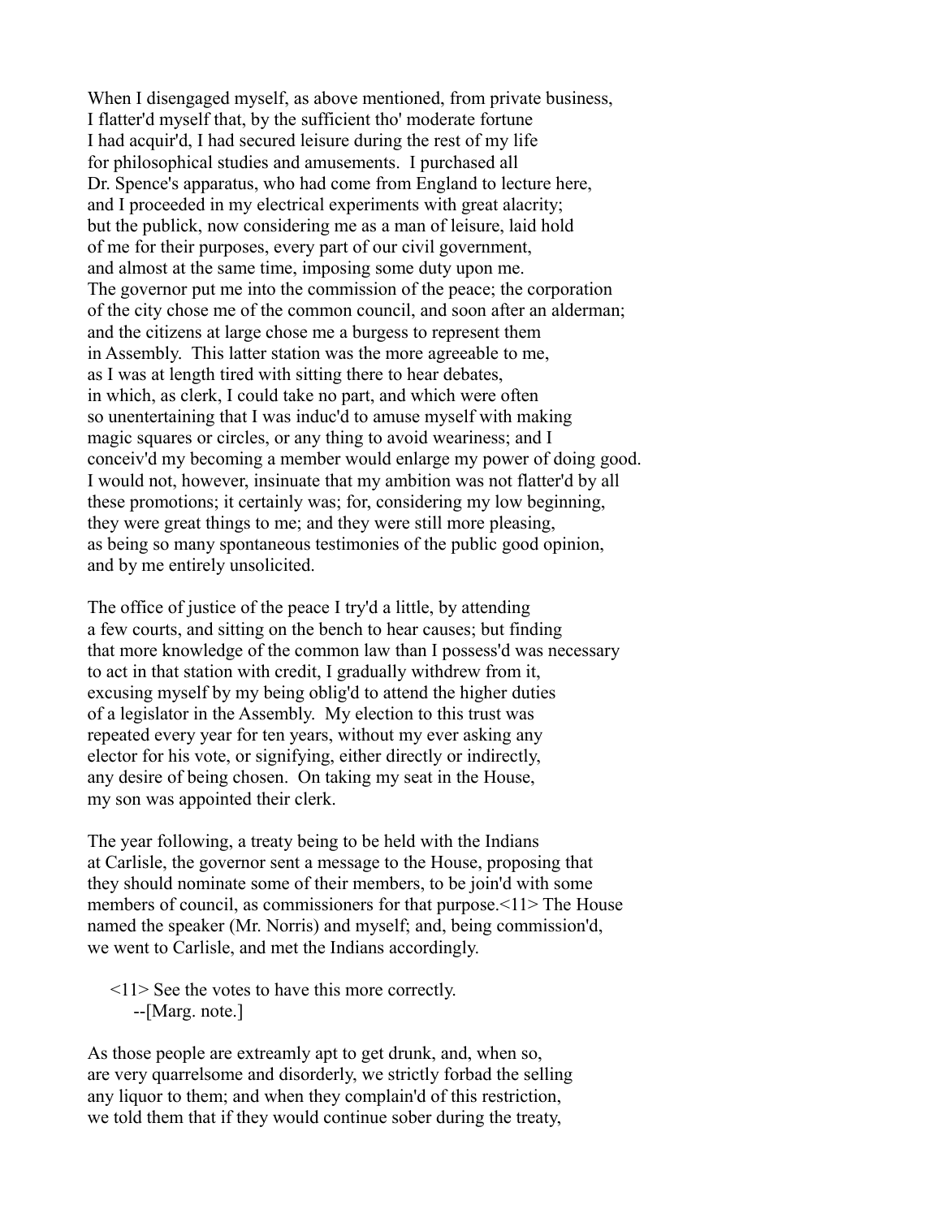When I disengaged myself, as above mentioned, from private business, I flatter'd myself that, by the sufficient tho' moderate fortune I had acquir'd, I had secured leisure during the rest of my life for philosophical studies and amusements. I purchased all Dr. Spence's apparatus, who had come from England to lecture here, and I proceeded in my electrical experiments with great alacrity; but the publick, now considering me as a man of leisure, laid hold of me for their purposes, every part of our civil government, and almost at the same time, imposing some duty upon me. The governor put me into the commission of the peace; the corporation of the city chose me of the common council, and soon after an alderman; and the citizens at large chose me a burgess to represent them in Assembly. This latter station was the more agreeable to me, as I was at length tired with sitting there to hear debates, in which, as clerk, I could take no part, and which were often so unentertaining that I was induc'd to amuse myself with making magic squares or circles, or any thing to avoid weariness; and I conceiv'd my becoming a member would enlarge my power of doing good. I would not, however, insinuate that my ambition was not flatter'd by all these promotions; it certainly was; for, considering my low beginning, they were great things to me; and they were still more pleasing, as being so many spontaneous testimonies of the public good opinion, and by me entirely unsolicited.

The office of justice of the peace I try'd a little, by attending a few courts, and sitting on the bench to hear causes; but finding that more knowledge of the common law than I possess'd was necessary to act in that station with credit, I gradually withdrew from it, excusing myself by my being oblig'd to attend the higher duties of a legislator in the Assembly. My election to this trust was repeated every year for ten years, without my ever asking any elector for his vote, or signifying, either directly or indirectly, any desire of being chosen. On taking my seat in the House, my son was appointed their clerk.

The year following, a treaty being to be held with the Indians at Carlisle, the governor sent a message to the House, proposing that they should nominate some of their members, to be join'd with some members of council, as commissioners for that purpose.<11> The House named the speaker (Mr. Norris) and myself; and, being commission'd, we went to Carlisle, and met the Indians accordingly.

> <11> See the votes to have this more correctly.
> --[Marg. note.]

As those people are extreamly apt to get drunk, and, when so, are very quarrelsome and disorderly, we strictly forbad the selling any liquor to them; and when they complain'd of this restriction, we told them that if they would continue sober during the treaty,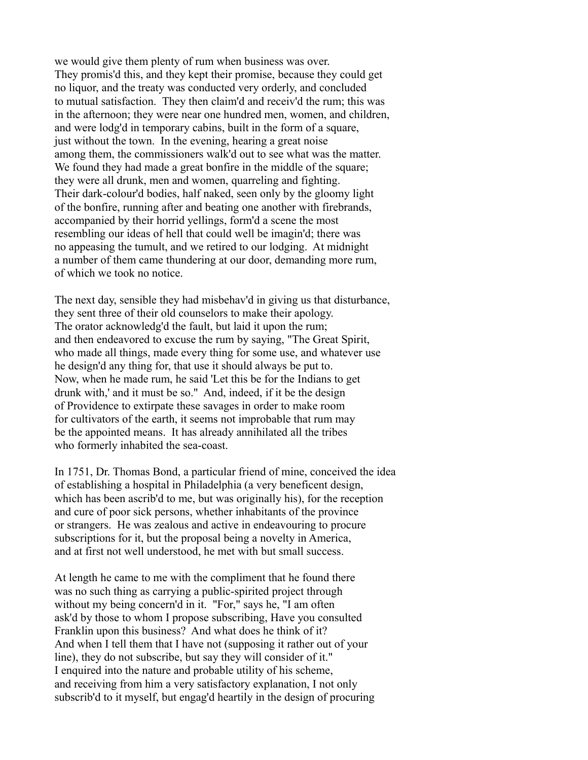we would give them plenty of rum when business was over. They promis'd this, and they kept their promise, because they could get no liquor, and the treaty was conducted very orderly, and concluded to mutual satisfaction. They then claim'd and receiv'd the rum; this was in the afternoon; they were near one hundred men, women, and children, and were lodg'd in temporary cabins, built in the form of a square, just without the town. In the evening, hearing a great noise among them, the commissioners walk'd out to see what was the matter. We found they had made a great bonfire in the middle of the square; they were all drunk, men and women, quarreling and fighting. Their dark-colour'd bodies, half naked, seen only by the gloomy light of the bonfire, running after and beating one another with firebrands, accompanied by their horrid yellings, form'd a scene the most resembling our ideas of hell that could well be imagin'd; there was no appeasing the tumult, and we retired to our lodging. At midnight a number of them came thundering at our door, demanding more rum, of which we took no notice.

The next day, sensible they had misbehav'd in giving us that disturbance, they sent three of their old counselors to make their apology. The orator acknowledg'd the fault, but laid it upon the rum; and then endeavored to excuse the rum by saying, "The Great Spirit, who made all things, made every thing for some use, and whatever use he design'd any thing for, that use it should always be put to. Now, when he made rum, he said 'Let this be for the Indians to get drunk with,' and it must be so." And, indeed, if it be the design of Providence to extirpate these savages in order to make room for cultivators of the earth, it seems not improbable that rum may be the appointed means. It has already annihilated all the tribes who formerly inhabited the sea-coast.

In 1751, Dr. Thomas Bond, a particular friend of mine, conceived the idea of establishing a hospital in Philadelphia (a very beneficent design, which has been ascrib'd to me, but was originally his), for the reception and cure of poor sick persons, whether inhabitants of the province or strangers. He was zealous and active in endeavouring to procure subscriptions for it, but the proposal being a novelty in America, and at first not well understood, he met with but small success.

At length he came to me with the compliment that he found there was no such thing as carrying a public-spirited project through without my being concern'd in it. "For," says he, "I am often ask'd by those to whom I propose subscribing, Have you consulted Franklin upon this business? And what does he think of it? And when I tell them that I have not (supposing it rather out of your line), they do not subscribe, but say they will consider of it." I enquired into the nature and probable utility of his scheme, and receiving from him a very satisfactory explanation, I not only subscrib'd to it myself, but engag'd heartily in the design of procuring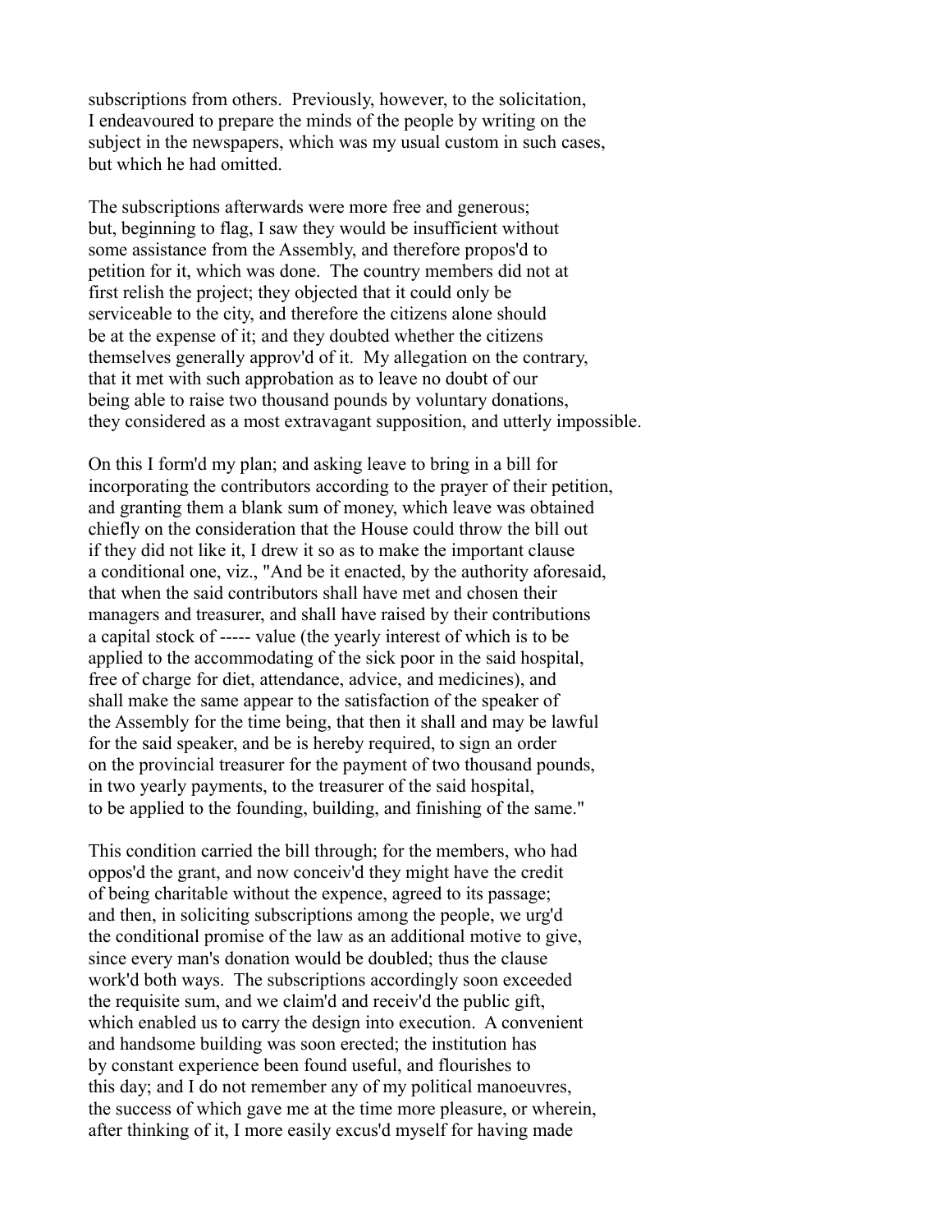subscriptions from others. Previously, however, to the solicitation, I endeavoured to prepare the minds of the people by writing on the subject in the newspapers, which was my usual custom in such cases, but which he had omitted.

The subscriptions afterwards were more free and generous; but, beginning to flag, I saw they would be insufficient without some assistance from the Assembly, and therefore propos'd to petition for it, which was done. The country members did not at first relish the project; they objected that it could only be serviceable to the city, and therefore the citizens alone should be at the expense of it; and they doubted whether the citizens themselves generally approv'd of it. My allegation on the contrary, that it met with such approbation as to leave no doubt of our being able to raise two thousand pounds by voluntary donations, they considered as a most extravagant supposition, and utterly impossible.

On this I form'd my plan; and asking leave to bring in a bill for incorporating the contributors according to the prayer of their petition, and granting them a blank sum of money, which leave was obtained chiefly on the consideration that the House could throw the bill out if they did not like it, I drew it so as to make the important clause a conditional one, viz., "And be it enacted, by the authority aforesaid, that when the said contributors shall have met and chosen their managers and treasurer, and shall have raised by their contributions a capital stock of ----- value (the yearly interest of which is to be applied to the accommodating of the sick poor in the said hospital, free of charge for diet, attendance, advice, and medicines), and shall make the same appear to the satisfaction of the speaker of the Assembly for the time being, that then it shall and may be lawful for the said speaker, and be is hereby required, to sign an order on the provincial treasurer for the payment of two thousand pounds, in two yearly payments, to the treasurer of the said hospital, to be applied to the founding, building, and finishing of the same."

This condition carried the bill through; for the members, who had oppos'd the grant, and now conceiv'd they might have the credit of being charitable without the expence, agreed to its passage; and then, in soliciting subscriptions among the people, we urg'd the conditional promise of the law as an additional motive to give, since every man's donation would be doubled; thus the clause work'd both ways. The subscriptions accordingly soon exceeded the requisite sum, and we claim'd and receiv'd the public gift, which enabled us to carry the design into execution. A convenient and handsome building was soon erected; the institution has by constant experience been found useful, and flourishes to this day; and I do not remember any of my political manoeuvres, the success of which gave me at the time more pleasure, or wherein, after thinking of it, I more easily excus'd myself for having made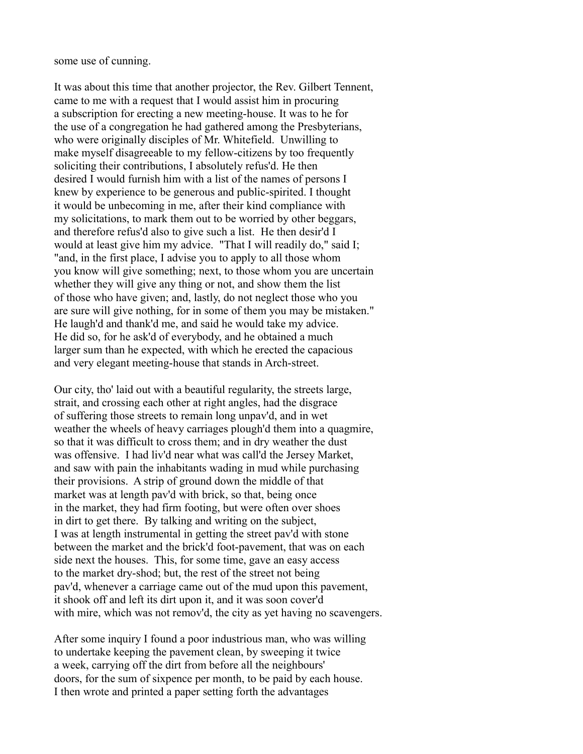some use of cunning.

It was about this time that another projector, the Rev. Gilbert Tennent, came to me with a request that I would assist him in procuring a subscription for erecting a new meeting-house. It was to he for the use of a congregation he had gathered among the Presbyterians, who were originally disciples of Mr. Whitefield. Unwilling to make myself disagreeable to my fellow-citizens by too frequently soliciting their contributions, I absolutely refus'd. He then desired I would furnish him with a list of the names of persons I knew by experience to be generous and public-spirited. I thought it would be unbecoming in me, after their kind compliance with my solicitations, to mark them out to be worried by other beggars, and therefore refus'd also to give such a list. He then desir'd I would at least give him my advice. "That I will readily do," said I; "and, in the first place, I advise you to apply to all those whom you know will give something; next, to those whom you are uncertain whether they will give any thing or not, and show them the list of those who have given; and, lastly, do not neglect those who you are sure will give nothing, for in some of them you may be mistaken." He laugh'd and thank'd me, and said he would take my advice. He did so, for he ask'd of everybody, and he obtained a much larger sum than he expected, with which he erected the capacious and very elegant meeting-house that stands in Arch-street.

Our city, tho' laid out with a beautiful regularity, the streets large, strait, and crossing each other at right angles, had the disgrace of suffering those streets to remain long unpav'd, and in wet weather the wheels of heavy carriages plough'd them into a quagmire, so that it was difficult to cross them; and in dry weather the dust was offensive. I had liv'd near what was call'd the Jersey Market, and saw with pain the inhabitants wading in mud while purchasing their provisions. A strip of ground down the middle of that market was at length pav'd with brick, so that, being once in the market, they had firm footing, but were often over shoes in dirt to get there. By talking and writing on the subject, I was at length instrumental in getting the street pav'd with stone between the market and the brick'd foot-pavement, that was on each side next the houses. This, for some time, gave an easy access to the market dry-shod; but, the rest of the street not being pav'd, whenever a carriage came out of the mud upon this pavement, it shook off and left its dirt upon it, and it was soon cover'd with mire, which was not remov'd, the city as yet having no scavengers.

After some inquiry I found a poor industrious man, who was willing to undertake keeping the pavement clean, by sweeping it twice a week, carrying off the dirt from before all the neighbours' doors, for the sum of sixpence per month, to be paid by each house. I then wrote and printed a paper setting forth the advantages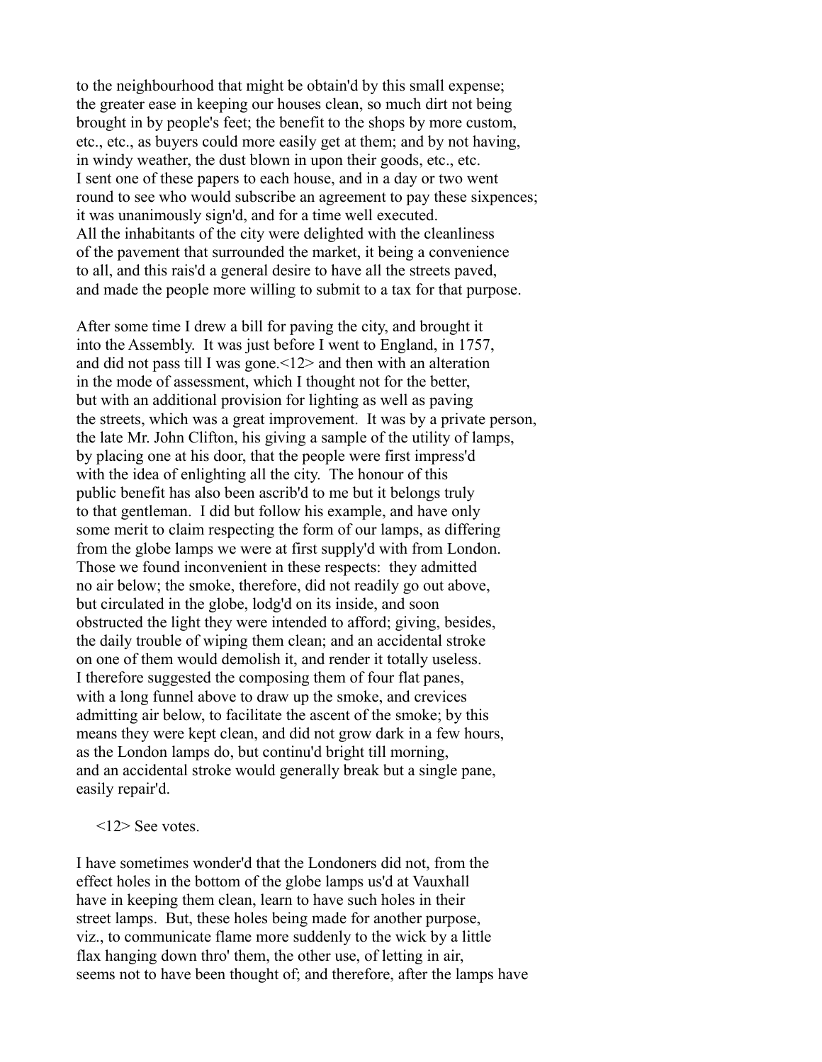to the neighbourhood that might be obtain'd by this small expense; the greater ease in keeping our houses clean, so much dirt not being brought in by people's feet; the benefit to the shops by more custom, etc., etc., as buyers could more easily get at them; and by not having, in windy weather, the dust blown in upon their goods, etc., etc. I sent one of these papers to each house, and in a day or two went round to see who would subscribe an agreement to pay these sixpences; it was unanimously sign'd, and for a time well executed. All the inhabitants of the city were delighted with the cleanliness of the pavement that surrounded the market, it being a convenience to all, and this rais'd a general desire to have all the streets paved, and made the people more willing to submit to a tax for that purpose.

After some time I drew a bill for paving the city, and brought it into the Assembly. It was just before I went to England, in 1757, and did not pass till I was gone.<12> and then with an alteration in the mode of assessment, which I thought not for the better, but with an additional provision for lighting as well as paving the streets, which was a great improvement. It was by a private person, the late Mr. John Clifton, his giving a sample of the utility of lamps, by placing one at his door, that the people were first impress'd with the idea of enlighting all the city. The honour of this public benefit has also been ascrib'd to me but it belongs truly to that gentleman. I did but follow his example, and have only some merit to claim respecting the form of our lamps, as differing from the globe lamps we were at first supply'd with from London. Those we found inconvenient in these respects: they admitted no air below; the smoke, therefore, did not readily go out above, but circulated in the globe, lodg'd on its inside, and soon obstructed the light they were intended to afford; giving, besides, the daily trouble of wiping them clean; and an accidental stroke on one of them would demolish it, and render it totally useless. I therefore suggested the composing them of four flat panes, with a long funnel above to draw up the smoke, and crevices admitting air below, to facilitate the ascent of the smoke; by this means they were kept clean, and did not grow dark in a few hours, as the London lamps do, but continu'd bright till morning, and an accidental stroke would generally break but a single pane, easily repair'd.

<12> See votes.

I have sometimes wonder'd that the Londoners did not, from the effect holes in the bottom of the globe lamps us'd at Vauxhall have in keeping them clean, learn to have such holes in their street lamps. But, these holes being made for another purpose, viz., to communicate flame more suddenly to the wick by a little flax hanging down thro' them, the other use, of letting in air, seems not to have been thought of; and therefore, after the lamps have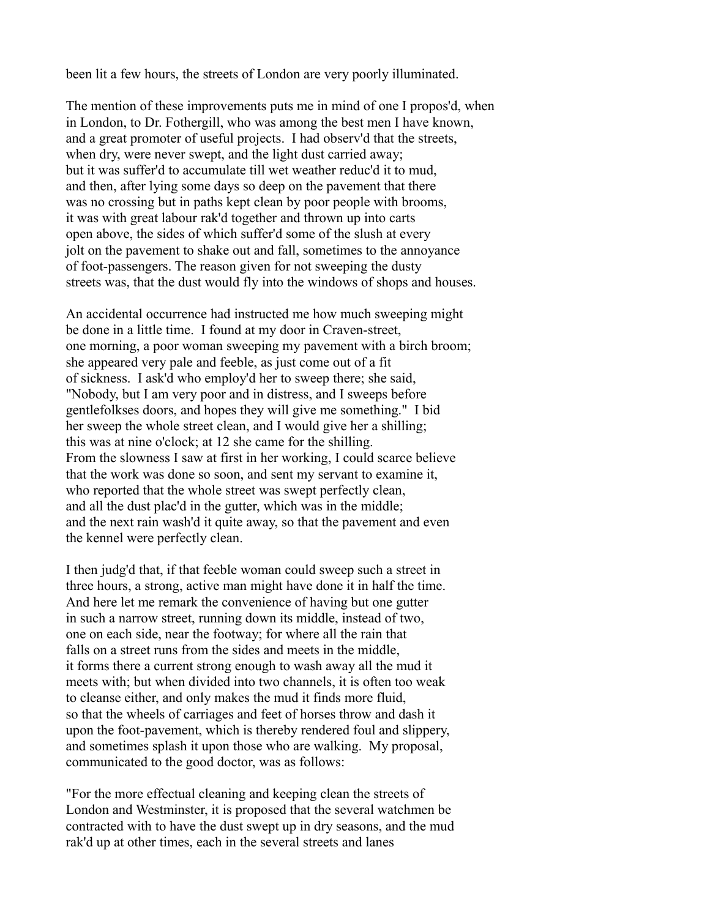been lit a few hours, the streets of London are very poorly illuminated.

The mention of these improvements puts me in mind of one I propos'd, when in London, to Dr. Fothergill, who was among the best men I have known, and a great promoter of useful projects. I had observ'd that the streets, when dry, were never swept, and the light dust carried away; but it was suffer'd to accumulate till wet weather reduc'd it to mud, and then, after lying some days so deep on the pavement that there was no crossing but in paths kept clean by poor people with brooms, it was with great labour rak'd together and thrown up into carts open above, the sides of which suffer'd some of the slush at every jolt on the pavement to shake out and fall, sometimes to the annoyance of foot-passengers. The reason given for not sweeping the dusty streets was, that the dust would fly into the windows of shops and houses.

An accidental occurrence had instructed me how much sweeping might be done in a little time. I found at my door in Craven-street, one morning, a poor woman sweeping my pavement with a birch broom; she appeared very pale and feeble, as just come out of a fit of sickness. I ask'd who employ'd her to sweep there; she said, "Nobody, but I am very poor and in distress, and I sweeps before gentlefolkses doors, and hopes they will give me something." I bid her sweep the whole street clean, and I would give her a shilling; this was at nine o'clock; at 12 she came for the shilling. From the slowness I saw at first in her working, I could scarce believe that the work was done so soon, and sent my servant to examine it, who reported that the whole street was swept perfectly clean, and all the dust plac'd in the gutter, which was in the middle; and the next rain wash'd it quite away, so that the pavement and even the kennel were perfectly clean.

I then judg'd that, if that feeble woman could sweep such a street in three hours, a strong, active man might have done it in half the time. And here let me remark the convenience of having but one gutter in such a narrow street, running down its middle, instead of two, one on each side, near the footway; for where all the rain that falls on a street runs from the sides and meets in the middle, it forms there a current strong enough to wash away all the mud it meets with; but when divided into two channels, it is often too weak to cleanse either, and only makes the mud it finds more fluid, so that the wheels of carriages and feet of horses throw and dash it upon the foot-pavement, which is thereby rendered foul and slippery, and sometimes splash it upon those who are walking. My proposal, communicated to the good doctor, was as follows:

"For the more effectual cleaning and keeping clean the streets of London and Westminster, it is proposed that the several watchmen be contracted with to have the dust swept up in dry seasons, and the mud rak'd up at other times, each in the several streets and lanes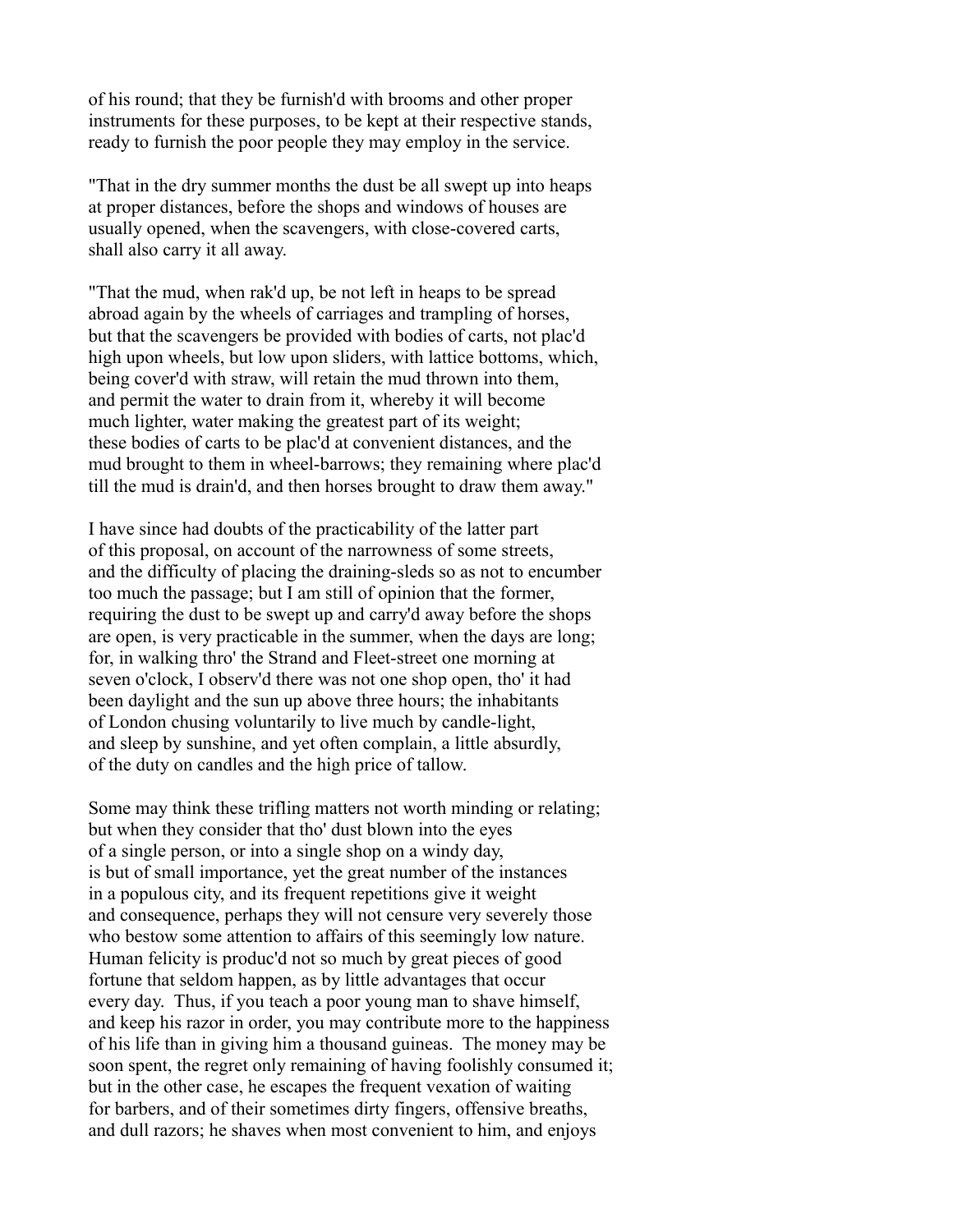of his round; that they be furnish'd with brooms and other proper instruments for these purposes, to be kept at their respective stands, ready to furnish the poor people they may employ in the service.

"That in the dry summer months the dust be all swept up into heaps at proper distances, before the shops and windows of houses are usually opened, when the scavengers, with close-covered carts, shall also carry it all away.

"That the mud, when rak'd up, be not left in heaps to be spread abroad again by the wheels of carriages and trampling of horses, but that the scavengers be provided with bodies of carts, not plac'd high upon wheels, but low upon sliders, with lattice bottoms, which, being cover'd with straw, will retain the mud thrown into them, and permit the water to drain from it, whereby it will become much lighter, water making the greatest part of its weight; these bodies of carts to be plac'd at convenient distances, and the mud brought to them in wheel-barrows; they remaining where plac'd till the mud is drain'd, and then horses brought to draw them away."

I have since had doubts of the practicability of the latter part of this proposal, on account of the narrowness of some streets, and the difficulty of placing the draining-sleds so as not to encumber too much the passage; but I am still of opinion that the former, requiring the dust to be swept up and carry'd away before the shops are open, is very practicable in the summer, when the days are long; for, in walking thro' the Strand and Fleet-street one morning at seven o'clock, I observ'd there was not one shop open, tho' it had been daylight and the sun up above three hours; the inhabitants of London chusing voluntarily to live much by candle-light, and sleep by sunshine, and yet often complain, a little absurdly, of the duty on candles and the high price of tallow.

Some may think these trifling matters not worth minding or relating; but when they consider that tho' dust blown into the eyes of a single person, or into a single shop on a windy day, is but of small importance, yet the great number of the instances in a populous city, and its frequent repetitions give it weight and consequence, perhaps they will not censure very severely those who bestow some attention to affairs of this seemingly low nature. Human felicity is produc'd not so much by great pieces of good fortune that seldom happen, as by little advantages that occur every day. Thus, if you teach a poor young man to shave himself, and keep his razor in order, you may contribute more to the happiness of his life than in giving him a thousand guineas. The money may be soon spent, the regret only remaining of having foolishly consumed it; but in the other case, he escapes the frequent vexation of waiting for barbers, and of their sometimes dirty fingers, offensive breaths, and dull razors; he shaves when most convenient to him, and enjoys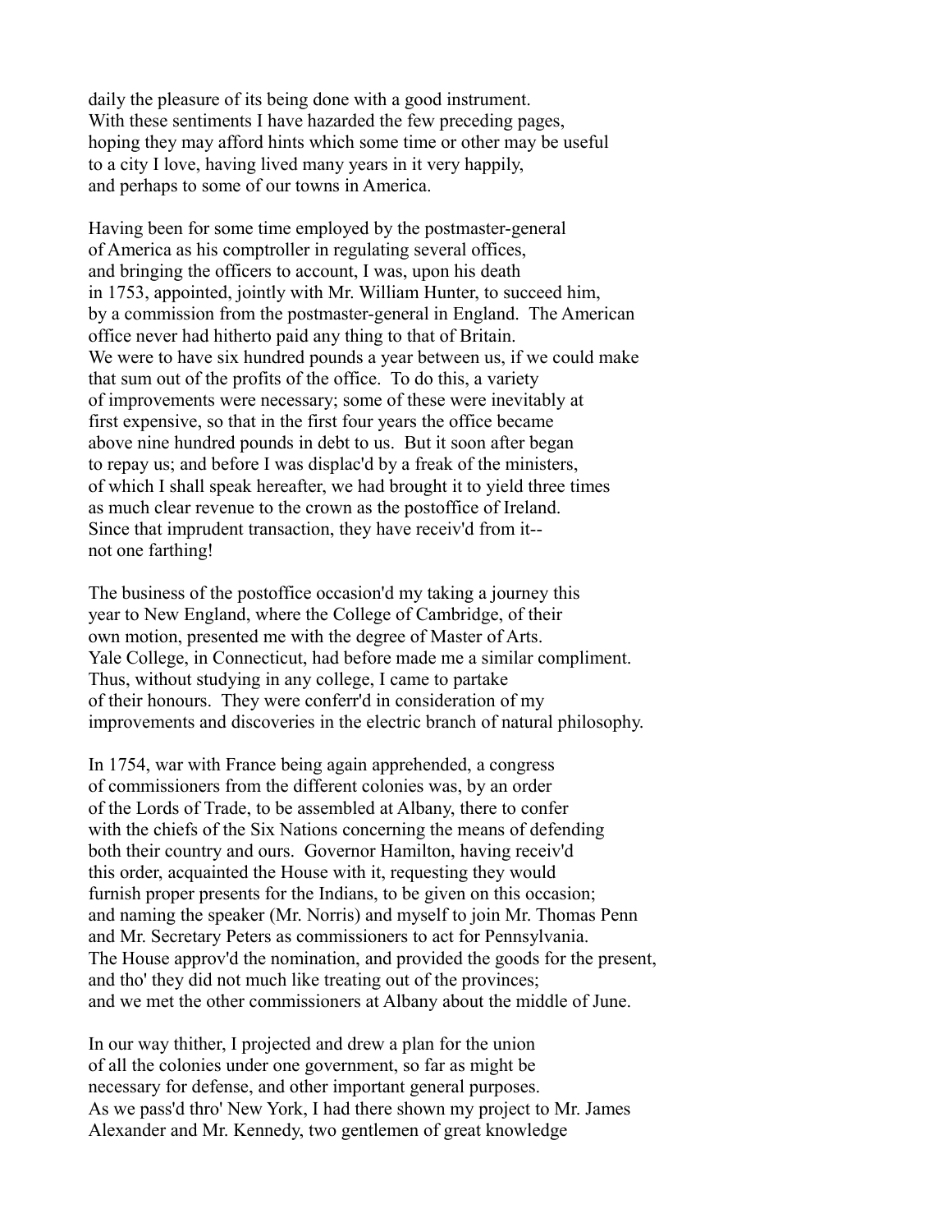daily the pleasure of its being done with a good instrument.
With these sentiments I have hazarded the few preceding pages,
hoping they may afford hints which some time or other may be useful
to a city I love, having lived many years in it very happily,
and perhaps to some of our towns in America.

Having been for some time employed by the postmaster-general
of America as his comptroller in regulating several offices,
and bringing the officers to account, I was, upon his death
in 1753, appointed, jointly with Mr. William Hunter, to succeed him,
by a commission from the postmaster-general in England. The American
office never had hitherto paid any thing to that of Britain.
We were to have six hundred pounds a year between us, if we could make
that sum out of the profits of the office. To do this, a variety
of improvements were necessary; some of these were inevitably at
first expensive, so that in the first four years the office became
above nine hundred pounds in debt to us. But it soon after began
to repay us; and before I was displac'd by a freak of the ministers,
of which I shall speak hereafter, we had brought it to yield three times
as much clear revenue to the crown as the postoffice of Ireland.
Since that imprudent transaction, they have receiv'd from it--
not one farthing!

The business of the postoffice occasion'd my taking a journey this
year to New England, where the College of Cambridge, of their
own motion, presented me with the degree of Master of Arts.
Yale College, in Connecticut, had before made me a similar compliment.
Thus, without studying in any college, I came to partake
of their honours. They were conferr'd in consideration of my
improvements and discoveries in the electric branch of natural philosophy.

In 1754, war with France being again apprehended, a congress
of commissioners from the different colonies was, by an order
of the Lords of Trade, to be assembled at Albany, there to confer
with the chiefs of the Six Nations concerning the means of defending
both their country and ours. Governor Hamilton, having receiv'd
this order, acquainted the House with it, requesting they would
furnish proper presents for the Indians, to be given on this occasion;
and naming the speaker (Mr. Norris) and myself to join Mr. Thomas Penn
and Mr. Secretary Peters as commissioners to act for Pennsylvania.
The House approv'd the nomination, and provided the goods for the present,
and tho' they did not much like treating out of the provinces;
and we met the other commissioners at Albany about the middle of June.

In our way thither, I projected and drew a plan for the union
of all the colonies under one government, so far as might be
necessary for defense, and other important general purposes.
As we pass'd thro' New York, I had there shown my project to Mr. James
Alexander and Mr. Kennedy, two gentlemen of great knowledge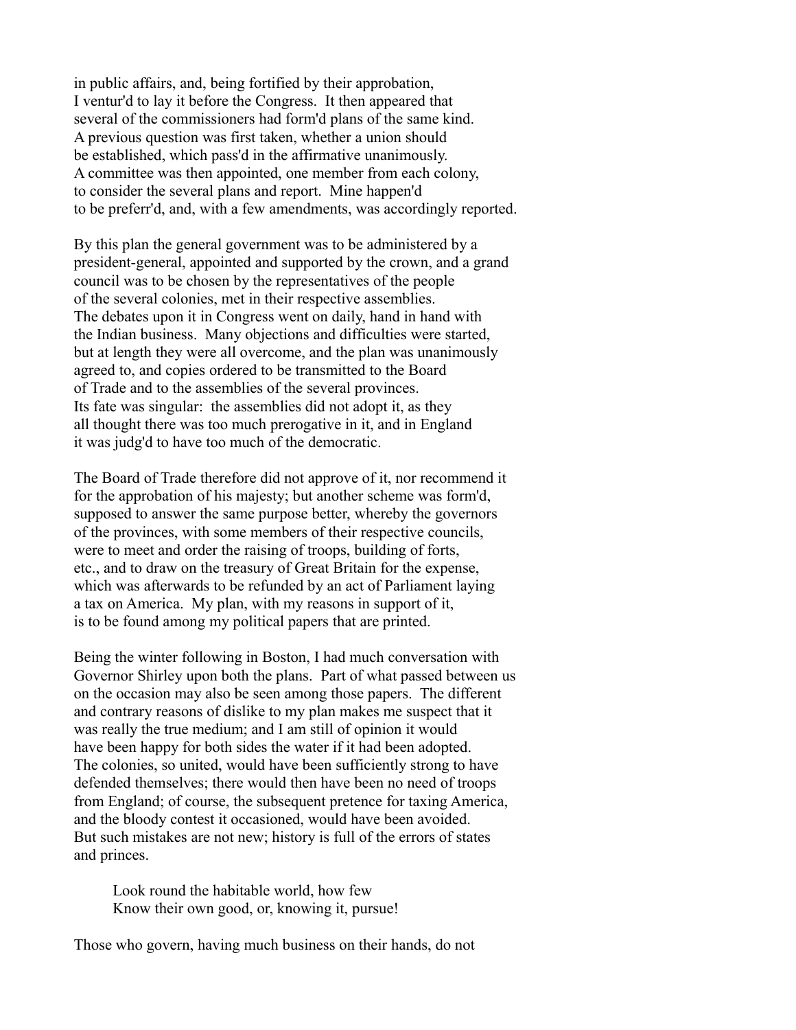in public affairs, and, being fortified by their approbation, I ventur'd to lay it before the Congress. It then appeared that several of the commissioners had form'd plans of the same kind. A previous question was first taken, whether a union should be established, which pass'd in the affirmative unanimously. A committee was then appointed, one member from each colony, to consider the several plans and report. Mine happen'd to be preferr'd, and, with a few amendments, was accordingly reported.

By this plan the general government was to be administered by a president-general, appointed and supported by the crown, and a grand council was to be chosen by the representatives of the people of the several colonies, met in their respective assemblies. The debates upon it in Congress went on daily, hand in hand with the Indian business. Many objections and difficulties were started, but at length they were all overcome, and the plan was unanimously agreed to, and copies ordered to be transmitted to the Board of Trade and to the assemblies of the several provinces. Its fate was singular: the assemblies did not adopt it, as they all thought there was too much prerogative in it, and in England it was judg'd to have too much of the democratic.

The Board of Trade therefore did not approve of it, nor recommend it for the approbation of his majesty; but another scheme was form'd, supposed to answer the same purpose better, whereby the governors of the provinces, with some members of their respective councils, were to meet and order the raising of troops, building of forts, etc., and to draw on the treasury of Great Britain for the expense, which was afterwards to be refunded by an act of Parliament laying a tax on America. My plan, with my reasons in support of it, is to be found among my political papers that are printed.

Being the winter following in Boston, I had much conversation with Governor Shirley upon both the plans. Part of what passed between us on the occasion may also be seen among those papers. The different and contrary reasons of dislike to my plan makes me suspect that it was really the true medium; and I am still of opinion it would have been happy for both sides the water if it had been adopted. The colonies, so united, would have been sufficiently strong to have defended themselves; there would then have been no need of troops from England; of course, the subsequent pretence for taxing America, and the bloody contest it occasioned, would have been avoided. But such mistakes are not new; history is full of the errors of states and princes.

> Look round the habitable world, how few
> Know their own good, or, knowing it, pursue!

Those who govern, having much business on their hands, do not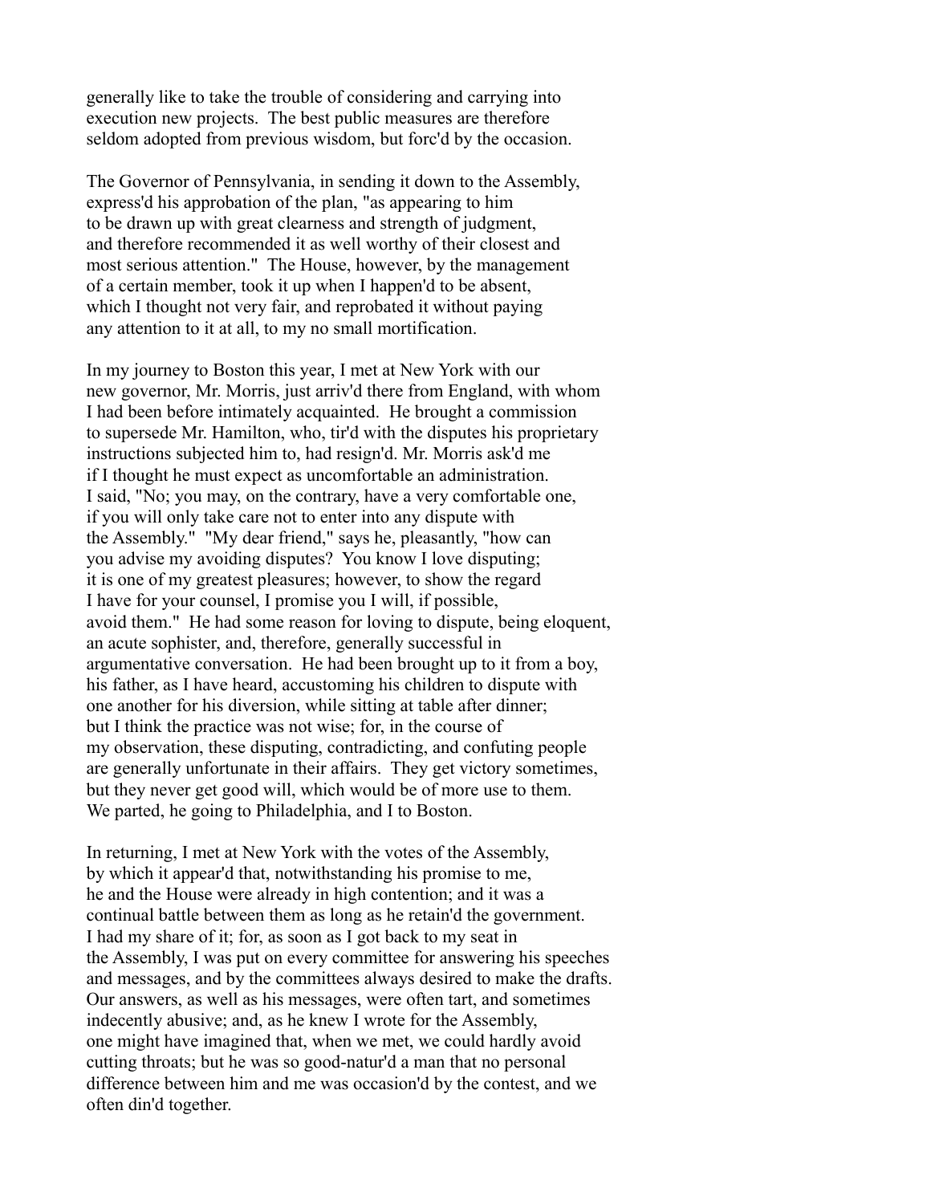generally like to take the trouble of considering and carrying into execution new projects. The best public measures are therefore seldom adopted from previous wisdom, but forc'd by the occasion.

The Governor of Pennsylvania, in sending it down to the Assembly, express'd his approbation of the plan, "as appearing to him to be drawn up with great clearness and strength of judgment, and therefore recommended it as well worthy of their closest and most serious attention." The House, however, by the management of a certain member, took it up when I happen'd to be absent, which I thought not very fair, and reprobated it without paying any attention to it at all, to my no small mortification.

In my journey to Boston this year, I met at New York with our new governor, Mr. Morris, just arriv'd there from England, with whom I had been before intimately acquainted. He brought a commission to supersede Mr. Hamilton, who, tir'd with the disputes his proprietary instructions subjected him to, had resign'd. Mr. Morris ask'd me if I thought he must expect as uncomfortable an administration. I said, "No; you may, on the contrary, have a very comfortable one, if you will only take care not to enter into any dispute with the Assembly." "My dear friend," says he, pleasantly, "how can you advise my avoiding disputes? You know I love disputing; it is one of my greatest pleasures; however, to show the regard I have for your counsel, I promise you I will, if possible, avoid them." He had some reason for loving to dispute, being eloquent, an acute sophister, and, therefore, generally successful in argumentative conversation. He had been brought up to it from a boy, his father, as I have heard, accustoming his children to dispute with one another for his diversion, while sitting at table after dinner; but I think the practice was not wise; for, in the course of my observation, these disputing, contradicting, and confuting people are generally unfortunate in their affairs. They get victory sometimes, but they never get good will, which would be of more use to them. We parted, he going to Philadelphia, and I to Boston.

In returning, I met at New York with the votes of the Assembly, by which it appear'd that, notwithstanding his promise to me, he and the House were already in high contention; and it was a continual battle between them as long as he retain'd the government. I had my share of it; for, as soon as I got back to my seat in the Assembly, I was put on every committee for answering his speeches and messages, and by the committees always desired to make the drafts. Our answers, as well as his messages, were often tart, and sometimes indecently abusive; and, as he knew I wrote for the Assembly, one might have imagined that, when we met, we could hardly avoid cutting throats; but he was so good-natur'd a man that no personal difference between him and me was occasion'd by the contest, and we often din'd together.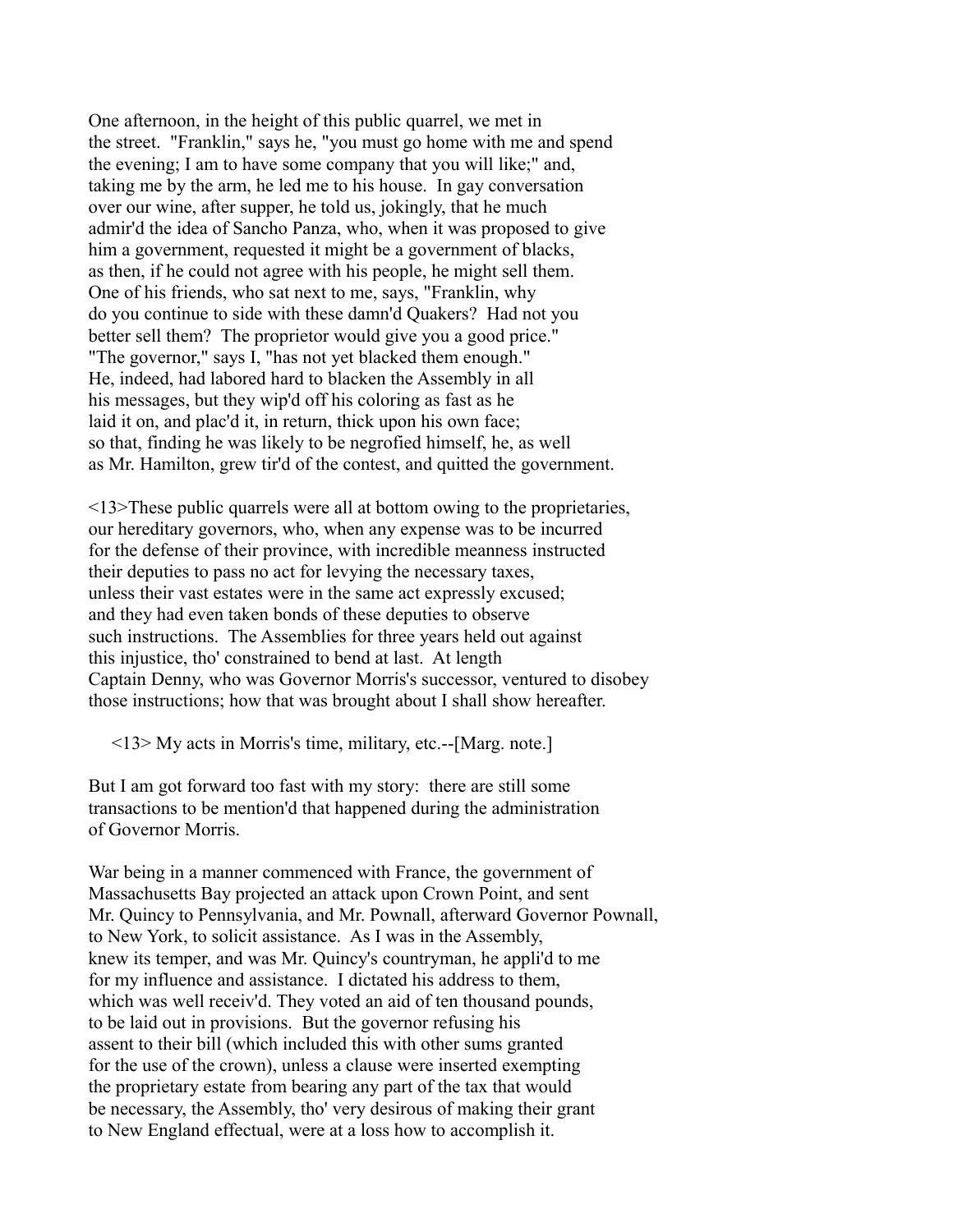One afternoon, in the height of this public quarrel, we met in the street. "Franklin," says he, "you must go home with me and spend the evening; I am to have some company that you will like;" and, taking me by the arm, he led me to his house. In gay conversation over our wine, after supper, he told us, jokingly, that he much admir'd the idea of Sancho Panza, who, when it was proposed to give him a government, requested it might be a government of blacks, as then, if he could not agree with his people, he might sell them. One of his friends, who sat next to me, says, "Franklin, why do you continue to side with these damn'd Quakers? Had not you better sell them? The proprietor would give you a good price." "The governor," says I, "has not yet blacked them enough." He, indeed, had labored hard to blacken the Assembly in all his messages, but they wip'd off his coloring as fast as he laid it on, and plac'd it, in return, thick upon his own face; so that, finding he was likely to be negrofied himself, he, as well as Mr. Hamilton, grew tir'd of the contest, and quitted the government.

<13>These public quarrels were all at bottom owing to the proprietaries, our hereditary governors, who, when any expense was to be incurred for the defense of their province, with incredible meanness instructed their deputies to pass no act for levying the necessary taxes, unless their vast estates were in the same act expressly excused; and they had even taken bonds of these deputies to observe such instructions. The Assemblies for three years held out against this injustice, tho' constrained to bend at last. At length Captain Denny, who was Governor Morris's successor, ventured to disobey those instructions; how that was brought about I shall show hereafter.

<13> My acts in Morris's time, military, etc.--[Marg. note.]

But I am got forward too fast with my story: there are still some transactions to be mention'd that happened during the administration of Governor Morris.

War being in a manner commenced with France, the government of Massachusetts Bay projected an attack upon Crown Point, and sent Mr. Quincy to Pennsylvania, and Mr. Pownall, afterward Governor Pownall, to New York, to solicit assistance. As I was in the Assembly, knew its temper, and was Mr. Quincy's countryman, he appli'd to me for my influence and assistance. I dictated his address to them, which was well receiv'd. They voted an aid of ten thousand pounds, to be laid out in provisions. But the governor refusing his assent to their bill (which included this with other sums granted for the use of the crown), unless a clause were inserted exempting the proprietary estate from bearing any part of the tax that would be necessary, the Assembly, tho' very desirous of making their grant to New England effectual, were at a loss how to accomplish it.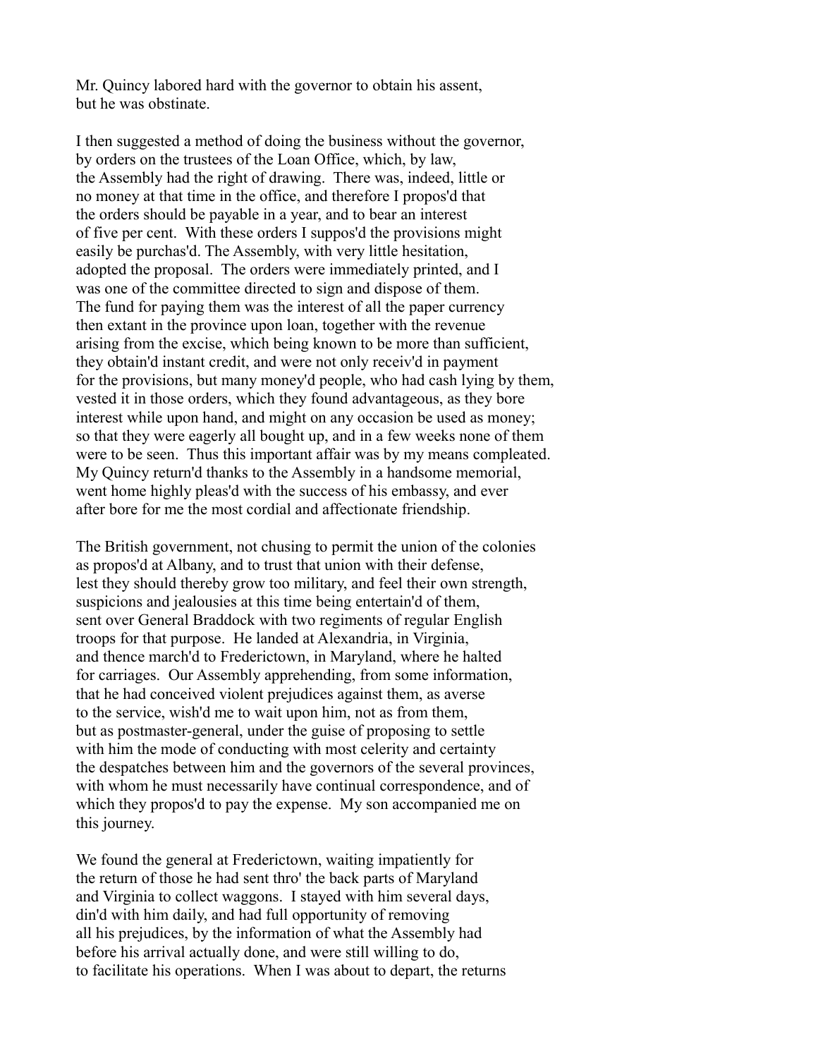Mr. Quincy labored hard with the governor to obtain his assent, but he was obstinate.

I then suggested a method of doing the business without the governor, by orders on the trustees of the Loan Office, which, by law, the Assembly had the right of drawing. There was, indeed, little or no money at that time in the office, and therefore I propos'd that the orders should be payable in a year, and to bear an interest of five per cent. With these orders I suppos'd the provisions might easily be purchas'd. The Assembly, with very little hesitation, adopted the proposal. The orders were immediately printed, and I was one of the committee directed to sign and dispose of them. The fund for paying them was the interest of all the paper currency then extant in the province upon loan, together with the revenue arising from the excise, which being known to be more than sufficient, they obtain'd instant credit, and were not only receiv'd in payment for the provisions, but many money'd people, who had cash lying by them, vested it in those orders, which they found advantageous, as they bore interest while upon hand, and might on any occasion be used as money; so that they were eagerly all bought up, and in a few weeks none of them were to be seen. Thus this important affair was by my means compleated. My Quincy return'd thanks to the Assembly in a handsome memorial, went home highly pleas'd with the success of his embassy, and ever after bore for me the most cordial and affectionate friendship.

The British government, not chusing to permit the union of the colonies as propos'd at Albany, and to trust that union with their defense, lest they should thereby grow too military, and feel their own strength, suspicions and jealousies at this time being entertain'd of them, sent over General Braddock with two regiments of regular English troops for that purpose. He landed at Alexandria, in Virginia, and thence march'd to Frederictown, in Maryland, where he halted for carriages. Our Assembly apprehending, from some information, that he had conceived violent prejudices against them, as averse to the service, wish'd me to wait upon him, not as from them, but as postmaster-general, under the guise of proposing to settle with him the mode of conducting with most celerity and certainty the despatches between him and the governors of the several provinces, with whom he must necessarily have continual correspondence, and of which they propos'd to pay the expense. My son accompanied me on this journey.

We found the general at Frederictown, waiting impatiently for the return of those he had sent thro' the back parts of Maryland and Virginia to collect waggons. I stayed with him several days, din'd with him daily, and had full opportunity of removing all his prejudices, by the information of what the Assembly had before his arrival actually done, and were still willing to do, to facilitate his operations. When I was about to depart, the returns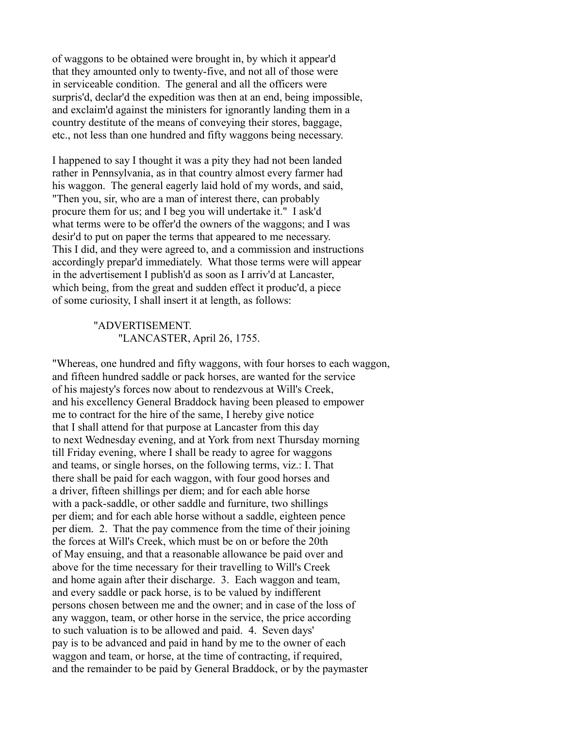of waggons to be obtained were brought in, by which it appear'd that they amounted only to twenty-five, and not all of those were in serviceable condition. The general and all the officers were surpris'd, declar'd the expedition was then at an end, being impossible, and exclaim'd against the ministers for ignorantly landing them in a country destitute of the means of conveying their stores, baggage, etc., not less than one hundred and fifty waggons being necessary.

I happened to say I thought it was a pity they had not been landed rather in Pennsylvania, as in that country almost every farmer had his waggon. The general eagerly laid hold of my words, and said, "Then you, sir, who are a man of interest there, can probably procure them for us; and I beg you will undertake it." I ask'd what terms were to be offer'd the owners of the waggons; and I was desir'd to put on paper the terms that appeared to me necessary. This I did, and they were agreed to, and a commission and instructions accordingly prepar'd immediately. What those terms were will appear in the advertisement I publish'd as soon as I arriv'd at Lancaster, which being, from the great and sudden effect it produc'd, a piece of some curiosity, I shall insert it at length, as follows:

"ADVERTISEMENT.
"LANCASTER, April 26, 1755.

"Whereas, one hundred and fifty waggons, with four horses to each waggon, and fifteen hundred saddle or pack horses, are wanted for the service of his majesty's forces now about to rendezvous at Will's Creek, and his excellency General Braddock having been pleased to empower me to contract for the hire of the same, I hereby give notice that I shall attend for that purpose at Lancaster from this day to next Wednesday evening, and at York from next Thursday morning till Friday evening, where I shall be ready to agree for waggons and teams, or single horses, on the following terms, viz.: I. That there shall be paid for each waggon, with four good horses and a driver, fifteen shillings per diem; and for each able horse with a pack-saddle, or other saddle and furniture, two shillings per diem; and for each able horse without a saddle, eighteen pence per diem. 2. That the pay commence from the time of their joining the forces at Will's Creek, which must be on or before the 20th of May ensuing, and that a reasonable allowance be paid over and above for the time necessary for their travelling to Will's Creek and home again after their discharge. 3. Each waggon and team, and every saddle or pack horse, is to be valued by indifferent persons chosen between me and the owner; and in case of the loss of any waggon, team, or other horse in the service, the price according to such valuation is to be allowed and paid. 4. Seven days' pay is to be advanced and paid in hand by me to the owner of each waggon and team, or horse, at the time of contracting, if required, and the remainder to be paid by General Braddock, or by the paymaster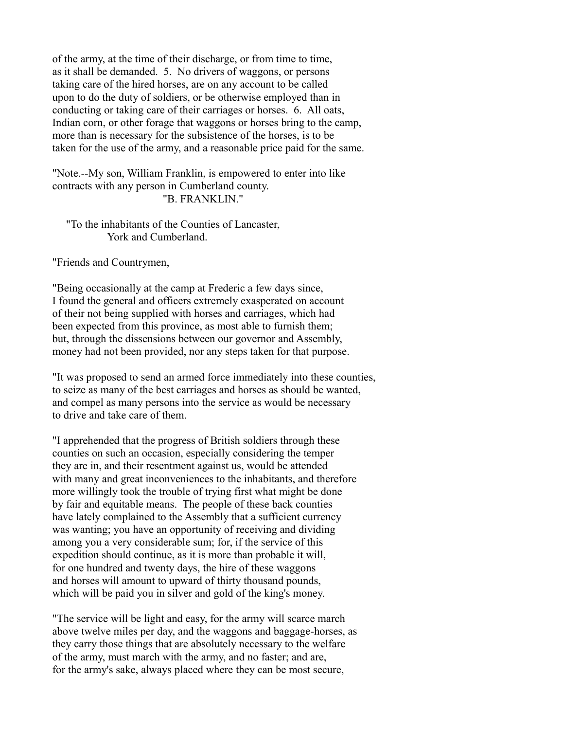of the army, at the time of their discharge, or from time to time, as it shall be demanded. 5. No drivers of waggons, or persons taking care of the hired horses, are on any account to be called upon to do the duty of soldiers, or be otherwise employed than in conducting or taking care of their carriages or horses. 6. All oats, Indian corn, or other forage that waggons or horses bring to the camp, more than is necessary for the subsistence of the horses, is to be taken for the use of the army, and a reasonable price paid for the same.

"Note.--My son, William Franklin, is empowered to enter into like contracts with any person in Cumberland county.

"B. FRANKLIN."

"To the inhabitants of the Counties of Lancaster, York and Cumberland.

"Friends and Countrymen,

"Being occasionally at the camp at Frederic a few days since, I found the general and officers extremely exasperated on account of their not being supplied with horses and carriages, which had been expected from this province, as most able to furnish them; but, through the dissensions between our governor and Assembly, money had not been provided, nor any steps taken for that purpose.

"It was proposed to send an armed force immediately into these counties, to seize as many of the best carriages and horses as should be wanted, and compel as many persons into the service as would be necessary to drive and take care of them.

"I apprehended that the progress of British soldiers through these counties on such an occasion, especially considering the temper they are in, and their resentment against us, would be attended with many and great inconveniences to the inhabitants, and therefore more willingly took the trouble of trying first what might be done by fair and equitable means. The people of these back counties have lately complained to the Assembly that a sufficient currency was wanting; you have an opportunity of receiving and dividing among you a very considerable sum; for, if the service of this expedition should continue, as it is more than probable it will, for one hundred and twenty days, the hire of these waggons and horses will amount to upward of thirty thousand pounds, which will be paid you in silver and gold of the king's money.

"The service will be light and easy, for the army will scarce march above twelve miles per day, and the waggons and baggage-horses, as they carry those things that are absolutely necessary to the welfare of the army, must march with the army, and no faster; and are, for the army's sake, always placed where they can be most secure,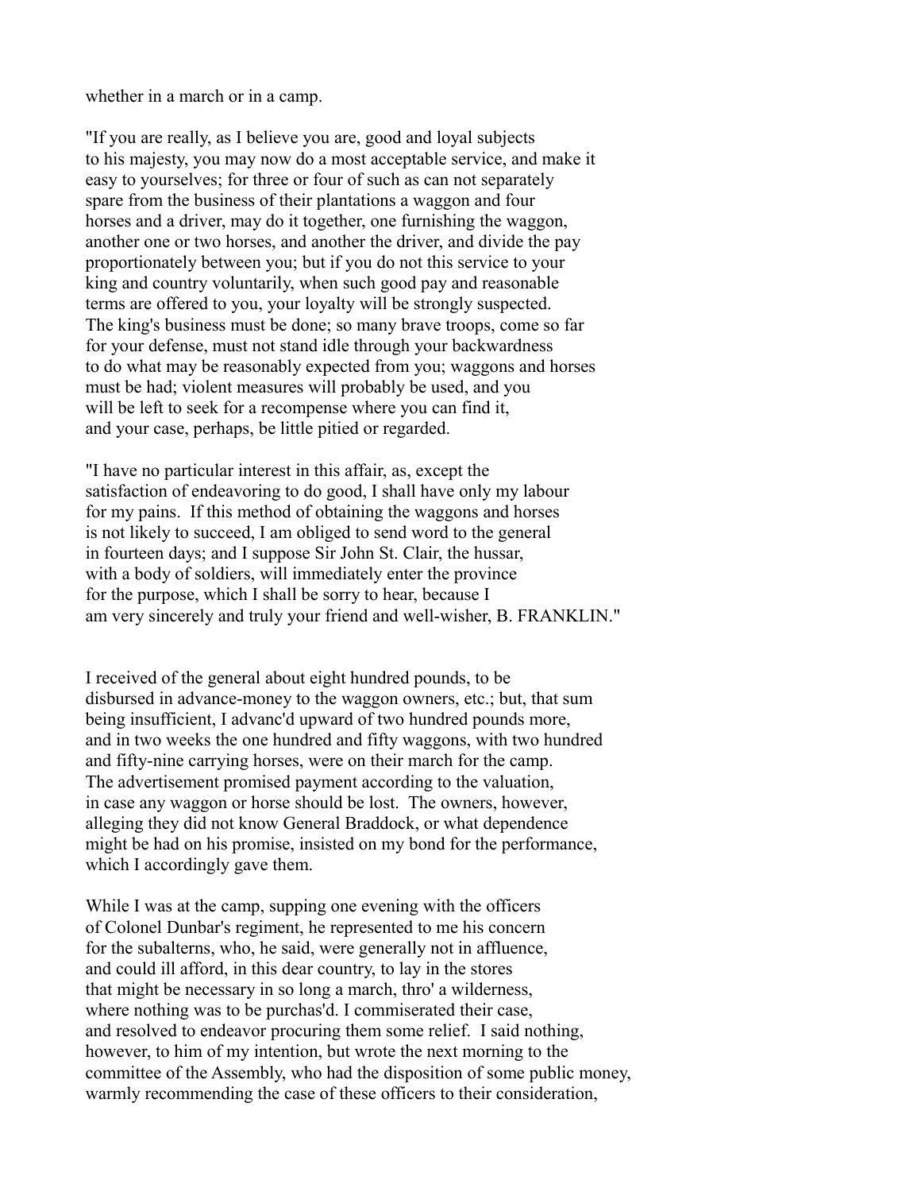whether in a march or in a camp.

"If you are really, as I believe you are, good and loyal subjects to his majesty, you may now do a most acceptable service, and make it easy to yourselves; for three or four of such as can not separately spare from the business of their plantations a waggon and four horses and a driver, may do it together, one furnishing the waggon, another one or two horses, and another the driver, and divide the pay proportionately between you; but if you do not this service to your king and country voluntarily, when such good pay and reasonable terms are offered to you, your loyalty will be strongly suspected. The king's business must be done; so many brave troops, come so far for your defense, must not stand idle through your backwardness to do what may be reasonably expected from you; waggons and horses must be had; violent measures will probably be used, and you will be left to seek for a recompense where you can find it, and your case, perhaps, be little pitied or regarded.

"I have no particular interest in this affair, as, except the satisfaction of endeavoring to do good, I shall have only my labour for my pains. If this method of obtaining the waggons and horses is not likely to succeed, I am obliged to send word to the general in fourteen days; and I suppose Sir John St. Clair, the hussar, with a body of soldiers, will immediately enter the province for the purpose, which I shall be sorry to hear, because I am very sincerely and truly your friend and well-wisher, B. FRANKLIN."

I received of the general about eight hundred pounds, to be disbursed in advance-money to the waggon owners, etc.; but, that sum being insufficient, I advanc'd upward of two hundred pounds more, and in two weeks the one hundred and fifty waggons, with two hundred and fifty-nine carrying horses, were on their march for the camp. The advertisement promised payment according to the valuation, in case any waggon or horse should be lost. The owners, however, alleging they did not know General Braddock, or what dependence might be had on his promise, insisted on my bond for the performance, which I accordingly gave them.

While I was at the camp, supping one evening with the officers of Colonel Dunbar's regiment, he represented to me his concern for the subalterns, who, he said, were generally not in affluence, and could ill afford, in this dear country, to lay in the stores that might be necessary in so long a march, thro' a wilderness, where nothing was to be purchas'd. I commiserated their case, and resolved to endeavor procuring them some relief. I said nothing, however, to him of my intention, but wrote the next morning to the committee of the Assembly, who had the disposition of some public money, warmly recommending the case of these officers to their consideration,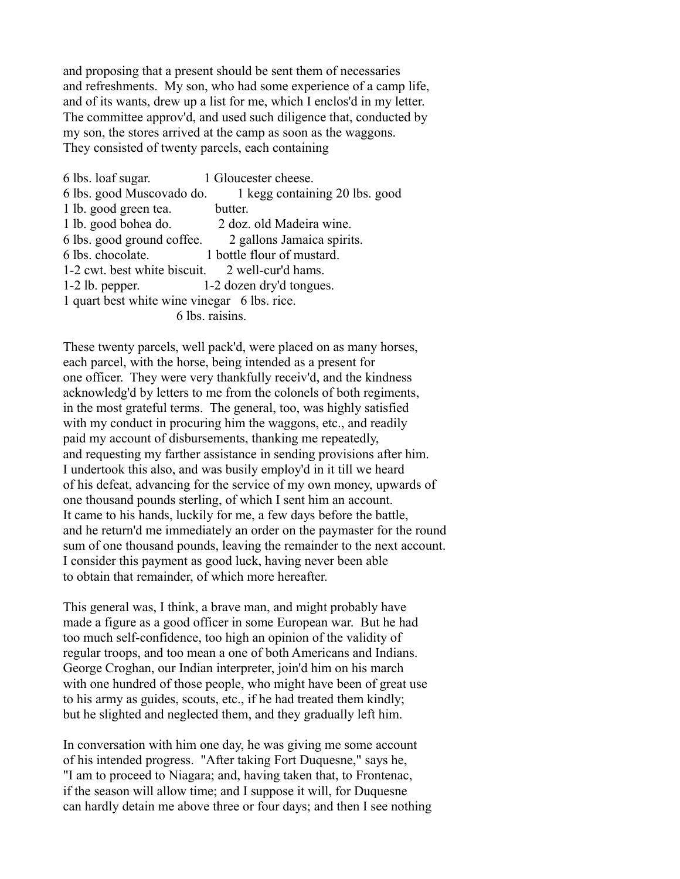and proposing that a present should be sent them of necessaries and refreshments. My son, who had some experience of a camp life, and of its wants, drew up a list for me, which I enclos'd in my letter. The committee approv'd, and used such diligence that, conducted by my son, the stores arrived at the camp as soon as the waggons. They consisted of twenty parcels, each containing

| | |
|---|---|
| 6 lbs. loaf sugar. | 1 Gloucester cheese. |
| 6 lbs. good Muscovado do. | 1 kegg containing 20 lbs. good butter. |
| 1 lb. good green tea. | |
| 1 lb. good bohea do. | 2 doz. old Madeira wine. |
| 6 lbs. good ground coffee. | 2 gallons Jamaica spirits. |
| 6 lbs. chocolate. | 1 bottle flour of mustard. |
| 1-2 cwt. best white biscuit. | 2 well-cur'd hams. |
| 1-2 lb. pepper. | 1-2 dozen dry'd tongues. |
| 1 quart best white wine vinegar | 6 lbs. rice. |
| | 6 lbs. raisins. |

These twenty parcels, well pack'd, were placed on as many horses, each parcel, with the horse, being intended as a present for one officer. They were very thankfully receiv'd, and the kindness acknowledg'd by letters to me from the colonels of both regiments, in the most grateful terms. The general, too, was highly satisfied with my conduct in procuring him the waggons, etc., and readily paid my account of disbursements, thanking me repeatedly, and requesting my farther assistance in sending provisions after him. I undertook this also, and was busily employ'd in it till we heard of his defeat, advancing for the service of my own money, upwards of one thousand pounds sterling, of which I sent him an account. It came to his hands, luckily for me, a few days before the battle, and he return'd me immediately an order on the paymaster for the round sum of one thousand pounds, leaving the remainder to the next account. I consider this payment as good luck, having never been able to obtain that remainder, of which more hereafter.

This general was, I think, a brave man, and might probably have made a figure as a good officer in some European war. But he had too much self-confidence, too high an opinion of the validity of regular troops, and too mean a one of both Americans and Indians. George Croghan, our Indian interpreter, join'd him on his march with one hundred of those people, who might have been of great use to his army as guides, scouts, etc., if he had treated them kindly; but he slighted and neglected them, and they gradually left him.

In conversation with him one day, he was giving me some account of his intended progress. "After taking Fort Duquesne," says he, "I am to proceed to Niagara; and, having taken that, to Frontenac, if the season will allow time; and I suppose it will, for Duquesne can hardly detain me above three or four days; and then I see nothing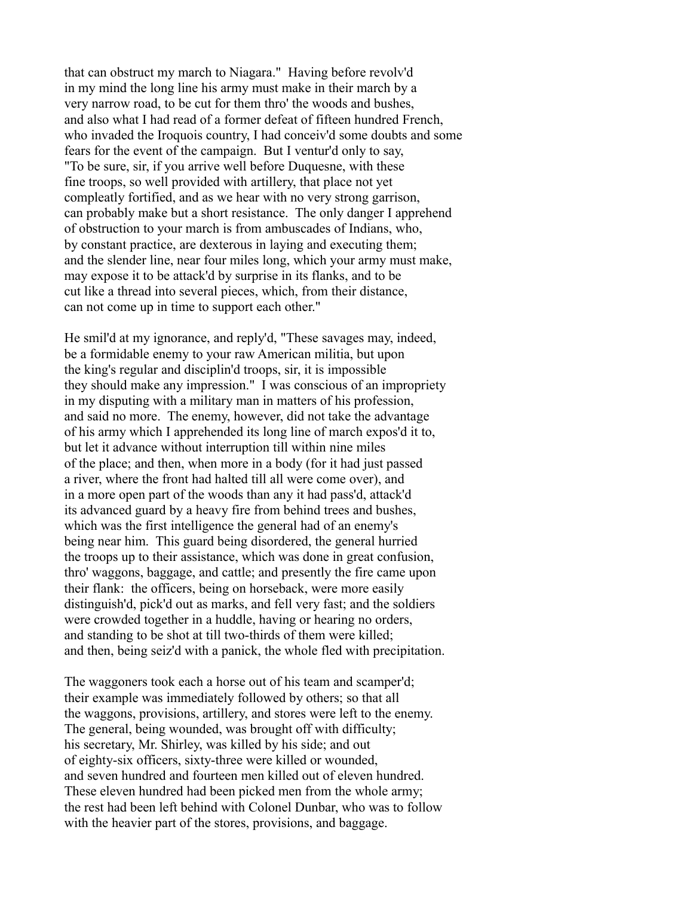that can obstruct my march to Niagara." Having before revolv'd in my mind the long line his army must make in their march by a very narrow road, to be cut for them thro' the woods and bushes, and also what I had read of a former defeat of fifteen hundred French, who invaded the Iroquois country, I had conceiv'd some doubts and some fears for the event of the campaign. But I ventur'd only to say, "To be sure, sir, if you arrive well before Duquesne, with these fine troops, so well provided with artillery, that place not yet compleatly fortified, and as we hear with no very strong garrison, can probably make but a short resistance. The only danger I apprehend of obstruction to your march is from ambuscades of Indians, who, by constant practice, are dexterous in laying and executing them; and the slender line, near four miles long, which your army must make, may expose it to be attack'd by surprise in its flanks, and to be cut like a thread into several pieces, which, from their distance, can not come up in time to support each other."

He smil'd at my ignorance, and reply'd, "These savages may, indeed, be a formidable enemy to your raw American militia, but upon the king's regular and disciplin'd troops, sir, it is impossible they should make any impression." I was conscious of an impropriety in my disputing with a military man in matters of his profession, and said no more. The enemy, however, did not take the advantage of his army which I apprehended its long line of march expos'd it to, but let it advance without interruption till within nine miles of the place; and then, when more in a body (for it had just passed a river, where the front had halted till all were come over), and in a more open part of the woods than any it had pass'd, attack'd its advanced guard by a heavy fire from behind trees and bushes, which was the first intelligence the general had of an enemy's being near him. This guard being disordered, the general hurried the troops up to their assistance, which was done in great confusion, thro' waggons, baggage, and cattle; and presently the fire came upon their flank: the officers, being on horseback, were more easily distinguish'd, pick'd out as marks, and fell very fast; and the soldiers were crowded together in a huddle, having or hearing no orders, and standing to be shot at till two-thirds of them were killed; and then, being seiz'd with a panick, the whole fled with precipitation.

The waggoners took each a horse out of his team and scamper'd; their example was immediately followed by others; so that all the waggons, provisions, artillery, and stores were left to the enemy. The general, being wounded, was brought off with difficulty; his secretary, Mr. Shirley, was killed by his side; and out of eighty-six officers, sixty-three were killed or wounded, and seven hundred and fourteen men killed out of eleven hundred. These eleven hundred had been picked men from the whole army; the rest had been left behind with Colonel Dunbar, who was to follow with the heavier part of the stores, provisions, and baggage.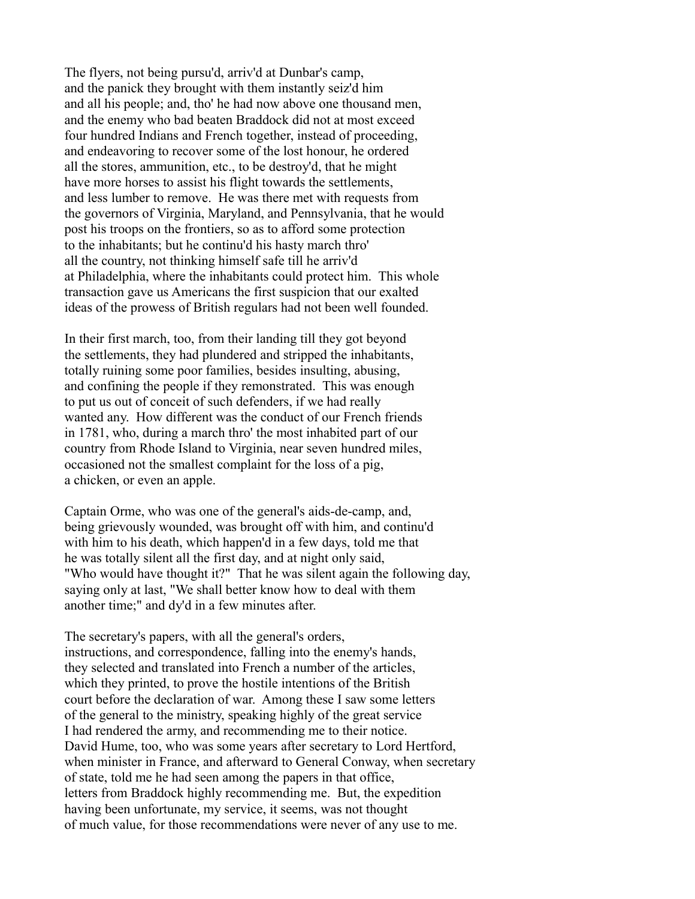The flyers, not being pursu'd, arriv'd at Dunbar's camp, and the panick they brought with them instantly seiz'd him and all his people; and, tho' he had now above one thousand men, and the enemy who bad beaten Braddock did not at most exceed four hundred Indians and French together, instead of proceeding, and endeavoring to recover some of the lost honour, he ordered all the stores, ammunition, etc., to be destroy'd, that he might have more horses to assist his flight towards the settlements, and less lumber to remove. He was there met with requests from the governors of Virginia, Maryland, and Pennsylvania, that he would post his troops on the frontiers, so as to afford some protection to the inhabitants; but he continu'd his hasty march thro' all the country, not thinking himself safe till he arriv'd at Philadelphia, where the inhabitants could protect him. This whole transaction gave us Americans the first suspicion that our exalted ideas of the prowess of British regulars had not been well founded.

In their first march, too, from their landing till they got beyond the settlements, they had plundered and stripped the inhabitants, totally ruining some poor families, besides insulting, abusing, and confining the people if they remonstrated. This was enough to put us out of conceit of such defenders, if we had really wanted any. How different was the conduct of our French friends in 1781, who, during a march thro' the most inhabited part of our country from Rhode Island to Virginia, near seven hundred miles, occasioned not the smallest complaint for the loss of a pig, a chicken, or even an apple.

Captain Orme, who was one of the general's aids-de-camp, and, being grievously wounded, was brought off with him, and continu'd with him to his death, which happen'd in a few days, told me that he was totally silent all the first day, and at night only said, "Who would have thought it?" That he was silent again the following day, saying only at last, "We shall better know how to deal with them another time;" and dy'd in a few minutes after.

The secretary's papers, with all the general's orders, instructions, and correspondence, falling into the enemy's hands, they selected and translated into French a number of the articles, which they printed, to prove the hostile intentions of the British court before the declaration of war. Among these I saw some letters of the general to the ministry, speaking highly of the great service I had rendered the army, and recommending me to their notice. David Hume, too, who was some years after secretary to Lord Hertford, when minister in France, and afterward to General Conway, when secretary of state, told me he had seen among the papers in that office, letters from Braddock highly recommending me. But, the expedition having been unfortunate, my service, it seems, was not thought of much value, for those recommendations were never of any use to me.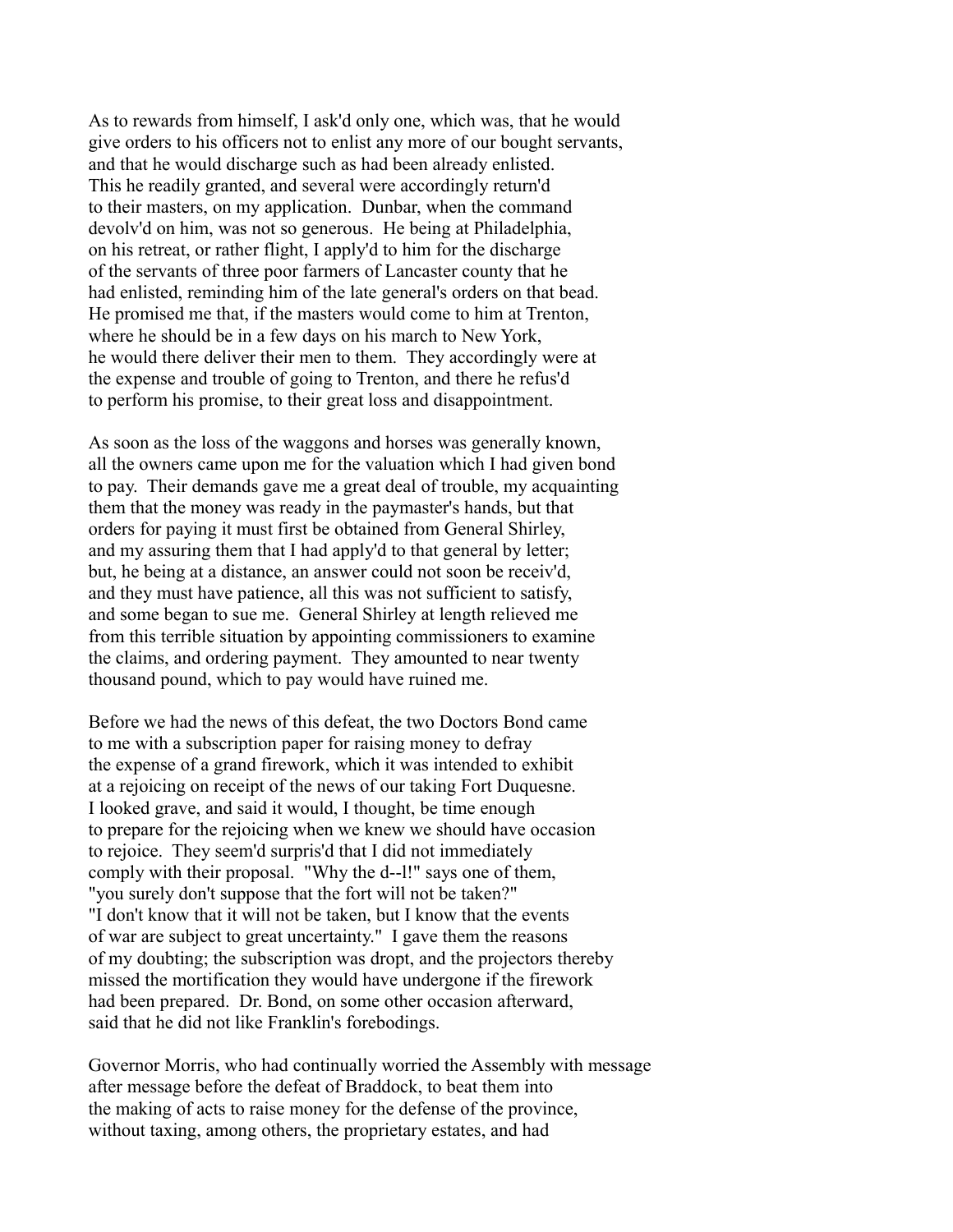As to rewards from himself, I ask'd only one, which was, that he would give orders to his officers not to enlist any more of our bought servants, and that he would discharge such as had been already enlisted. This he readily granted, and several were accordingly return'd to their masters, on my application. Dunbar, when the command devolv'd on him, was not so generous. He being at Philadelphia, on his retreat, or rather flight, I apply'd to him for the discharge of the servants of three poor farmers of Lancaster county that he had enlisted, reminding him of the late general's orders on that bead. He promised me that, if the masters would come to him at Trenton, where he should be in a few days on his march to New York, he would there deliver their men to them. They accordingly were at the expense and trouble of going to Trenton, and there he refus'd to perform his promise, to their great loss and disappointment.

As soon as the loss of the waggons and horses was generally known, all the owners came upon me for the valuation which I had given bond to pay. Their demands gave me a great deal of trouble, my acquainting them that the money was ready in the paymaster's hands, but that orders for paying it must first be obtained from General Shirley, and my assuring them that I had apply'd to that general by letter; but, he being at a distance, an answer could not soon be receiv'd, and they must have patience, all this was not sufficient to satisfy, and some began to sue me. General Shirley at length relieved me from this terrible situation by appointing commissioners to examine the claims, and ordering payment. They amounted to near twenty thousand pound, which to pay would have ruined me.

Before we had the news of this defeat, the two Doctors Bond came to me with a subscription paper for raising money to defray the expense of a grand firework, which it was intended to exhibit at a rejoicing on receipt of the news of our taking Fort Duquesne. I looked grave, and said it would, I thought, be time enough to prepare for the rejoicing when we knew we should have occasion to rejoice. They seem'd surpris'd that I did not immediately comply with their proposal. "Why the d--l!" says one of them, "you surely don't suppose that the fort will not be taken?" "I don't know that it will not be taken, but I know that the events of war are subject to great uncertainty." I gave them the reasons of my doubting; the subscription was dropt, and the projectors thereby missed the mortification they would have undergone if the firework had been prepared. Dr. Bond, on some other occasion afterward, said that he did not like Franklin's forebodings.

Governor Morris, who had continually worried the Assembly with message after message before the defeat of Braddock, to beat them into the making of acts to raise money for the defense of the province, without taxing, among others, the proprietary estates, and had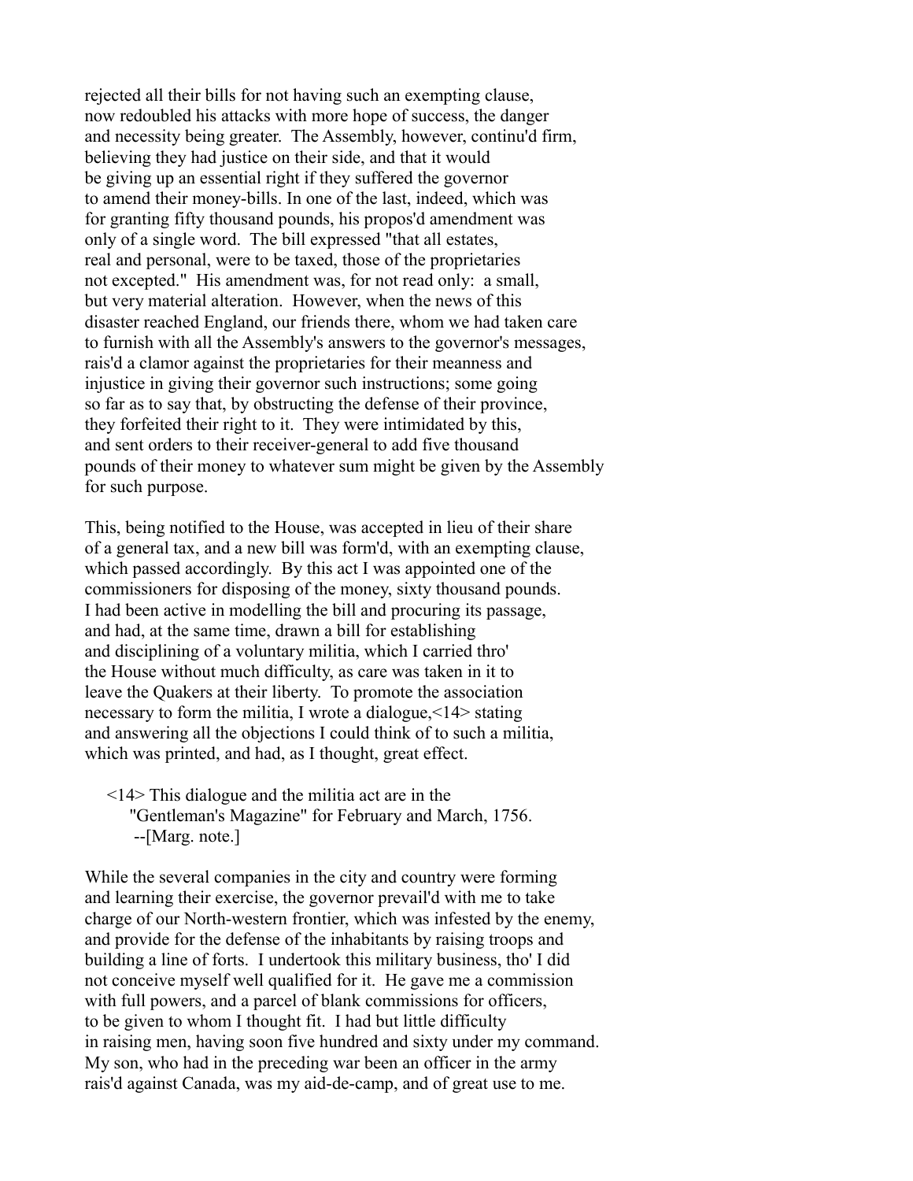rejected all their bills for not having such an exempting clause, now redoubled his attacks with more hope of success, the danger and necessity being greater. The Assembly, however, continu'd firm, believing they had justice on their side, and that it would be giving up an essential right if they suffered the governor to amend their money-bills. In one of the last, indeed, which was for granting fifty thousand pounds, his propos'd amendment was only of a single word. The bill expressed "that all estates, real and personal, were to be taxed, those of the proprietaries not excepted." His amendment was, for not read only: a small, but very material alteration. However, when the news of this disaster reached England, our friends there, whom we had taken care to furnish with all the Assembly's answers to the governor's messages, rais'd a clamor against the proprietaries for their meanness and injustice in giving their governor such instructions; some going so far as to say that, by obstructing the defense of their province, they forfeited their right to it. They were intimidated by this, and sent orders to their receiver-general to add five thousand pounds of their money to whatever sum might be given by the Assembly for such purpose.

This, being notified to the House, was accepted in lieu of their share of a general tax, and a new bill was form'd, with an exempting clause, which passed accordingly. By this act I was appointed one of the commissioners for disposing of the money, sixty thousand pounds. I had been active in modelling the bill and procuring its passage, and had, at the same time, drawn a bill for establishing and disciplining of a voluntary militia, which I carried thro' the House without much difficulty, as care was taken in it to leave the Quakers at their liberty. To promote the association necessary to form the militia, I wrote a dialogue,<14> stating and answering all the objections I could think of to such a militia, which was printed, and had, as I thought, great effect.

<14> This dialogue and the militia act are in the "Gentleman's Magazine" for February and March, 1756. --[Marg. note.]

While the several companies in the city and country were forming and learning their exercise, the governor prevail'd with me to take charge of our North-western frontier, which was infested by the enemy, and provide for the defense of the inhabitants by raising troops and building a line of forts. I undertook this military business, tho' I did not conceive myself well qualified for it. He gave me a commission with full powers, and a parcel of blank commissions for officers, to be given to whom I thought fit. I had but little difficulty in raising men, having soon five hundred and sixty under my command. My son, who had in the preceding war been an officer in the army rais'd against Canada, was my aid-de-camp, and of great use to me.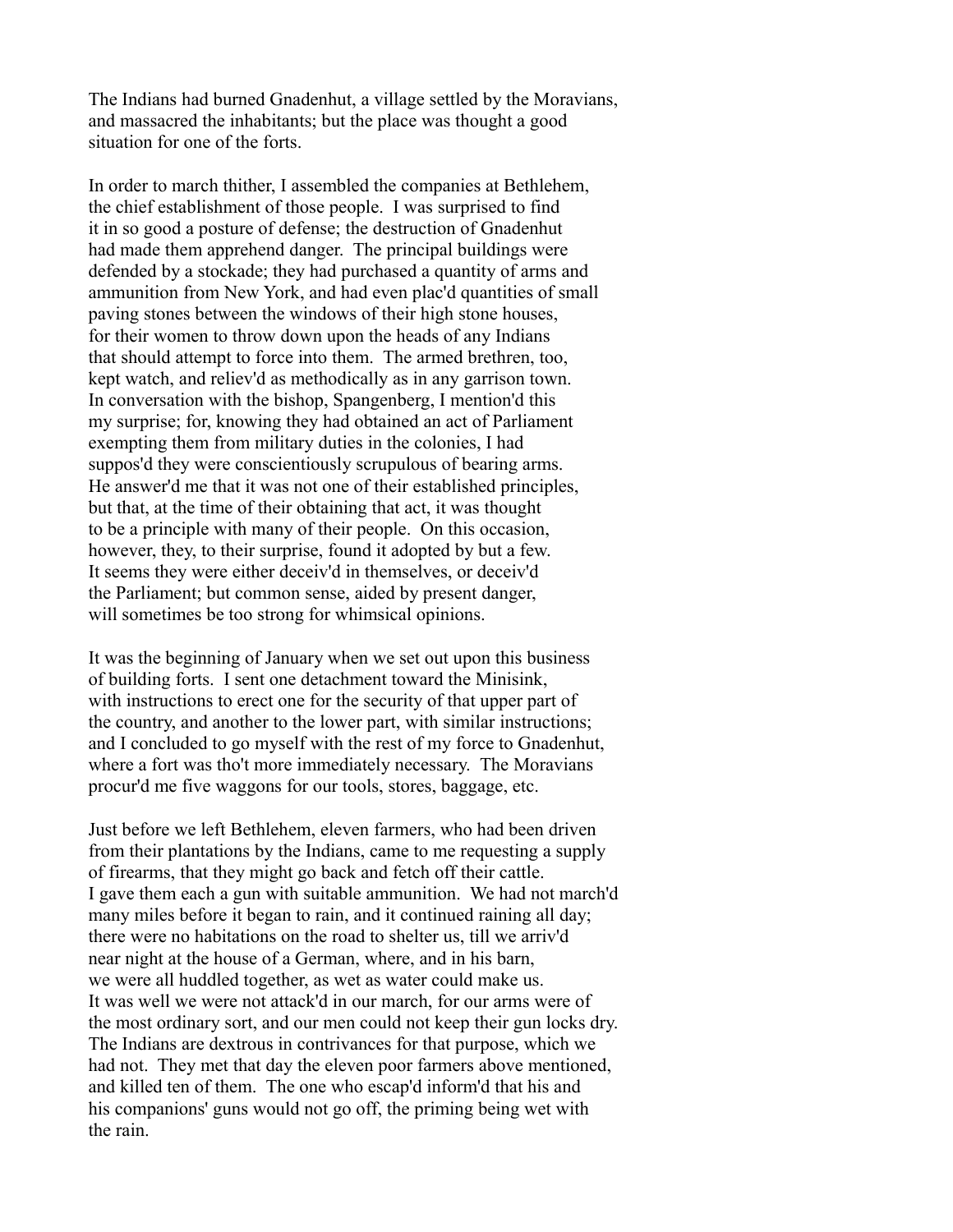The Indians had burned Gnadenhut, a village settled by the Moravians, and massacred the inhabitants; but the place was thought a good situation for one of the forts.

In order to march thither, I assembled the companies at Bethlehem, the chief establishment of those people. I was surprised to find it in so good a posture of defense; the destruction of Gnadenhut had made them apprehend danger. The principal buildings were defended by a stockade; they had purchased a quantity of arms and ammunition from New York, and had even plac'd quantities of small paving stones between the windows of their high stone houses, for their women to throw down upon the heads of any Indians that should attempt to force into them. The armed brethren, too, kept watch, and reliev'd as methodically as in any garrison town. In conversation with the bishop, Spangenberg, I mention'd this my surprise; for, knowing they had obtained an act of Parliament exempting them from military duties in the colonies, I had suppos'd they were conscientiously scrupulous of bearing arms. He answer'd me that it was not one of their established principles, but that, at the time of their obtaining that act, it was thought to be a principle with many of their people. On this occasion, however, they, to their surprise, found it adopted by but a few. It seems they were either deceiv'd in themselves, or deceiv'd the Parliament; but common sense, aided by present danger, will sometimes be too strong for whimsical opinions.

It was the beginning of January when we set out upon this business of building forts. I sent one detachment toward the Minisink, with instructions to erect one for the security of that upper part of the country, and another to the lower part, with similar instructions; and I concluded to go myself with the rest of my force to Gnadenhut, where a fort was tho't more immediately necessary. The Moravians procur'd me five waggons for our tools, stores, baggage, etc.

Just before we left Bethlehem, eleven farmers, who had been driven from their plantations by the Indians, came to me requesting a supply of firearms, that they might go back and fetch off their cattle. I gave them each a gun with suitable ammunition. We had not march'd many miles before it began to rain, and it continued raining all day; there were no habitations on the road to shelter us, till we arriv'd near night at the house of a German, where, and in his barn, we were all huddled together, as wet as water could make us. It was well we were not attack'd in our march, for our arms were of the most ordinary sort, and our men could not keep their gun locks dry. The Indians are dextrous in contrivances for that purpose, which we had not. They met that day the eleven poor farmers above mentioned, and killed ten of them. The one who escap'd inform'd that his and his companions' guns would not go off, the priming being wet with the rain.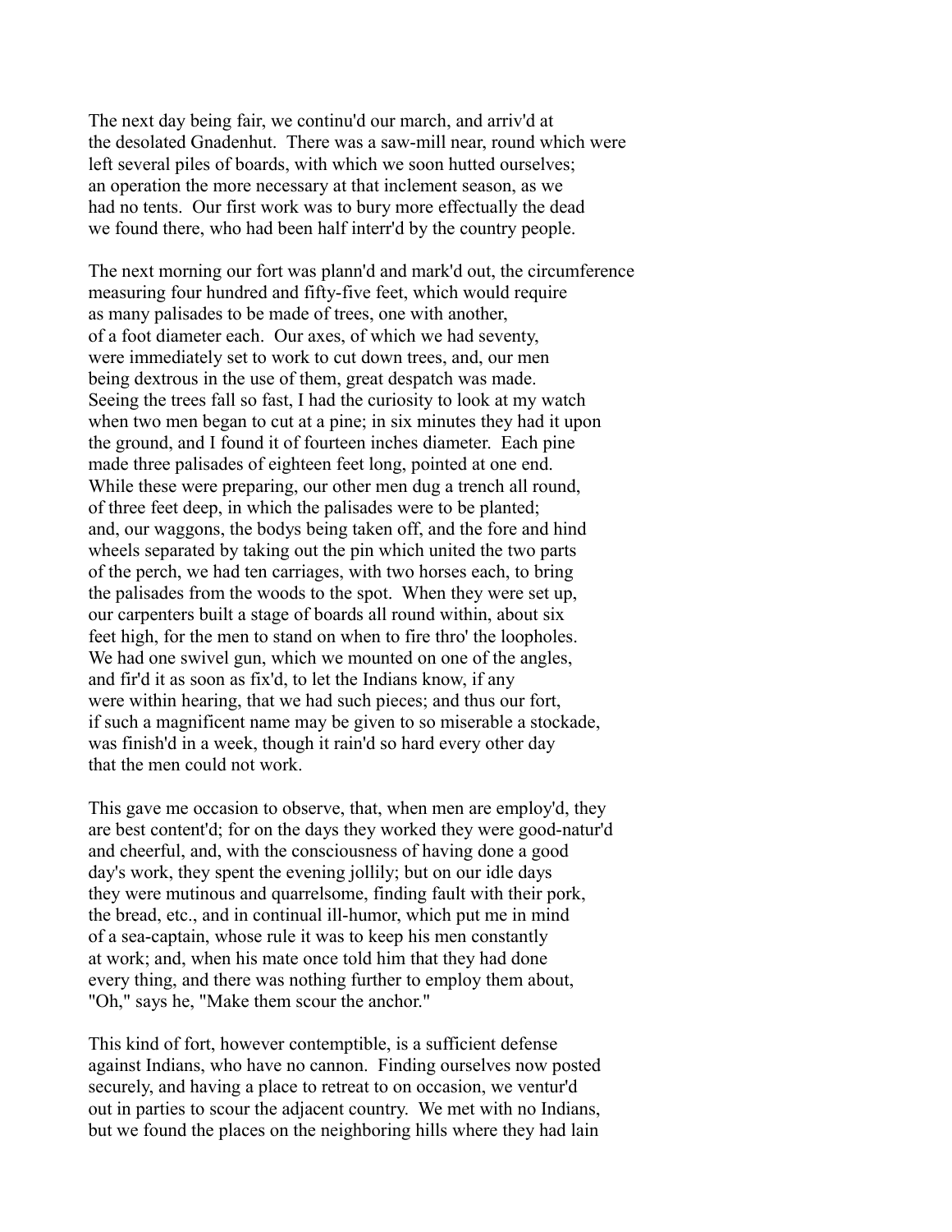The next day being fair, we continu'd our march, and arriv'd at the desolated Gnadenhut. There was a saw-mill near, round which were left several piles of boards, with which we soon hutted ourselves; an operation the more necessary at that inclement season, as we had no tents. Our first work was to bury more effectually the dead we found there, who had been half interr'd by the country people.

The next morning our fort was plann'd and mark'd out, the circumference measuring four hundred and fifty-five feet, which would require as many palisades to be made of trees, one with another, of a foot diameter each. Our axes, of which we had seventy, were immediately set to work to cut down trees, and, our men being dextrous in the use of them, great despatch was made. Seeing the trees fall so fast, I had the curiosity to look at my watch when two men began to cut at a pine; in six minutes they had it upon the ground, and I found it of fourteen inches diameter. Each pine made three palisades of eighteen feet long, pointed at one end. While these were preparing, our other men dug a trench all round, of three feet deep, in which the palisades were to be planted; and, our waggons, the bodys being taken off, and the fore and hind wheels separated by taking out the pin which united the two parts of the perch, we had ten carriages, with two horses each, to bring the palisades from the woods to the spot. When they were set up, our carpenters built a stage of boards all round within, about six feet high, for the men to stand on when to fire thro' the loopholes. We had one swivel gun, which we mounted on one of the angles, and fir'd it as soon as fix'd, to let the Indians know, if any were within hearing, that we had such pieces; and thus our fort, if such a magnificent name may be given to so miserable a stockade, was finish'd in a week, though it rain'd so hard every other day that the men could not work.

This gave me occasion to observe, that, when men are employ'd, they are best content'd; for on the days they worked they were good-natur'd and cheerful, and, with the consciousness of having done a good day's work, they spent the evening jollily; but on our idle days they were mutinous and quarrelsome, finding fault with their pork, the bread, etc., and in continual ill-humor, which put me in mind of a sea-captain, whose rule it was to keep his men constantly at work; and, when his mate once told him that they had done every thing, and there was nothing further to employ them about, "Oh," says he, "Make them scour the anchor."

This kind of fort, however contemptible, is a sufficient defense against Indians, who have no cannon. Finding ourselves now posted securely, and having a place to retreat to on occasion, we ventur'd out in parties to scour the adjacent country. We met with no Indians, but we found the places on the neighboring hills where they had lain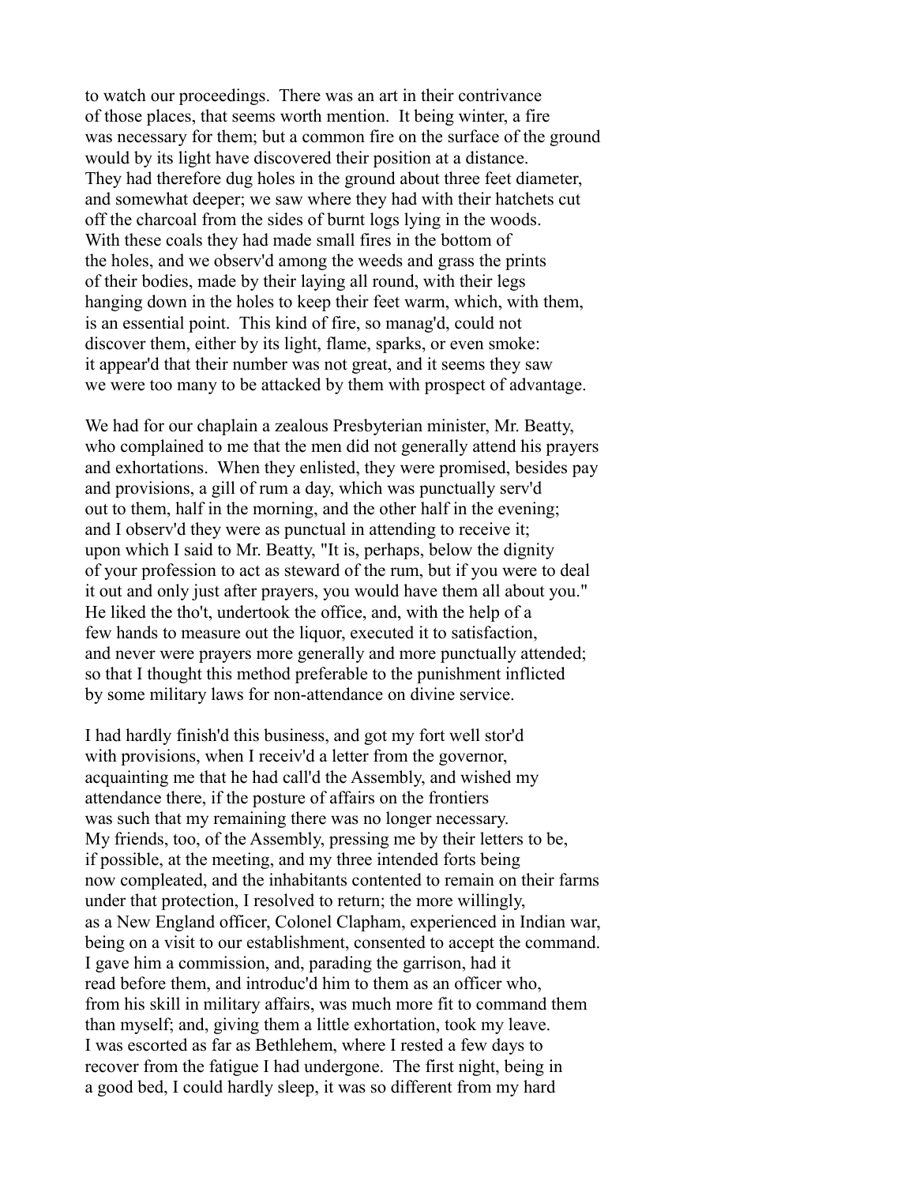to watch our proceedings. There was an art in their contrivance of those places, that seems worth mention. It being winter, a fire was necessary for them; but a common fire on the surface of the ground would by its light have discovered their position at a distance. They had therefore dug holes in the ground about three feet diameter, and somewhat deeper; we saw where they had with their hatchets cut off the charcoal from the sides of burnt logs lying in the woods. With these coals they had made small fires in the bottom of the holes, and we observ'd among the weeds and grass the prints of their bodies, made by their laying all round, with their legs hanging down in the holes to keep their feet warm, which, with them, is an essential point. This kind of fire, so manag'd, could not discover them, either by its light, flame, sparks, or even smoke: it appear'd that their number was not great, and it seems they saw we were too many to be attacked by them with prospect of advantage.

We had for our chaplain a zealous Presbyterian minister, Mr. Beatty, who complained to me that the men did not generally attend his prayers and exhortations. When they enlisted, they were promised, besides pay and provisions, a gill of rum a day, which was punctually serv'd out to them, half in the morning, and the other half in the evening; and I observ'd they were as punctual in attending to receive it; upon which I said to Mr. Beatty, "It is, perhaps, below the dignity of your profession to act as steward of the rum, but if you were to deal it out and only just after prayers, you would have them all about you." He liked the tho't, undertook the office, and, with the help of a few hands to measure out the liquor, executed it to satisfaction, and never were prayers more generally and more punctually attended; so that I thought this method preferable to the punishment inflicted by some military laws for non-attendance on divine service.

I had hardly finish'd this business, and got my fort well stor'd with provisions, when I receiv'd a letter from the governor, acquainting me that he had call'd the Assembly, and wished my attendance there, if the posture of affairs on the frontiers was such that my remaining there was no longer necessary. My friends, too, of the Assembly, pressing me by their letters to be, if possible, at the meeting, and my three intended forts being now compleated, and the inhabitants contented to remain on their farms under that protection, I resolved to return; the more willingly, as a New England officer, Colonel Clapham, experienced in Indian war, being on a visit to our establishment, consented to accept the command. I gave him a commission, and, parading the garrison, had it read before them, and introduc'd him to them as an officer who, from his skill in military affairs, was much more fit to command them than myself; and, giving them a little exhortation, took my leave. I was escorted as far as Bethlehem, where I rested a few days to recover from the fatigue I had undergone. The first night, being in a good bed, I could hardly sleep, it was so different from my hard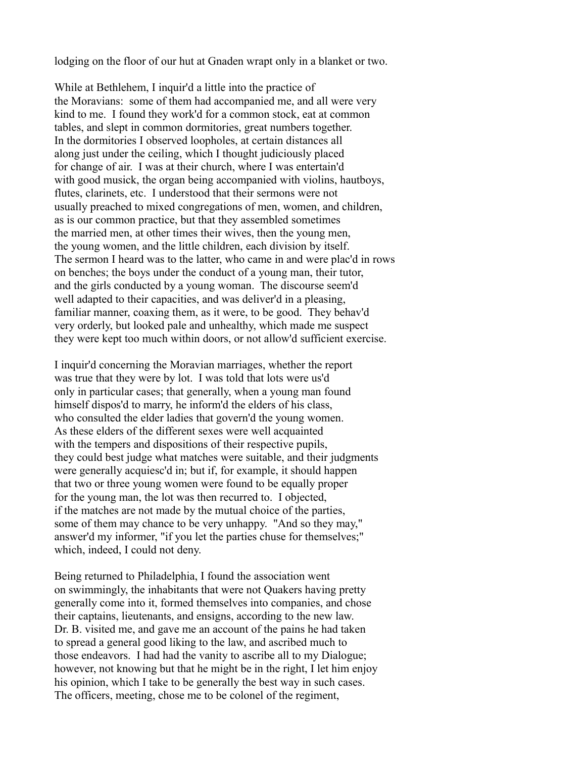lodging on the floor of our hut at Gnaden wrapt only in a blanket or two.

While at Bethlehem, I inquir'd a little into the practice of the Moravians: some of them had accompanied me, and all were very kind to me. I found they work'd for a common stock, eat at common tables, and slept in common dormitories, great numbers together. In the dormitories I observed loopholes, at certain distances all along just under the ceiling, which I thought judiciously placed for change of air. I was at their church, where I was entertain'd with good musick, the organ being accompanied with violins, hautboys, flutes, clarinets, etc. I understood that their sermons were not usually preached to mixed congregations of men, women, and children, as is our common practice, but that they assembled sometimes the married men, at other times their wives, then the young men, the young women, and the little children, each division by itself. The sermon I heard was to the latter, who came in and were plac'd in rows on benches; the boys under the conduct of a young man, their tutor, and the girls conducted by a young woman. The discourse seem'd well adapted to their capacities, and was deliver'd in a pleasing, familiar manner, coaxing them, as it were, to be good. They behav'd very orderly, but looked pale and unhealthy, which made me suspect they were kept too much within doors, or not allow'd sufficient exercise.

I inquir'd concerning the Moravian marriages, whether the report was true that they were by lot. I was told that lots were us'd only in particular cases; that generally, when a young man found himself dispos'd to marry, he inform'd the elders of his class, who consulted the elder ladies that govern'd the young women. As these elders of the different sexes were well acquainted with the tempers and dispositions of their respective pupils, they could best judge what matches were suitable, and their judgments were generally acquiesc'd in; but if, for example, it should happen that two or three young women were found to be equally proper for the young man, the lot was then recurred to. I objected, if the matches are not made by the mutual choice of the parties, some of them may chance to be very unhappy. "And so they may," answer'd my informer, "if you let the parties chuse for themselves;" which, indeed, I could not deny.

Being returned to Philadelphia, I found the association went on swimmingly, the inhabitants that were not Quakers having pretty generally come into it, formed themselves into companies, and chose their captains, lieutenants, and ensigns, according to the new law. Dr. B. visited me, and gave me an account of the pains he had taken to spread a general good liking to the law, and ascribed much to those endeavors. I had had the vanity to ascribe all to my Dialogue; however, not knowing but that he might be in the right, I let him enjoy his opinion, which I take to be generally the best way in such cases. The officers, meeting, chose me to be colonel of the regiment,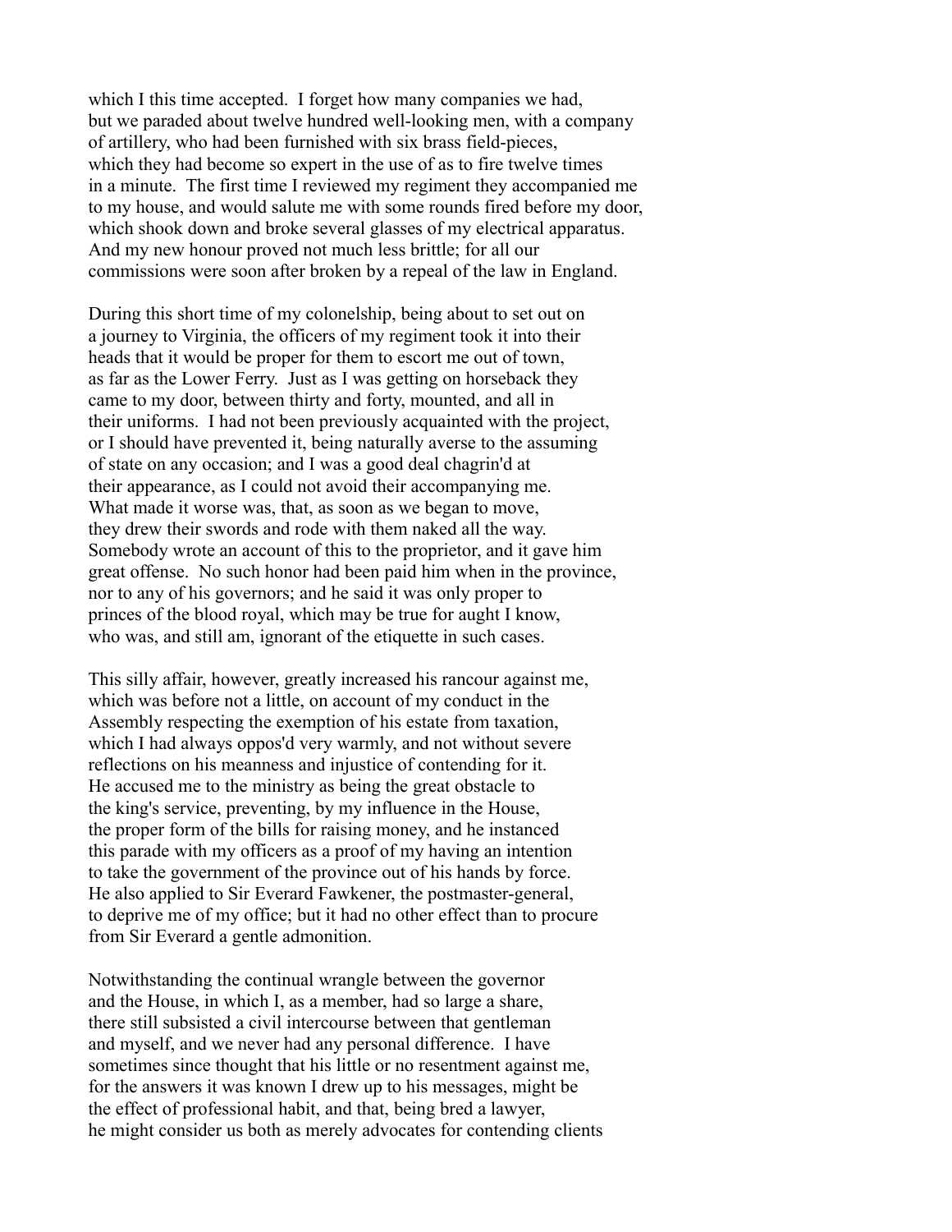which I this time accepted. I forget how many companies we had, but we paraded about twelve hundred well-looking men, with a company of artillery, who had been furnished with six brass field-pieces, which they had become so expert in the use of as to fire twelve times in a minute. The first time I reviewed my regiment they accompanied me to my house, and would salute me with some rounds fired before my door, which shook down and broke several glasses of my electrical apparatus. And my new honour proved not much less brittle; for all our commissions were soon after broken by a repeal of the law in England.

During this short time of my colonelship, being about to set out on a journey to Virginia, the officers of my regiment took it into their heads that it would be proper for them to escort me out of town, as far as the Lower Ferry. Just as I was getting on horseback they came to my door, between thirty and forty, mounted, and all in their uniforms. I had not been previously acquainted with the project, or I should have prevented it, being naturally averse to the assuming of state on any occasion; and I was a good deal chagrin'd at their appearance, as I could not avoid their accompanying me. What made it worse was, that, as soon as we began to move, they drew their swords and rode with them naked all the way. Somebody wrote an account of this to the proprietor, and it gave him great offense. No such honor had been paid him when in the province, nor to any of his governors; and he said it was only proper to princes of the blood royal, which may be true for aught I know, who was, and still am, ignorant of the etiquette in such cases.

This silly affair, however, greatly increased his rancour against me, which was before not a little, on account of my conduct in the Assembly respecting the exemption of his estate from taxation, which I had always oppos'd very warmly, and not without severe reflections on his meanness and injustice of contending for it. He accused me to the ministry as being the great obstacle to the king's service, preventing, by my influence in the House, the proper form of the bills for raising money, and he instanced this parade with my officers as a proof of my having an intention to take the government of the province out of his hands by force. He also applied to Sir Everard Fawkener, the postmaster-general, to deprive me of my office; but it had no other effect than to procure from Sir Everard a gentle admonition.

Notwithstanding the continual wrangle between the governor and the House, in which I, as a member, had so large a share, there still subsisted a civil intercourse between that gentleman and myself, and we never had any personal difference. I have sometimes since thought that his little or no resentment against me, for the answers it was known I drew up to his messages, might be the effect of professional habit, and that, being bred a lawyer, he might consider us both as merely advocates for contending clients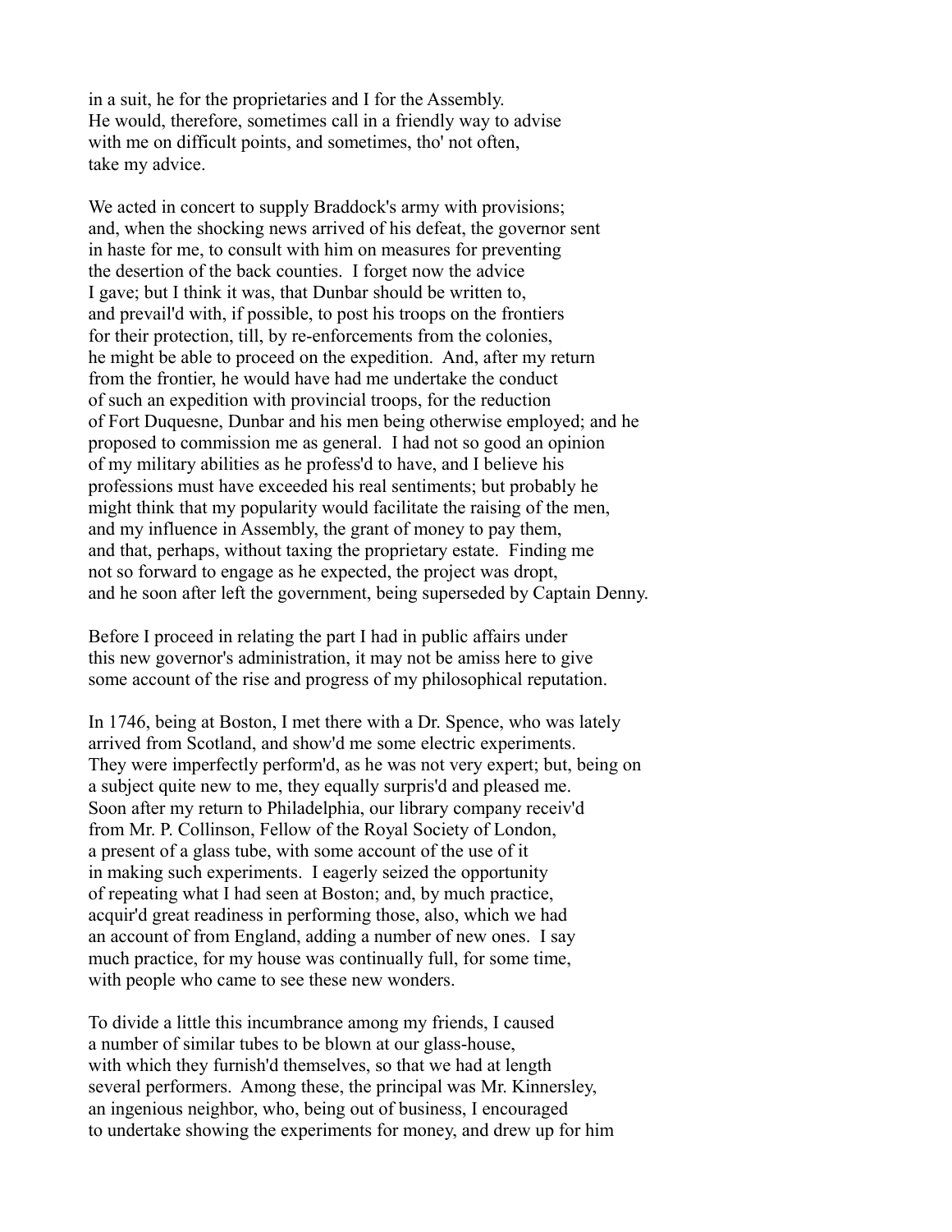in a suit, he for the proprietaries and I for the Assembly.
He would, therefore, sometimes call in a friendly way to advise
with me on difficult points, and sometimes, tho' not often,
take my advice.

We acted in concert to supply Braddock's army with provisions;
and, when the shocking news arrived of his defeat, the governor sent
in haste for me, to consult with him on measures for preventing
the desertion of the back counties. I forget now the advice
I gave; but I think it was, that Dunbar should be written to,
and prevail'd with, if possible, to post his troops on the frontiers
for their protection, till, by re-enforcements from the colonies,
he might be able to proceed on the expedition. And, after my return
from the frontier, he would have had me undertake the conduct
of such an expedition with provincial troops, for the reduction
of Fort Duquesne, Dunbar and his men being otherwise employed; and he
proposed to commission me as general. I had not so good an opinion
of my military abilities as he profess'd to have, and I believe his
professions must have exceeded his real sentiments; but probably he
might think that my popularity would facilitate the raising of the men,
and my influence in Assembly, the grant of money to pay them,
and that, perhaps, without taxing the proprietary estate. Finding me
not so forward to engage as he expected, the project was dropt,
and he soon after left the government, being superseded by Captain Denny.

Before I proceed in relating the part I had in public affairs under
this new governor's administration, it may not be amiss here to give
some account of the rise and progress of my philosophical reputation.

In 1746, being at Boston, I met there with a Dr. Spence, who was lately
arrived from Scotland, and show'd me some electric experiments.
They were imperfectly perform'd, as he was not very expert; but, being on
a subject quite new to me, they equally surpris'd and pleased me.
Soon after my return to Philadelphia, our library company receiv'd
from Mr. P. Collinson, Fellow of the Royal Society of London,
a present of a glass tube, with some account of the use of it
in making such experiments. I eagerly seized the opportunity
of repeating what I had seen at Boston; and, by much practice,
acquir'd great readiness in performing those, also, which we had
an account of from England, adding a number of new ones. I say
much practice, for my house was continually full, for some time,
with people who came to see these new wonders.

To divide a little this incumbrance among my friends, I caused
a number of similar tubes to be blown at our glass-house,
with which they furnish'd themselves, so that we had at length
several performers. Among these, the principal was Mr. Kinnersley,
an ingenious neighbor, who, being out of business, I encouraged
to undertake showing the experiments for money, and drew up for him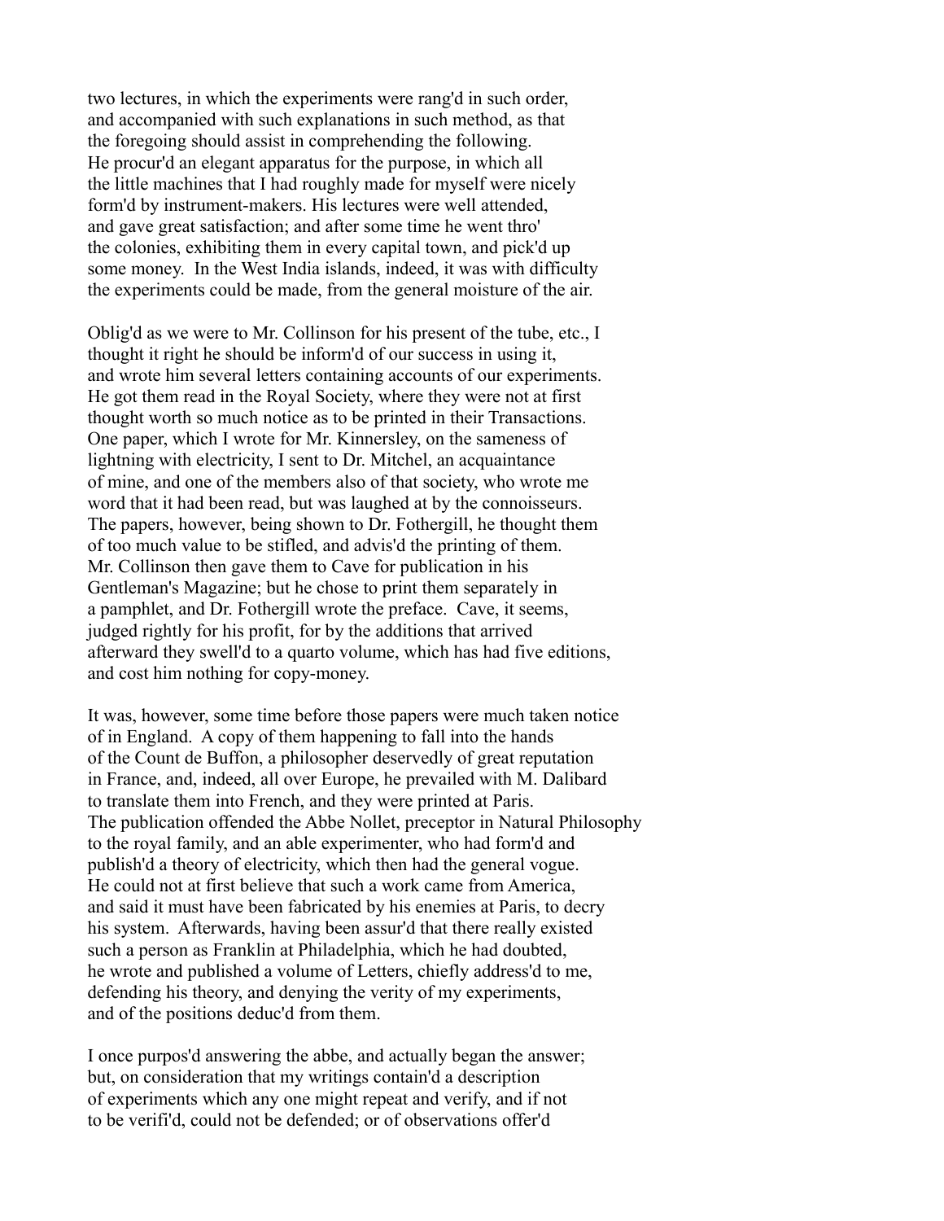two lectures, in which the experiments were rang'd in such order, and accompanied with such explanations in such method, as that the foregoing should assist in comprehending the following. He procur'd an elegant apparatus for the purpose, in which all the little machines that I had roughly made for myself were nicely form'd by instrument-makers. His lectures were well attended, and gave great satisfaction; and after some time he went thro' the colonies, exhibiting them in every capital town, and pick'd up some money. In the West India islands, indeed, it was with difficulty the experiments could be made, from the general moisture of the air.

Oblig'd as we were to Mr. Collinson for his present of the tube, etc., I thought it right he should be inform'd of our success in using it, and wrote him several letters containing accounts of our experiments. He got them read in the Royal Society, where they were not at first thought worth so much notice as to be printed in their Transactions. One paper, which I wrote for Mr. Kinnersley, on the sameness of lightning with electricity, I sent to Dr. Mitchel, an acquaintance of mine, and one of the members also of that society, who wrote me word that it had been read, but was laughed at by the connoisseurs. The papers, however, being shown to Dr. Fothergill, he thought them of too much value to be stifled, and advis'd the printing of them. Mr. Collinson then gave them to Cave for publication in his Gentleman's Magazine; but he chose to print them separately in a pamphlet, and Dr. Fothergill wrote the preface. Cave, it seems, judged rightly for his profit, for by the additions that arrived afterward they swell'd to a quarto volume, which has had five editions, and cost him nothing for copy-money.

It was, however, some time before those papers were much taken notice of in England. A copy of them happening to fall into the hands of the Count de Buffon, a philosopher deservedly of great reputation in France, and, indeed, all over Europe, he prevailed with M. Dalibard to translate them into French, and they were printed at Paris. The publication offended the Abbe Nollet, preceptor in Natural Philosophy to the royal family, and an able experimenter, who had form'd and publish'd a theory of electricity, which then had the general vogue. He could not at first believe that such a work came from America, and said it must have been fabricated by his enemies at Paris, to decry his system. Afterwards, having been assur'd that there really existed such a person as Franklin at Philadelphia, which he had doubted, he wrote and published a volume of Letters, chiefly address'd to me, defending his theory, and denying the verity of my experiments, and of the positions deduc'd from them.

I once purpos'd answering the abbe, and actually began the answer; but, on consideration that my writings contain'd a description of experiments which any one might repeat and verify, and if not to be verifi'd, could not be defended; or of observations offer'd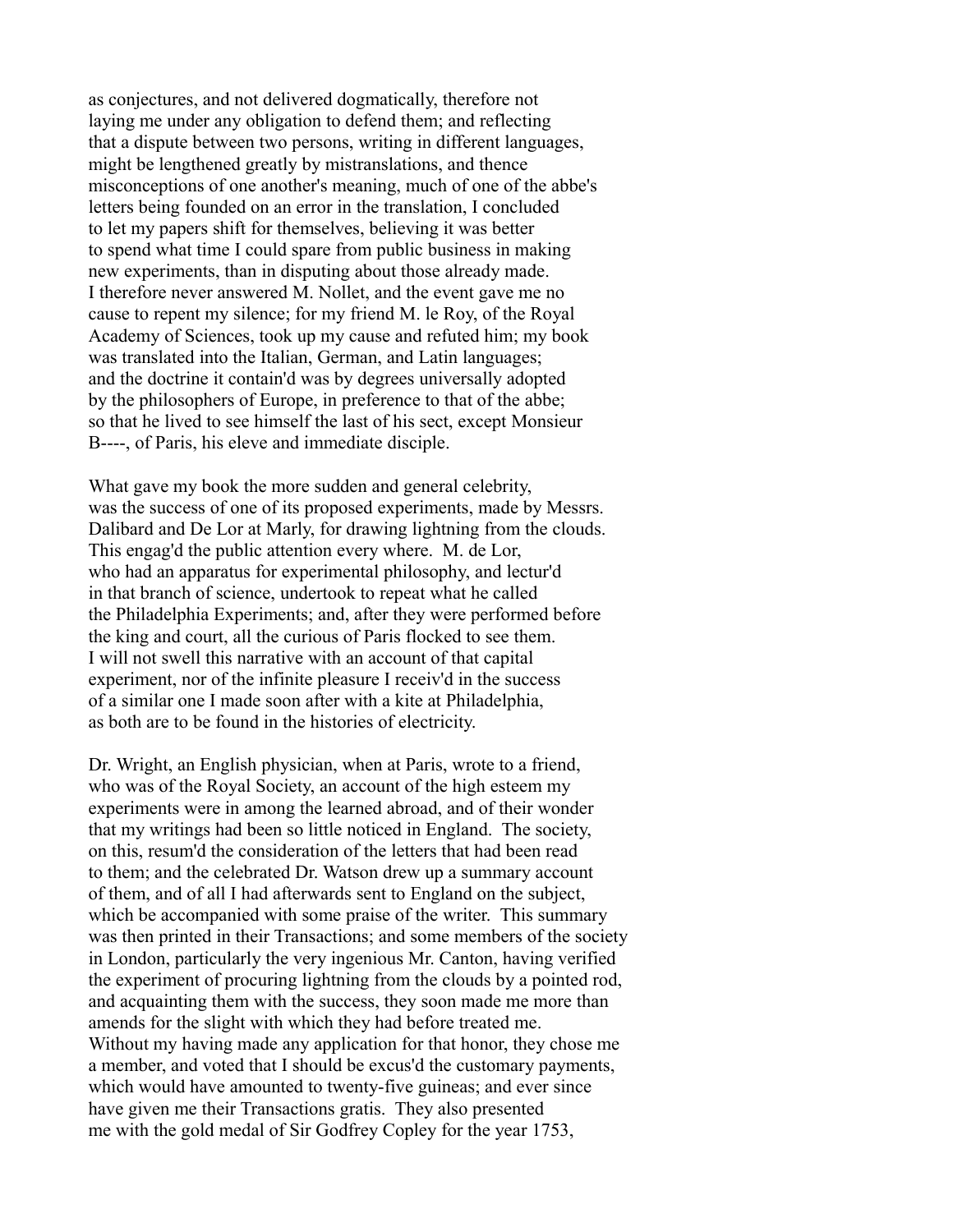as conjectures, and not delivered dogmatically, therefore not laying me under any obligation to defend them; and reflecting that a dispute between two persons, writing in different languages, might be lengthened greatly by mistranslations, and thence misconceptions of one another's meaning, much of one of the abbe's letters being founded on an error in the translation, I concluded to let my papers shift for themselves, believing it was better to spend what time I could spare from public business in making new experiments, than in disputing about those already made. I therefore never answered M. Nollet, and the event gave me no cause to repent my silence; for my friend M. le Roy, of the Royal Academy of Sciences, took up my cause and refuted him; my book was translated into the Italian, German, and Latin languages; and the doctrine it contain'd was by degrees universally adopted by the philosophers of Europe, in preference to that of the abbe; so that he lived to see himself the last of his sect, except Monsieur B----, of Paris, his eleve and immediate disciple.

What gave my book the more sudden and general celebrity, was the success of one of its proposed experiments, made by Messrs. Dalibard and De Lor at Marly, for drawing lightning from the clouds. This engag'd the public attention every where. M. de Lor, who had an apparatus for experimental philosophy, and lectur'd in that branch of science, undertook to repeat what he called the Philadelphia Experiments; and, after they were performed before the king and court, all the curious of Paris flocked to see them. I will not swell this narrative with an account of that capital experiment, nor of the infinite pleasure I receiv'd in the success of a similar one I made soon after with a kite at Philadelphia, as both are to be found in the histories of electricity.

Dr. Wright, an English physician, when at Paris, wrote to a friend, who was of the Royal Society, an account of the high esteem my experiments were in among the learned abroad, and of their wonder that my writings had been so little noticed in England. The society, on this, resum'd the consideration of the letters that had been read to them; and the celebrated Dr. Watson drew up a summary account of them, and of all I had afterwards sent to England on the subject, which be accompanied with some praise of the writer. This summary was then printed in their Transactions; and some members of the society in London, particularly the very ingenious Mr. Canton, having verified the experiment of procuring lightning from the clouds by a pointed rod, and acquainting them with the success, they soon made me more than amends for the slight with which they had before treated me. Without my having made any application for that honor, they chose me a member, and voted that I should be excus'd the customary payments, which would have amounted to twenty-five guineas; and ever since have given me their Transactions gratis. They also presented me with the gold medal of Sir Godfrey Copley for the year 1753,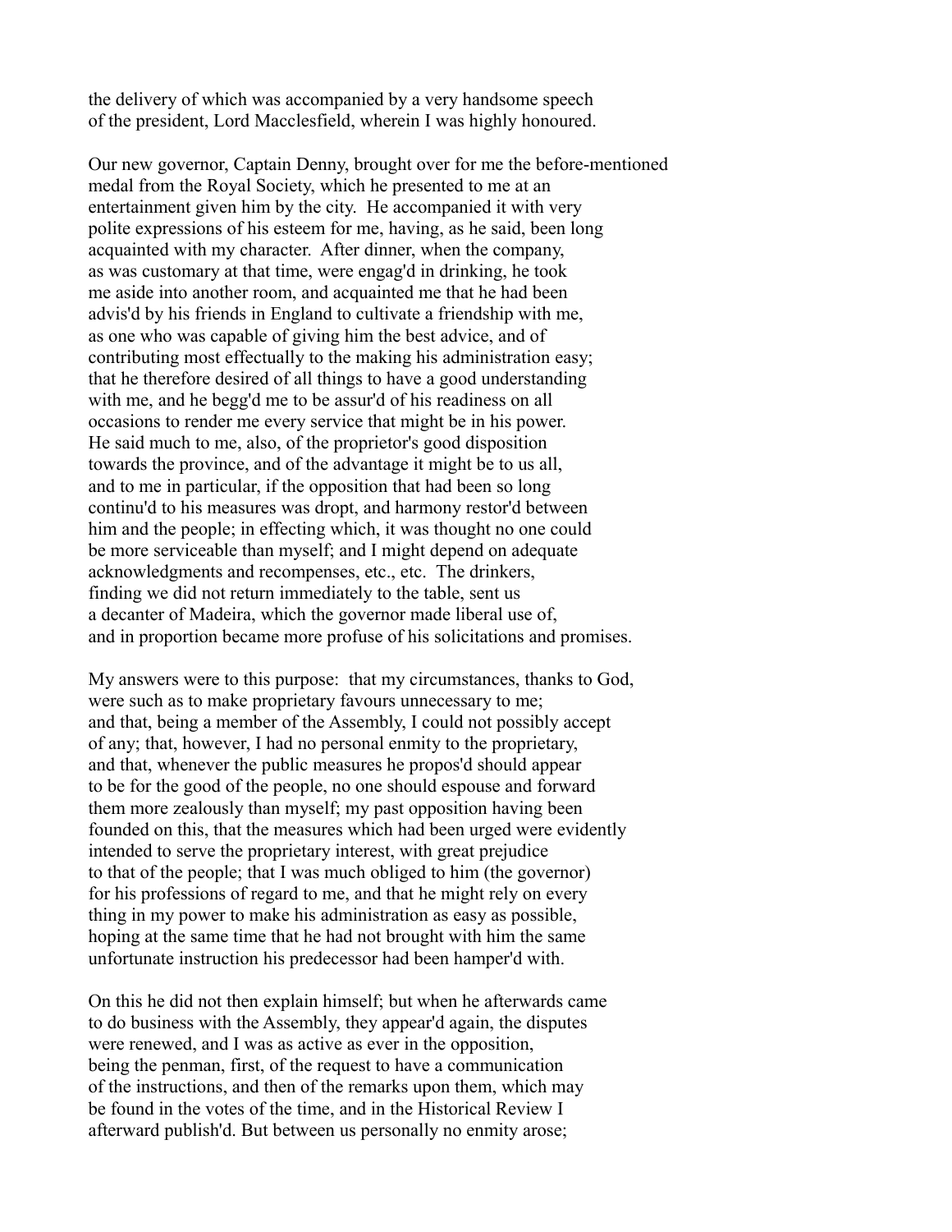the delivery of which was accompanied by a very handsome speech of the president, Lord Macclesfield, wherein I was highly honoured.

Our new governor, Captain Denny, brought over for me the before-mentioned medal from the Royal Society, which he presented to me at an entertainment given him by the city. He accompanied it with very polite expressions of his esteem for me, having, as he said, been long acquainted with my character. After dinner, when the company, as was customary at that time, were engag'd in drinking, he took me aside into another room, and acquainted me that he had been advis'd by his friends in England to cultivate a friendship with me, as one who was capable of giving him the best advice, and of contributing most effectually to the making his administration easy; that he therefore desired of all things to have a good understanding with me, and he begg'd me to be assur'd of his readiness on all occasions to render me every service that might be in his power. He said much to me, also, of the proprietor's good disposition towards the province, and of the advantage it might be to us all, and to me in particular, if the opposition that had been so long continu'd to his measures was dropt, and harmony restor'd between him and the people; in effecting which, it was thought no one could be more serviceable than myself; and I might depend on adequate acknowledgments and recompenses, etc., etc. The drinkers, finding we did not return immediately to the table, sent us a decanter of Madeira, which the governor made liberal use of, and in proportion became more profuse of his solicitations and promises.

My answers were to this purpose: that my circumstances, thanks to God, were such as to make proprietary favours unnecessary to me; and that, being a member of the Assembly, I could not possibly accept of any; that, however, I had no personal enmity to the proprietary, and that, whenever the public measures he propos'd should appear to be for the good of the people, no one should espouse and forward them more zealously than myself; my past opposition having been founded on this, that the measures which had been urged were evidently intended to serve the proprietary interest, with great prejudice to that of the people; that I was much obliged to him (the governor) for his professions of regard to me, and that he might rely on every thing in my power to make his administration as easy as possible, hoping at the same time that he had not brought with him the same unfortunate instruction his predecessor had been hamper'd with.

On this he did not then explain himself; but when he afterwards came to do business with the Assembly, they appear'd again, the disputes were renewed, and I was as active as ever in the opposition, being the penman, first, of the request to have a communication of the instructions, and then of the remarks upon them, which may be found in the votes of the time, and in the Historical Review I afterward publish'd. But between us personally no enmity arose;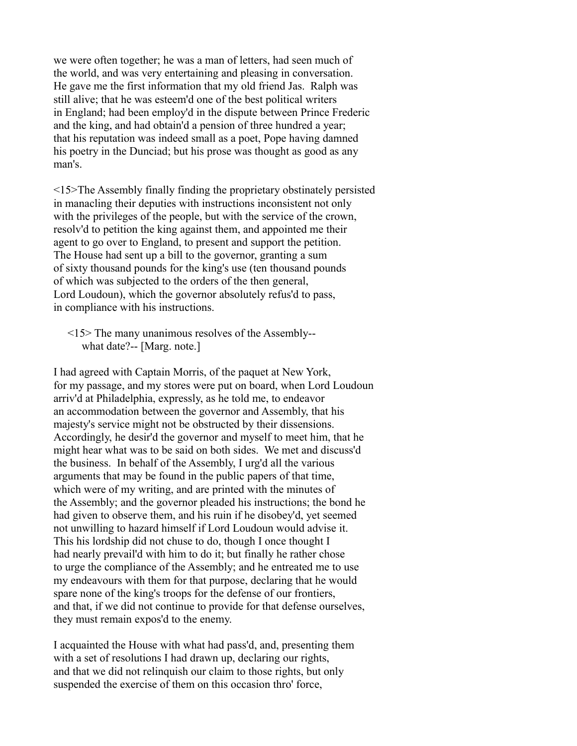we were often together; he was a man of letters, had seen much of the world, and was very entertaining and pleasing in conversation. He gave me the first information that my old friend Jas. Ralph was still alive; that he was esteem'd one of the best political writers in England; had been employ'd in the dispute between Prince Frederic and the king, and had obtain'd a pension of three hundred a year; that his reputation was indeed small as a poet, Pope having damned his poetry in the Dunciad; but his prose was thought as good as any man's.

<15>The Assembly finally finding the proprietary obstinately persisted in manacling their deputies with instructions inconsistent not only with the privileges of the people, but with the service of the crown, resolv'd to petition the king against them, and appointed me their agent to go over to England, to present and support the petition. The House had sent up a bill to the governor, granting a sum of sixty thousand pounds for the king's use (ten thousand pounds of which was subjected to the orders of the then general, Lord Loudoun), which the governor absolutely refus'd to pass, in compliance with his instructions.

> <15> The many unanimous resolves of the Assembly-- what date?-- [Marg. note.]

I had agreed with Captain Morris, of the paquet at New York, for my passage, and my stores were put on board, when Lord Loudoun arriv'd at Philadelphia, expressly, as he told me, to endeavor an accommodation between the governor and Assembly, that his majesty's service might not be obstructed by their dissensions. Accordingly, he desir'd the governor and myself to meet him, that he might hear what was to be said on both sides. We met and discuss'd the business. In behalf of the Assembly, I urg'd all the various arguments that may be found in the public papers of that time, which were of my writing, and are printed with the minutes of the Assembly; and the governor pleaded his instructions; the bond he had given to observe them, and his ruin if he disobey'd, yet seemed not unwilling to hazard himself if Lord Loudoun would advise it. This his lordship did not chuse to do, though I once thought I had nearly prevail'd with him to do it; but finally he rather chose to urge the compliance of the Assembly; and he entreated me to use my endeavours with them for that purpose, declaring that he would spare none of the king's troops for the defense of our frontiers, and that, if we did not continue to provide for that defense ourselves, they must remain expos'd to the enemy.

I acquainted the House with what had pass'd, and, presenting them with a set of resolutions I had drawn up, declaring our rights, and that we did not relinquish our claim to those rights, but only suspended the exercise of them on this occasion thro' force,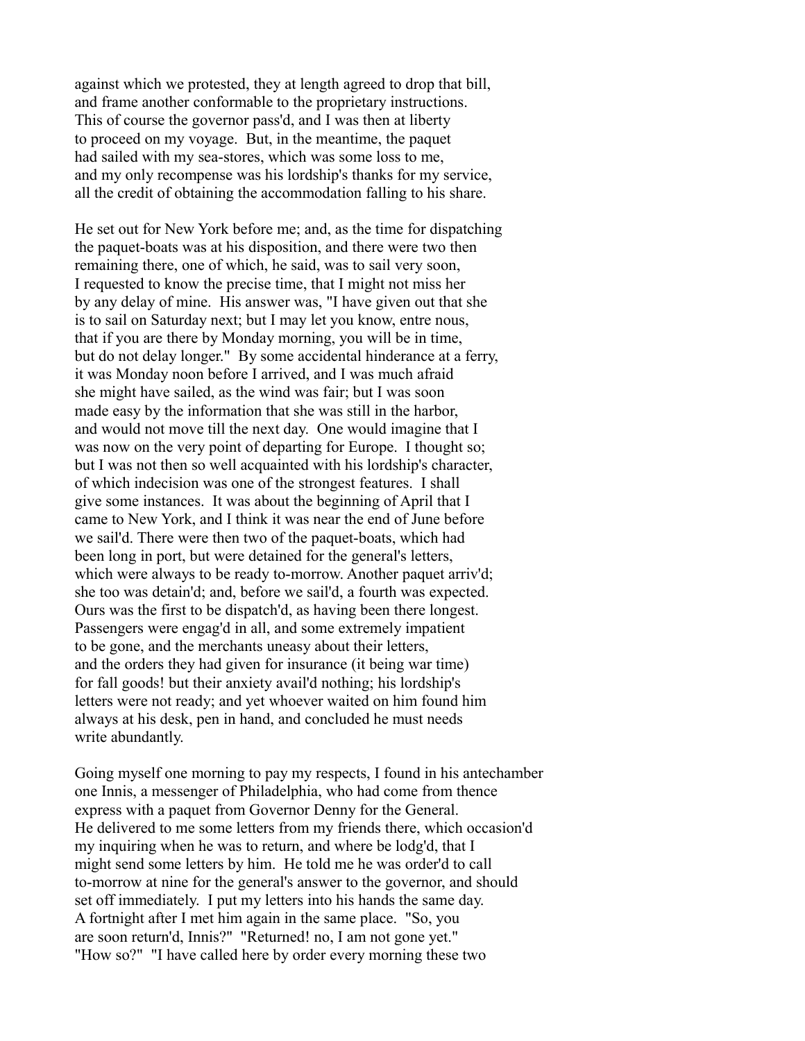against which we protested, they at length agreed to drop that bill, and frame another conformable to the proprietary instructions. This of course the governor pass'd, and I was then at liberty to proceed on my voyage. But, in the meantime, the paquet had sailed with my sea-stores, which was some loss to me, and my only recompense was his lordship's thanks for my service, all the credit of obtaining the accommodation falling to his share.

He set out for New York before me; and, as the time for dispatching the paquet-boats was at his disposition, and there were two then remaining there, one of which, he said, was to sail very soon, I requested to know the precise time, that I might not miss her by any delay of mine. His answer was, "I have given out that she is to sail on Saturday next; but I may let you know, entre nous, that if you are there by Monday morning, you will be in time, but do not delay longer." By some accidental hinderance at a ferry, it was Monday noon before I arrived, and I was much afraid she might have sailed, as the wind was fair; but I was soon made easy by the information that she was still in the harbor, and would not move till the next day. One would imagine that I was now on the very point of departing for Europe. I thought so; but I was not then so well acquainted with his lordship's character, of which indecision was one of the strongest features. I shall give some instances. It was about the beginning of April that I came to New York, and I think it was near the end of June before we sail'd. There were then two of the paquet-boats, which had been long in port, but were detained for the general's letters, which were always to be ready to-morrow. Another paquet arriv'd; she too was detain'd; and, before we sail'd, a fourth was expected. Ours was the first to be dispatch'd, as having been there longest. Passengers were engag'd in all, and some extremely impatient to be gone, and the merchants uneasy about their letters, and the orders they had given for insurance (it being war time) for fall goods! but their anxiety avail'd nothing; his lordship's letters were not ready; and yet whoever waited on him found him always at his desk, pen in hand, and concluded he must needs write abundantly.

Going myself one morning to pay my respects, I found in his antechamber one Innis, a messenger of Philadelphia, who had come from thence express with a paquet from Governor Denny for the General. He delivered to me some letters from my friends there, which occasion'd my inquiring when he was to return, and where be lodg'd, that I might send some letters by him. He told me he was order'd to call to-morrow at nine for the general's answer to the governor, and should set off immediately. I put my letters into his hands the same day. A fortnight after I met him again in the same place. "So, you are soon return'd, Innis?" "Returned! no, I am not gone yet." "How so?" "I have called here by order every morning these two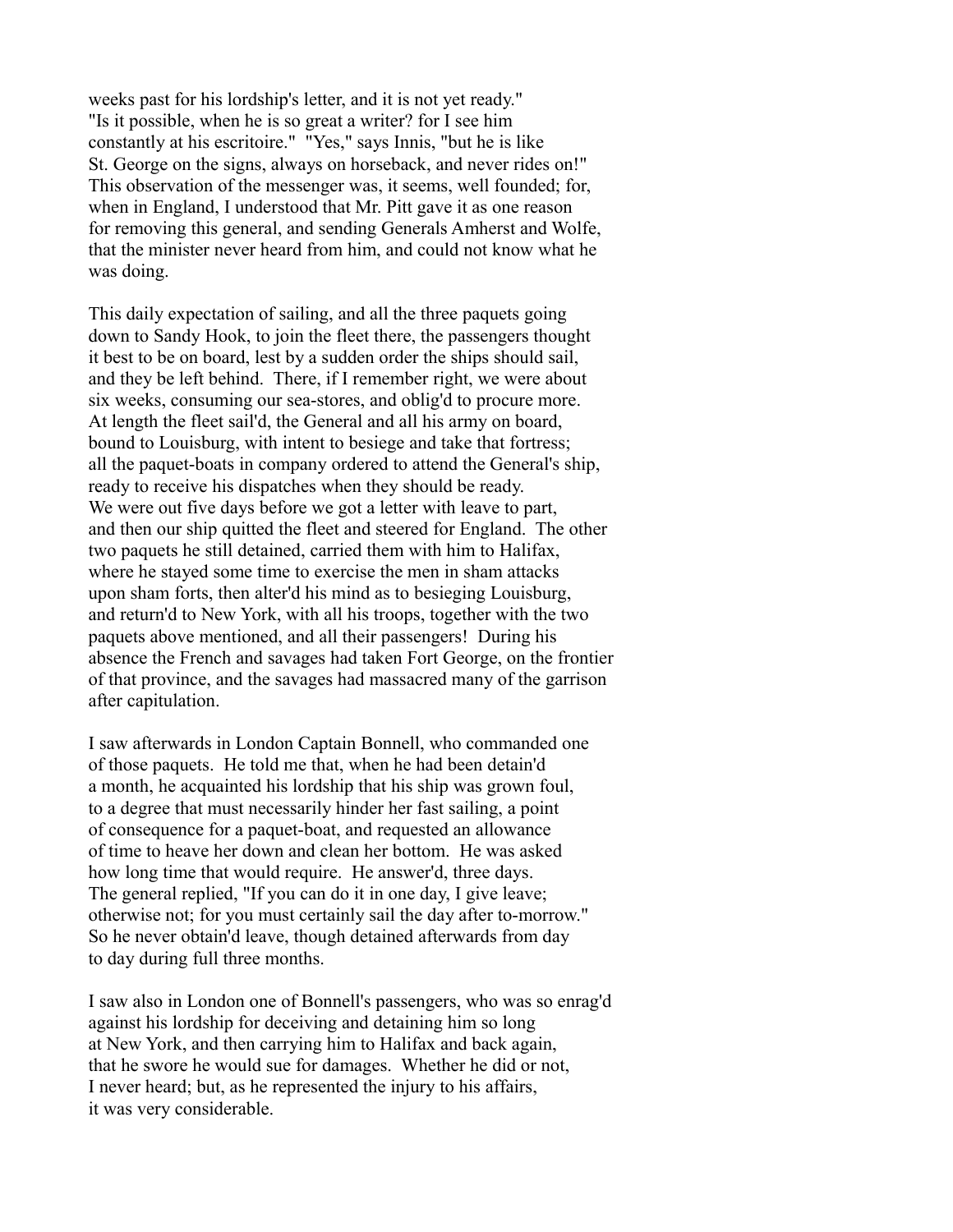weeks past for his lordship's letter, and it is not yet ready." "Is it possible, when he is so great a writer? for I see him constantly at his escritoire." "Yes," says Innis, "but he is like St. George on the signs, always on horseback, and never rides on!" This observation of the messenger was, it seems, well founded; for, when in England, I understood that Mr. Pitt gave it as one reason for removing this general, and sending Generals Amherst and Wolfe, that the minister never heard from him, and could not know what he was doing.

This daily expectation of sailing, and all the three paquets going down to Sandy Hook, to join the fleet there, the passengers thought it best to be on board, lest by a sudden order the ships should sail, and they be left behind. There, if I remember right, we were about six weeks, consuming our sea-stores, and oblig'd to procure more. At length the fleet sail'd, the General and all his army on board, bound to Louisburg, with intent to besiege and take that fortress; all the paquet-boats in company ordered to attend the General's ship, ready to receive his dispatches when they should be ready. We were out five days before we got a letter with leave to part, and then our ship quitted the fleet and steered for England. The other two paquets he still detained, carried them with him to Halifax, where he stayed some time to exercise the men in sham attacks upon sham forts, then alter'd his mind as to besieging Louisburg, and return'd to New York, with all his troops, together with the two paquets above mentioned, and all their passengers! During his absence the French and savages had taken Fort George, on the frontier of that province, and the savages had massacred many of the garrison after capitulation.

I saw afterwards in London Captain Bonnell, who commanded one of those paquets. He told me that, when he had been detain'd a month, he acquainted his lordship that his ship was grown foul, to a degree that must necessarily hinder her fast sailing, a point of consequence for a paquet-boat, and requested an allowance of time to heave her down and clean her bottom. He was asked how long time that would require. He answer'd, three days. The general replied, "If you can do it in one day, I give leave; otherwise not; for you must certainly sail the day after to-morrow." So he never obtain'd leave, though detained afterwards from day to day during full three months.

I saw also in London one of Bonnell's passengers, who was so enrag'd against his lordship for deceiving and detaining him so long at New York, and then carrying him to Halifax and back again, that he swore he would sue for damages. Whether he did or not, I never heard; but, as he represented the injury to his affairs, it was very considerable.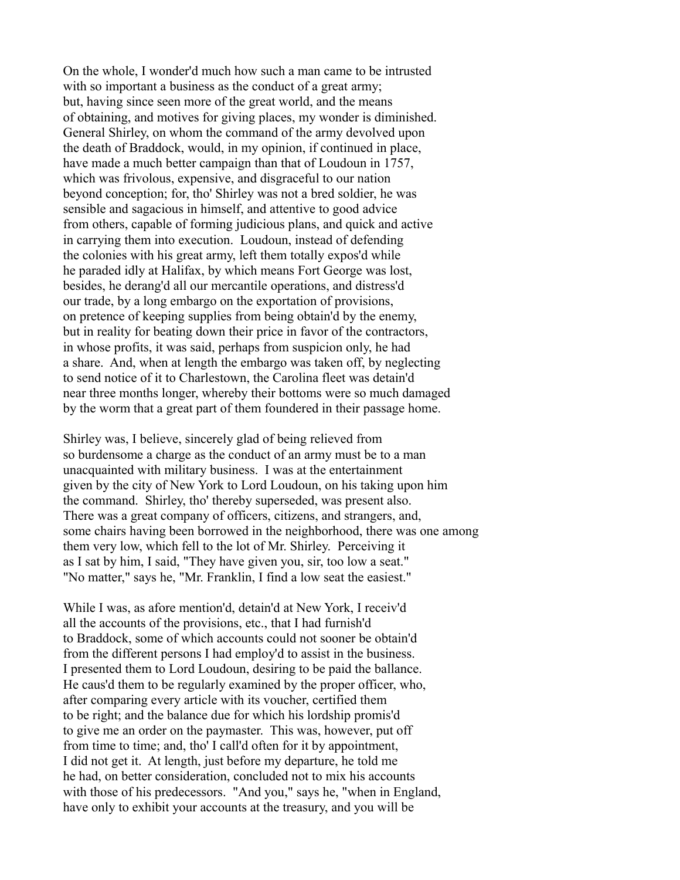On the whole, I wonder'd much how such a man came to be intrusted with so important a business as the conduct of a great army; but, having since seen more of the great world, and the means of obtaining, and motives for giving places, my wonder is diminished. General Shirley, on whom the command of the army devolved upon the death of Braddock, would, in my opinion, if continued in place, have made a much better campaign than that of Loudoun in 1757, which was frivolous, expensive, and disgraceful to our nation beyond conception; for, tho' Shirley was not a bred soldier, he was sensible and sagacious in himself, and attentive to good advice from others, capable of forming judicious plans, and quick and active in carrying them into execution. Loudoun, instead of defending the colonies with his great army, left them totally expos'd while he paraded idly at Halifax, by which means Fort George was lost, besides, he derang'd all our mercantile operations, and distress'd our trade, by a long embargo on the exportation of provisions, on pretence of keeping supplies from being obtain'd by the enemy, but in reality for beating down their price in favor of the contractors, in whose profits, it was said, perhaps from suspicion only, he had a share. And, when at length the embargo was taken off, by neglecting to send notice of it to Charlestown, the Carolina fleet was detain'd near three months longer, whereby their bottoms were so much damaged by the worm that a great part of them foundered in their passage home.

Shirley was, I believe, sincerely glad of being relieved from so burdensome a charge as the conduct of an army must be to a man unacquainted with military business. I was at the entertainment given by the city of New York to Lord Loudoun, on his taking upon him the command. Shirley, tho' thereby superseded, was present also. There was a great company of officers, citizens, and strangers, and, some chairs having been borrowed in the neighborhood, there was one among them very low, which fell to the lot of Mr. Shirley. Perceiving it as I sat by him, I said, "They have given you, sir, too low a seat." "No matter," says he, "Mr. Franklin, I find a low seat the easiest."

While I was, as afore mention'd, detain'd at New York, I receiv'd all the accounts of the provisions, etc., that I had furnish'd to Braddock, some of which accounts could not sooner be obtain'd from the different persons I had employ'd to assist in the business. I presented them to Lord Loudoun, desiring to be paid the ballance. He caus'd them to be regularly examined by the proper officer, who, after comparing every article with its voucher, certified them to be right; and the balance due for which his lordship promis'd to give me an order on the paymaster. This was, however, put off from time to time; and, tho' I call'd often for it by appointment, I did not get it. At length, just before my departure, he told me he had, on better consideration, concluded not to mix his accounts with those of his predecessors. "And you," says he, "when in England, have only to exhibit your accounts at the treasury, and you will be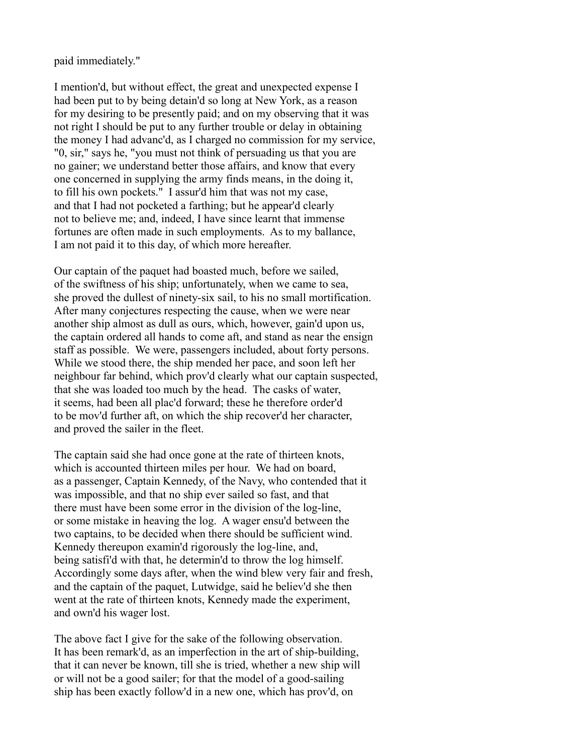paid immediately."

I mention'd, but without effect, the great and unexpected expense I had been put to by being detain'd so long at New York, as a reason for my desiring to be presently paid; and on my observing that it was not right I should be put to any further trouble or delay in obtaining the money I had advanc'd, as I charged no commission for my service, "0, sir," says he, "you must not think of persuading us that you are no gainer; we understand better those affairs, and know that every one concerned in supplying the army finds means, in the doing it, to fill his own pockets." I assur'd him that was not my case, and that I had not pocketed a farthing; but he appear'd clearly not to believe me; and, indeed, I have since learnt that immense fortunes are often made in such employments. As to my ballance, I am not paid it to this day, of which more hereafter.

Our captain of the paquet had boasted much, before we sailed, of the swiftness of his ship; unfortunately, when we came to sea, she proved the dullest of ninety-six sail, to his no small mortification. After many conjectures respecting the cause, when we were near another ship almost as dull as ours, which, however, gain'd upon us, the captain ordered all hands to come aft, and stand as near the ensign staff as possible. We were, passengers included, about forty persons. While we stood there, the ship mended her pace, and soon left her neighbour far behind, which prov'd clearly what our captain suspected, that she was loaded too much by the head. The casks of water, it seems, had been all plac'd forward; these he therefore order'd to be mov'd further aft, on which the ship recover'd her character, and proved the sailer in the fleet.

The captain said she had once gone at the rate of thirteen knots, which is accounted thirteen miles per hour. We had on board, as a passenger, Captain Kennedy, of the Navy, who contended that it was impossible, and that no ship ever sailed so fast, and that there must have been some error in the division of the log-line, or some mistake in heaving the log. A wager ensu'd between the two captains, to be decided when there should be sufficient wind. Kennedy thereupon examin'd rigorously the log-line, and, being satisfi'd with that, he determin'd to throw the log himself. Accordingly some days after, when the wind blew very fair and fresh, and the captain of the paquet, Lutwidge, said he believ'd she then went at the rate of thirteen knots, Kennedy made the experiment, and own'd his wager lost.

The above fact I give for the sake of the following observation. It has been remark'd, as an imperfection in the art of ship-building, that it can never be known, till she is tried, whether a new ship will or will not be a good sailer; for that the model of a good-sailing ship has been exactly follow'd in a new one, which has prov'd, on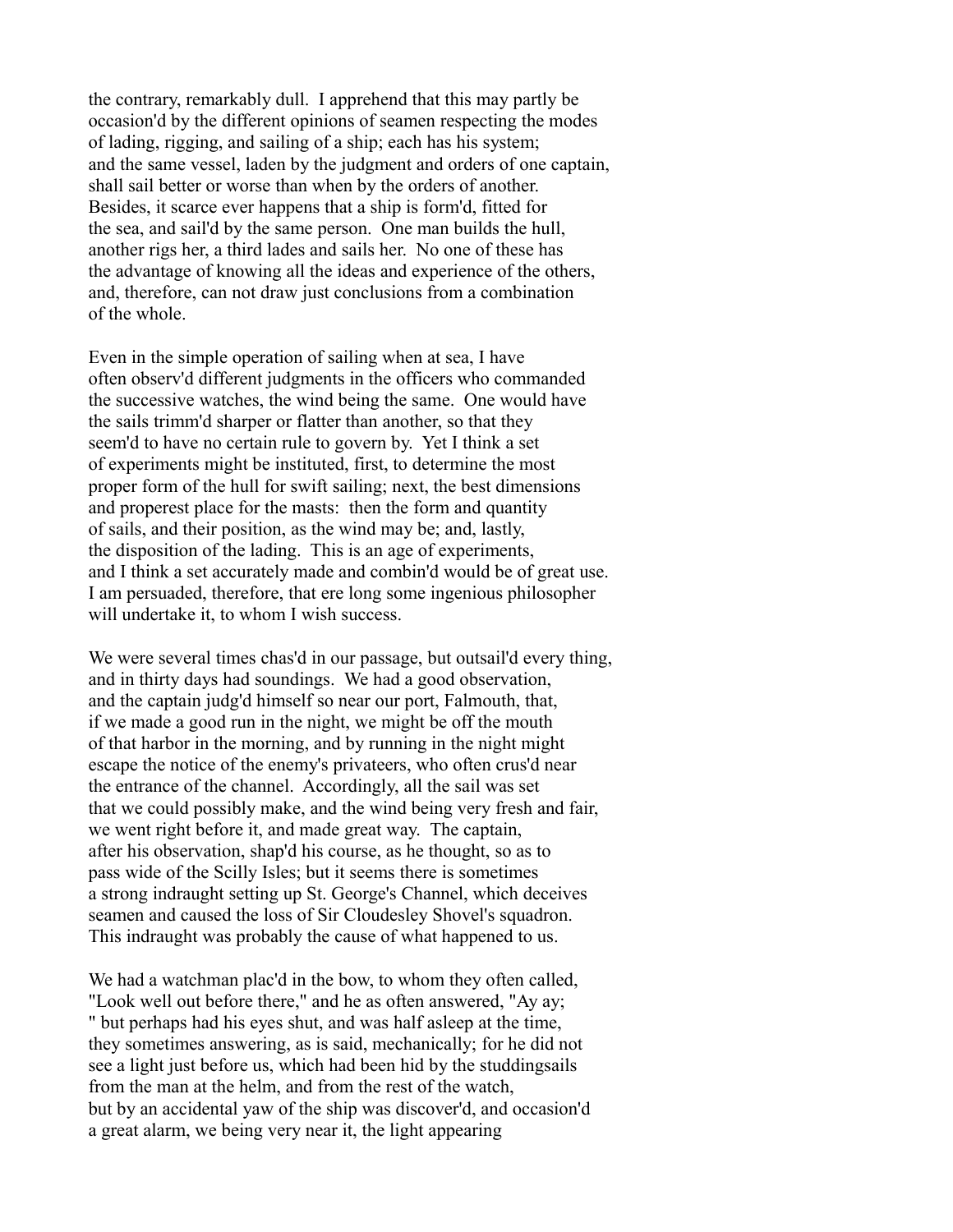the contrary, remarkably dull. I apprehend that this may partly be occasion'd by the different opinions of seamen respecting the modes of lading, rigging, and sailing of a ship; each has his system; and the same vessel, laden by the judgment and orders of one captain, shall sail better or worse than when by the orders of another. Besides, it scarce ever happens that a ship is form'd, fitted for the sea, and sail'd by the same person. One man builds the hull, another rigs her, a third lades and sails her. No one of these has the advantage of knowing all the ideas and experience of the others, and, therefore, can not draw just conclusions from a combination of the whole.

Even in the simple operation of sailing when at sea, I have often observ'd different judgments in the officers who commanded the successive watches, the wind being the same. One would have the sails trimm'd sharper or flatter than another, so that they seem'd to have no certain rule to govern by. Yet I think a set of experiments might be instituted, first, to determine the most proper form of the hull for swift sailing; next, the best dimensions and properest place for the masts: then the form and quantity of sails, and their position, as the wind may be; and, lastly, the disposition of the lading. This is an age of experiments, and I think a set accurately made and combin'd would be of great use. I am persuaded, therefore, that ere long some ingenious philosopher will undertake it, to whom I wish success.

We were several times chas'd in our passage, but outsail'd every thing, and in thirty days had soundings. We had a good observation, and the captain judg'd himself so near our port, Falmouth, that, if we made a good run in the night, we might be off the mouth of that harbor in the morning, and by running in the night might escape the notice of the enemy's privateers, who often crus'd near the entrance of the channel. Accordingly, all the sail was set that we could possibly make, and the wind being very fresh and fair, we went right before it, and made great way. The captain, after his observation, shap'd his course, as he thought, so as to pass wide of the Scilly Isles; but it seems there is sometimes a strong indraught setting up St. George's Channel, which deceives seamen and caused the loss of Sir Cloudesley Shovel's squadron. This indraught was probably the cause of what happened to us.

We had a watchman plac'd in the bow, to whom they often called, "Look well out before there," and he as often answered, "Ay ay; " but perhaps had his eyes shut, and was half asleep at the time, they sometimes answering, as is said, mechanically; for he did not see a light just before us, which had been hid by the studdingsails from the man at the helm, and from the rest of the watch, but by an accidental yaw of the ship was discover'd, and occasion'd a great alarm, we being very near it, the light appearing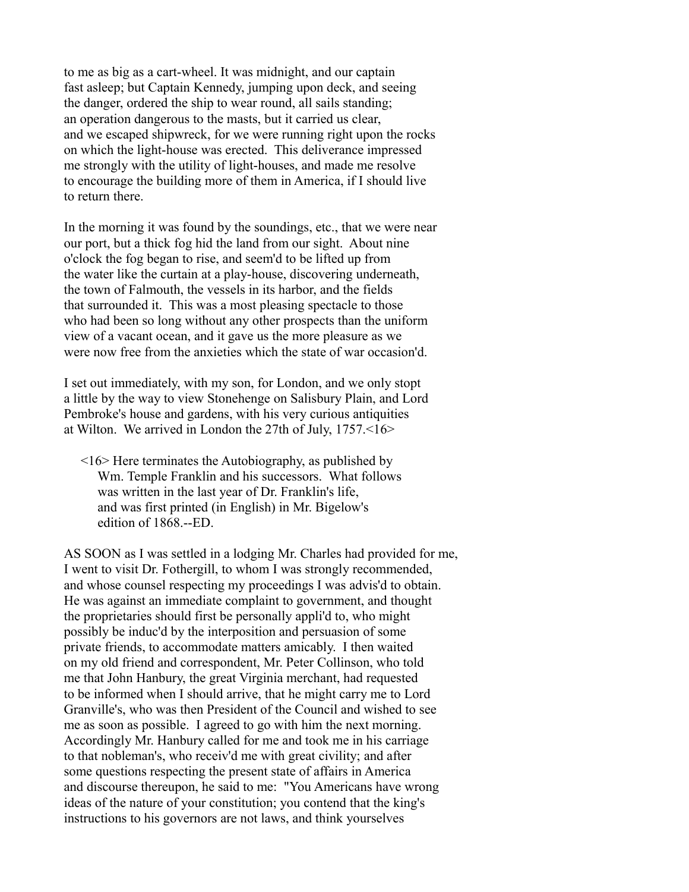to me as big as a cart-wheel. It was midnight, and our captain fast asleep; but Captain Kennedy, jumping upon deck, and seeing the danger, ordered the ship to wear round, all sails standing; an operation dangerous to the masts, but it carried us clear, and we escaped shipwreck, for we were running right upon the rocks on which the light-house was erected. This deliverance impressed me strongly with the utility of light-houses, and made me resolve to encourage the building more of them in America, if I should live to return there.

In the morning it was found by the soundings, etc., that we were near our port, but a thick fog hid the land from our sight. About nine o'clock the fog began to rise, and seem'd to be lifted up from the water like the curtain at a play-house, discovering underneath, the town of Falmouth, the vessels in its harbor, and the fields that surrounded it. This was a most pleasing spectacle to those who had been so long without any other prospects than the uniform view of a vacant ocean, and it gave us the more pleasure as we were now free from the anxieties which the state of war occasion'd.

I set out immediately, with my son, for London, and we only stopt a little by the way to view Stonehenge on Salisbury Plain, and Lord Pembroke's house and gardens, with his very curious antiquities at Wilton. We arrived in London the 27th of July, 1757.<16>

> <16> Here terminates the Autobiography, as published by Wm. Temple Franklin and his successors. What follows was written in the last year of Dr. Franklin's life, and was first printed (in English) in Mr. Bigelow's edition of 1868.--ED.

AS SOON as I was settled in a lodging Mr. Charles had provided for me, I went to visit Dr. Fothergill, to whom I was strongly recommended, and whose counsel respecting my proceedings I was advis'd to obtain. He was against an immediate complaint to government, and thought the proprietaries should first be personally appli'd to, who might possibly be induc'd by the interposition and persuasion of some private friends, to accommodate matters amicably. I then waited on my old friend and correspondent, Mr. Peter Collinson, who told me that John Hanbury, the great Virginia merchant, had requested to be informed when I should arrive, that he might carry me to Lord Granville's, who was then President of the Council and wished to see me as soon as possible. I agreed to go with him the next morning. Accordingly Mr. Hanbury called for me and took me in his carriage to that nobleman's, who receiv'd me with great civility; and after some questions respecting the present state of affairs in America and discourse thereupon, he said to me: "You Americans have wrong ideas of the nature of your constitution; you contend that the king's instructions to his governors are not laws, and think yourselves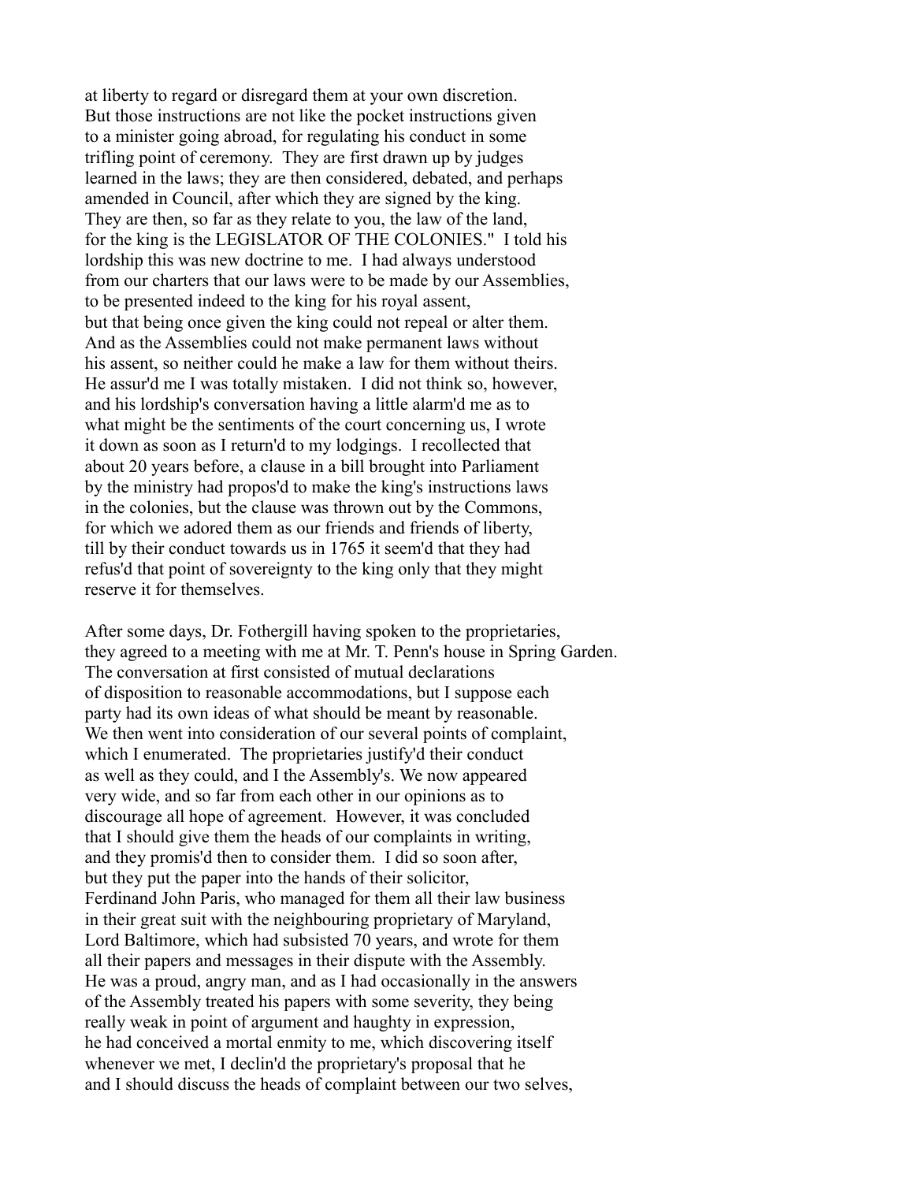at liberty to regard or disregard them at your own discretion. But those instructions are not like the pocket instructions given to a minister going abroad, for regulating his conduct in some trifling point of ceremony. They are first drawn up by judges learned in the laws; they are then considered, debated, and perhaps amended in Council, after which they are signed by the king. They are then, so far as they relate to you, the law of the land, for the king is the LEGISLATOR OF THE COLONIES." I told his lordship this was new doctrine to me. I had always understood from our charters that our laws were to be made by our Assemblies, to be presented indeed to the king for his royal assent, but that being once given the king could not repeal or alter them. And as the Assemblies could not make permanent laws without his assent, so neither could he make a law for them without theirs. He assur'd me I was totally mistaken. I did not think so, however, and his lordship's conversation having a little alarm'd me as to what might be the sentiments of the court concerning us, I wrote it down as soon as I return'd to my lodgings. I recollected that about 20 years before, a clause in a bill brought into Parliament by the ministry had propos'd to make the king's instructions laws in the colonies, but the clause was thrown out by the Commons, for which we adored them as our friends and friends of liberty, till by their conduct towards us in 1765 it seem'd that they had refus'd that point of sovereignty to the king only that they might reserve it for themselves.

After some days, Dr. Fothergill having spoken to the proprietaries, they agreed to a meeting with me at Mr. T. Penn's house in Spring Garden. The conversation at first consisted of mutual declarations of disposition to reasonable accommodations, but I suppose each party had its own ideas of what should be meant by reasonable. We then went into consideration of our several points of complaint, which I enumerated. The proprietaries justify'd their conduct as well as they could, and I the Assembly's. We now appeared very wide, and so far from each other in our opinions as to discourage all hope of agreement. However, it was concluded that I should give them the heads of our complaints in writing, and they promis'd then to consider them. I did so soon after, but they put the paper into the hands of their solicitor, Ferdinand John Paris, who managed for them all their law business in their great suit with the neighbouring proprietary of Maryland, Lord Baltimore, which had subsisted 70 years, and wrote for them all their papers and messages in their dispute with the Assembly. He was a proud, angry man, and as I had occasionally in the answers of the Assembly treated his papers with some severity, they being really weak in point of argument and haughty in expression, he had conceived a mortal enmity to me, which discovering itself whenever we met, I declin'd the proprietary's proposal that he and I should discuss the heads of complaint between our two selves,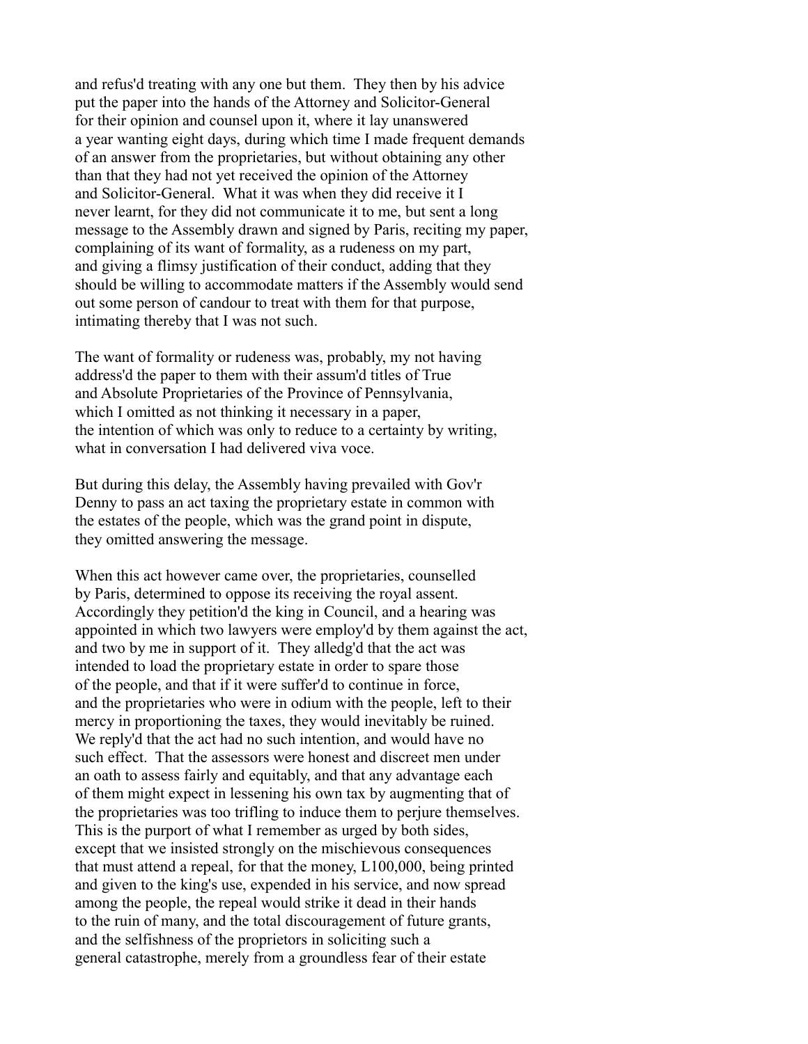and refus'd treating with any one but them. They then by his advice put the paper into the hands of the Attorney and Solicitor-General for their opinion and counsel upon it, where it lay unanswered a year wanting eight days, during which time I made frequent demands of an answer from the proprietaries, but without obtaining any other than that they had not yet received the opinion of the Attorney and Solicitor-General. What it was when they did receive it I never learnt, for they did not communicate it to me, but sent a long message to the Assembly drawn and signed by Paris, reciting my paper, complaining of its want of formality, as a rudeness on my part, and giving a flimsy justification of their conduct, adding that they should be willing to accommodate matters if the Assembly would send out some person of candour to treat with them for that purpose, intimating thereby that I was not such.

The want of formality or rudeness was, probably, my not having address'd the paper to them with their assum'd titles of True and Absolute Proprietaries of the Province of Pennsylvania, which I omitted as not thinking it necessary in a paper, the intention of which was only to reduce to a certainty by writing, what in conversation I had delivered viva voce.

But during this delay, the Assembly having prevailed with Gov'r Denny to pass an act taxing the proprietary estate in common with the estates of the people, which was the grand point in dispute, they omitted answering the message.

When this act however came over, the proprietaries, counselled by Paris, determined to oppose its receiving the royal assent. Accordingly they petition'd the king in Council, and a hearing was appointed in which two lawyers were employ'd by them against the act, and two by me in support of it. They alledg'd that the act was intended to load the proprietary estate in order to spare those of the people, and that if it were suffer'd to continue in force, and the proprietaries who were in odium with the people, left to their mercy in proportioning the taxes, they would inevitably be ruined. We reply'd that the act had no such intention, and would have no such effect. That the assessors were honest and discreet men under an oath to assess fairly and equitably, and that any advantage each of them might expect in lessening his own tax by augmenting that of the proprietaries was too trifling to induce them to perjure themselves. This is the purport of what I remember as urged by both sides, except that we insisted strongly on the mischievous consequences that must attend a repeal, for that the money, L100,000, being printed and given to the king's use, expended in his service, and now spread among the people, the repeal would strike it dead in their hands to the ruin of many, and the total discouragement of future grants, and the selfishness of the proprietors in soliciting such a general catastrophe, merely from a groundless fear of their estate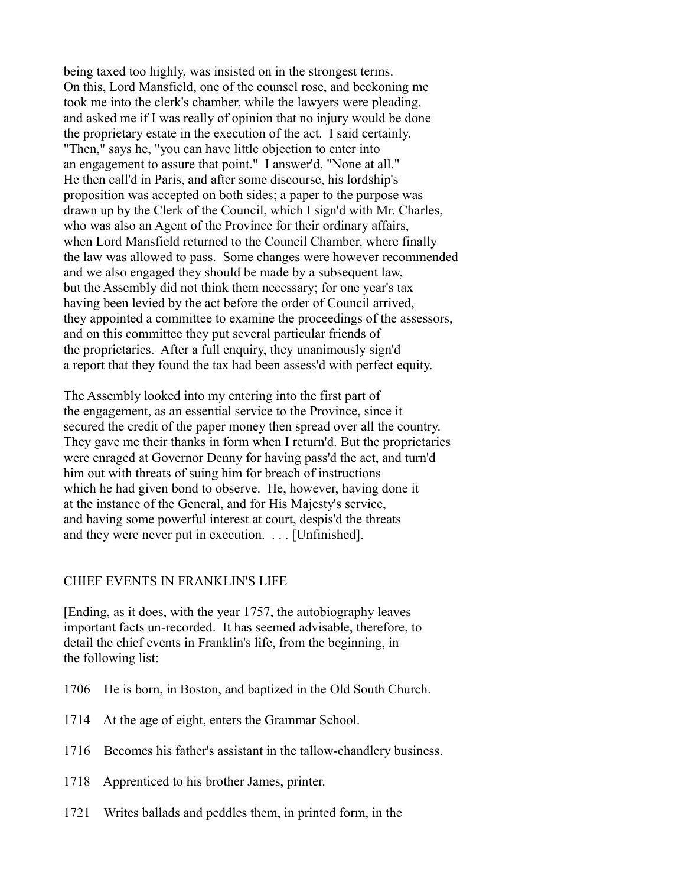being taxed too highly, was insisted on in the strongest terms. On this, Lord Mansfield, one of the counsel rose, and beckoning me took me into the clerk's chamber, while the lawyers were pleading, and asked me if I was really of opinion that no injury would be done the proprietary estate in the execution of the act. I said certainly. "Then," says he, "you can have little objection to enter into an engagement to assure that point." I answer'd, "None at all." He then call'd in Paris, and after some discourse, his lordship's proposition was accepted on both sides; a paper to the purpose was drawn up by the Clerk of the Council, which I sign'd with Mr. Charles, who was also an Agent of the Province for their ordinary affairs, when Lord Mansfield returned to the Council Chamber, where finally the law was allowed to pass. Some changes were however recommended and we also engaged they should be made by a subsequent law, but the Assembly did not think them necessary; for one year's tax having been levied by the act before the order of Council arrived, they appointed a committee to examine the proceedings of the assessors, and on this committee they put several particular friends of the proprietaries. After a full enquiry, they unanimously sign'd a report that they found the tax had been assess'd with perfect equity.

The Assembly looked into my entering into the first part of the engagement, as an essential service to the Province, since it secured the credit of the paper money then spread over all the country. They gave me their thanks in form when I return'd. But the proprietaries were enraged at Governor Denny for having pass'd the act, and turn'd him out with threats of suing him for breach of instructions which he had given bond to observe. He, however, having done it at the instance of the General, and for His Majesty's service, and having some powerful interest at court, despis'd the threats and they were never put in execution. . . . [Unfinished].

## CHIEF EVENTS IN FRANKLIN'S LIFE

[Ending, as it does, with the year 1757, the autobiography leaves important facts un-recorded. It has seemed advisable, therefore, to detail the chief events in Franklin's life, from the beginning, in the following list:

1706 He is born, in Boston, and baptized in the Old South Church.

1714 At the age of eight, enters the Grammar School.

1716 Becomes his father's assistant in the tallow-chandlery business.

1718 Apprenticed to his brother James, printer.

1721 Writes ballads and peddles them, in printed form, in the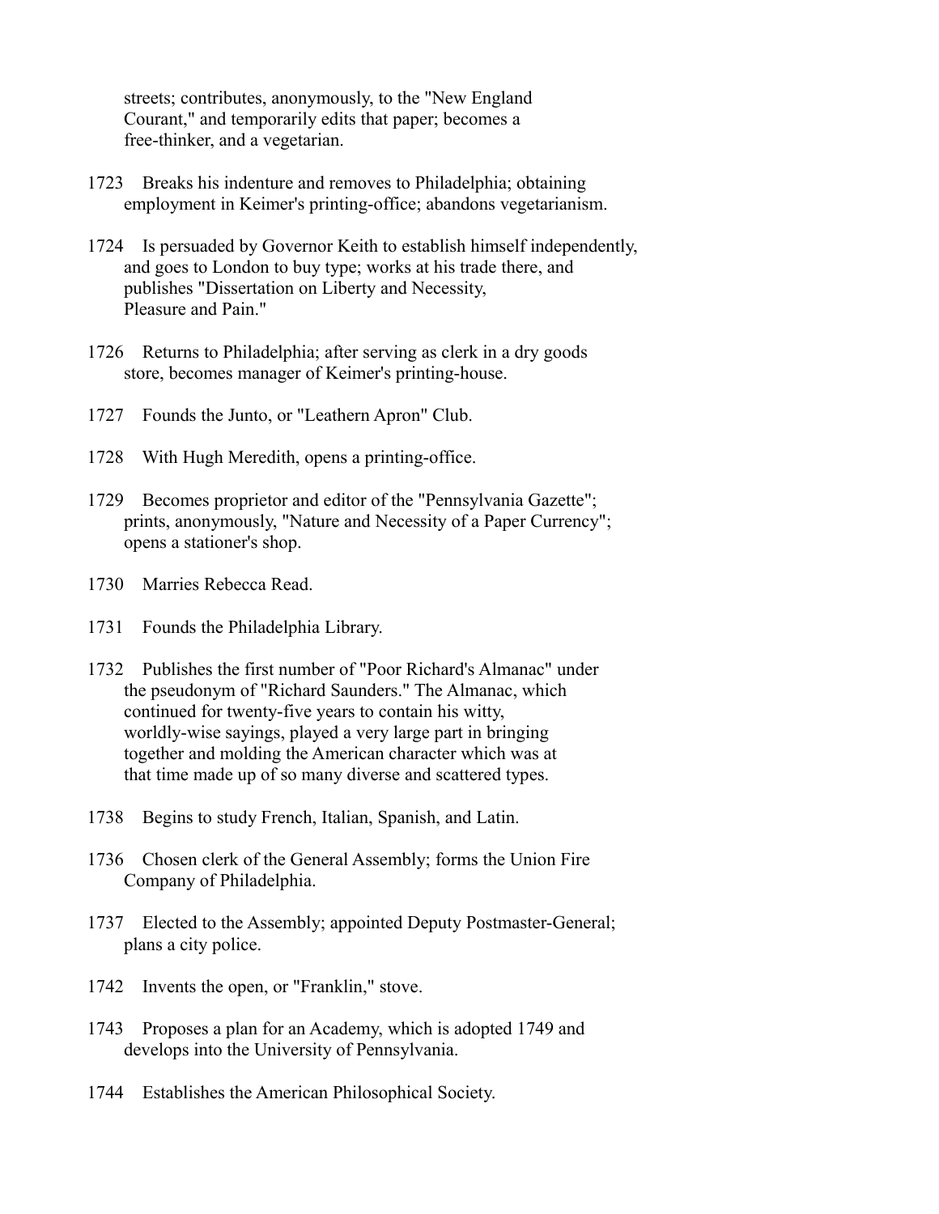streets; contributes, anonymously, to the "New England Courant," and temporarily edits that paper; becomes a free-thinker, and a vegetarian.

1723 Breaks his indenture and removes to Philadelphia; obtaining employment in Keimer's printing-office; abandons vegetarianism.

1724 Is persuaded by Governor Keith to establish himself independently, and goes to London to buy type; works at his trade there, and publishes "Dissertation on Liberty and Necessity, Pleasure and Pain."

1726 Returns to Philadelphia; after serving as clerk in a dry goods store, becomes manager of Keimer's printing-house.

1727 Founds the Junto, or "Leathern Apron" Club.

1728 With Hugh Meredith, opens a printing-office.

1729 Becomes proprietor and editor of the "Pennsylvania Gazette"; prints, anonymously, "Nature and Necessity of a Paper Currency"; opens a stationer's shop.

1730 Marries Rebecca Read.

1731 Founds the Philadelphia Library.

1732 Publishes the first number of "Poor Richard's Almanac" under the pseudonym of "Richard Saunders." The Almanac, which continued for twenty-five years to contain his witty, worldly-wise sayings, played a very large part in bringing together and molding the American character which was at that time made up of so many diverse and scattered types.

1738 Begins to study French, Italian, Spanish, and Latin.

1736 Chosen clerk of the General Assembly; forms the Union Fire Company of Philadelphia.

1737 Elected to the Assembly; appointed Deputy Postmaster-General; plans a city police.

1742 Invents the open, or "Franklin," stove.

1743 Proposes a plan for an Academy, which is adopted 1749 and develops into the University of Pennsylvania.

1744 Establishes the American Philosophical Society.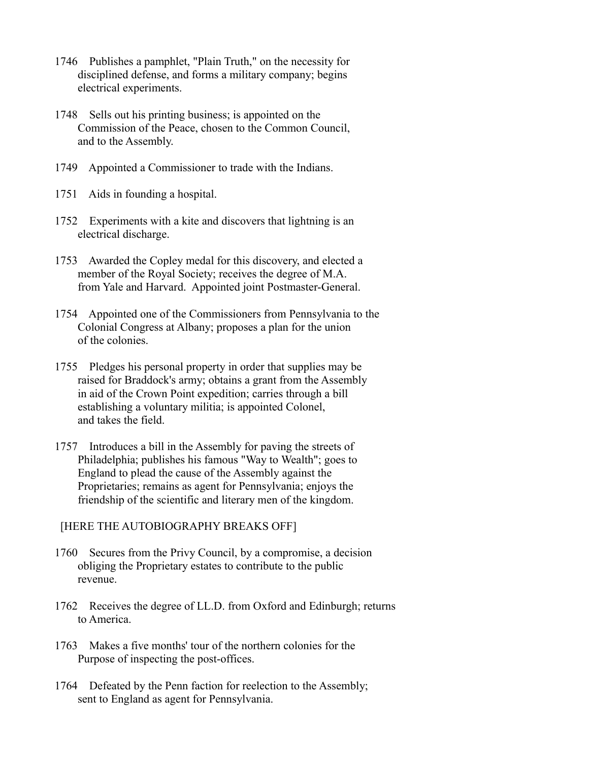1746 Publishes a pamphlet, "Plain Truth," on the necessity for disciplined defense, and forms a military company; begins electrical experiments.

1748 Sells out his printing business; is appointed on the Commission of the Peace, chosen to the Common Council, and to the Assembly.

1749 Appointed a Commissioner to trade with the Indians.

1751 Aids in founding a hospital.

1752 Experiments with a kite and discovers that lightning is an electrical discharge.

1753 Awarded the Copley medal for this discovery, and elected a member of the Royal Society; receives the degree of M.A. from Yale and Harvard. Appointed joint Postmaster-General.

1754 Appointed one of the Commissioners from Pennsylvania to the Colonial Congress at Albany; proposes a plan for the union of the colonies.

1755 Pledges his personal property in order that supplies may be raised for Braddock's army; obtains a grant from the Assembly in aid of the Crown Point expedition; carries through a bill establishing a voluntary militia; is appointed Colonel, and takes the field.

1757 Introduces a bill in the Assembly for paving the streets of Philadelphia; publishes his famous "Way to Wealth"; goes to England to plead the cause of the Assembly against the Proprietaries; remains as agent for Pennsylvania; enjoys the friendship of the scientific and literary men of the kingdom.

[HERE THE AUTOBIOGRAPHY BREAKS OFF]

1760 Secures from the Privy Council, by a compromise, a decision obliging the Proprietary estates to contribute to the public revenue.

1762 Receives the degree of LL.D. from Oxford and Edinburgh; returns to America.

1763 Makes a five months' tour of the northern colonies for the Purpose of inspecting the post-offices.

1764 Defeated by the Penn faction for reelection to the Assembly; sent to England as agent for Pennsylvania.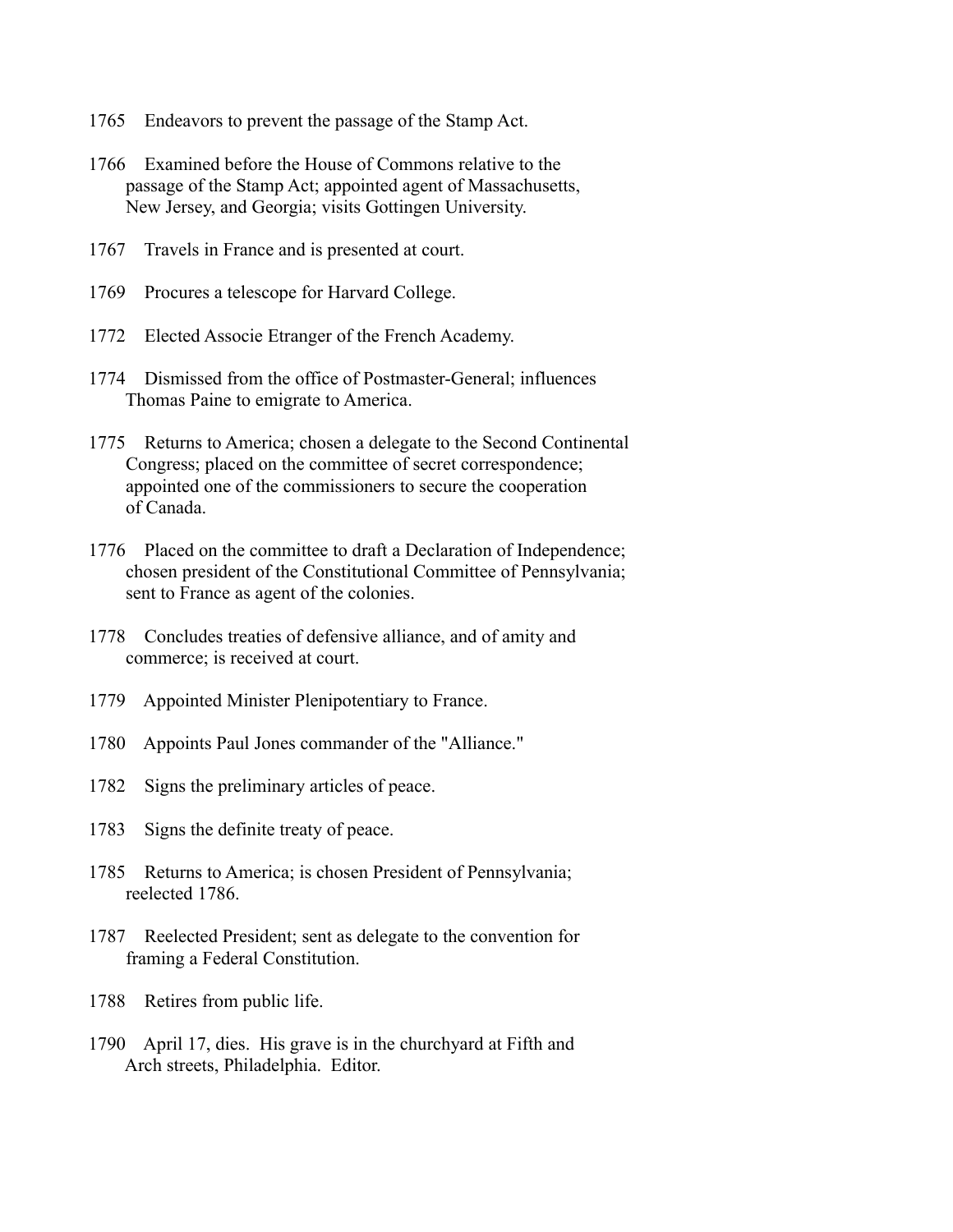1765 Endeavors to prevent the passage of the Stamp Act.

1766 Examined before the House of Commons relative to the passage of the Stamp Act; appointed agent of Massachusetts, New Jersey, and Georgia; visits Gottingen University.

1767 Travels in France and is presented at court.

1769 Procures a telescope for Harvard College.

1772 Elected Associe Etranger of the French Academy.

1774 Dismissed from the office of Postmaster-General; influences Thomas Paine to emigrate to America.

1775 Returns to America; chosen a delegate to the Second Continental Congress; placed on the committee of secret correspondence; appointed one of the commissioners to secure the cooperation of Canada.

1776 Placed on the committee to draft a Declaration of Independence; chosen president of the Constitutional Committee of Pennsylvania; sent to France as agent of the colonies.

1778 Concludes treaties of defensive alliance, and of amity and commerce; is received at court.

1779 Appointed Minister Plenipotentiary to France.

1780 Appoints Paul Jones commander of the "Alliance."

1782 Signs the preliminary articles of peace.

1783 Signs the definite treaty of peace.

1785 Returns to America; is chosen President of Pennsylvania; reelected 1786.

1787 Reelected President; sent as delegate to the convention for framing a Federal Constitution.

1788 Retires from public life.

1790 April 17, dies. His grave is in the churchyard at Fifth and Arch streets, Philadelphia. Editor.